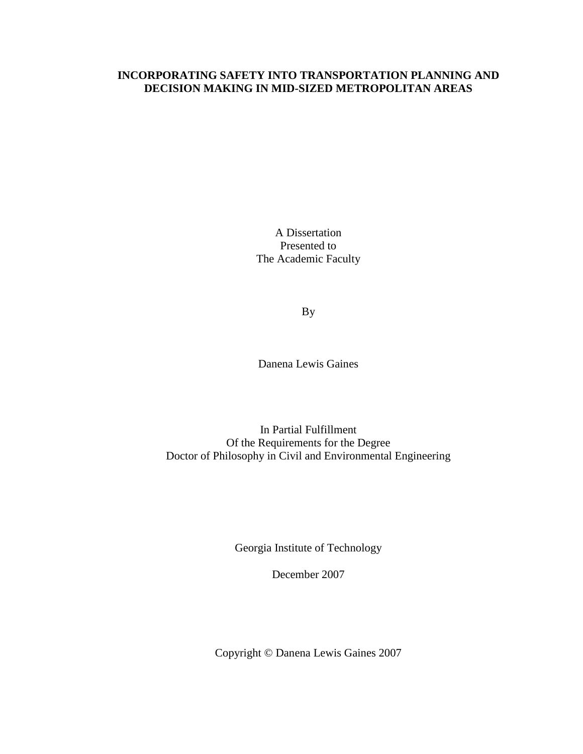# INCORPORATING SAFETY INTO TRANSPORTATION PLANNING AND DECISION MAKING IN MID-SIZED METROPOLITAN AREAS

A Dissertation
Presented to
The Academic Faculty

By

Danena Lewis Gaines

In Partial Fulfillment
Of the Requirements for the Degree
Doctor of Philosophy in Civil and Environmental Engineering

Georgia Institute of Technology

December 2007

Copyright © Danena Lewis Gaines 2007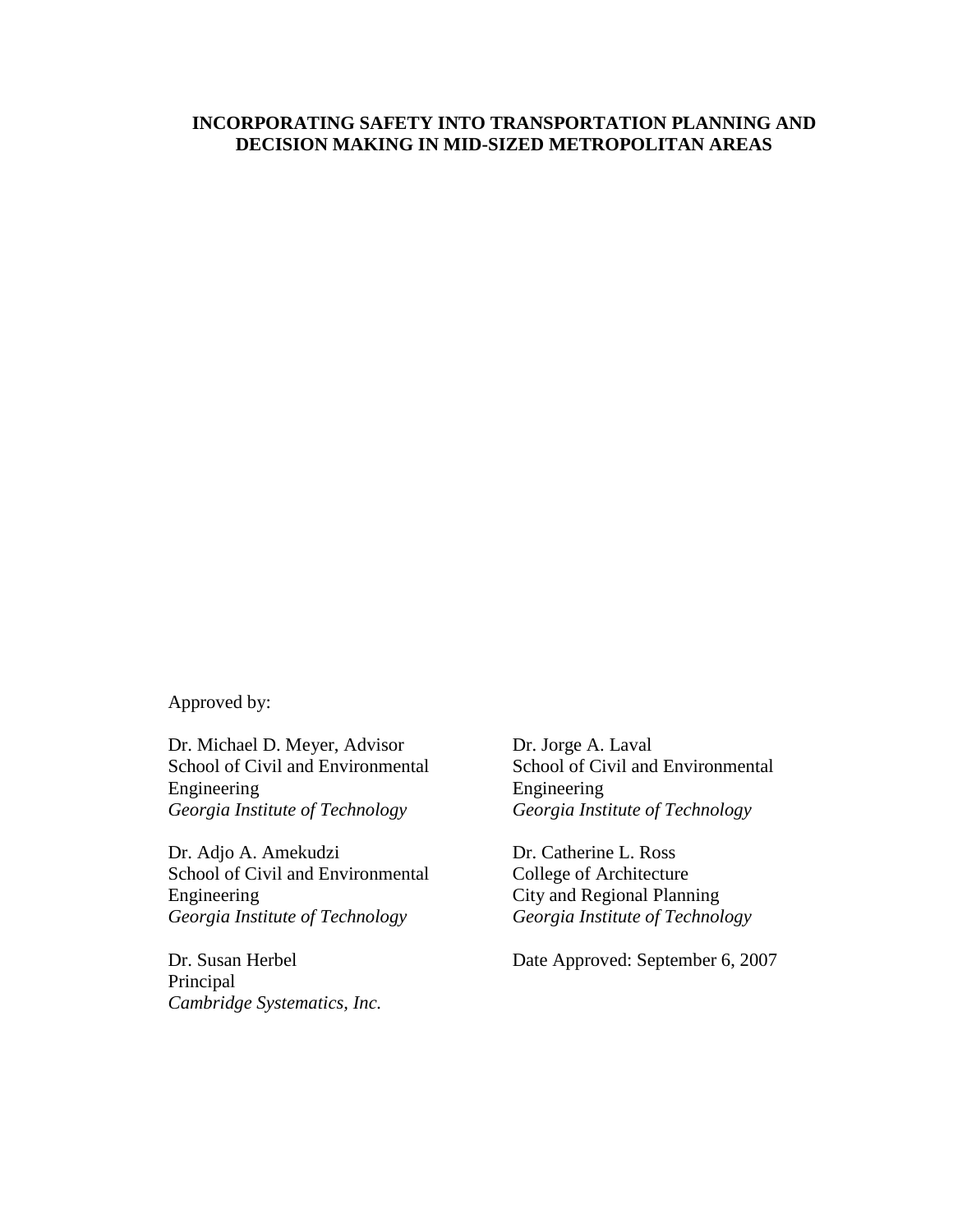**INCORPORATING SAFETY INTO TRANSPORTATION PLANNING AND DECISION MAKING IN MID-SIZED METROPOLITAN AREAS**

Approved by:

Dr. Michael D. Meyer, Advisor
School of Civil and Environmental Engineering
*Georgia Institute of Technology*

Dr. Adjo A. Amekudzi
School of Civil and Environmental Engineering
*Georgia Institute of Technology*

Dr. Susan Herbel
Principal
*Cambridge Systematics, Inc.*

Dr. Jorge A. Laval
School of Civil and Environmental Engineering
*Georgia Institute of Technology*

Dr. Catherine L. Ross
College of Architecture
City and Regional Planning
*Georgia Institute of Technology*

Date Approved: September 6, 2007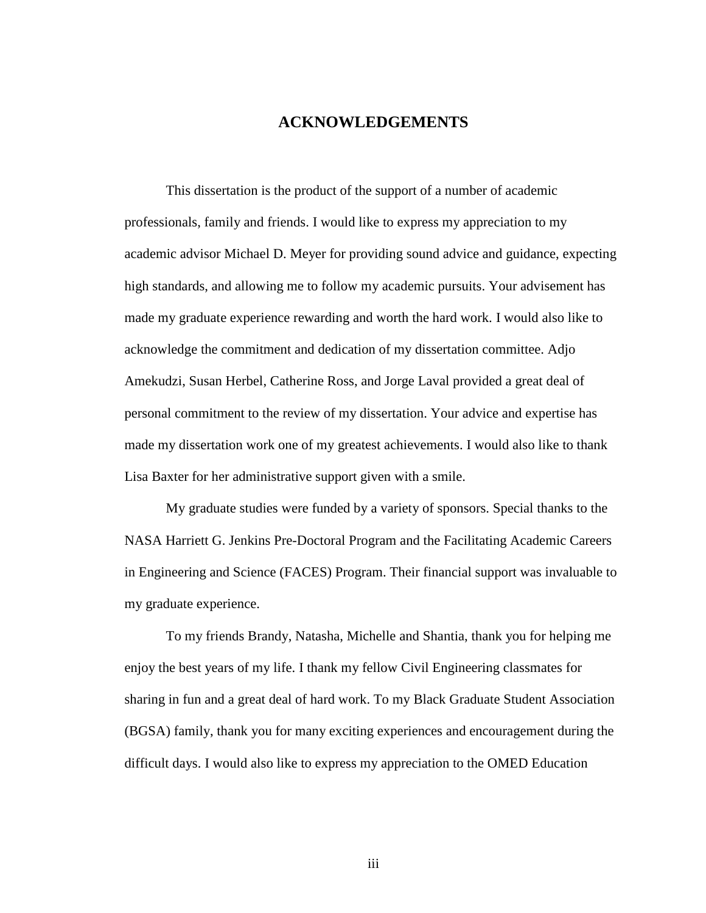# ACKNOWLEDGEMENTS

This dissertation is the product of the support of a number of academic professionals, family and friends. I would like to express my appreciation to my academic advisor Michael D. Meyer for providing sound advice and guidance, expecting high standards, and allowing me to follow my academic pursuits. Your advisement has made my graduate experience rewarding and worth the hard work. I would also like to acknowledge the commitment and dedication of my dissertation committee. Adjo Amekudzi, Susan Herbel, Catherine Ross, and Jorge Laval provided a great deal of personal commitment to the review of my dissertation. Your advice and expertise has made my dissertation work one of my greatest achievements. I would also like to thank Lisa Baxter for her administrative support given with a smile.

My graduate studies were funded by a variety of sponsors. Special thanks to the NASA Harriett G. Jenkins Pre-Doctoral Program and the Facilitating Academic Careers in Engineering and Science (FACES) Program. Their financial support was invaluable to my graduate experience.

To my friends Brandy, Natasha, Michelle and Shantia, thank you for helping me enjoy the best years of my life. I thank my fellow Civil Engineering classmates for sharing in fun and a great deal of hard work. To my Black Graduate Student Association (BGSA) family, thank you for many exciting experiences and encouragement during the difficult days. I would also like to express my appreciation to the OMED Education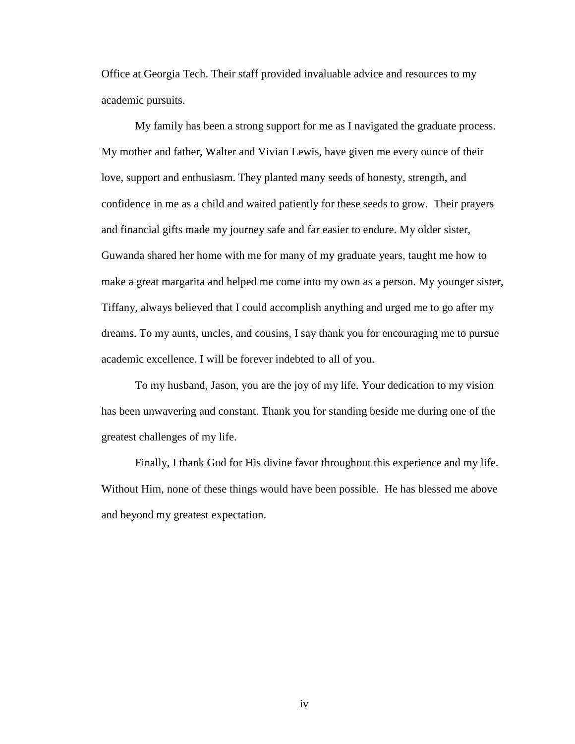Office at Georgia Tech. Their staff provided invaluable advice and resources to my academic pursuits.

My family has been a strong support for me as I navigated the graduate process. My mother and father, Walter and Vivian Lewis, have given me every ounce of their love, support and enthusiasm. They planted many seeds of honesty, strength, and confidence in me as a child and waited patiently for these seeds to grow. Their prayers and financial gifts made my journey safe and far easier to endure. My older sister, Guwanda shared her home with me for many of my graduate years, taught me how to make a great margarita and helped me come into my own as a person. My younger sister, Tiffany, always believed that I could accomplish anything and urged me to go after my dreams. To my aunts, uncles, and cousins, I say thank you for encouraging me to pursue academic excellence. I will be forever indebted to all of you.

To my husband, Jason, you are the joy of my life. Your dedication to my vision has been unwavering and constant. Thank you for standing beside me during one of the greatest challenges of my life.

Finally, I thank God for His divine favor throughout this experience and my life. Without Him, none of these things would have been possible. He has blessed me above and beyond my greatest expectation.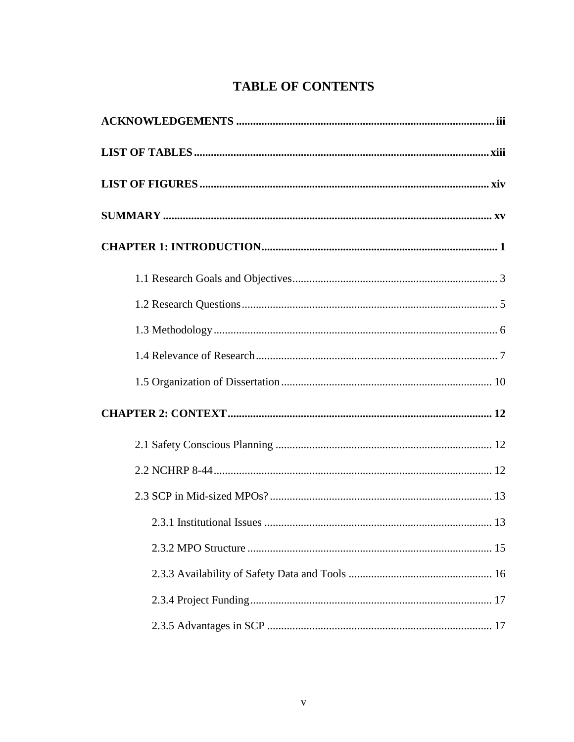# TABLE OF CONTENTS

**ACKNOWLEDGEMENTS** .......... iii

**LIST OF TABLES** .......... xiii

**LIST OF FIGURES** .......... xiv

**SUMMARY** .......... xv

**CHAPTER 1: INTRODUCTION** .......... 1

- 1.1 Research Goals and Objectives .......... 3
- 1.2 Research Questions .......... 5
- 1.3 Methodology .......... 6
- 1.4 Relevance of Research .......... 7
- 1.5 Organization of Dissertation .......... 10

**CHAPTER 2: CONTEXT** .......... 12

- 2.1 Safety Conscious Planning .......... 12
- 2.2 NCHRP 8-44 .......... 12
- 2.3 SCP in Mid-sized MPOs? .......... 13
  - 2.3.1 Institutional Issues .......... 13
  - 2.3.2 MPO Structure .......... 15
  - 2.3.3 Availability of Safety Data and Tools .......... 16
  - 2.3.4 Project Funding .......... 17
  - 2.3.5 Advantages in SCP .......... 17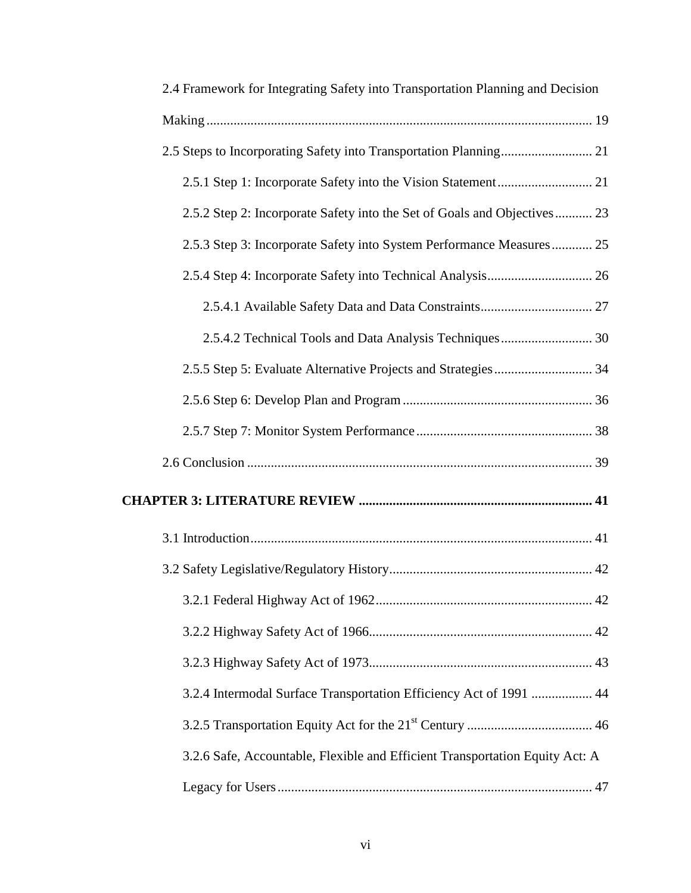2.4 Framework for Integrating Safety into Transportation Planning and Decision Making ... 19

2.5 Steps to Incorporating Safety into Transportation Planning ... 21

- 2.5.1 Step 1: Incorporate Safety into the Vision Statement ... 21
- 2.5.2 Step 2: Incorporate Safety into the Set of Goals and Objectives ... 23
- 2.5.3 Step 3: Incorporate Safety into System Performance Measures ... 25
- 2.5.4 Step 4: Incorporate Safety into Technical Analysis ... 26
  - 2.5.4.1 Available Safety Data and Data Constraints ... 27
  - 2.5.4.2 Technical Tools and Data Analysis Techniques ... 30
- 2.5.5 Step 5: Evaluate Alternative Projects and Strategies ... 34
- 2.5.6 Step 6: Develop Plan and Program ... 36
- 2.5.7 Step 7: Monitor System Performance ... 38

2.6 Conclusion ... 39

**CHAPTER 3: LITERATURE REVIEW ... 41**

3.1 Introduction ... 41

3.2 Safety Legislative/Regulatory History ... 42

- 3.2.1 Federal Highway Act of 1962 ... 42
- 3.2.2 Highway Safety Act of 1966 ... 42
- 3.2.3 Highway Safety Act of 1973 ... 43
- 3.2.4 Intermodal Surface Transportation Efficiency Act of 1991 ... 44
- 3.2.5 Transportation Equity Act for the 21st Century ... 46
- 3.2.6 Safe, Accountable, Flexible and Efficient Transportation Equity Act: A Legacy for Users ... 47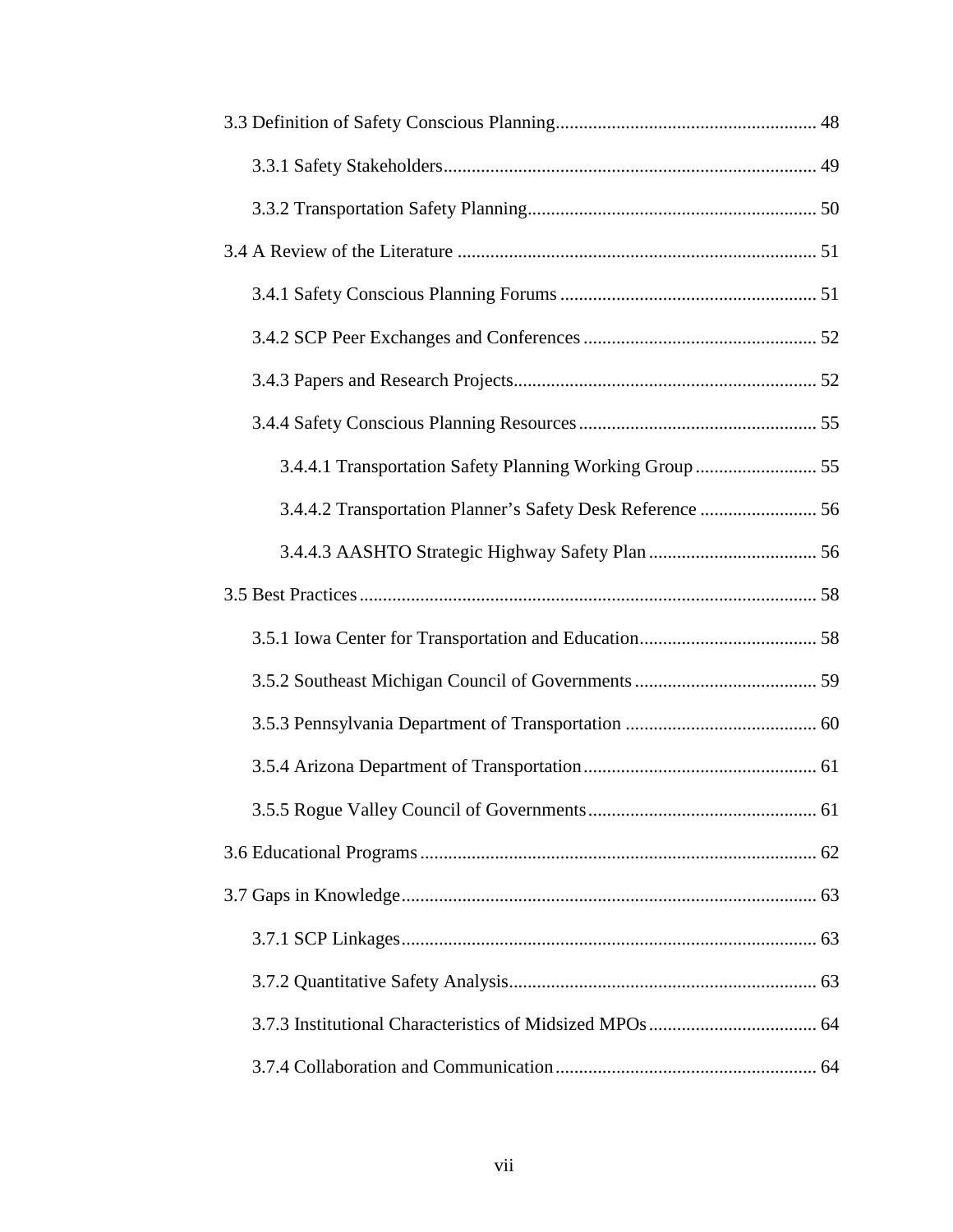3.3 Definition of Safety Conscious Planning........................................................ 48

3.3.1 Safety Stakeholders............................................................................... 49

3.3.2 Transportation Safety Planning............................................................. 50

3.4 A Review of the Literature ............................................................................ 51

3.4.1 Safety Conscious Planning Forums ....................................................... 51

3.4.2 SCP Peer Exchanges and Conferences .................................................. 52

3.4.3 Papers and Research Projects................................................................ 52

3.4.4 Safety Conscious Planning Resources .................................................. 55

3.4.4.1 Transportation Safety Planning Working Group .......................... 55

3.4.4.2 Transportation Planner's Safety Desk Reference ......................... 56

3.4.4.3 AASHTO Strategic Highway Safety Plan .................................... 56

3.5 Best Practices ................................................................................................. 58

3.5.1 Iowa Center for Transportation and Education...................................... 58

3.5.2 Southeast Michigan Council of Governments ....................................... 59

3.5.3 Pennsylvania Department of Transportation ......................................... 60

3.5.4 Arizona Department of Transportation.................................................. 61

3.5.5 Rogue Valley Council of Governments................................................. 61

3.6 Educational Programs .................................................................................... 62

3.7 Gaps in Knowledge......................................................................................... 63

3.7.1 SCP Linkages......................................................................................... 63

3.7.2 Quantitative Safety Analysis.................................................................. 63

3.7.3 Institutional Characteristics of Midsized MPOs .................................... 64

3.7.4 Collaboration and Communication........................................................ 64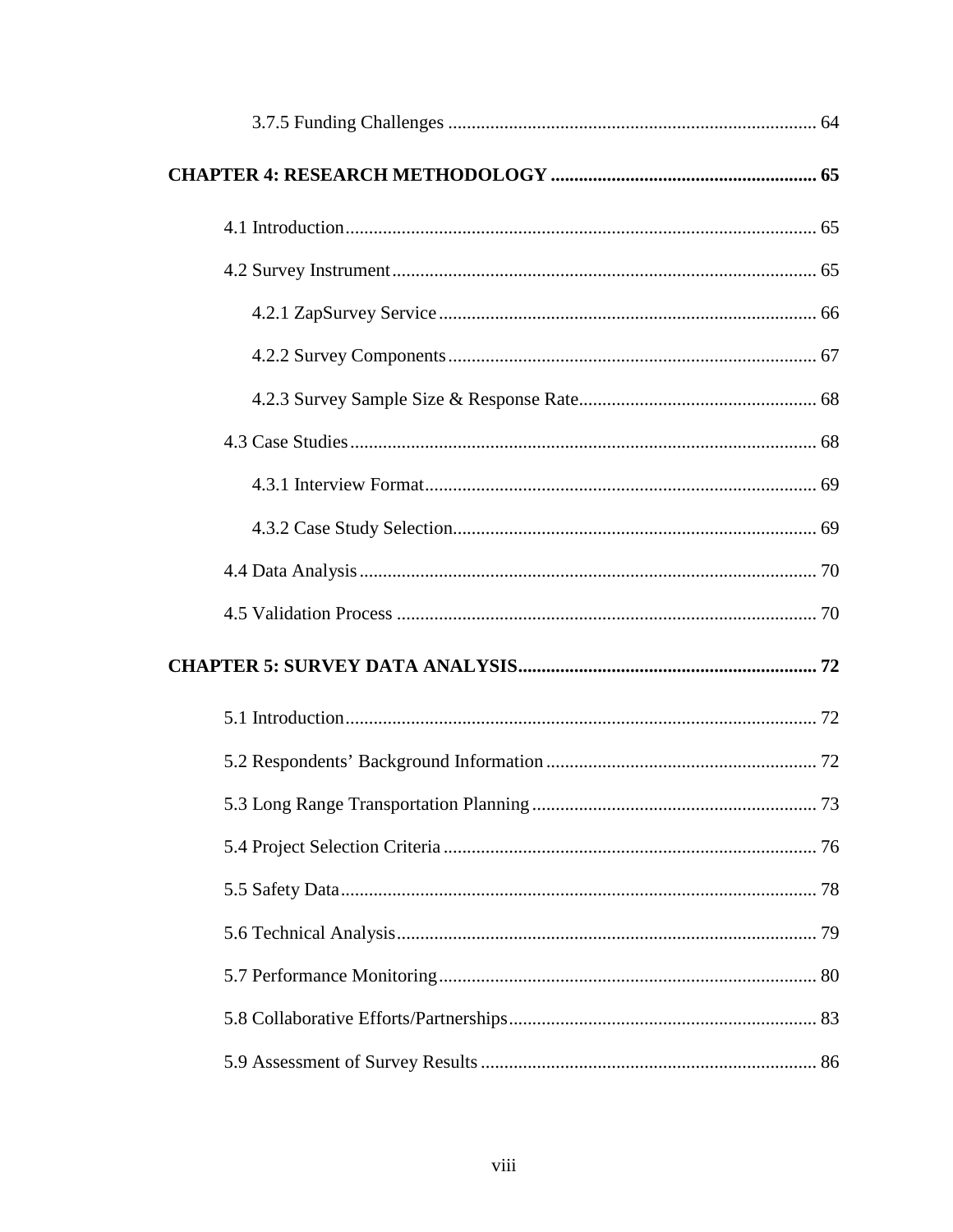3.7.5 Funding Challenges ..... 64

**CHAPTER 4: RESEARCH METHODOLOGY ..... 65**

4.1 Introduction ..... 65

4.2 Survey Instrument ..... 65

4.2.1 ZapSurvey Service ..... 66

4.2.2 Survey Components ..... 67

4.2.3 Survey Sample Size & Response Rate ..... 68

4.3 Case Studies ..... 68

4.3.1 Interview Format ..... 69

4.3.2 Case Study Selection ..... 69

4.4 Data Analysis ..... 70

4.5 Validation Process ..... 70

**CHAPTER 5: SURVEY DATA ANALYSIS ..... 72**

5.1 Introduction ..... 72

5.2 Respondents' Background Information ..... 72

5.3 Long Range Transportation Planning ..... 73

5.4 Project Selection Criteria ..... 76

5.5 Safety Data ..... 78

5.6 Technical Analysis ..... 79

5.7 Performance Monitoring ..... 80

5.8 Collaborative Efforts/Partnerships ..... 83

5.9 Assessment of Survey Results ..... 86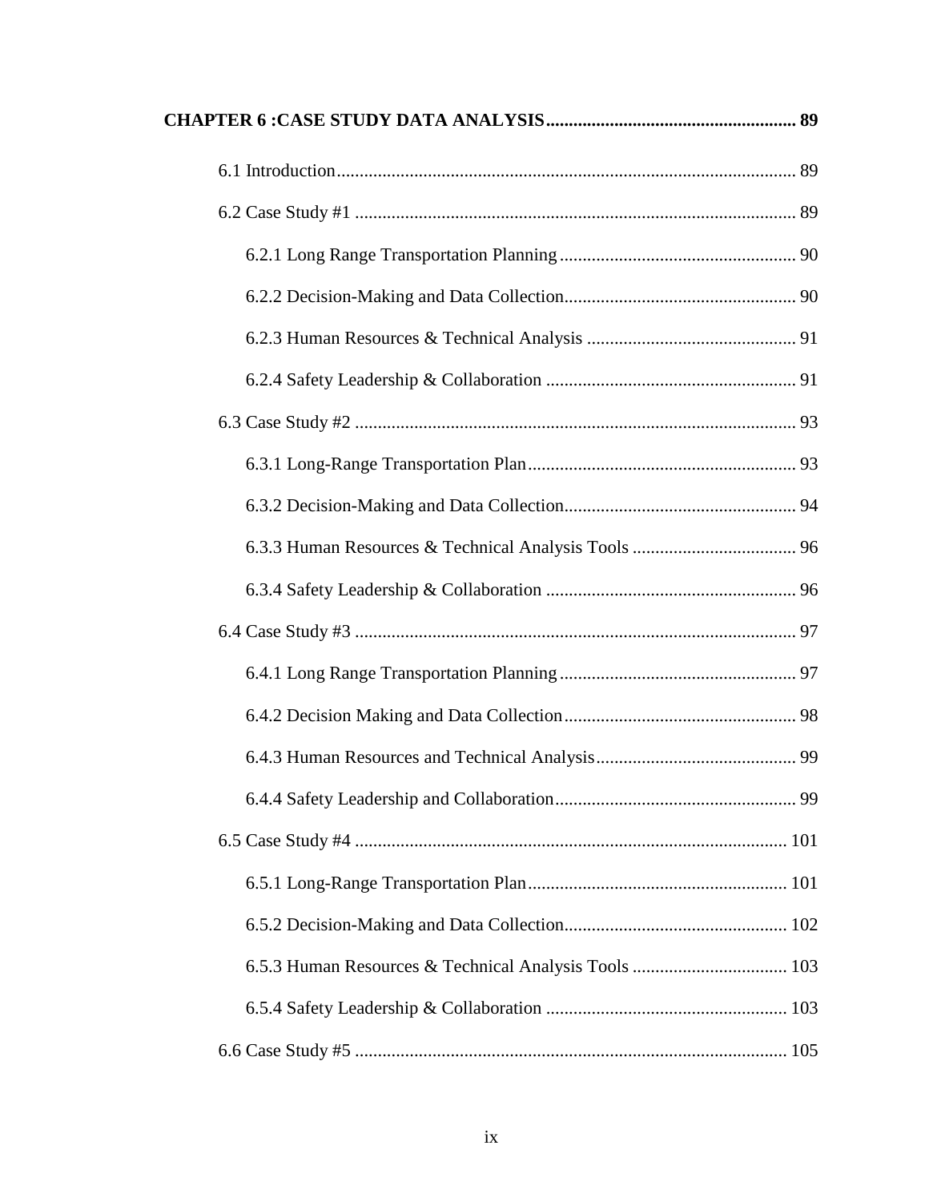**CHAPTER 6 :CASE STUDY DATA ANALYSIS....................................................... 89**

6.1 Introduction.................................................................................................... 89

6.2 Case Study #1 ................................................................................................ 89

6.2.1 Long Range Transportation Planning.................................................... 90

6.2.2 Decision-Making and Data Collection................................................... 90

6.2.3 Human Resources & Technical Analysis .............................................. 91

6.2.4 Safety Leadership & Collaboration ....................................................... 91

6.3 Case Study #2 ................................................................................................ 93

6.3.1 Long-Range Transportation Plan........................................................... 93

6.3.2 Decision-Making and Data Collection................................................... 94

6.3.3 Human Resources & Technical Analysis Tools .................................... 96

6.3.4 Safety Leadership & Collaboration ....................................................... 96

6.4 Case Study #3 ................................................................................................ 97

6.4.1 Long Range Transportation Planning.................................................... 97

6.4.2 Decision Making and Data Collection................................................... 98

6.4.3 Human Resources and Technical Analysis............................................ 99

6.4.4 Safety Leadership and Collaboration..................................................... 99

6.5 Case Study #4 .............................................................................................. 101

6.5.1 Long-Range Transportation Plan......................................................... 101

6.5.2 Decision-Making and Data Collection................................................. 102

6.5.3 Human Resources & Technical Analysis Tools .................................. 103

6.5.4 Safety Leadership & Collaboration ..................................................... 103

6.6 Case Study #5 .............................................................................................. 105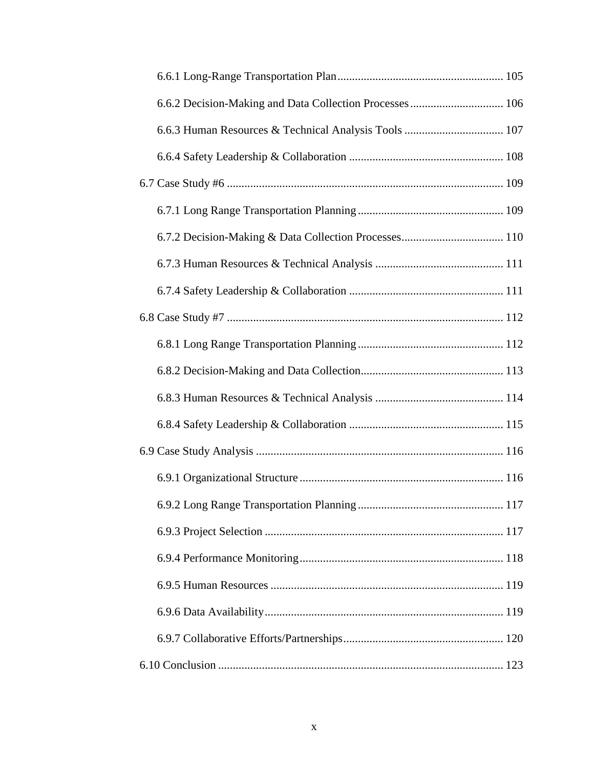6.6.1 Long-Range Transportation Plan ........................................................ 105

6.6.2 Decision-Making and Data Collection Processes ................................ 106

6.6.3 Human Resources & Technical Analysis Tools .................................. 107

6.6.4 Safety Leadership & Collaboration ..................................................... 108

6.7 Case Study #6 ............................................................................................. 109

6.7.1 Long Range Transportation Planning .................................................. 109

6.7.2 Decision-Making & Data Collection Processes ................................... 110

6.7.3 Human Resources & Technical Analysis ............................................ 111

6.7.4 Safety Leadership & Collaboration ..................................................... 111

6.8 Case Study #7 ............................................................................................. 112

6.8.1 Long Range Transportation Planning .................................................. 112

6.8.2 Decision-Making and Data Collection ................................................. 113

6.8.3 Human Resources & Technical Analysis ............................................ 114

6.8.4 Safety Leadership & Collaboration ..................................................... 115

6.9 Case Study Analysis .................................................................................... 116

6.9.1 Organizational Structure ...................................................................... 116

6.9.2 Long Range Transportation Planning .................................................. 117

6.9.3 Project Selection .................................................................................. 117

6.9.4 Performance Monitoring ...................................................................... 118

6.9.5 Human Resources ................................................................................ 119

6.9.6 Data Availability .................................................................................. 119

6.9.7 Collaborative Efforts/Partnerships ....................................................... 120

6.10 Conclusion ................................................................................................ 123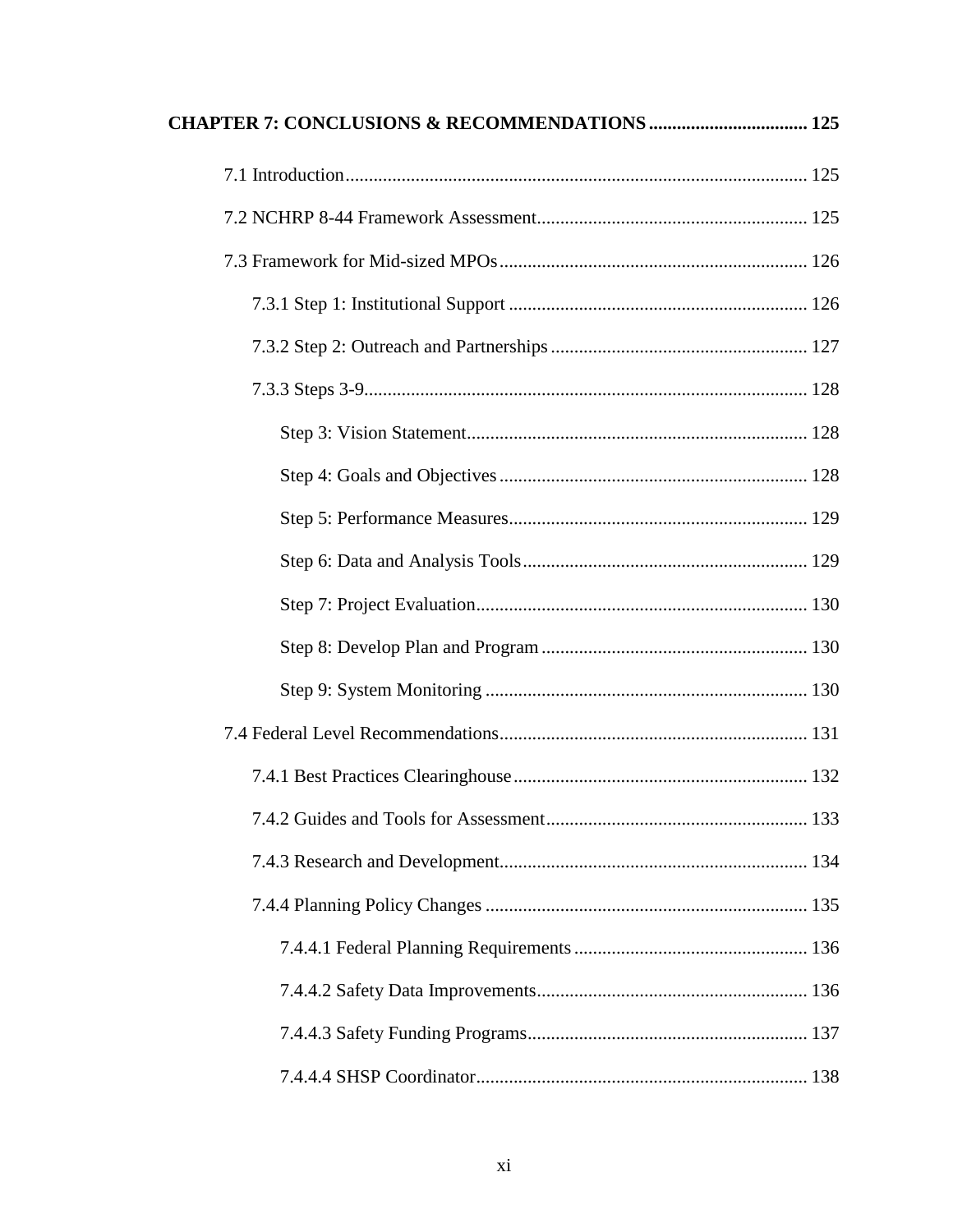**CHAPTER 7: CONCLUSIONS & RECOMMENDATIONS .................................. 125**

7.1 Introduction .................................................................................................. 125

7.2 NCHRP 8-44 Framework Assessment.......................................................... 125

7.3 Framework for Mid-sized MPOs................................................................. 126

7.3.1 Step 1: Institutional Support ................................................................ 126

7.3.2 Step 2: Outreach and Partnerships ...................................................... 127

7.3.3 Steps 3-9.............................................................................................. 128

Step 3: Vision Statement......................................................................... 128

Step 4: Goals and Objectives ................................................................. 128

Step 5: Performance Measures................................................................ 129

Step 6: Data and Analysis Tools ............................................................ 129

Step 7: Project Evaluation....................................................................... 130

Step 8: Develop Plan and Program ......................................................... 130

Step 9: System Monitoring ..................................................................... 130

7.4 Federal Level Recommendations................................................................. 131

7.4.1 Best Practices Clearinghouse ............................................................... 132

7.4.2 Guides and Tools for Assessment........................................................ 133

7.4.3 Research and Development.................................................................. 134

7.4.4 Planning Policy Changes ..................................................................... 135

7.4.4.1 Federal Planning Requirements .................................................. 136

7.4.4.2 Safety Data Improvements.......................................................... 136

7.4.4.3 Safety Funding Programs............................................................ 137

7.4.4.4 SHSP Coordinator....................................................................... 138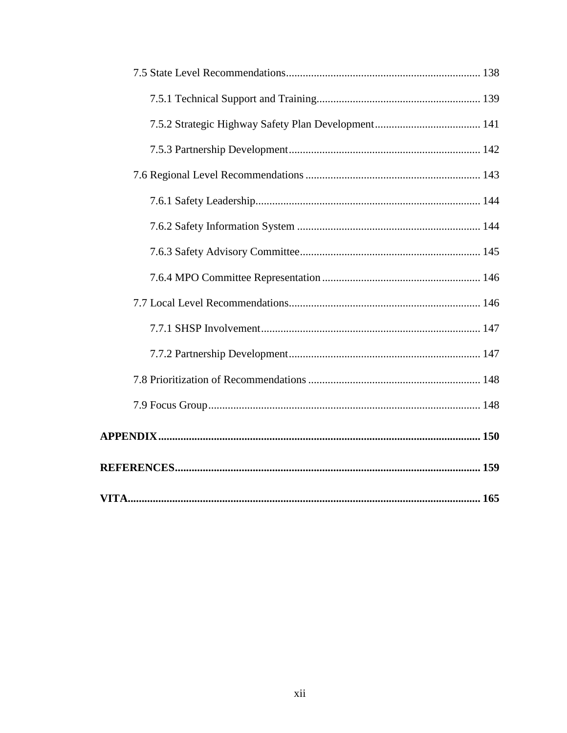7.5 State Level Recommendations ..................................................................... 138

7.5.1 Technical Support and Training ........................................................... 139

7.5.2 Strategic Highway Safety Plan Development ...................................... 141

7.5.3 Partnership Development .................................................................... 142

7.6 Regional Level Recommendations ............................................................... 143

7.6.1 Safety Leadership ................................................................................ 144

7.6.2 Safety Information System ................................................................. 144

7.6.3 Safety Advisory Committee ................................................................ 145

7.6.4 MPO Committee Representation ......................................................... 146

7.7 Local Level Recommendations .................................................................... 146

7.7.1 SHSP Involvement .............................................................................. 147

7.7.2 Partnership Development .................................................................... 147

7.8 Prioritization of Recommendations ............................................................. 148

7.9 Focus Group ................................................................................................. 148

**APPENDIX ................................................................................................................. 150**

**REFERENCES ............................................................................................................ 159**

**VITA ............................................................................................................................. 165**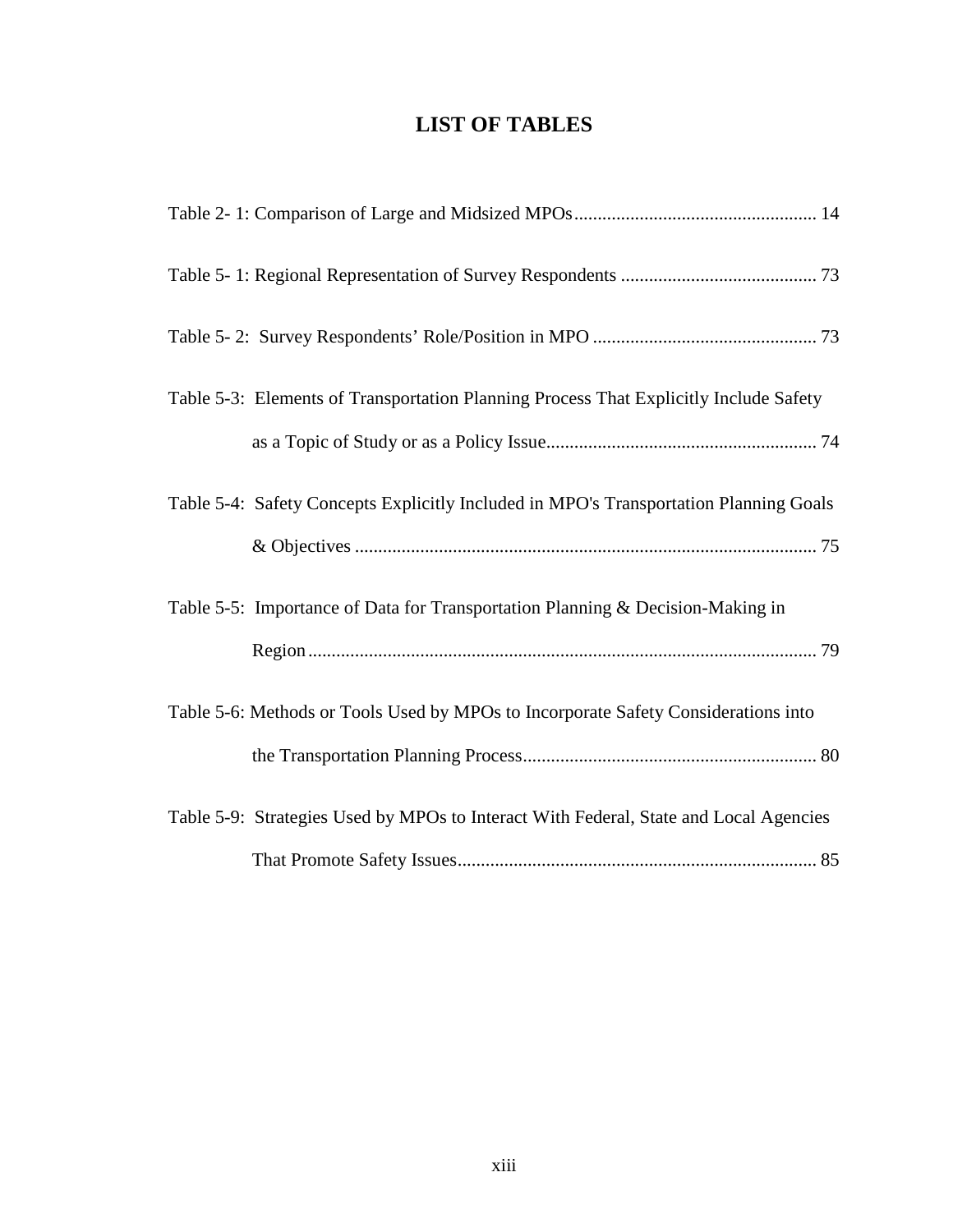# LIST OF TABLES

Table 2- 1: Comparison of Large and Midsized MPOs .................................................... 14

Table 5- 1: Regional Representation of Survey Respondents .......................................... 73

Table 5- 2: Survey Respondents' Role/Position in MPO ................................................ 73

Table 5-3: Elements of Transportation Planning Process That Explicitly Include Safety as a Topic of Study or as a Policy Issue .......................................................... 74

Table 5-4: Safety Concepts Explicitly Included in MPO's Transportation Planning Goals & Objectives .................................................................................................. 75

Table 5-5: Importance of Data for Transportation Planning & Decision-Making in Region ............................................................................................................ 79

Table 5-6: Methods or Tools Used by MPOs to Incorporate Safety Considerations into the Transportation Planning Process .............................................................. 80

Table 5-9: Strategies Used by MPOs to Interact With Federal, State and Local Agencies That Promote Safety Issues ............................................................................ 85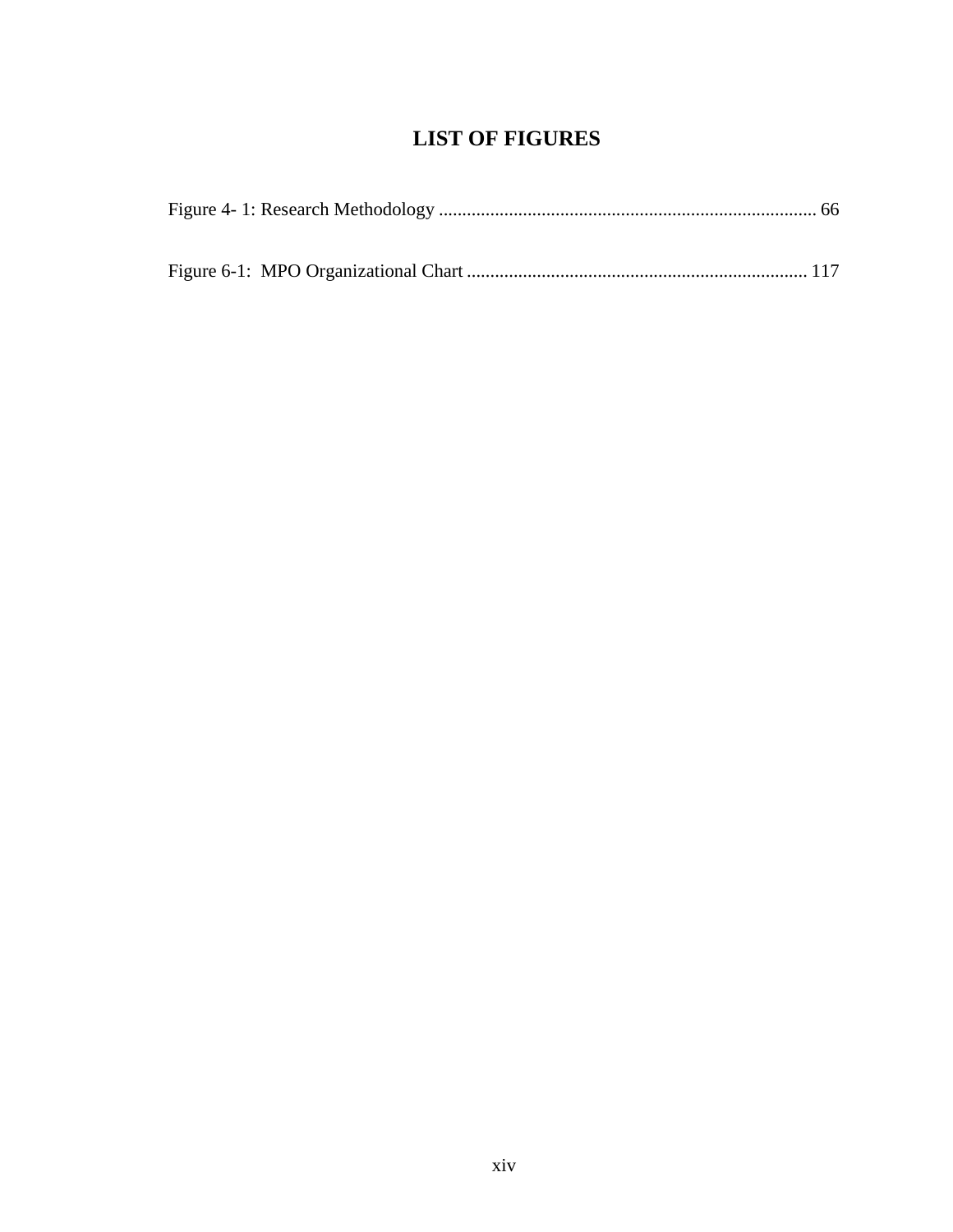# LIST OF FIGURES

Figure 4- 1: Research Methodology ................................................................................ 66

Figure 6-1: MPO Organizational Chart ......................................................................... 117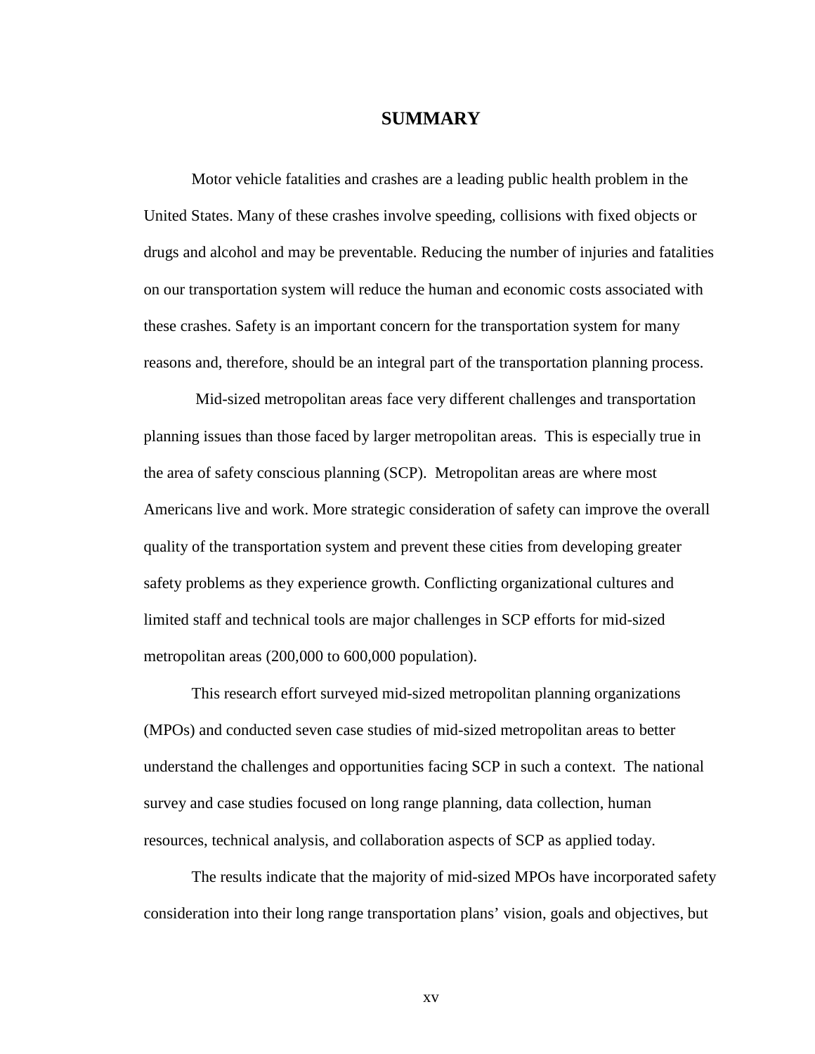# SUMMARY

Motor vehicle fatalities and crashes are a leading public health problem in the United States. Many of these crashes involve speeding, collisions with fixed objects or drugs and alcohol and may be preventable. Reducing the number of injuries and fatalities on our transportation system will reduce the human and economic costs associated with these crashes. Safety is an important concern for the transportation system for many reasons and, therefore, should be an integral part of the transportation planning process.

Mid-sized metropolitan areas face very different challenges and transportation planning issues than those faced by larger metropolitan areas. This is especially true in the area of safety conscious planning (SCP). Metropolitan areas are where most Americans live and work. More strategic consideration of safety can improve the overall quality of the transportation system and prevent these cities from developing greater safety problems as they experience growth. Conflicting organizational cultures and limited staff and technical tools are major challenges in SCP efforts for mid-sized metropolitan areas (200,000 to 600,000 population).

This research effort surveyed mid-sized metropolitan planning organizations (MPOs) and conducted seven case studies of mid-sized metropolitan areas to better understand the challenges and opportunities facing SCP in such a context. The national survey and case studies focused on long range planning, data collection, human resources, technical analysis, and collaboration aspects of SCP as applied today.

The results indicate that the majority of mid-sized MPOs have incorporated safety consideration into their long range transportation plans' vision, goals and objectives, but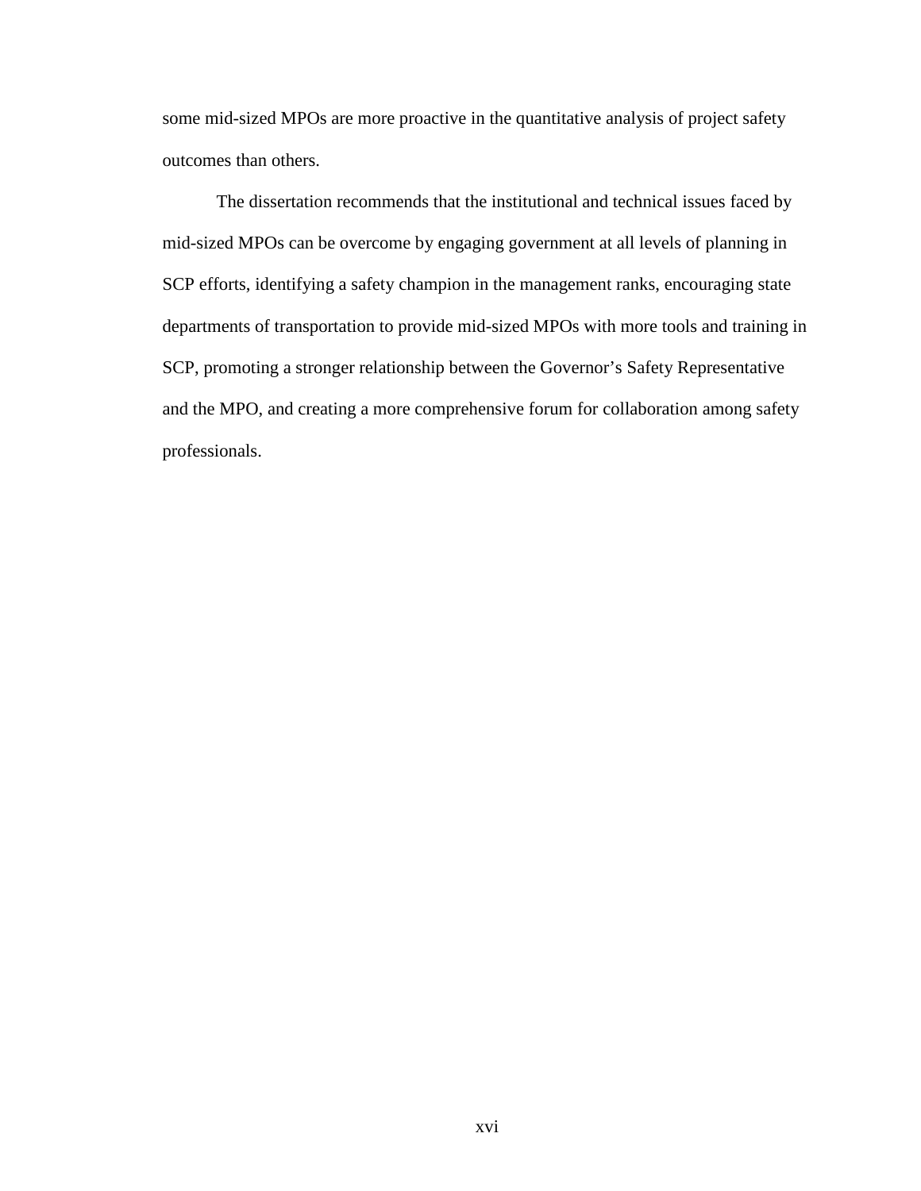some mid-sized MPOs are more proactive in the quantitative analysis of project safety outcomes than others.

The dissertation recommends that the institutional and technical issues faced by mid-sized MPOs can be overcome by engaging government at all levels of planning in SCP efforts, identifying a safety champion in the management ranks, encouraging state departments of transportation to provide mid-sized MPOs with more tools and training in SCP, promoting a stronger relationship between the Governor's Safety Representative and the MPO, and creating a more comprehensive forum for collaboration among safety professionals.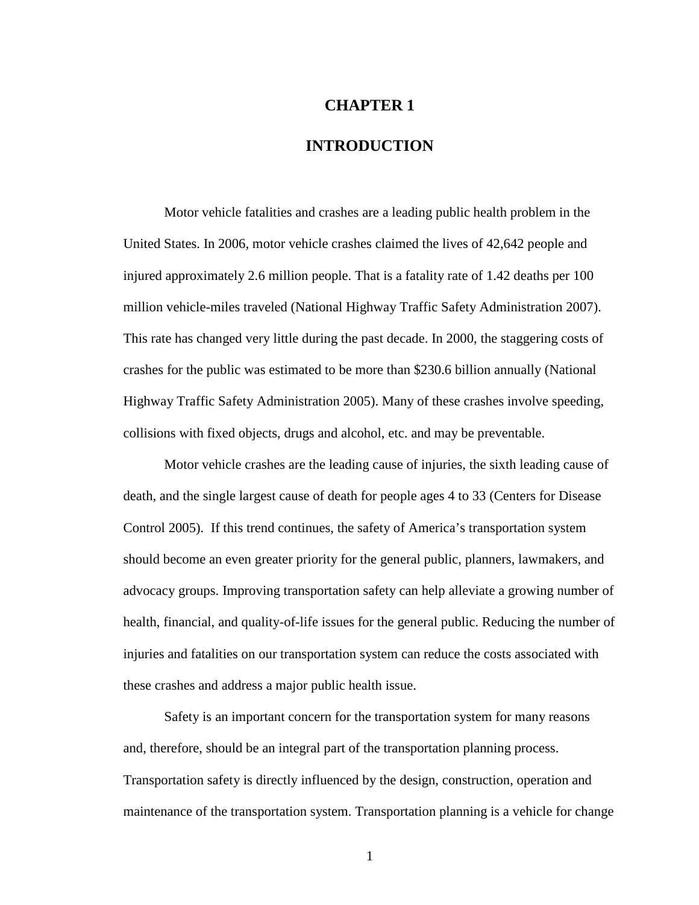# CHAPTER 1

# INTRODUCTION

Motor vehicle fatalities and crashes are a leading public health problem in the United States. In 2006, motor vehicle crashes claimed the lives of 42,642 people and injured approximately 2.6 million people. That is a fatality rate of 1.42 deaths per 100 million vehicle-miles traveled (National Highway Traffic Safety Administration 2007). This rate has changed very little during the past decade. In 2000, the staggering costs of crashes for the public was estimated to be more than $230.6 billion annually (National Highway Traffic Safety Administration 2005). Many of these crashes involve speeding, collisions with fixed objects, drugs and alcohol, etc. and may be preventable.

Motor vehicle crashes are the leading cause of injuries, the sixth leading cause of death, and the single largest cause of death for people ages 4 to 33 (Centers for Disease Control 2005). If this trend continues, the safety of America's transportation system should become an even greater priority for the general public, planners, lawmakers, and advocacy groups. Improving transportation safety can help alleviate a growing number of health, financial, and quality-of-life issues for the general public. Reducing the number of injuries and fatalities on our transportation system can reduce the costs associated with these crashes and address a major public health issue.

Safety is an important concern for the transportation system for many reasons and, therefore, should be an integral part of the transportation planning process. Transportation safety is directly influenced by the design, construction, operation and maintenance of the transportation system. Transportation planning is a vehicle for change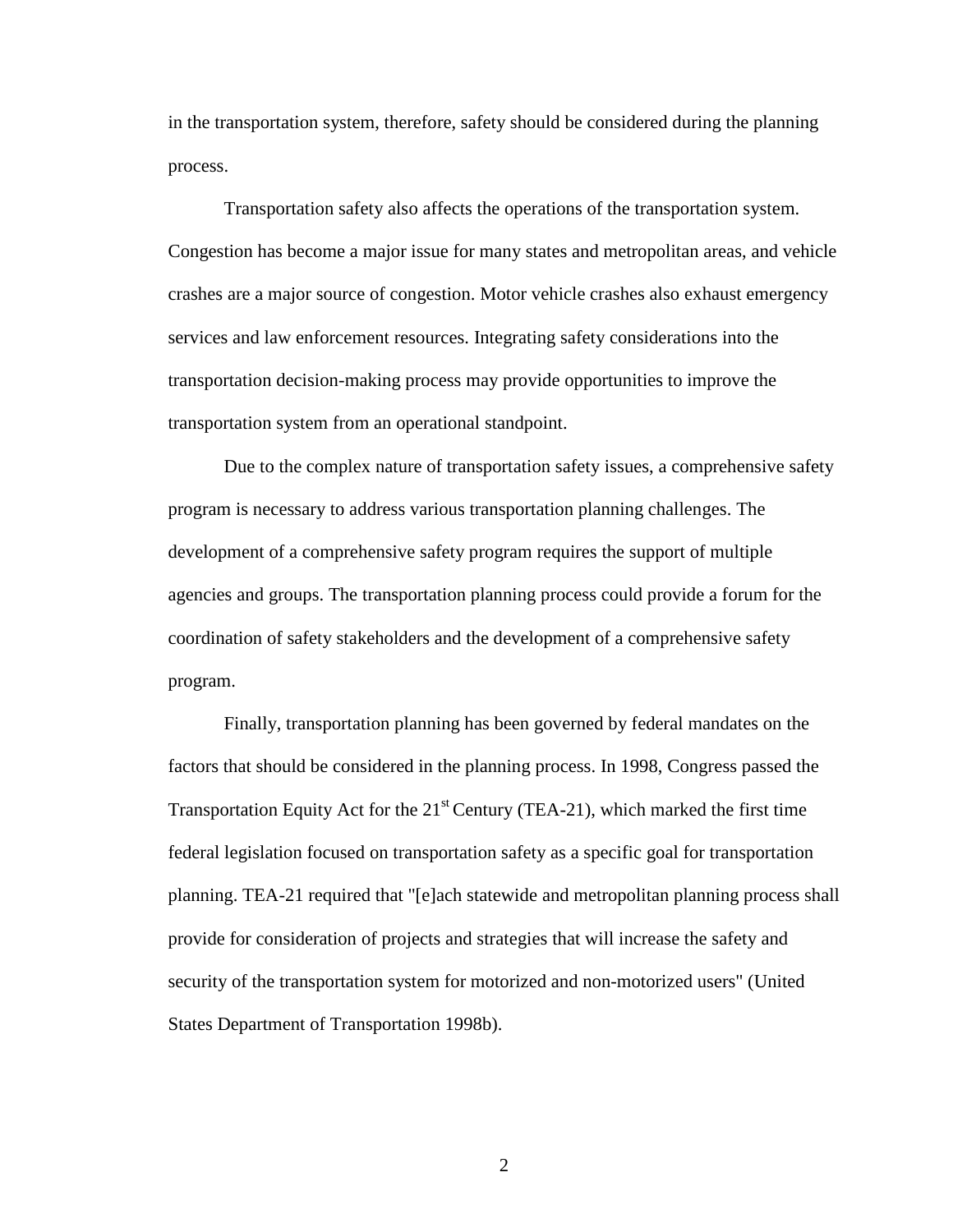in the transportation system, therefore, safety should be considered during the planning process.

Transportation safety also affects the operations of the transportation system. Congestion has become a major issue for many states and metropolitan areas, and vehicle crashes are a major source of congestion. Motor vehicle crashes also exhaust emergency services and law enforcement resources. Integrating safety considerations into the transportation decision-making process may provide opportunities to improve the transportation system from an operational standpoint.

Due to the complex nature of transportation safety issues, a comprehensive safety program is necessary to address various transportation planning challenges. The development of a comprehensive safety program requires the support of multiple agencies and groups. The transportation planning process could provide a forum for the coordination of safety stakeholders and the development of a comprehensive safety program.

Finally, transportation planning has been governed by federal mandates on the factors that should be considered in the planning process. In 1998, Congress passed the Transportation Equity Act for the 21st Century (TEA-21), which marked the first time federal legislation focused on transportation safety as a specific goal for transportation planning. TEA-21 required that "[e]ach statewide and metropolitan planning process shall provide for consideration of projects and strategies that will increase the safety and security of the transportation system for motorized and non-motorized users" (United States Department of Transportation 1998b).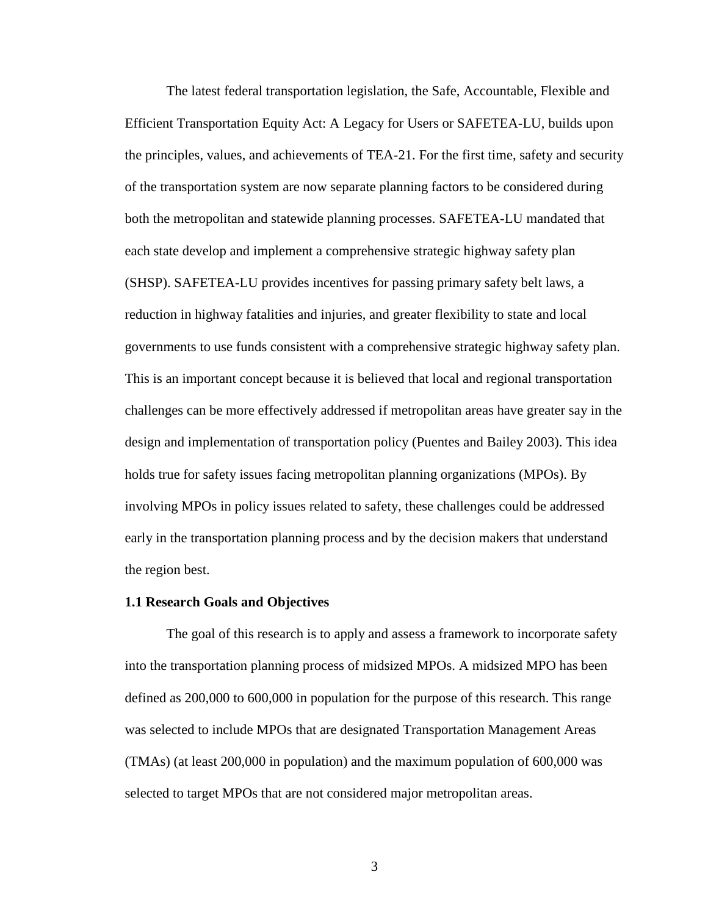The latest federal transportation legislation, the Safe, Accountable, Flexible and Efficient Transportation Equity Act: A Legacy for Users or SAFETEA-LU, builds upon the principles, values, and achievements of TEA-21. For the first time, safety and security of the transportation system are now separate planning factors to be considered during both the metropolitan and statewide planning processes. SAFETEA-LU mandated that each state develop and implement a comprehensive strategic highway safety plan (SHSP). SAFETEA-LU provides incentives for passing primary safety belt laws, a reduction in highway fatalities and injuries, and greater flexibility to state and local governments to use funds consistent with a comprehensive strategic highway safety plan. This is an important concept because it is believed that local and regional transportation challenges can be more effectively addressed if metropolitan areas have greater say in the design and implementation of transportation policy (Puentes and Bailey 2003). This idea holds true for safety issues facing metropolitan planning organizations (MPOs). By involving MPOs in policy issues related to safety, these challenges could be addressed early in the transportation planning process and by the decision makers that understand the region best.

### 1.1 Research Goals and Objectives

The goal of this research is to apply and assess a framework to incorporate safety into the transportation planning process of midsized MPOs. A midsized MPO has been defined as 200,000 to 600,000 in population for the purpose of this research. This range was selected to include MPOs that are designated Transportation Management Areas (TMAs) (at least 200,000 in population) and the maximum population of 600,000 was selected to target MPOs that are not considered major metropolitan areas.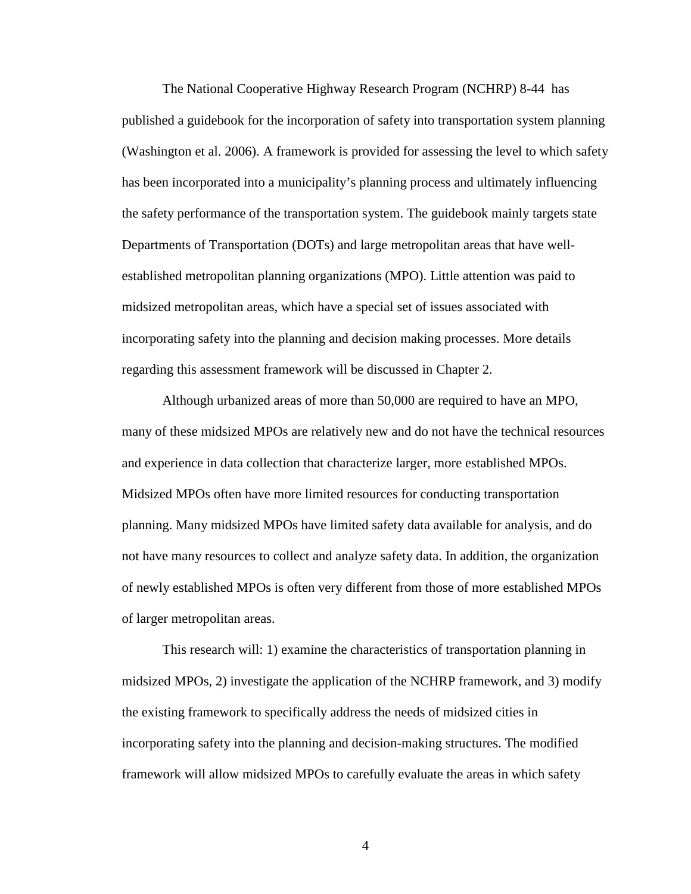The National Cooperative Highway Research Program (NCHRP) 8-44 has published a guidebook for the incorporation of safety into transportation system planning (Washington et al. 2006). A framework is provided for assessing the level to which safety has been incorporated into a municipality's planning process and ultimately influencing the safety performance of the transportation system. The guidebook mainly targets state Departments of Transportation (DOTs) and large metropolitan areas that have well-established metropolitan planning organizations (MPO). Little attention was paid to midsized metropolitan areas, which have a special set of issues associated with incorporating safety into the planning and decision making processes. More details regarding this assessment framework will be discussed in Chapter 2.

Although urbanized areas of more than 50,000 are required to have an MPO, many of these midsized MPOs are relatively new and do not have the technical resources and experience in data collection that characterize larger, more established MPOs. Midsized MPOs often have more limited resources for conducting transportation planning. Many midsized MPOs have limited safety data available for analysis, and do not have many resources to collect and analyze safety data. In addition, the organization of newly established MPOs is often very different from those of more established MPOs of larger metropolitan areas.

This research will: 1) examine the characteristics of transportation planning in midsized MPOs, 2) investigate the application of the NCHRP framework, and 3) modify the existing framework to specifically address the needs of midsized cities in incorporating safety into the planning and decision-making structures. The modified framework will allow midsized MPOs to carefully evaluate the areas in which safety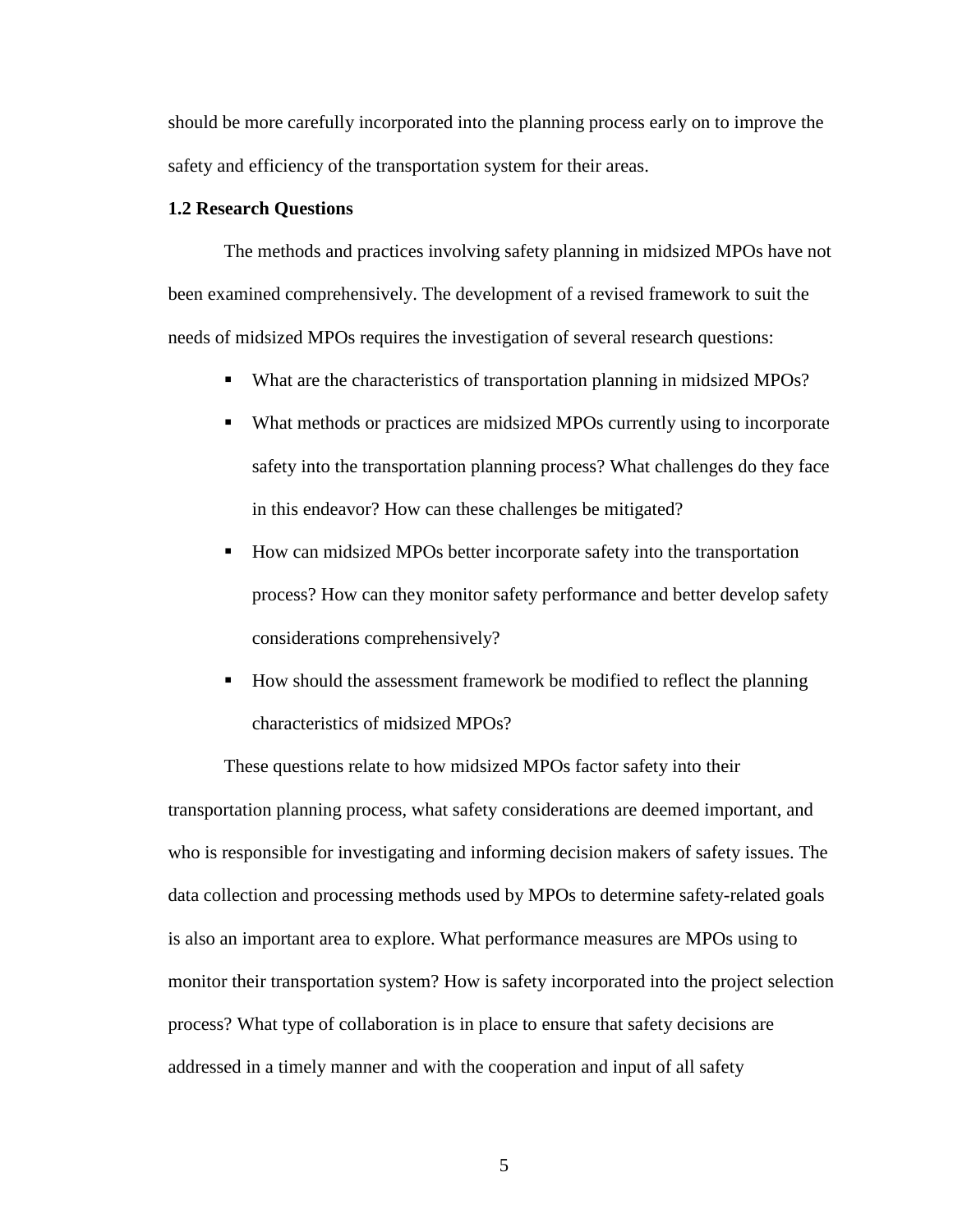should be more carefully incorporated into the planning process early on to improve the safety and efficiency of the transportation system for their areas.

### 1.2 Research Questions

The methods and practices involving safety planning in midsized MPOs have not been examined comprehensively. The development of a revised framework to suit the needs of midsized MPOs requires the investigation of several research questions:

- What are the characteristics of transportation planning in midsized MPOs?
- What methods or practices are midsized MPOs currently using to incorporate safety into the transportation planning process? What challenges do they face in this endeavor? How can these challenges be mitigated?
- How can midsized MPOs better incorporate safety into the transportation process? How can they monitor safety performance and better develop safety considerations comprehensively?
- How should the assessment framework be modified to reflect the planning characteristics of midsized MPOs?

These questions relate to how midsized MPOs factor safety into their transportation planning process, what safety considerations are deemed important, and who is responsible for investigating and informing decision makers of safety issues. The data collection and processing methods used by MPOs to determine safety-related goals is also an important area to explore. What performance measures are MPOs using to monitor their transportation system? How is safety incorporated into the project selection process? What type of collaboration is in place to ensure that safety decisions are addressed in a timely manner and with the cooperation and input of all safety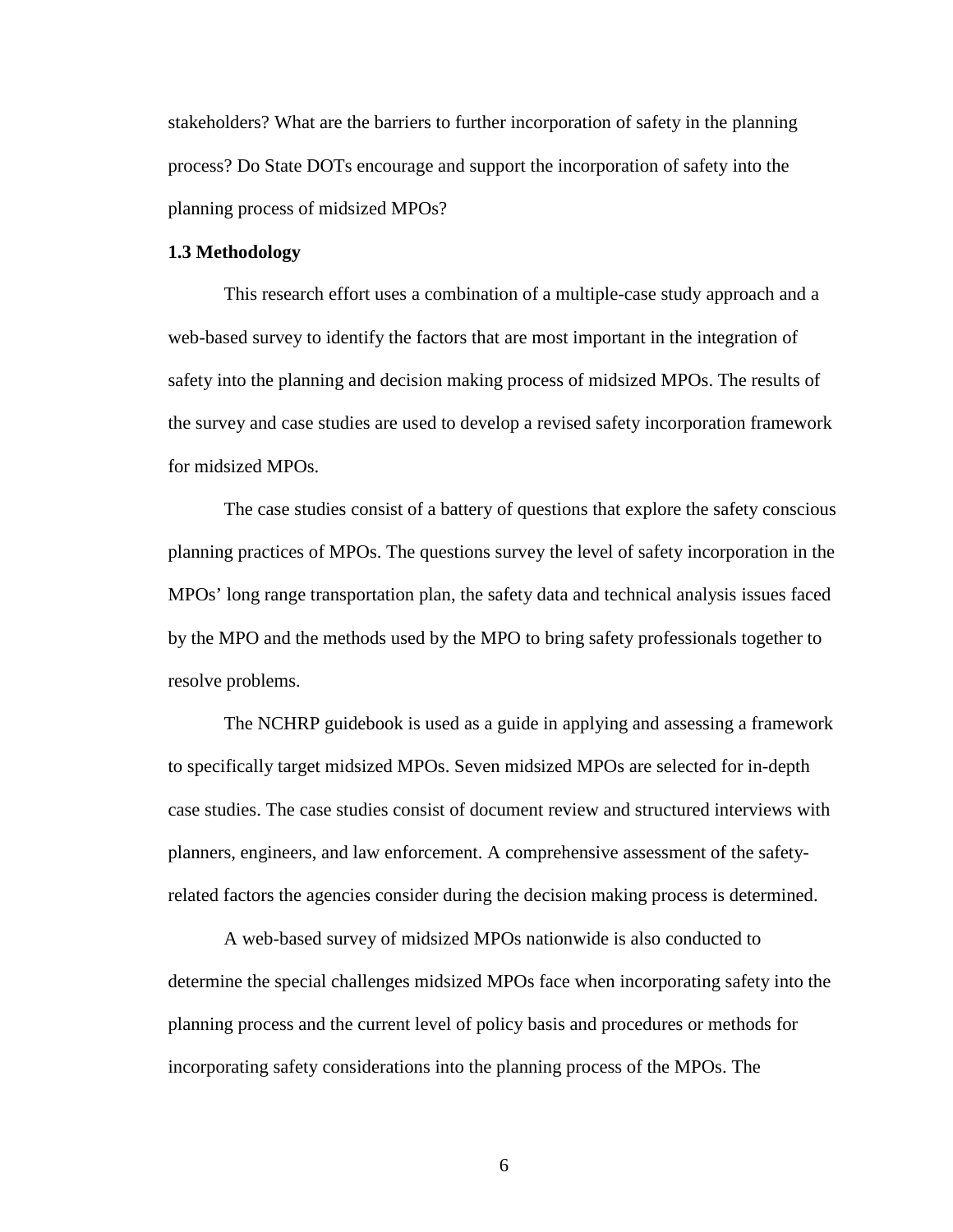stakeholders? What are the barriers to further incorporation of safety in the planning process? Do State DOTs encourage and support the incorporation of safety into the planning process of midsized MPOs?

### 1.3 Methodology

This research effort uses a combination of a multiple-case study approach and a web-based survey to identify the factors that are most important in the integration of safety into the planning and decision making process of midsized MPOs. The results of the survey and case studies are used to develop a revised safety incorporation framework for midsized MPOs.

The case studies consist of a battery of questions that explore the safety conscious planning practices of MPOs. The questions survey the level of safety incorporation in the MPOs' long range transportation plan, the safety data and technical analysis issues faced by the MPO and the methods used by the MPO to bring safety professionals together to resolve problems.

The NCHRP guidebook is used as a guide in applying and assessing a framework to specifically target midsized MPOs. Seven midsized MPOs are selected for in-depth case studies. The case studies consist of document review and structured interviews with planners, engineers, and law enforcement. A comprehensive assessment of the safety-related factors the agencies consider during the decision making process is determined.

A web-based survey of midsized MPOs nationwide is also conducted to determine the special challenges midsized MPOs face when incorporating safety into the planning process and the current level of policy basis and procedures or methods for incorporating safety considerations into the planning process of the MPOs. The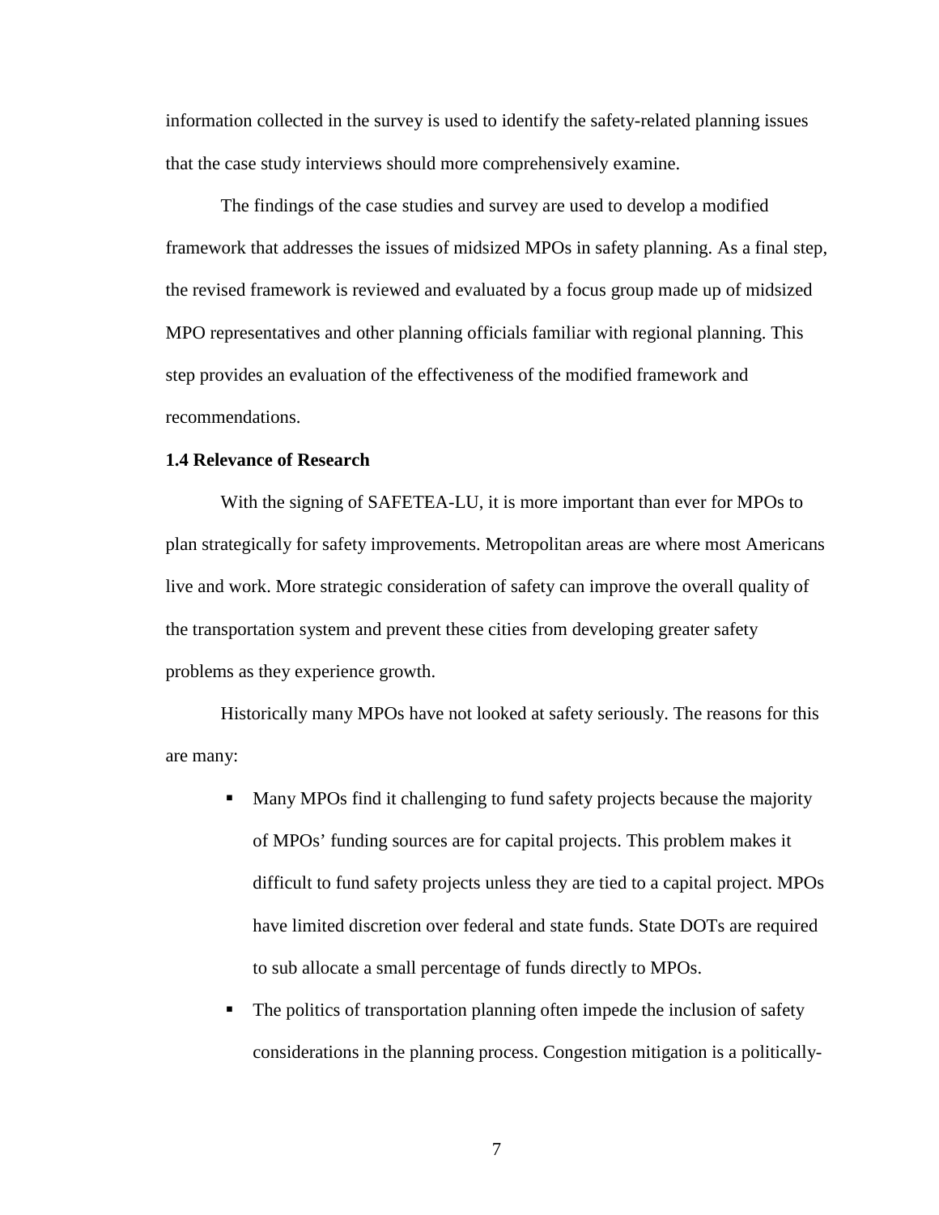information collected in the survey is used to identify the safety-related planning issues that the case study interviews should more comprehensively examine.

The findings of the case studies and survey are used to develop a modified framework that addresses the issues of midsized MPOs in safety planning. As a final step, the revised framework is reviewed and evaluated by a focus group made up of midsized MPO representatives and other planning officials familiar with regional planning. This step provides an evaluation of the effectiveness of the modified framework and recommendations.

### 1.4 Relevance of Research

With the signing of SAFETEA-LU, it is more important than ever for MPOs to plan strategically for safety improvements. Metropolitan areas are where most Americans live and work. More strategic consideration of safety can improve the overall quality of the transportation system and prevent these cities from developing greater safety problems as they experience growth.

Historically many MPOs have not looked at safety seriously. The reasons for this are many:

- Many MPOs find it challenging to fund safety projects because the majority of MPOs' funding sources are for capital projects. This problem makes it difficult to fund safety projects unless they are tied to a capital project. MPOs have limited discretion over federal and state funds. State DOTs are required to sub allocate a small percentage of funds directly to MPOs.
- The politics of transportation planning often impede the inclusion of safety considerations in the planning process. Congestion mitigation is a politically-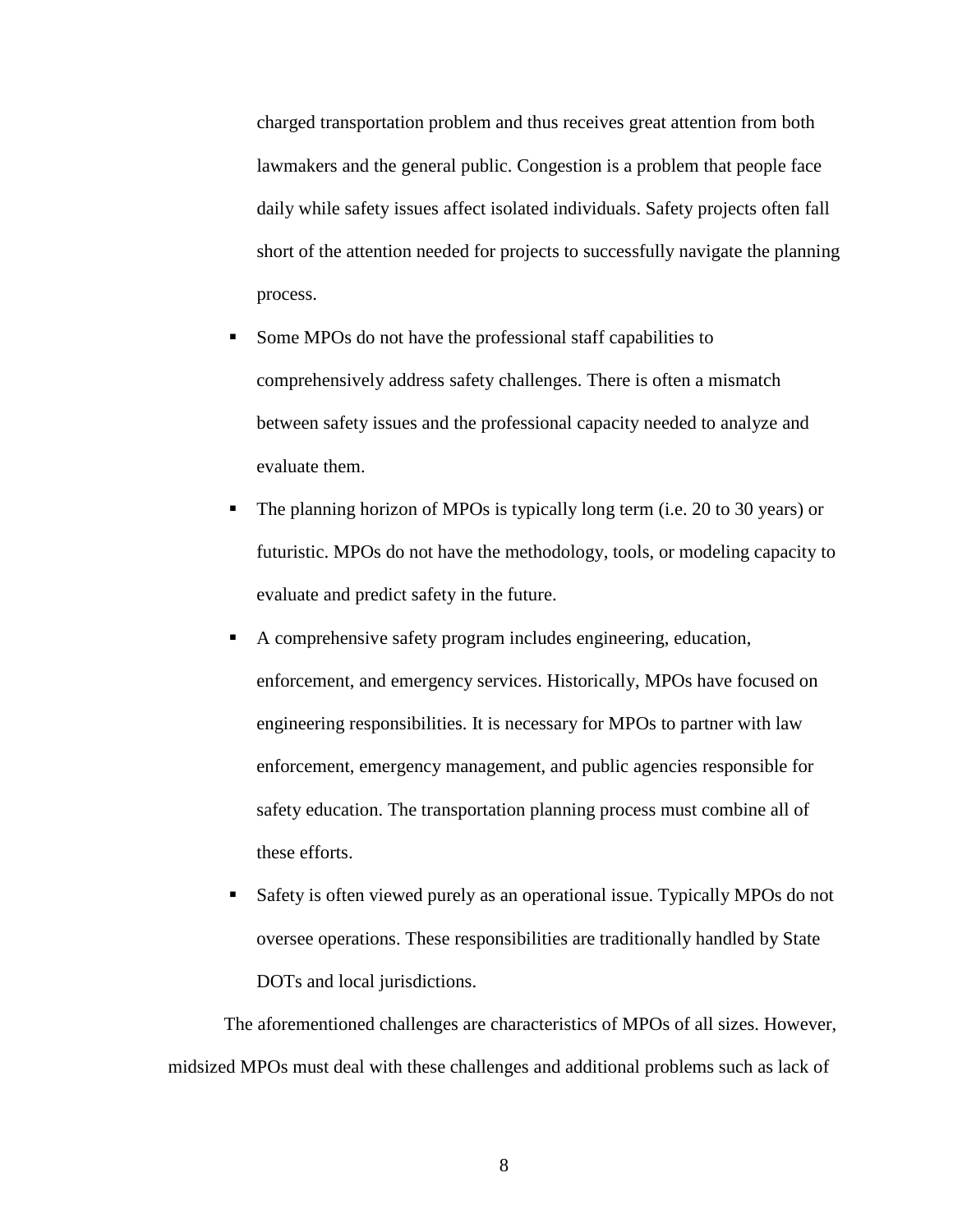charged transportation problem and thus receives great attention from both lawmakers and the general public. Congestion is a problem that people face daily while safety issues affect isolated individuals. Safety projects often fall short of the attention needed for projects to successfully navigate the planning process.

- Some MPOs do not have the professional staff capabilities to comprehensively address safety challenges. There is often a mismatch between safety issues and the professional capacity needed to analyze and evaluate them.
- The planning horizon of MPOs is typically long term (i.e. 20 to 30 years) or futuristic. MPOs do not have the methodology, tools, or modeling capacity to evaluate and predict safety in the future.
- A comprehensive safety program includes engineering, education, enforcement, and emergency services. Historically, MPOs have focused on engineering responsibilities. It is necessary for MPOs to partner with law enforcement, emergency management, and public agencies responsible for safety education. The transportation planning process must combine all of these efforts.
- Safety is often viewed purely as an operational issue. Typically MPOs do not oversee operations. These responsibilities are traditionally handled by State DOTs and local jurisdictions.

The aforementioned challenges are characteristics of MPOs of all sizes. However, midsized MPOs must deal with these challenges and additional problems such as lack of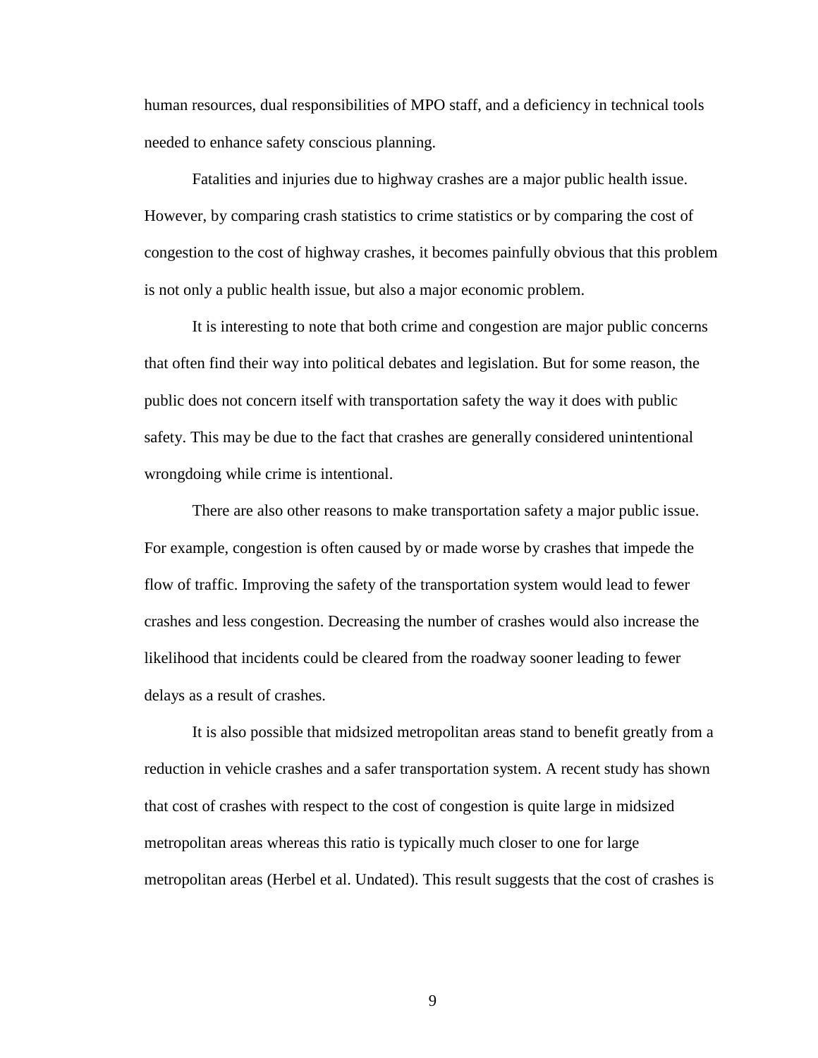human resources, dual responsibilities of MPO staff, and a deficiency in technical tools needed to enhance safety conscious planning.

Fatalities and injuries due to highway crashes are a major public health issue. However, by comparing crash statistics to crime statistics or by comparing the cost of congestion to the cost of highway crashes, it becomes painfully obvious that this problem is not only a public health issue, but also a major economic problem.

It is interesting to note that both crime and congestion are major public concerns that often find their way into political debates and legislation. But for some reason, the public does not concern itself with transportation safety the way it does with public safety. This may be due to the fact that crashes are generally considered unintentional wrongdoing while crime is intentional.

There are also other reasons to make transportation safety a major public issue. For example, congestion is often caused by or made worse by crashes that impede the flow of traffic. Improving the safety of the transportation system would lead to fewer crashes and less congestion. Decreasing the number of crashes would also increase the likelihood that incidents could be cleared from the roadway sooner leading to fewer delays as a result of crashes.

It is also possible that midsized metropolitan areas stand to benefit greatly from a reduction in vehicle crashes and a safer transportation system. A recent study has shown that cost of crashes with respect to the cost of congestion is quite large in midsized metropolitan areas whereas this ratio is typically much closer to one for large metropolitan areas (Herbel et al. Undated). This result suggests that the cost of crashes is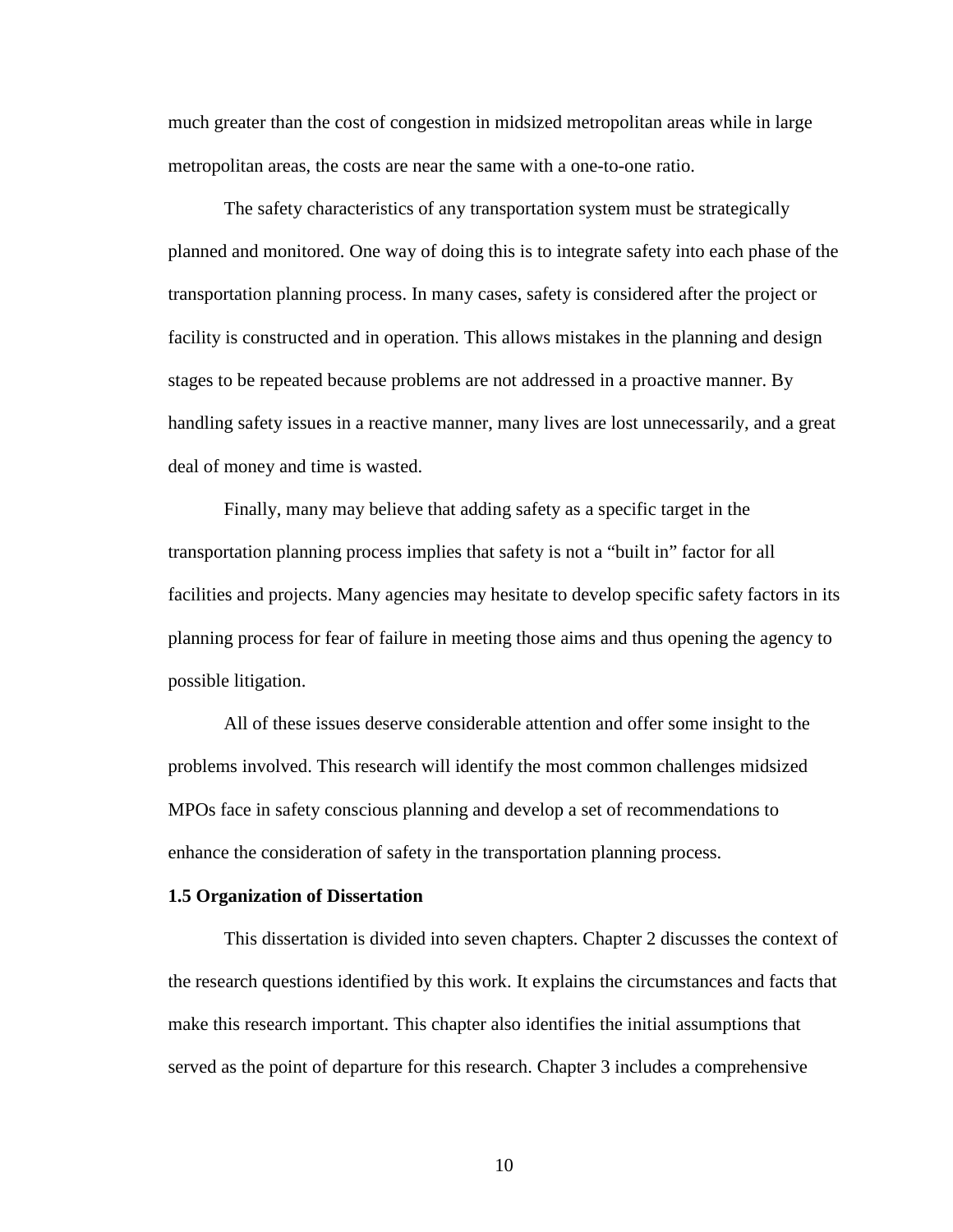much greater than the cost of congestion in midsized metropolitan areas while in large metropolitan areas, the costs are near the same with a one-to-one ratio.

The safety characteristics of any transportation system must be strategically planned and monitored. One way of doing this is to integrate safety into each phase of the transportation planning process. In many cases, safety is considered after the project or facility is constructed and in operation. This allows mistakes in the planning and design stages to be repeated because problems are not addressed in a proactive manner. By handling safety issues in a reactive manner, many lives are lost unnecessarily, and a great deal of money and time is wasted.

Finally, many may believe that adding safety as a specific target in the transportation planning process implies that safety is not a "built in" factor for all facilities and projects. Many agencies may hesitate to develop specific safety factors in its planning process for fear of failure in meeting those aims and thus opening the agency to possible litigation.

All of these issues deserve considerable attention and offer some insight to the problems involved. This research will identify the most common challenges midsized MPOs face in safety conscious planning and develop a set of recommendations to enhance the consideration of safety in the transportation planning process.

### 1.5 Organization of Dissertation

This dissertation is divided into seven chapters. Chapter 2 discusses the context of the research questions identified by this work. It explains the circumstances and facts that make this research important. This chapter also identifies the initial assumptions that served as the point of departure for this research. Chapter 3 includes a comprehensive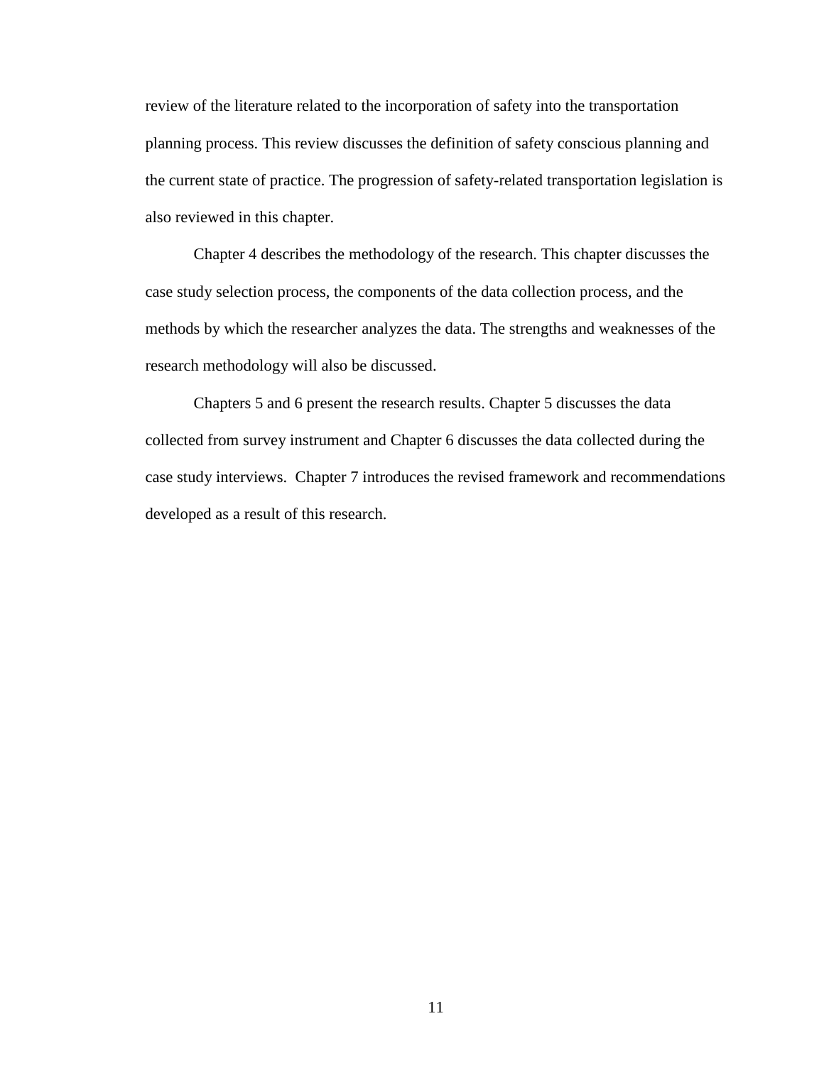review of the literature related to the incorporation of safety into the transportation planning process. This review discusses the definition of safety conscious planning and the current state of practice. The progression of safety-related transportation legislation is also reviewed in this chapter.

Chapter 4 describes the methodology of the research. This chapter discusses the case study selection process, the components of the data collection process, and the methods by which the researcher analyzes the data. The strengths and weaknesses of the research methodology will also be discussed.

Chapters 5 and 6 present the research results. Chapter 5 discusses the data collected from survey instrument and Chapter 6 discusses the data collected during the case study interviews.  Chapter 7 introduces the revised framework and recommendations developed as a result of this research.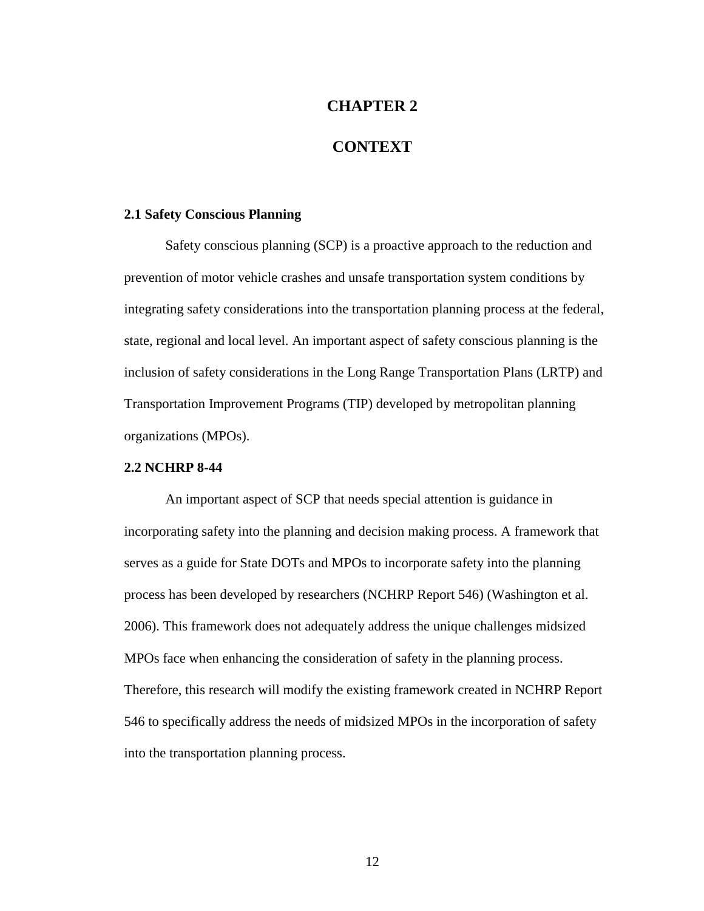# CHAPTER 2

# CONTEXT

## 2.1 Safety Conscious Planning

Safety conscious planning (SCP) is a proactive approach to the reduction and prevention of motor vehicle crashes and unsafe transportation system conditions by integrating safety considerations into the transportation planning process at the federal, state, regional and local level. An important aspect of safety conscious planning is the inclusion of safety considerations in the Long Range Transportation Plans (LRTP) and Transportation Improvement Programs (TIP) developed by metropolitan planning organizations (MPOs).

## 2.2 NCHRP 8-44

An important aspect of SCP that needs special attention is guidance in incorporating safety into the planning and decision making process. A framework that serves as a guide for State DOTs and MPOs to incorporate safety into the planning process has been developed by researchers (NCHRP Report 546) (Washington et al. 2006). This framework does not adequately address the unique challenges midsized MPOs face when enhancing the consideration of safety in the planning process. Therefore, this research will modify the existing framework created in NCHRP Report 546 to specifically address the needs of midsized MPOs in the incorporation of safety into the transportation planning process.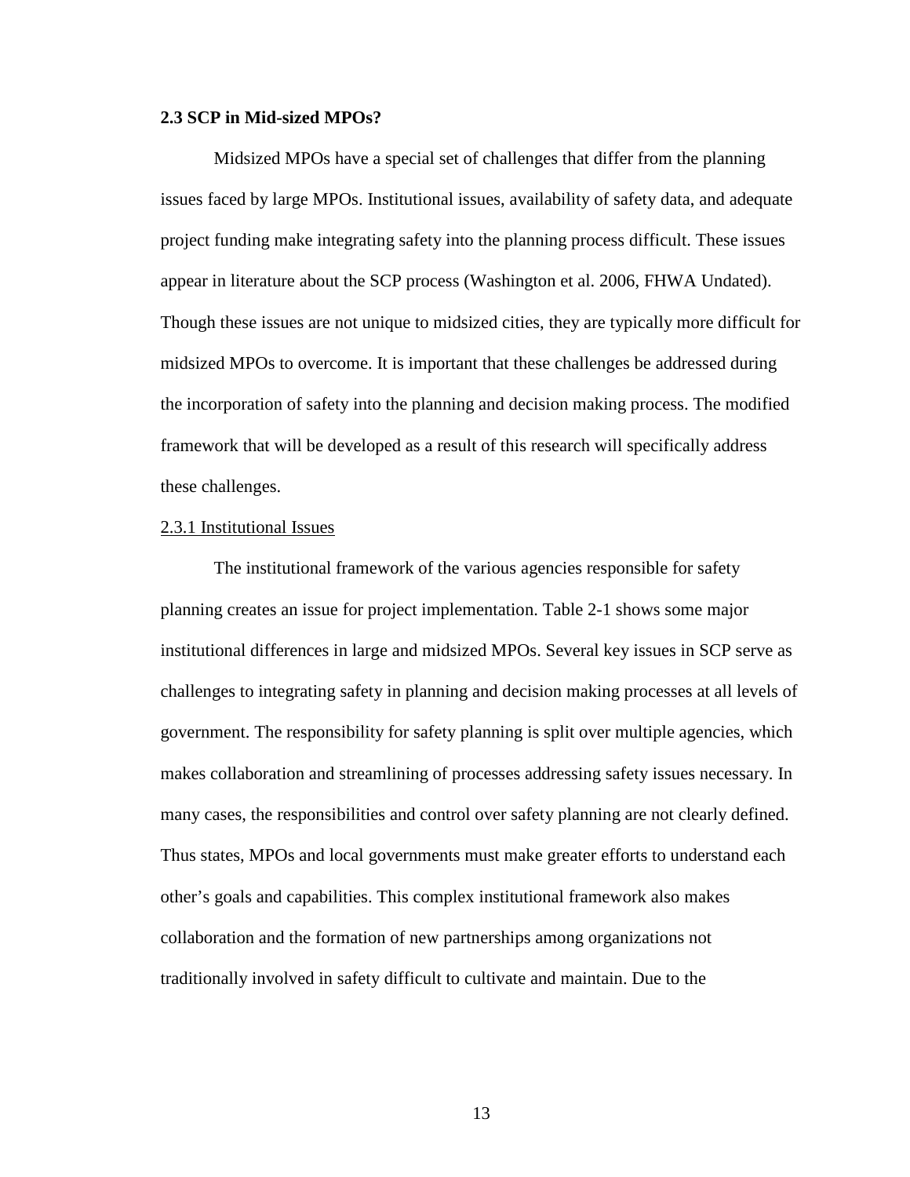### 2.3 SCP in Mid-sized MPOs?

Midsized MPOs have a special set of challenges that differ from the planning issues faced by large MPOs. Institutional issues, availability of safety data, and adequate project funding make integrating safety into the planning process difficult. These issues appear in literature about the SCP process (Washington et al. 2006, FHWA Undated). Though these issues are not unique to midsized cities, they are typically more difficult for midsized MPOs to overcome. It is important that these challenges be addressed during the incorporation of safety into the planning and decision making process. The modified framework that will be developed as a result of this research will specifically address these challenges.

#### 2.3.1 Institutional Issues

The institutional framework of the various agencies responsible for safety planning creates an issue for project implementation. Table 2-1 shows some major institutional differences in large and midsized MPOs. Several key issues in SCP serve as challenges to integrating safety in planning and decision making processes at all levels of government. The responsibility for safety planning is split over multiple agencies, which makes collaboration and streamlining of processes addressing safety issues necessary. In many cases, the responsibilities and control over safety planning are not clearly defined. Thus states, MPOs and local governments must make greater efforts to understand each other's goals and capabilities. This complex institutional framework also makes collaboration and the formation of new partnerships among organizations not traditionally involved in safety difficult to cultivate and maintain. Due to the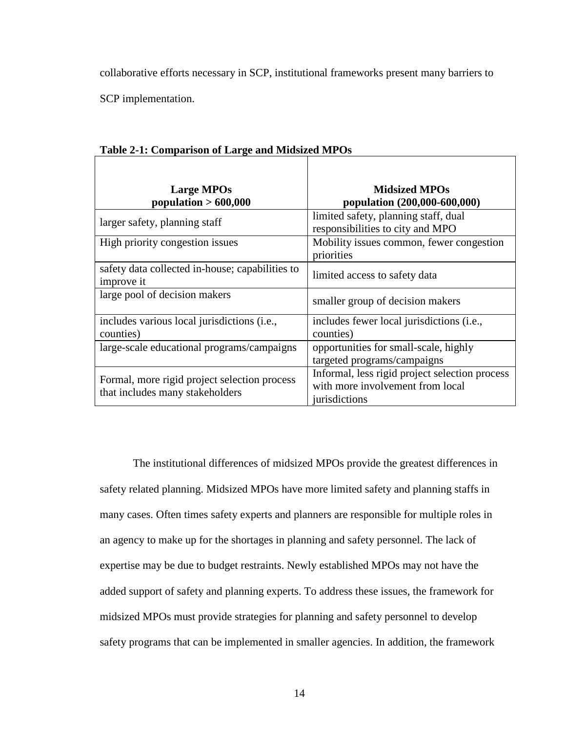collaborative efforts necessary in SCP, institutional frameworks present many barriers to SCP implementation.

**Table 2-1: Comparison of Large and Midsized MPOs**

| **Large MPOs population > 600,000** | **Midsized MPOs population (200,000-600,000)** |
|---|---|
| larger safety, planning staff | limited safety, planning staff, dual responsibilities to city and MPO |
| High priority congestion issues | Mobility issues common, fewer congestion priorities |
| safety data collected in-house; capabilities to improve it | limited access to safety data |
| large pool of decision makers | smaller group of decision makers |
| includes various local jurisdictions (i.e., counties) | includes fewer local jurisdictions (i.e., counties) |
| large-scale educational programs/campaigns | opportunities for small-scale, highly targeted programs/campaigns |
| Formal, more rigid project selection process that includes many stakeholders | Informal, less rigid project selection process with more involvement from local jurisdictions |

The institutional differences of midsized MPOs provide the greatest differences in safety related planning. Midsized MPOs have more limited safety and planning staffs in many cases. Often times safety experts and planners are responsible for multiple roles in an agency to make up for the shortages in planning and safety personnel. The lack of expertise may be due to budget restraints. Newly established MPOs may not have the added support of safety and planning experts. To address these issues, the framework for midsized MPOs must provide strategies for planning and safety personnel to develop safety programs that can be implemented in smaller agencies. In addition, the framework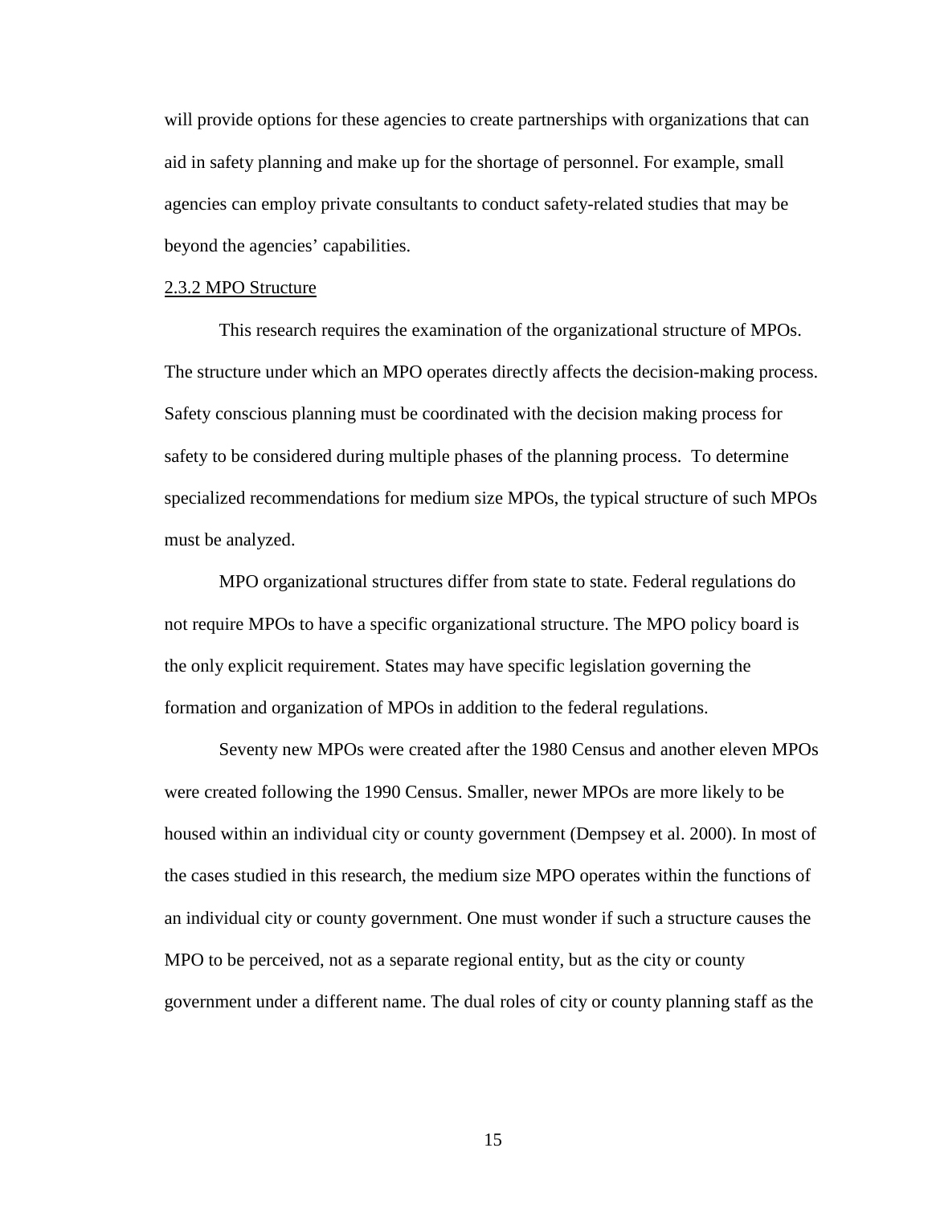will provide options for these agencies to create partnerships with organizations that can aid in safety planning and make up for the shortage of personnel. For example, small agencies can employ private consultants to conduct safety-related studies that may be beyond the agencies' capabilities.

### 2.3.2 MPO Structure

This research requires the examination of the organizational structure of MPOs. The structure under which an MPO operates directly affects the decision-making process. Safety conscious planning must be coordinated with the decision making process for safety to be considered during multiple phases of the planning process. To determine specialized recommendations for medium size MPOs, the typical structure of such MPOs must be analyzed.

MPO organizational structures differ from state to state. Federal regulations do not require MPOs to have a specific organizational structure. The MPO policy board is the only explicit requirement. States may have specific legislation governing the formation and organization of MPOs in addition to the federal regulations.

Seventy new MPOs were created after the 1980 Census and another eleven MPOs were created following the 1990 Census. Smaller, newer MPOs are more likely to be housed within an individual city or county government (Dempsey et al. 2000). In most of the cases studied in this research, the medium size MPO operates within the functions of an individual city or county government. One must wonder if such a structure causes the MPO to be perceived, not as a separate regional entity, but as the city or county government under a different name. The dual roles of city or county planning staff as the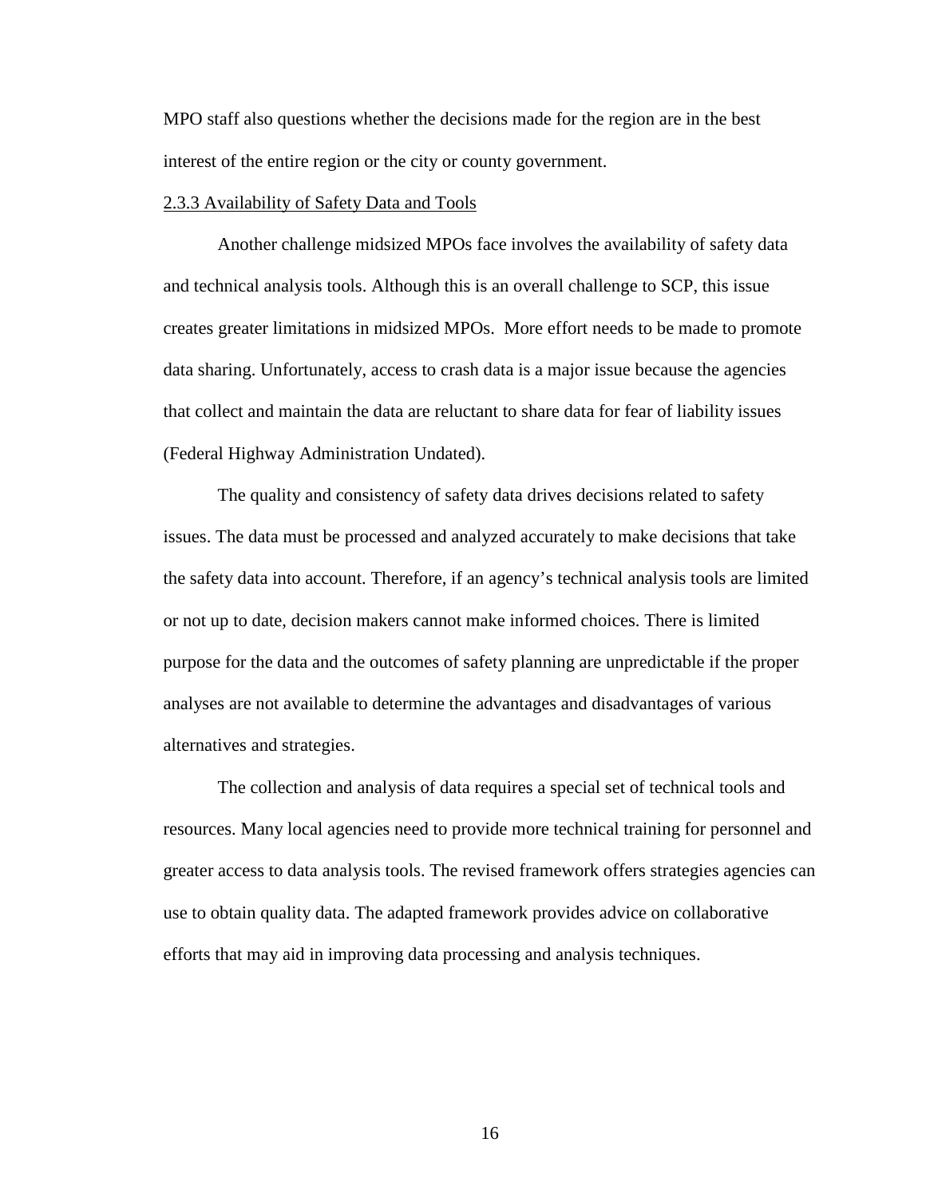MPO staff also questions whether the decisions made for the region are in the best interest of the entire region or the city or county government.

### 2.3.3 Availability of Safety Data and Tools

Another challenge midsized MPOs face involves the availability of safety data and technical analysis tools. Although this is an overall challenge to SCP, this issue creates greater limitations in midsized MPOs. More effort needs to be made to promote data sharing. Unfortunately, access to crash data is a major issue because the agencies that collect and maintain the data are reluctant to share data for fear of liability issues (Federal Highway Administration Undated).

The quality and consistency of safety data drives decisions related to safety issues. The data must be processed and analyzed accurately to make decisions that take the safety data into account. Therefore, if an agency's technical analysis tools are limited or not up to date, decision makers cannot make informed choices. There is limited purpose for the data and the outcomes of safety planning are unpredictable if the proper analyses are not available to determine the advantages and disadvantages of various alternatives and strategies.

The collection and analysis of data requires a special set of technical tools and resources. Many local agencies need to provide more technical training for personnel and greater access to data analysis tools. The revised framework offers strategies agencies can use to obtain quality data. The adapted framework provides advice on collaborative efforts that may aid in improving data processing and analysis techniques.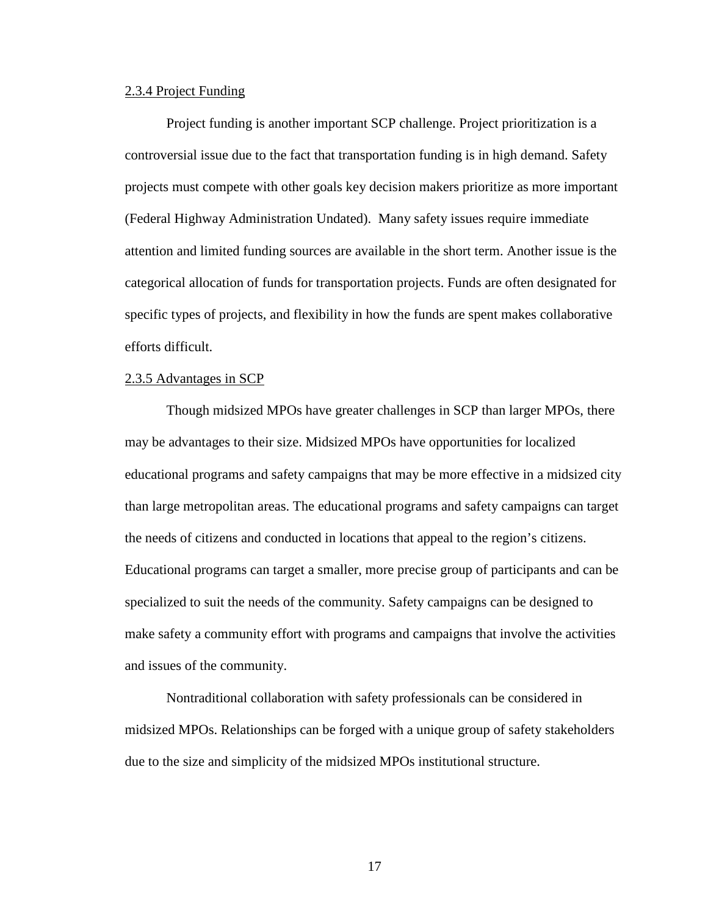### 2.3.4 Project Funding

Project funding is another important SCP challenge. Project prioritization is a controversial issue due to the fact that transportation funding is in high demand. Safety projects must compete with other goals key decision makers prioritize as more important (Federal Highway Administration Undated). Many safety issues require immediate attention and limited funding sources are available in the short term. Another issue is the categorical allocation of funds for transportation projects. Funds are often designated for specific types of projects, and flexibility in how the funds are spent makes collaborative efforts difficult.

### 2.3.5 Advantages in SCP

Though midsized MPOs have greater challenges in SCP than larger MPOs, there may be advantages to their size. Midsized MPOs have opportunities for localized educational programs and safety campaigns that may be more effective in a midsized city than large metropolitan areas. The educational programs and safety campaigns can target the needs of citizens and conducted in locations that appeal to the region's citizens. Educational programs can target a smaller, more precise group of participants and can be specialized to suit the needs of the community. Safety campaigns can be designed to make safety a community effort with programs and campaigns that involve the activities and issues of the community.

Nontraditional collaboration with safety professionals can be considered in midsized MPOs. Relationships can be forged with a unique group of safety stakeholders due to the size and simplicity of the midsized MPOs institutional structure.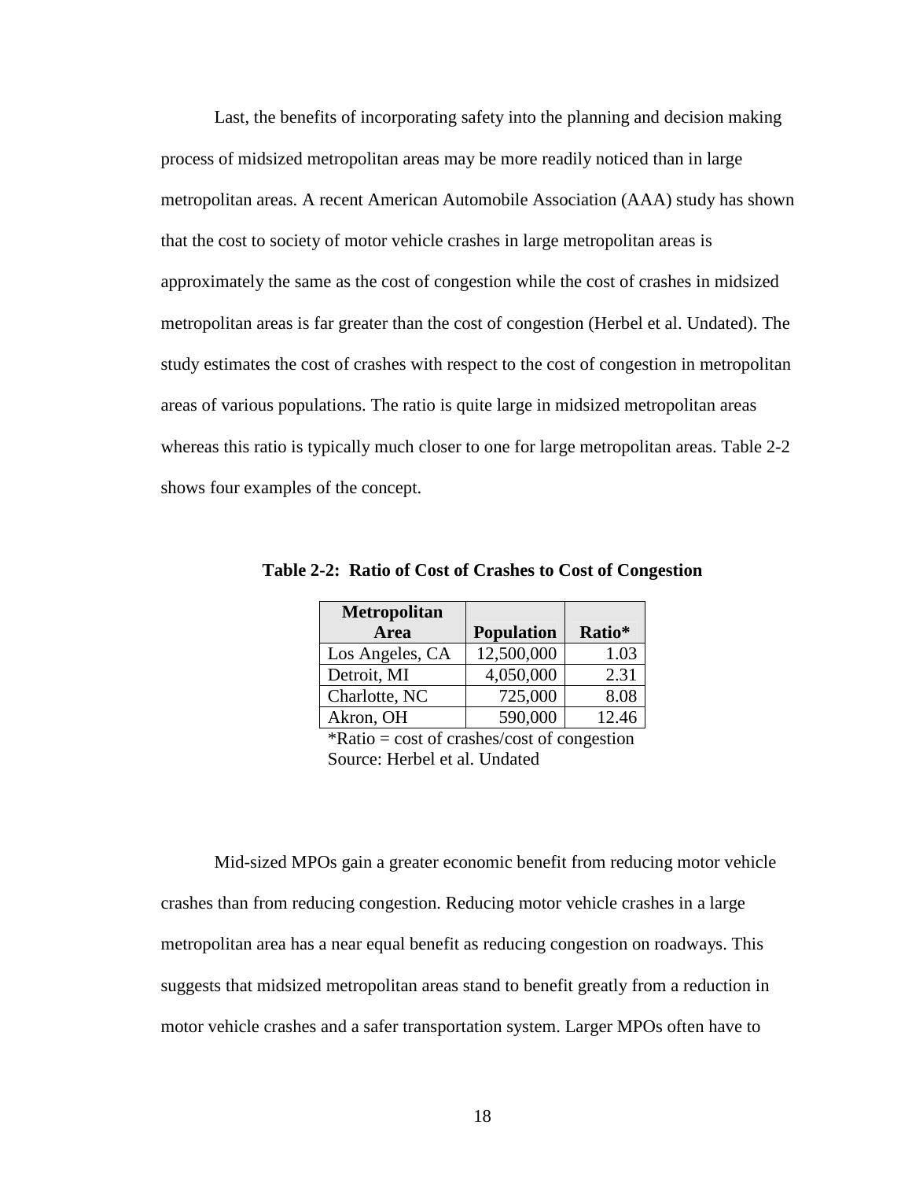Last, the benefits of incorporating safety into the planning and decision making process of midsized metropolitan areas may be more readily noticed than in large metropolitan areas. A recent American Automobile Association (AAA) study has shown that the cost to society of motor vehicle crashes in large metropolitan areas is approximately the same as the cost of congestion while the cost of crashes in midsized metropolitan areas is far greater than the cost of congestion (Herbel et al. Undated). The study estimates the cost of crashes with respect to the cost of congestion in metropolitan areas of various populations. The ratio is quite large in midsized metropolitan areas whereas this ratio is typically much closer to one for large metropolitan areas. Table 2-2 shows four examples of the concept.

**Table 2-2: Ratio of Cost of Crashes to Cost of Congestion**

| Metropolitan Area | Population | Ratio* |
|---|---|---|
| Los Angeles, CA | 12,500,000 | 1.03 |
| Detroit, MI | 4,050,000 | 2.31 |
| Charlotte, NC | 725,000 | 8.08 |
| Akron, OH | 590,000 | 12.46 |

*Ratio = cost of crashes/cost of congestion
Source: Herbel et al. Undated

Mid-sized MPOs gain a greater economic benefit from reducing motor vehicle crashes than from reducing congestion. Reducing motor vehicle crashes in a large metropolitan area has a near equal benefit as reducing congestion on roadways. This suggests that midsized metropolitan areas stand to benefit greatly from a reduction in motor vehicle crashes and a safer transportation system. Larger MPOs often have to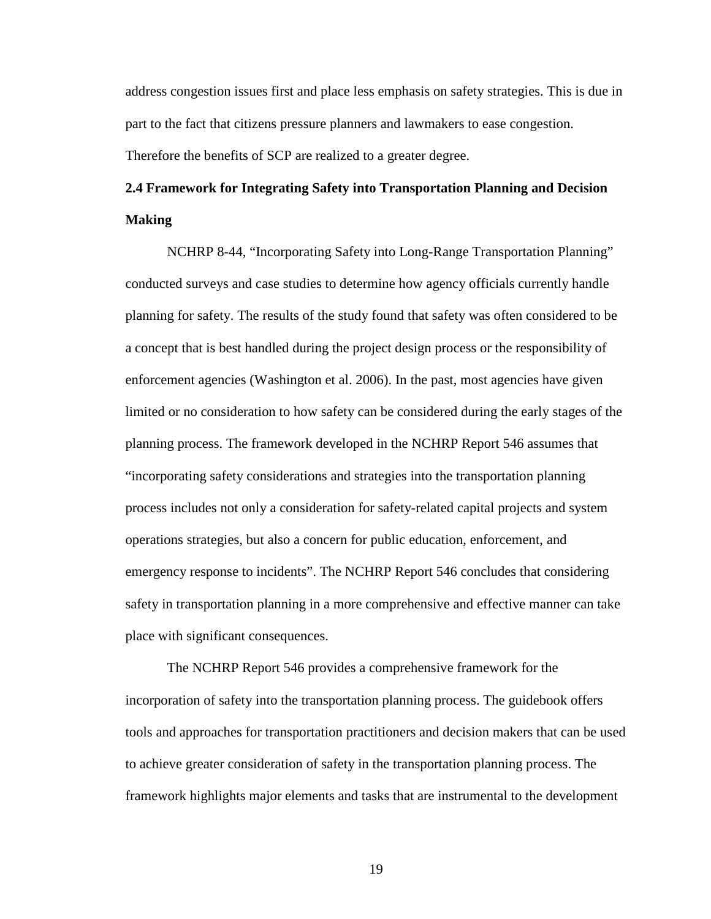address congestion issues first and place less emphasis on safety strategies. This is due in part to the fact that citizens pressure planners and lawmakers to ease congestion. Therefore the benefits of SCP are realized to a greater degree.

## 2.4 Framework for Integrating Safety into Transportation Planning and Decision Making

NCHRP 8-44, "Incorporating Safety into Long-Range Transportation Planning" conducted surveys and case studies to determine how agency officials currently handle planning for safety. The results of the study found that safety was often considered to be a concept that is best handled during the project design process or the responsibility of enforcement agencies (Washington et al. 2006). In the past, most agencies have given limited or no consideration to how safety can be considered during the early stages of the planning process. The framework developed in the NCHRP Report 546 assumes that "incorporating safety considerations and strategies into the transportation planning process includes not only a consideration for safety-related capital projects and system operations strategies, but also a concern for public education, enforcement, and emergency response to incidents". The NCHRP Report 546 concludes that considering safety in transportation planning in a more comprehensive and effective manner can take place with significant consequences.

The NCHRP Report 546 provides a comprehensive framework for the incorporation of safety into the transportation planning process. The guidebook offers tools and approaches for transportation practitioners and decision makers that can be used to achieve greater consideration of safety in the transportation planning process. The framework highlights major elements and tasks that are instrumental to the development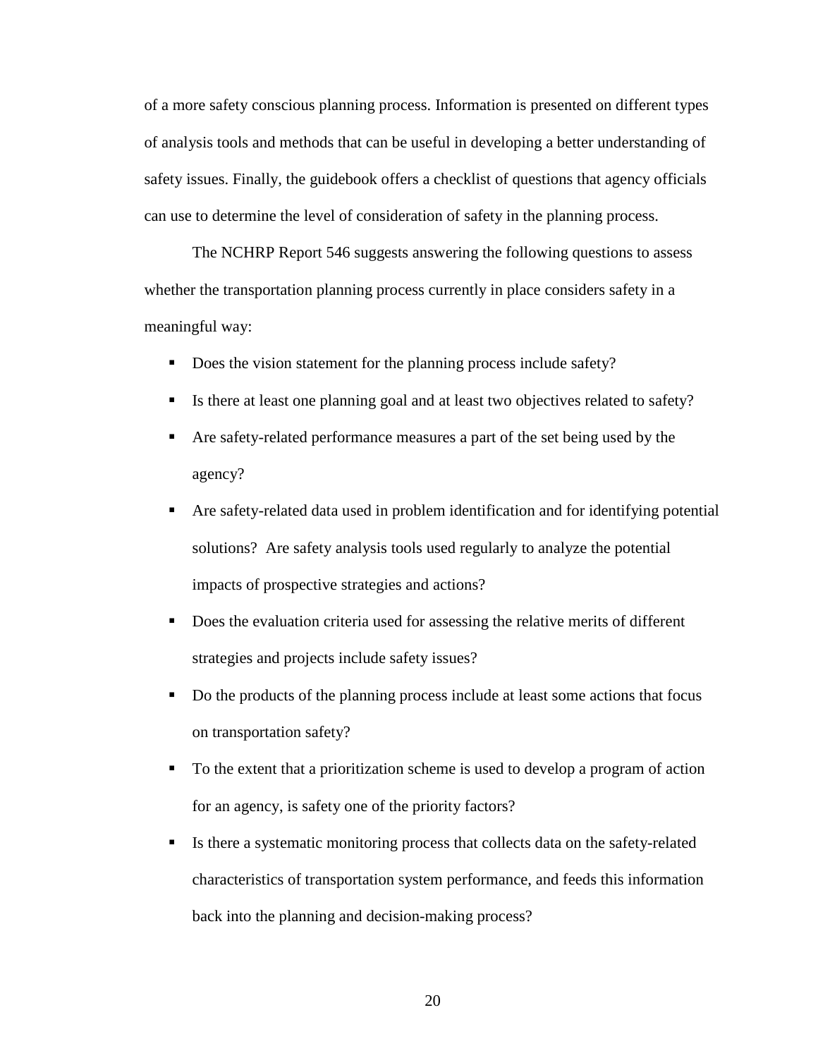of a more safety conscious planning process. Information is presented on different types of analysis tools and methods that can be useful in developing a better understanding of safety issues. Finally, the guidebook offers a checklist of questions that agency officials can use to determine the level of consideration of safety in the planning process.

The NCHRP Report 546 suggests answering the following questions to assess whether the transportation planning process currently in place considers safety in a meaningful way:

- Does the vision statement for the planning process include safety?
- Is there at least one planning goal and at least two objectives related to safety?
- Are safety-related performance measures a part of the set being used by the agency?
- Are safety-related data used in problem identification and for identifying potential solutions? Are safety analysis tools used regularly to analyze the potential impacts of prospective strategies and actions?
- Does the evaluation criteria used for assessing the relative merits of different strategies and projects include safety issues?
- Do the products of the planning process include at least some actions that focus on transportation safety?
- To the extent that a prioritization scheme is used to develop a program of action for an agency, is safety one of the priority factors?
- Is there a systematic monitoring process that collects data on the safety-related characteristics of transportation system performance, and feeds this information back into the planning and decision-making process?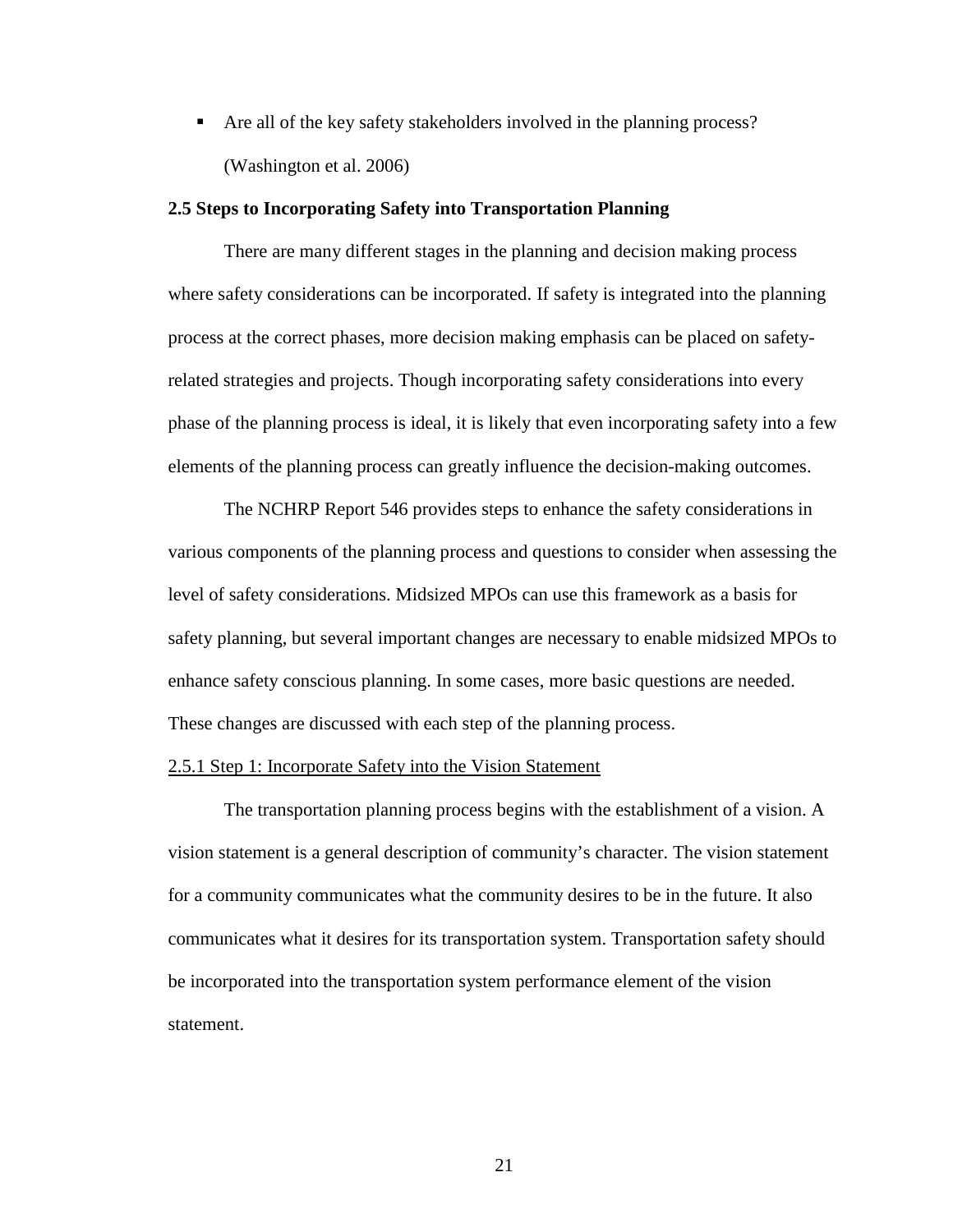- Are all of the key safety stakeholders involved in the planning process? (Washington et al. 2006)

## 2.5 Steps to Incorporating Safety into Transportation Planning

There are many different stages in the planning and decision making process where safety considerations can be incorporated. If safety is integrated into the planning process at the correct phases, more decision making emphasis can be placed on safety-related strategies and projects. Though incorporating safety considerations into every phase of the planning process is ideal, it is likely that even incorporating safety into a few elements of the planning process can greatly influence the decision-making outcomes.

The NCHRP Report 546 provides steps to enhance the safety considerations in various components of the planning process and questions to consider when assessing the level of safety considerations. Midsized MPOs can use this framework as a basis for safety planning, but several important changes are necessary to enable midsized MPOs to enhance safety conscious planning. In some cases, more basic questions are needed. These changes are discussed with each step of the planning process.

### 2.5.1 Step 1: Incorporate Safety into the Vision Statement

The transportation planning process begins with the establishment of a vision. A vision statement is a general description of community's character. The vision statement for a community communicates what the community desires to be in the future. It also communicates what it desires for its transportation system. Transportation safety should be incorporated into the transportation system performance element of the vision statement.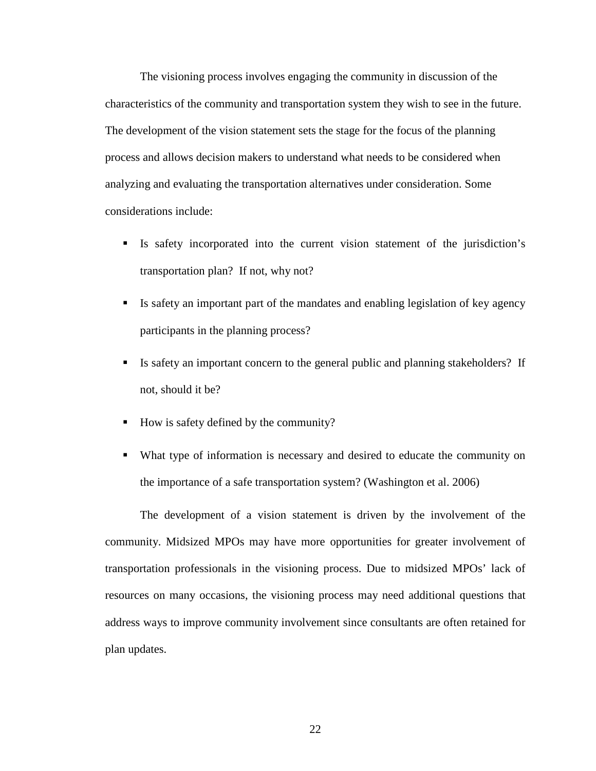The visioning process involves engaging the community in discussion of the characteristics of the community and transportation system they wish to see in the future. The development of the vision statement sets the stage for the focus of the planning process and allows decision makers to understand what needs to be considered when analyzing and evaluating the transportation alternatives under consideration. Some considerations include:

- Is safety incorporated into the current vision statement of the jurisdiction's transportation plan? If not, why not?
- Is safety an important part of the mandates and enabling legislation of key agency participants in the planning process?
- Is safety an important concern to the general public and planning stakeholders? If not, should it be?
- How is safety defined by the community?
- What type of information is necessary and desired to educate the community on the importance of a safe transportation system? (Washington et al. 2006)

The development of a vision statement is driven by the involvement of the community. Midsized MPOs may have more opportunities for greater involvement of transportation professionals in the visioning process. Due to midsized MPOs' lack of resources on many occasions, the visioning process may need additional questions that address ways to improve community involvement since consultants are often retained for plan updates.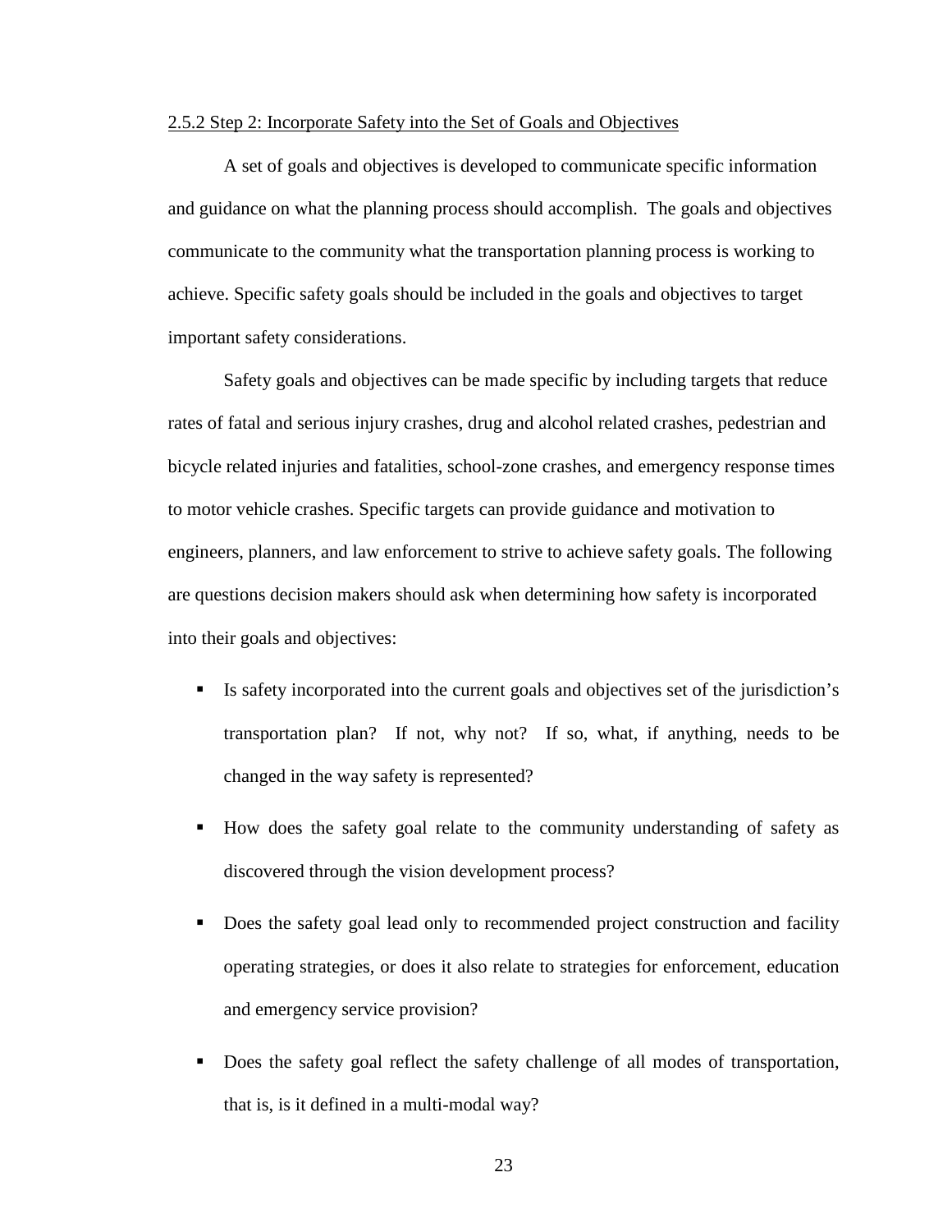### 2.5.2 Step 2: Incorporate Safety into the Set of Goals and Objectives

A set of goals and objectives is developed to communicate specific information and guidance on what the planning process should accomplish. The goals and objectives communicate to the community what the transportation planning process is working to achieve. Specific safety goals should be included in the goals and objectives to target important safety considerations.

Safety goals and objectives can be made specific by including targets that reduce rates of fatal and serious injury crashes, drug and alcohol related crashes, pedestrian and bicycle related injuries and fatalities, school-zone crashes, and emergency response times to motor vehicle crashes. Specific targets can provide guidance and motivation to engineers, planners, and law enforcement to strive to achieve safety goals. The following are questions decision makers should ask when determining how safety is incorporated into their goals and objectives:

- Is safety incorporated into the current goals and objectives set of the jurisdiction's transportation plan? If not, why not? If so, what, if anything, needs to be changed in the way safety is represented?
- How does the safety goal relate to the community understanding of safety as discovered through the vision development process?
- Does the safety goal lead only to recommended project construction and facility operating strategies, or does it also relate to strategies for enforcement, education and emergency service provision?
- Does the safety goal reflect the safety challenge of all modes of transportation, that is, is it defined in a multi-modal way?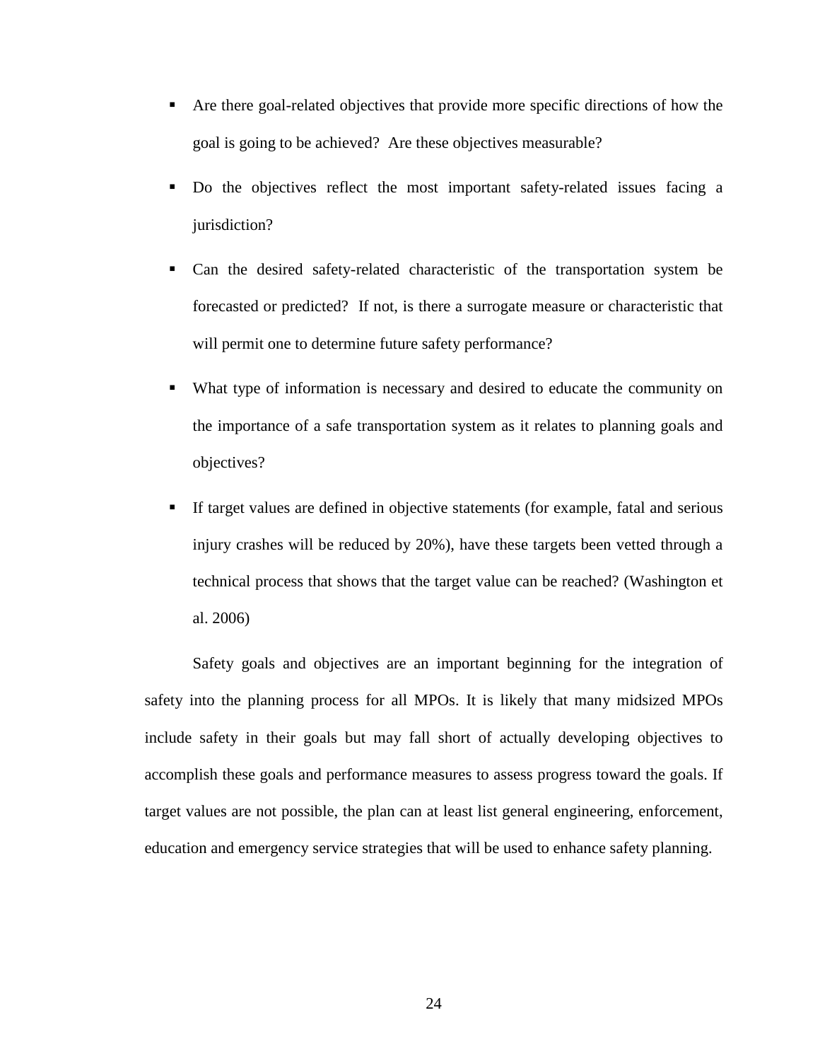- Are there goal-related objectives that provide more specific directions of how the goal is going to be achieved? Are these objectives measurable?
- Do the objectives reflect the most important safety-related issues facing a jurisdiction?
- Can the desired safety-related characteristic of the transportation system be forecasted or predicted? If not, is there a surrogate measure or characteristic that will permit one to determine future safety performance?
- What type of information is necessary and desired to educate the community on the importance of a safe transportation system as it relates to planning goals and objectives?
- If target values are defined in objective statements (for example, fatal and serious injury crashes will be reduced by 20%), have these targets been vetted through a technical process that shows that the target value can be reached? (Washington et al. 2006)

Safety goals and objectives are an important beginning for the integration of safety into the planning process for all MPOs. It is likely that many midsized MPOs include safety in their goals but may fall short of actually developing objectives to accomplish these goals and performance measures to assess progress toward the goals. If target values are not possible, the plan can at least list general engineering, enforcement, education and emergency service strategies that will be used to enhance safety planning.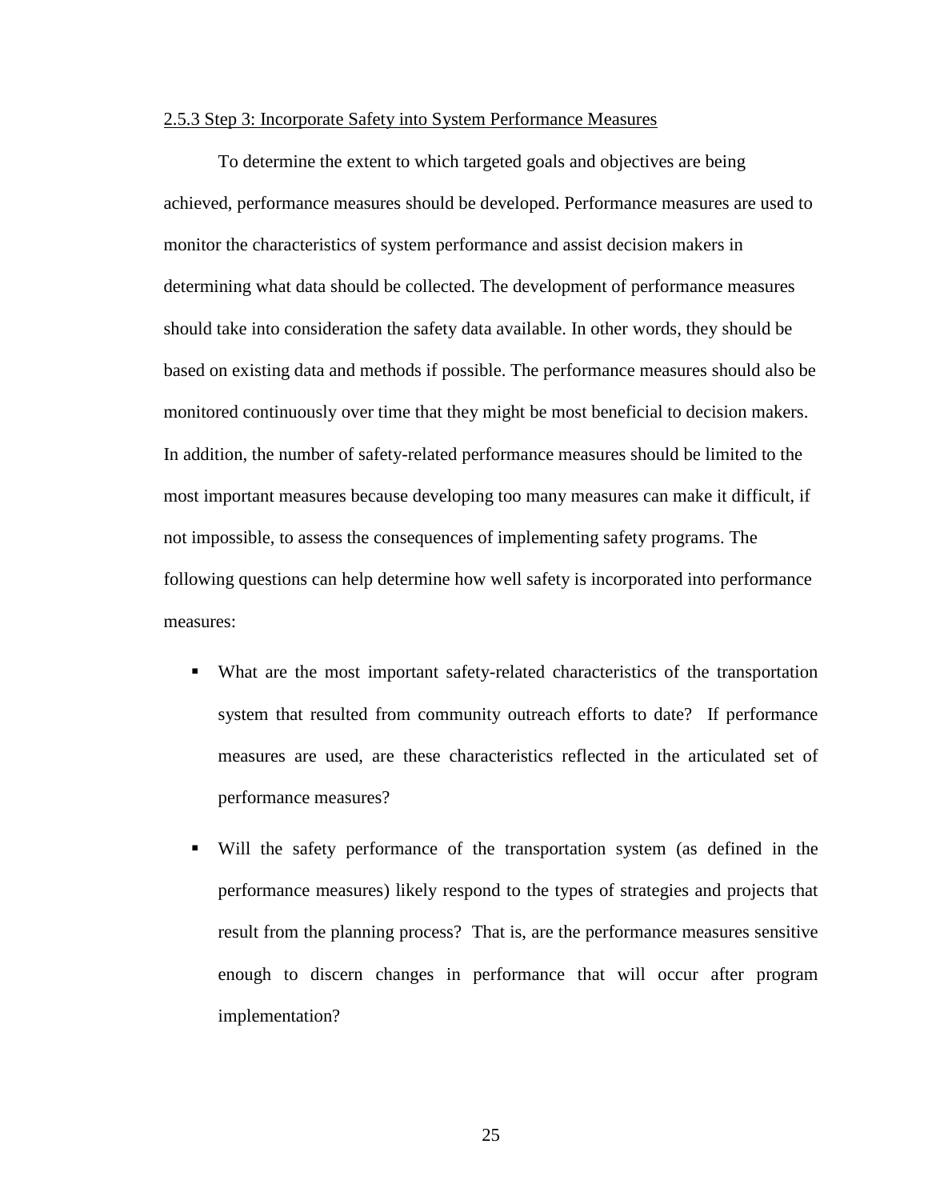### 2.5.3 Step 3: Incorporate Safety into System Performance Measures

To determine the extent to which targeted goals and objectives are being achieved, performance measures should be developed. Performance measures are used to monitor the characteristics of system performance and assist decision makers in determining what data should be collected. The development of performance measures should take into consideration the safety data available. In other words, they should be based on existing data and methods if possible. The performance measures should also be monitored continuously over time that they might be most beneficial to decision makers. In addition, the number of safety-related performance measures should be limited to the most important measures because developing too many measures can make it difficult, if not impossible, to assess the consequences of implementing safety programs. The following questions can help determine how well safety is incorporated into performance measures:

- What are the most important safety-related characteristics of the transportation system that resulted from community outreach efforts to date? If performance measures are used, are these characteristics reflected in the articulated set of performance measures?
- Will the safety performance of the transportation system (as defined in the performance measures) likely respond to the types of strategies and projects that result from the planning process? That is, are the performance measures sensitive enough to discern changes in performance that will occur after program implementation?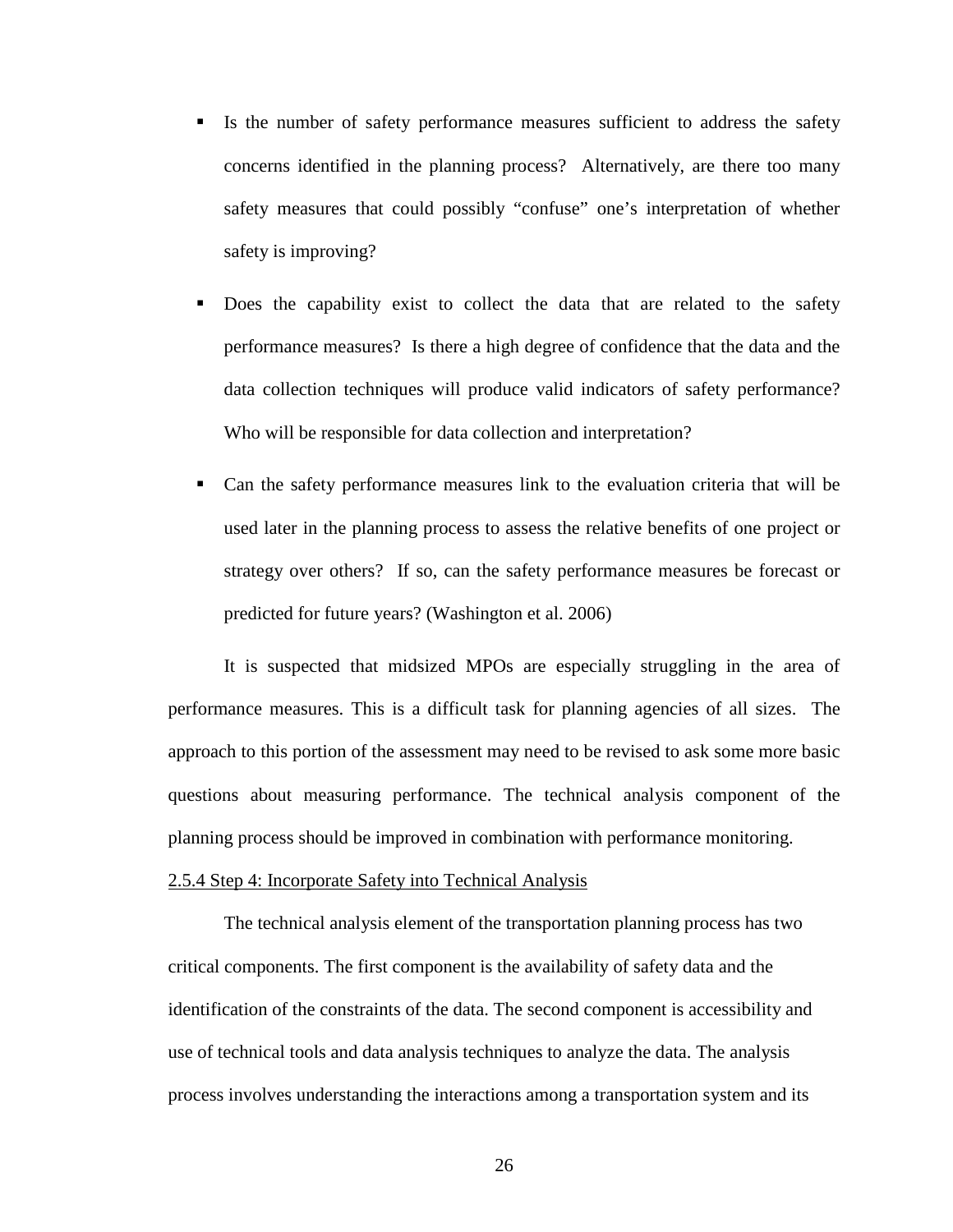- Is the number of safety performance measures sufficient to address the safety concerns identified in the planning process? Alternatively, are there too many safety measures that could possibly "confuse" one's interpretation of whether safety is improving?
- Does the capability exist to collect the data that are related to the safety performance measures? Is there a high degree of confidence that the data and the data collection techniques will produce valid indicators of safety performance? Who will be responsible for data collection and interpretation?
- Can the safety performance measures link to the evaluation criteria that will be used later in the planning process to assess the relative benefits of one project or strategy over others? If so, can the safety performance measures be forecast or predicted for future years? (Washington et al. 2006)

It is suspected that midsized MPOs are especially struggling in the area of performance measures. This is a difficult task for planning agencies of all sizes. The approach to this portion of the assessment may need to be revised to ask some more basic questions about measuring performance. The technical analysis component of the planning process should be improved in combination with performance monitoring.

#### 2.5.4 Step 4: Incorporate Safety into Technical Analysis

The technical analysis element of the transportation planning process has two critical components. The first component is the availability of safety data and the identification of the constraints of the data. The second component is accessibility and use of technical tools and data analysis techniques to analyze the data. The analysis process involves understanding the interactions among a transportation system and its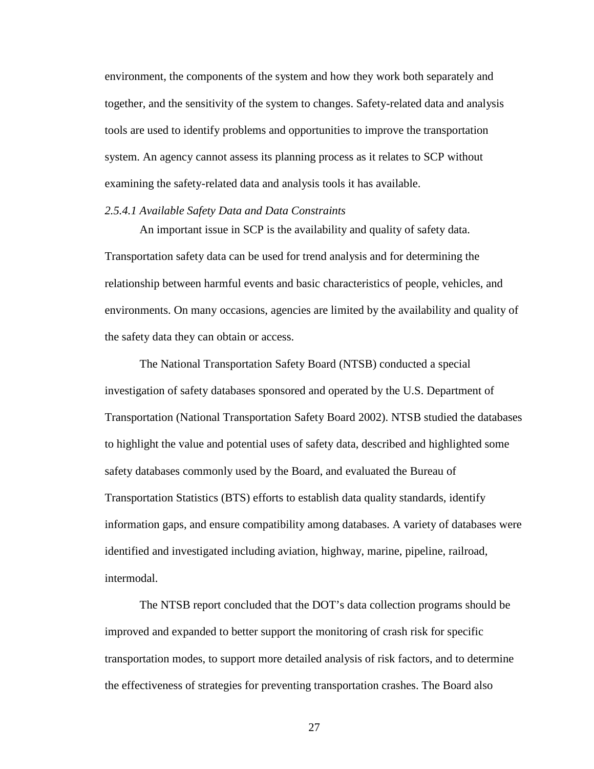environment, the components of the system and how they work both separately and together, and the sensitivity of the system to changes. Safety-related data and analysis tools are used to identify problems and opportunities to improve the transportation system. An agency cannot assess its planning process as it relates to SCP without examining the safety-related data and analysis tools it has available.

#### *2.5.4.1 Available Safety Data and Data Constraints*

An important issue in SCP is the availability and quality of safety data. Transportation safety data can be used for trend analysis and for determining the relationship between harmful events and basic characteristics of people, vehicles, and environments. On many occasions, agencies are limited by the availability and quality of the safety data they can obtain or access.

The National Transportation Safety Board (NTSB) conducted a special investigation of safety databases sponsored and operated by the U.S. Department of Transportation (National Transportation Safety Board 2002). NTSB studied the databases to highlight the value and potential uses of safety data, described and highlighted some safety databases commonly used by the Board, and evaluated the Bureau of Transportation Statistics (BTS) efforts to establish data quality standards, identify information gaps, and ensure compatibility among databases. A variety of databases were identified and investigated including aviation, highway, marine, pipeline, railroad, intermodal.

The NTSB report concluded that the DOT's data collection programs should be improved and expanded to better support the monitoring of crash risk for specific transportation modes, to support more detailed analysis of risk factors, and to determine the effectiveness of strategies for preventing transportation crashes. The Board also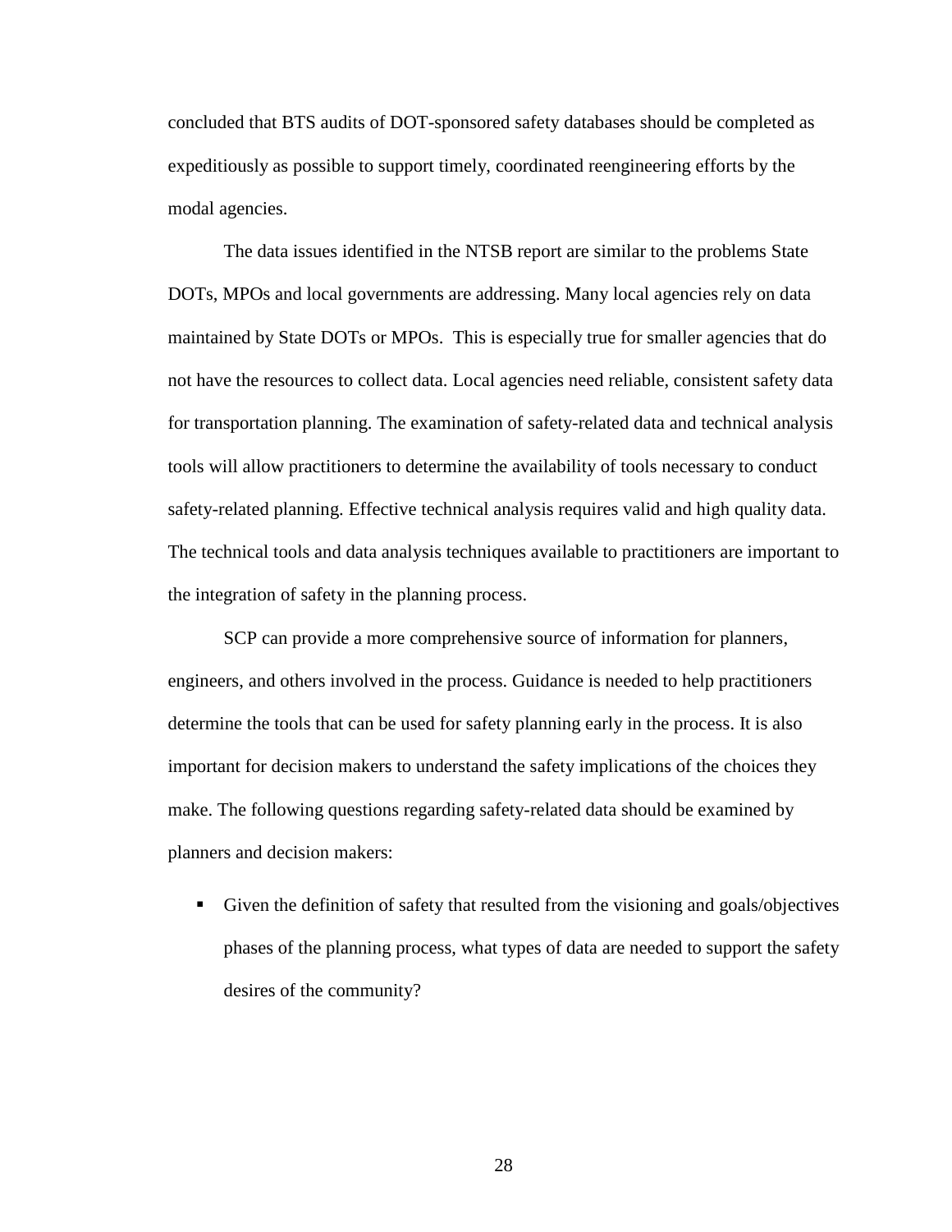concluded that BTS audits of DOT-sponsored safety databases should be completed as expeditiously as possible to support timely, coordinated reengineering efforts by the modal agencies.

The data issues identified in the NTSB report are similar to the problems State DOTs, MPOs and local governments are addressing. Many local agencies rely on data maintained by State DOTs or MPOs. This is especially true for smaller agencies that do not have the resources to collect data. Local agencies need reliable, consistent safety data for transportation planning. The examination of safety-related data and technical analysis tools will allow practitioners to determine the availability of tools necessary to conduct safety-related planning. Effective technical analysis requires valid and high quality data. The technical tools and data analysis techniques available to practitioners are important to the integration of safety in the planning process.

SCP can provide a more comprehensive source of information for planners, engineers, and others involved in the process. Guidance is needed to help practitioners determine the tools that can be used for safety planning early in the process. It is also important for decision makers to understand the safety implications of the choices they make. The following questions regarding safety-related data should be examined by planners and decision makers:

- Given the definition of safety that resulted from the visioning and goals/objectives phases of the planning process, what types of data are needed to support the safety desires of the community?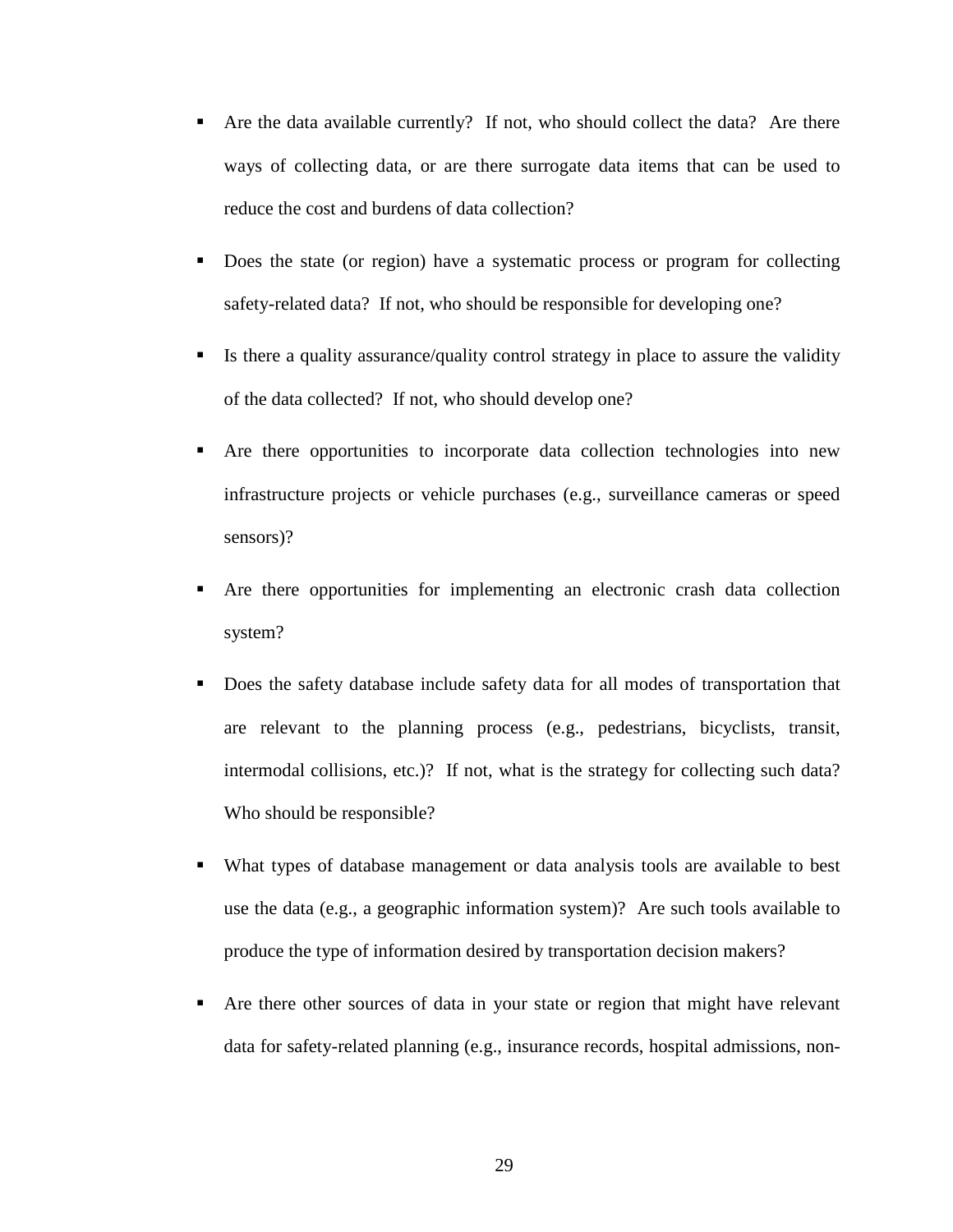- Are the data available currently? If not, who should collect the data? Are there ways of collecting data, or are there surrogate data items that can be used to reduce the cost and burdens of data collection?
- Does the state (or region) have a systematic process or program for collecting safety-related data? If not, who should be responsible for developing one?
- Is there a quality assurance/quality control strategy in place to assure the validity of the data collected? If not, who should develop one?
- Are there opportunities to incorporate data collection technologies into new infrastructure projects or vehicle purchases (e.g., surveillance cameras or speed sensors)?
- Are there opportunities for implementing an electronic crash data collection system?
- Does the safety database include safety data for all modes of transportation that are relevant to the planning process (e.g., pedestrians, bicyclists, transit, intermodal collisions, etc.)? If not, what is the strategy for collecting such data? Who should be responsible?
- What types of database management or data analysis tools are available to best use the data (e.g., a geographic information system)? Are such tools available to produce the type of information desired by transportation decision makers?
- Are there other sources of data in your state or region that might have relevant data for safety-related planning (e.g., insurance records, hospital admissions, non-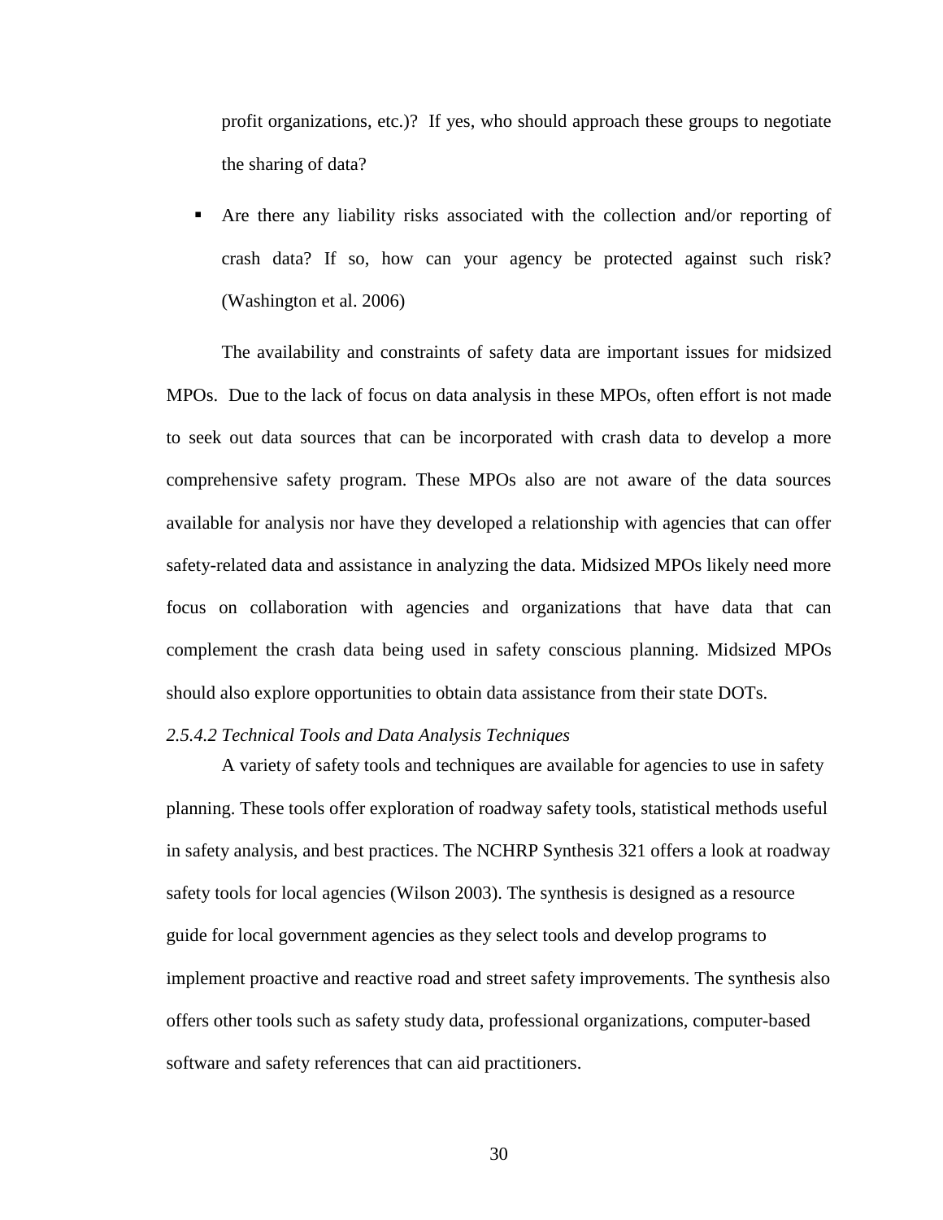profit organizations, etc.)? If yes, who should approach these groups to negotiate the sharing of data?

- Are there any liability risks associated with the collection and/or reporting of crash data? If so, how can your agency be protected against such risk? (Washington et al. 2006)

The availability and constraints of safety data are important issues for midsized MPOs. Due to the lack of focus on data analysis in these MPOs, often effort is not made to seek out data sources that can be incorporated with crash data to develop a more comprehensive safety program. These MPOs also are not aware of the data sources available for analysis nor have they developed a relationship with agencies that can offer safety-related data and assistance in analyzing the data. Midsized MPOs likely need more focus on collaboration with agencies and organizations that have data that can complement the crash data being used in safety conscious planning. Midsized MPOs should also explore opportunities to obtain data assistance from their state DOTs.

*2.5.4.2 Technical Tools and Data Analysis Techniques*

A variety of safety tools and techniques are available for agencies to use in safety planning. These tools offer exploration of roadway safety tools, statistical methods useful in safety analysis, and best practices. The NCHRP Synthesis 321 offers a look at roadway safety tools for local agencies (Wilson 2003). The synthesis is designed as a resource guide for local government agencies as they select tools and develop programs to implement proactive and reactive road and street safety improvements. The synthesis also offers other tools such as safety study data, professional organizations, computer-based software and safety references that can aid practitioners.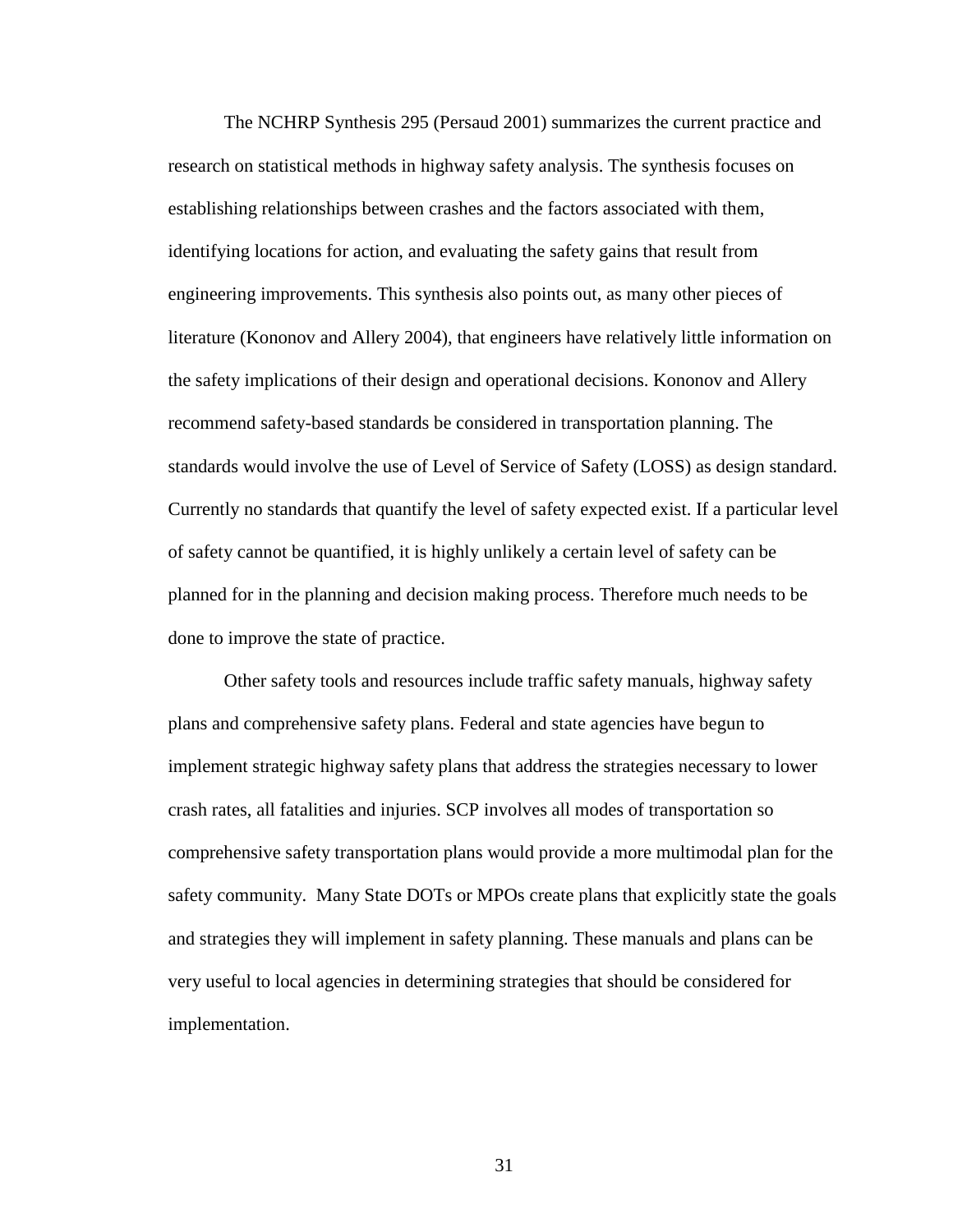The NCHRP Synthesis 295 (Persaud 2001) summarizes the current practice and research on statistical methods in highway safety analysis. The synthesis focuses on establishing relationships between crashes and the factors associated with them, identifying locations for action, and evaluating the safety gains that result from engineering improvements. This synthesis also points out, as many other pieces of literature (Kononov and Allery 2004), that engineers have relatively little information on the safety implications of their design and operational decisions. Kononov and Allery recommend safety-based standards be considered in transportation planning. The standards would involve the use of Level of Service of Safety (LOSS) as design standard. Currently no standards that quantify the level of safety expected exist. If a particular level of safety cannot be quantified, it is highly unlikely a certain level of safety can be planned for in the planning and decision making process. Therefore much needs to be done to improve the state of practice.

Other safety tools and resources include traffic safety manuals, highway safety plans and comprehensive safety plans. Federal and state agencies have begun to implement strategic highway safety plans that address the strategies necessary to lower crash rates, all fatalities and injuries. SCP involves all modes of transportation so comprehensive safety transportation plans would provide a more multimodal plan for the safety community. Many State DOTs or MPOs create plans that explicitly state the goals and strategies they will implement in safety planning. These manuals and plans can be very useful to local agencies in determining strategies that should be considered for implementation.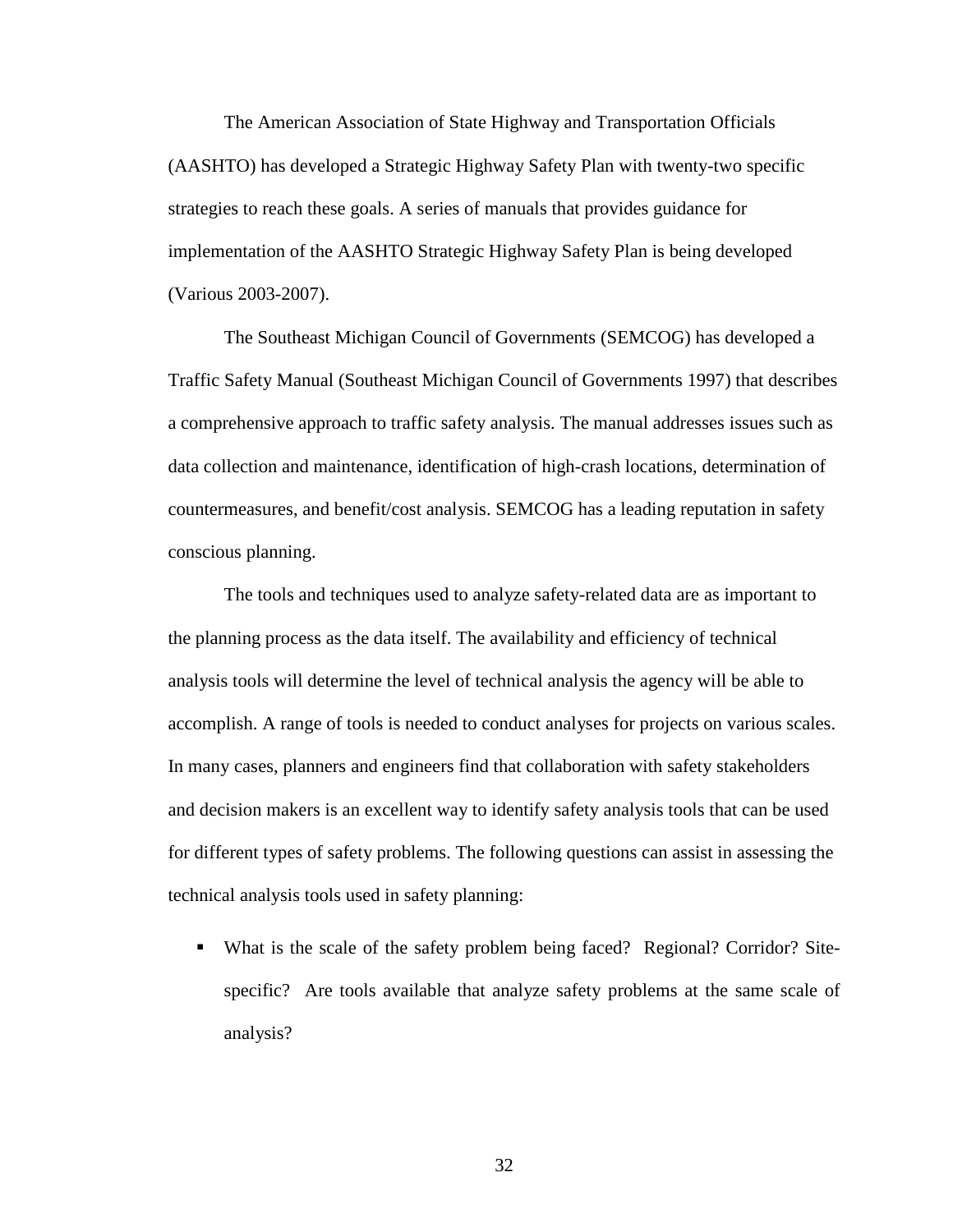The American Association of State Highway and Transportation Officials (AASHTO) has developed a Strategic Highway Safety Plan with twenty-two specific strategies to reach these goals. A series of manuals that provides guidance for implementation of the AASHTO Strategic Highway Safety Plan is being developed (Various 2003-2007).

The Southeast Michigan Council of Governments (SEMCOG) has developed a Traffic Safety Manual (Southeast Michigan Council of Governments 1997) that describes a comprehensive approach to traffic safety analysis. The manual addresses issues such as data collection and maintenance, identification of high-crash locations, determination of countermeasures, and benefit/cost analysis. SEMCOG has a leading reputation in safety conscious planning.

The tools and techniques used to analyze safety-related data are as important to the planning process as the data itself. The availability and efficiency of technical analysis tools will determine the level of technical analysis the agency will be able to accomplish. A range of tools is needed to conduct analyses for projects on various scales. In many cases, planners and engineers find that collaboration with safety stakeholders and decision makers is an excellent way to identify safety analysis tools that can be used for different types of safety problems. The following questions can assist in assessing the technical analysis tools used in safety planning:

- What is the scale of the safety problem being faced? Regional? Corridor? Site-specific? Are tools available that analyze safety problems at the same scale of analysis?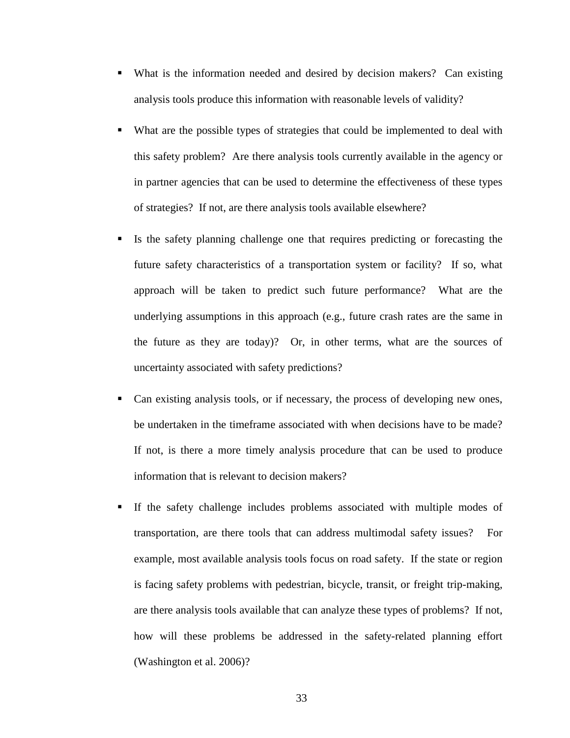- What is the information needed and desired by decision makers? Can existing analysis tools produce this information with reasonable levels of validity?

- What are the possible types of strategies that could be implemented to deal with this safety problem? Are there analysis tools currently available in the agency or in partner agencies that can be used to determine the effectiveness of these types of strategies? If not, are there analysis tools available elsewhere?

- Is the safety planning challenge one that requires predicting or forecasting the future safety characteristics of a transportation system or facility? If so, what approach will be taken to predict such future performance? What are the underlying assumptions in this approach (e.g., future crash rates are the same in the future as they are today)? Or, in other terms, what are the sources of uncertainty associated with safety predictions?

- Can existing analysis tools, or if necessary, the process of developing new ones, be undertaken in the timeframe associated with when decisions have to be made? If not, is there a more timely analysis procedure that can be used to produce information that is relevant to decision makers?

- If the safety challenge includes problems associated with multiple modes of transportation, are there tools that can address multimodal safety issues? For example, most available analysis tools focus on road safety. If the state or region is facing safety problems with pedestrian, bicycle, transit, or freight trip-making, are there analysis tools available that can analyze these types of problems? If not, how will these problems be addressed in the safety-related planning effort (Washington et al. 2006)?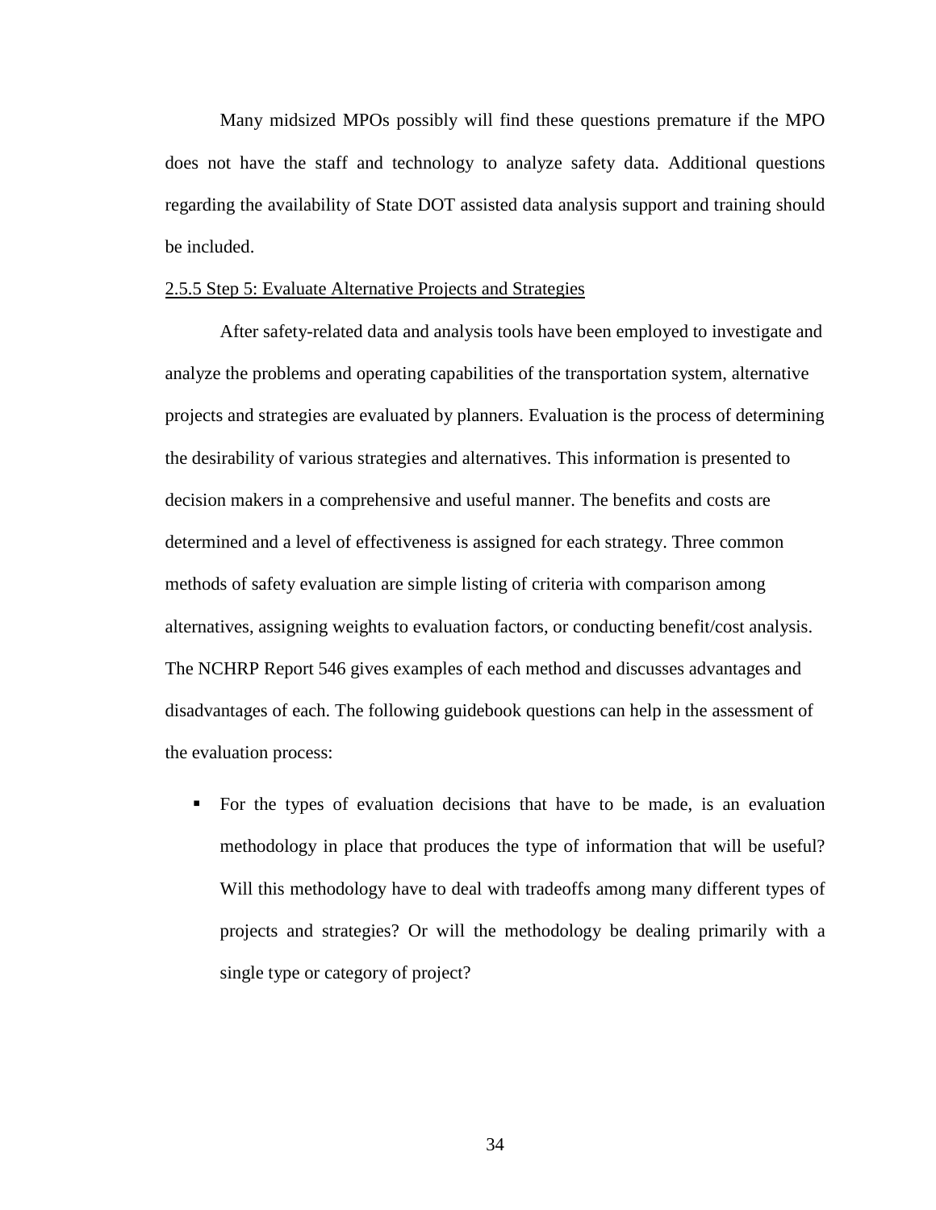Many midsized MPOs possibly will find these questions premature if the MPO does not have the staff and technology to analyze safety data. Additional questions regarding the availability of State DOT assisted data analysis support and training should be included.

### 2.5.5 Step 5: Evaluate Alternative Projects and Strategies

After safety-related data and analysis tools have been employed to investigate and analyze the problems and operating capabilities of the transportation system, alternative projects and strategies are evaluated by planners. Evaluation is the process of determining the desirability of various strategies and alternatives. This information is presented to decision makers in a comprehensive and useful manner. The benefits and costs are determined and a level of effectiveness is assigned for each strategy. Three common methods of safety evaluation are simple listing of criteria with comparison among alternatives, assigning weights to evaluation factors, or conducting benefit/cost analysis. The NCHRP Report 546 gives examples of each method and discusses advantages and disadvantages of each. The following guidebook questions can help in the assessment of the evaluation process:

- For the types of evaluation decisions that have to be made, is an evaluation methodology in place that produces the type of information that will be useful? Will this methodology have to deal with tradeoffs among many different types of projects and strategies? Or will the methodology be dealing primarily with a single type or category of project?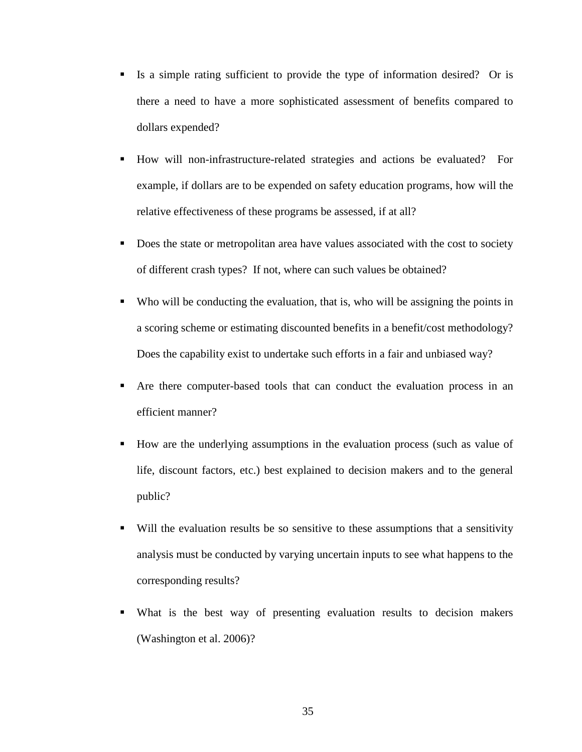- Is a simple rating sufficient to provide the type of information desired? Or is there a need to have a more sophisticated assessment of benefits compared to dollars expended?
- How will non-infrastructure-related strategies and actions be evaluated? For example, if dollars are to be expended on safety education programs, how will the relative effectiveness of these programs be assessed, if at all?
- Does the state or metropolitan area have values associated with the cost to society of different crash types? If not, where can such values be obtained?
- Who will be conducting the evaluation, that is, who will be assigning the points in a scoring scheme or estimating discounted benefits in a benefit/cost methodology? Does the capability exist to undertake such efforts in a fair and unbiased way?
- Are there computer-based tools that can conduct the evaluation process in an efficient manner?
- How are the underlying assumptions in the evaluation process (such as value of life, discount factors, etc.) best explained to decision makers and to the general public?
- Will the evaluation results be so sensitive to these assumptions that a sensitivity analysis must be conducted by varying uncertain inputs to see what happens to the corresponding results?
- What is the best way of presenting evaluation results to decision makers (Washington et al. 2006)?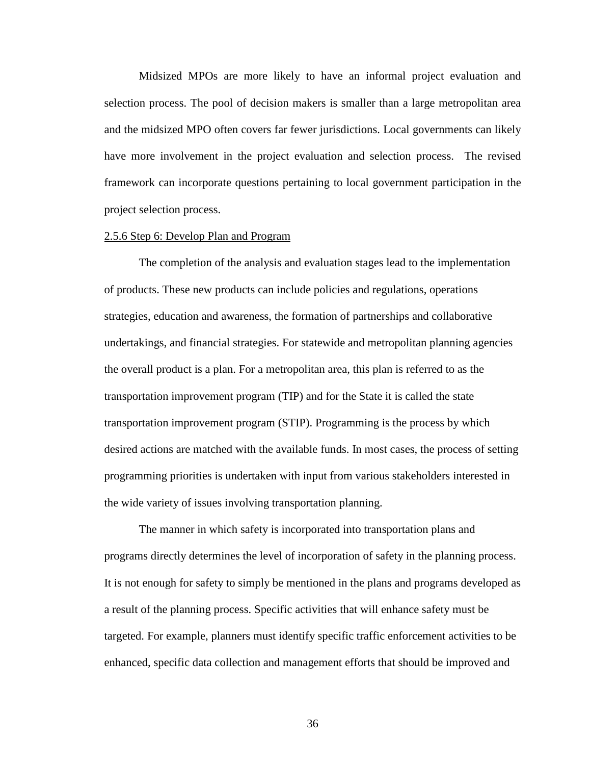Midsized MPOs are more likely to have an informal project evaluation and selection process. The pool of decision makers is smaller than a large metropolitan area and the midsized MPO often covers far fewer jurisdictions. Local governments can likely have more involvement in the project evaluation and selection process. The revised framework can incorporate questions pertaining to local government participation in the project selection process.

### 2.5.6 Step 6: Develop Plan and Program

The completion of the analysis and evaluation stages lead to the implementation of products. These new products can include policies and regulations, operations strategies, education and awareness, the formation of partnerships and collaborative undertakings, and financial strategies. For statewide and metropolitan planning agencies the overall product is a plan. For a metropolitan area, this plan is referred to as the transportation improvement program (TIP) and for the State it is called the state transportation improvement program (STIP). Programming is the process by which desired actions are matched with the available funds. In most cases, the process of setting programming priorities is undertaken with input from various stakeholders interested in the wide variety of issues involving transportation planning.

The manner in which safety is incorporated into transportation plans and programs directly determines the level of incorporation of safety in the planning process. It is not enough for safety to simply be mentioned in the plans and programs developed as a result of the planning process. Specific activities that will enhance safety must be targeted. For example, planners must identify specific traffic enforcement activities to be enhanced, specific data collection and management efforts that should be improved and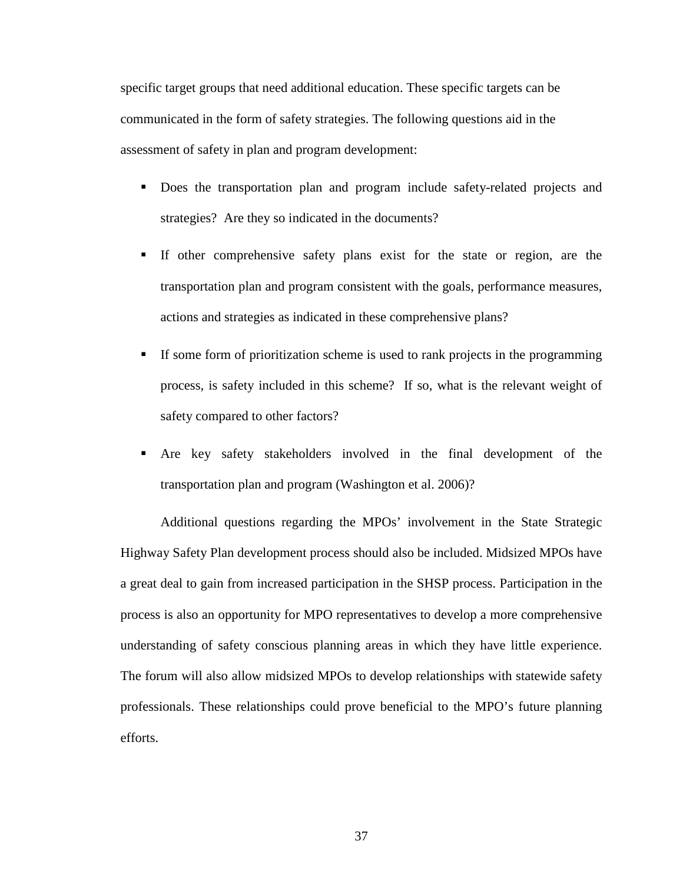specific target groups that need additional education. These specific targets can be communicated in the form of safety strategies. The following questions aid in the assessment of safety in plan and program development:

- Does the transportation plan and program include safety-related projects and strategies? Are they so indicated in the documents?
- If other comprehensive safety plans exist for the state or region, are the transportation plan and program consistent with the goals, performance measures, actions and strategies as indicated in these comprehensive plans?
- If some form of prioritization scheme is used to rank projects in the programming process, is safety included in this scheme? If so, what is the relevant weight of safety compared to other factors?
- Are key safety stakeholders involved in the final development of the transportation plan and program (Washington et al. 2006)?

Additional questions regarding the MPOs' involvement in the State Strategic Highway Safety Plan development process should also be included. Midsized MPOs have a great deal to gain from increased participation in the SHSP process. Participation in the process is also an opportunity for MPO representatives to develop a more comprehensive understanding of safety conscious planning areas in which they have little experience. The forum will also allow midsized MPOs to develop relationships with statewide safety professionals. These relationships could prove beneficial to the MPO's future planning efforts.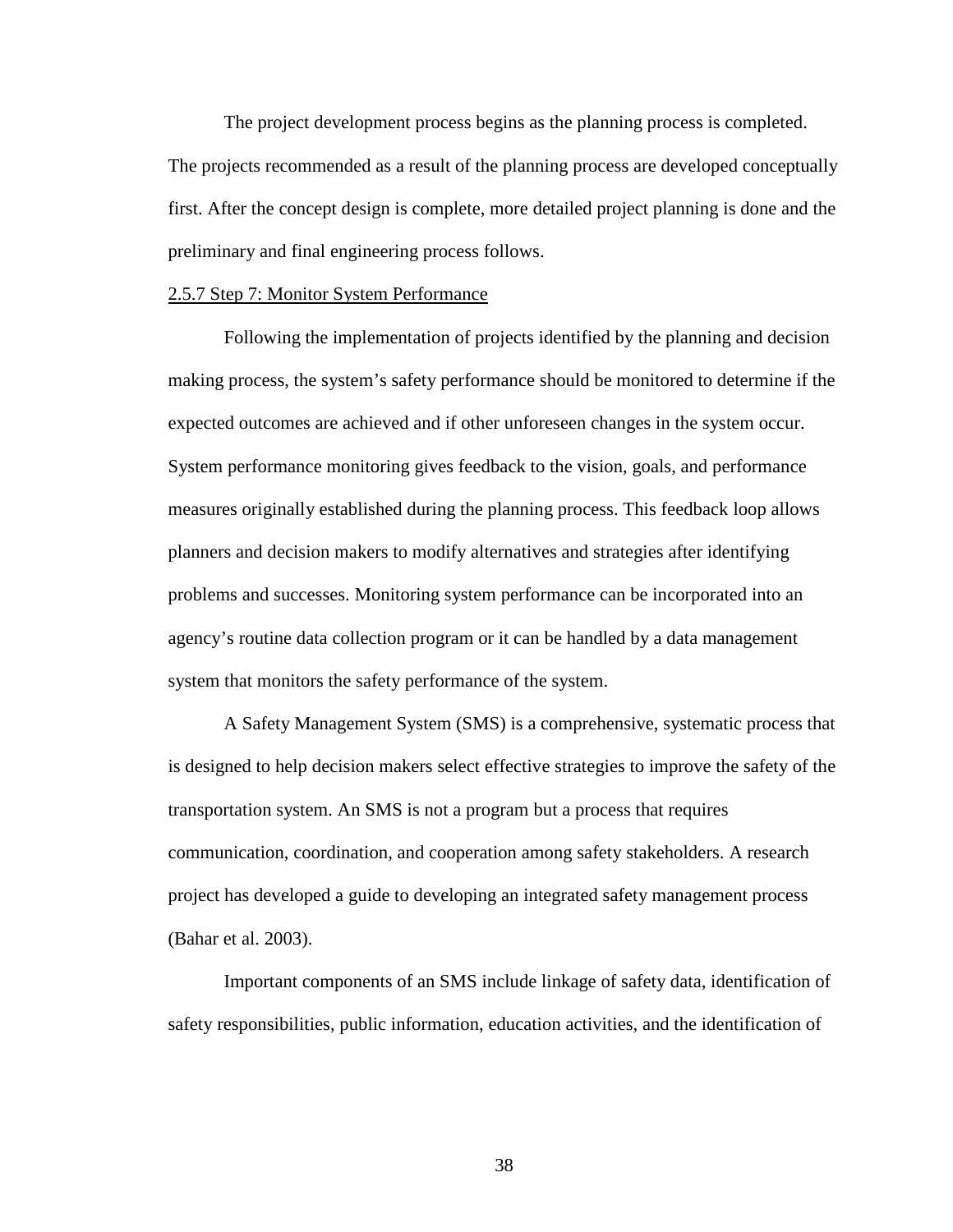The project development process begins as the planning process is completed. The projects recommended as a result of the planning process are developed conceptually first. After the concept design is complete, more detailed project planning is done and the preliminary and final engineering process follows.

#### 2.5.7 Step 7: Monitor System Performance

Following the implementation of projects identified by the planning and decision making process, the system's safety performance should be monitored to determine if the expected outcomes are achieved and if other unforeseen changes in the system occur. System performance monitoring gives feedback to the vision, goals, and performance measures originally established during the planning process. This feedback loop allows planners and decision makers to modify alternatives and strategies after identifying problems and successes. Monitoring system performance can be incorporated into an agency's routine data collection program or it can be handled by a data management system that monitors the safety performance of the system.

A Safety Management System (SMS) is a comprehensive, systematic process that is designed to help decision makers select effective strategies to improve the safety of the transportation system. An SMS is not a program but a process that requires communication, coordination, and cooperation among safety stakeholders. A research project has developed a guide to developing an integrated safety management process (Bahar et al. 2003).

Important components of an SMS include linkage of safety data, identification of safety responsibilities, public information, education activities, and the identification of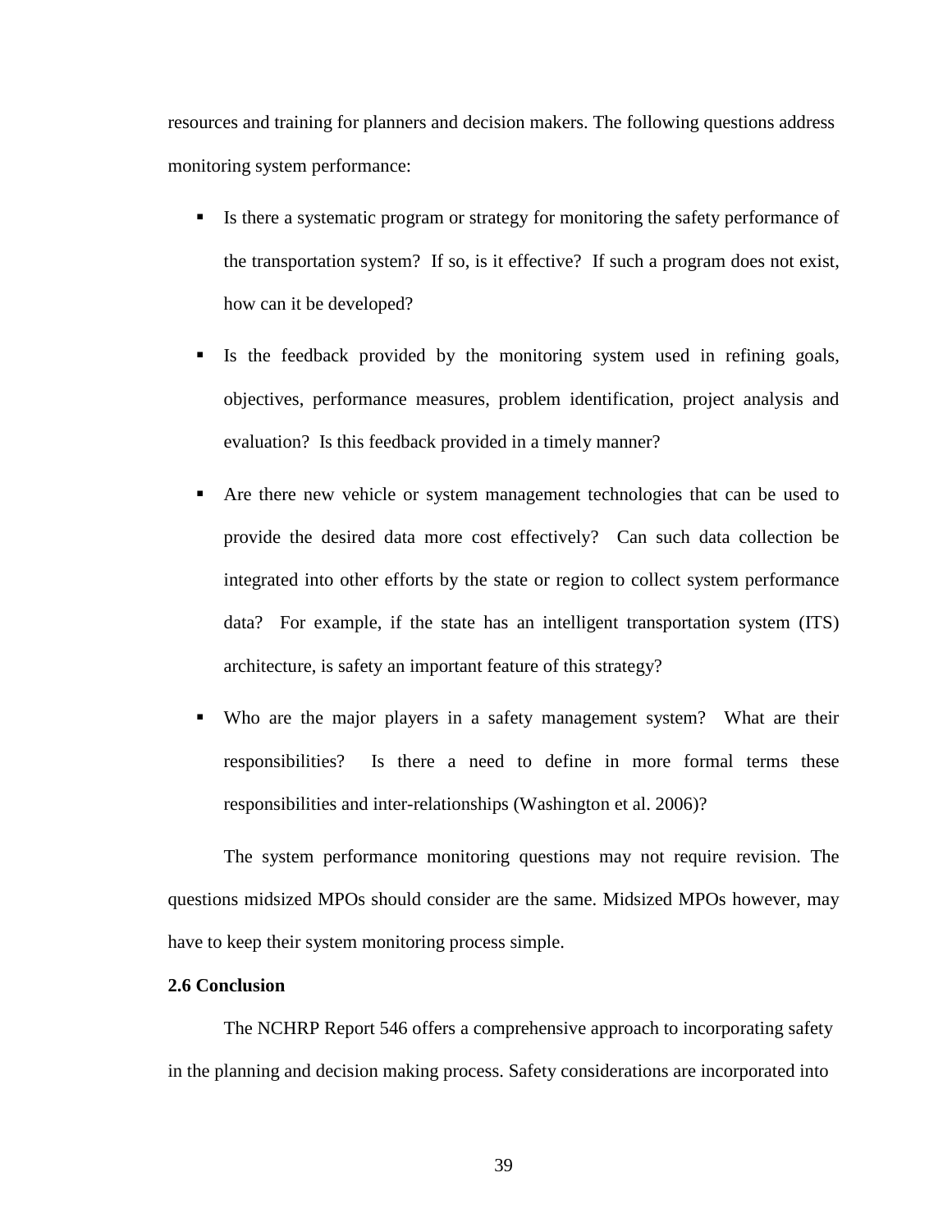resources and training for planners and decision makers. The following questions address monitoring system performance:

- Is there a systematic program or strategy for monitoring the safety performance of the transportation system? If so, is it effective? If such a program does not exist, how can it be developed?
- Is the feedback provided by the monitoring system used in refining goals, objectives, performance measures, problem identification, project analysis and evaluation? Is this feedback provided in a timely manner?
- Are there new vehicle or system management technologies that can be used to provide the desired data more cost effectively? Can such data collection be integrated into other efforts by the state or region to collect system performance data? For example, if the state has an intelligent transportation system (ITS) architecture, is safety an important feature of this strategy?
- Who are the major players in a safety management system? What are their responsibilities? Is there a need to define in more formal terms these responsibilities and inter-relationships (Washington et al. 2006)?

The system performance monitoring questions may not require revision. The questions midsized MPOs should consider are the same. Midsized MPOs however, may have to keep their system monitoring process simple.

**2.6 Conclusion**

The NCHRP Report 546 offers a comprehensive approach to incorporating safety in the planning and decision making process. Safety considerations are incorporated into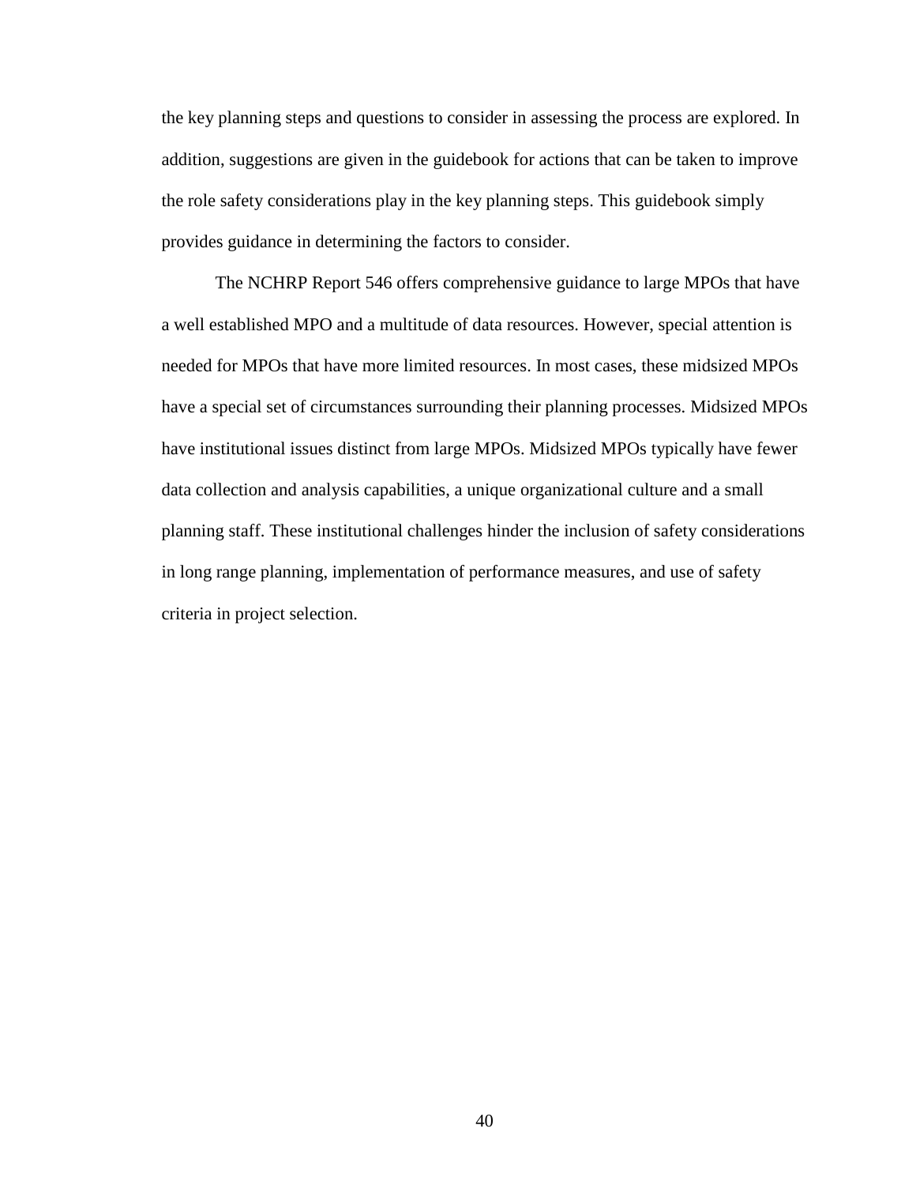the key planning steps and questions to consider in assessing the process are explored. In addition, suggestions are given in the guidebook for actions that can be taken to improve the role safety considerations play in the key planning steps. This guidebook simply provides guidance in determining the factors to consider.

The NCHRP Report 546 offers comprehensive guidance to large MPOs that have a well established MPO and a multitude of data resources. However, special attention is needed for MPOs that have more limited resources. In most cases, these midsized MPOs have a special set of circumstances surrounding their planning processes. Midsized MPOs have institutional issues distinct from large MPOs. Midsized MPOs typically have fewer data collection and analysis capabilities, a unique organizational culture and a small planning staff. These institutional challenges hinder the inclusion of safety considerations in long range planning, implementation of performance measures, and use of safety criteria in project selection.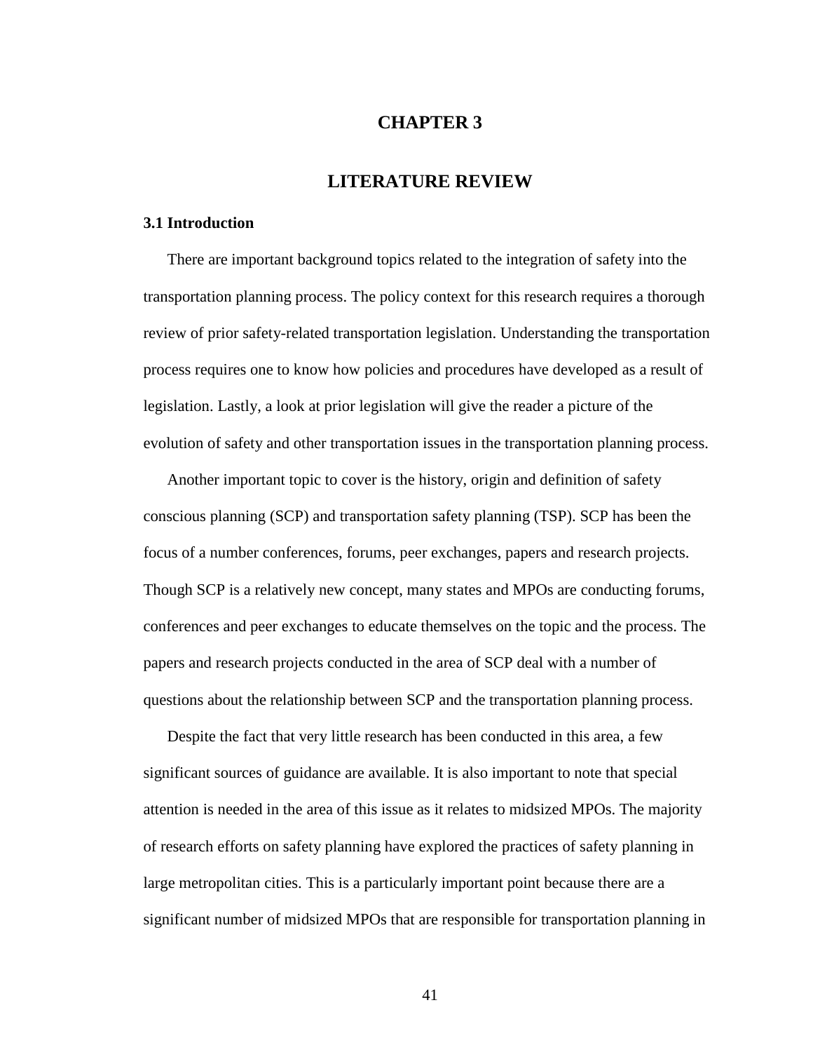# CHAPTER 3

# LITERATURE REVIEW

### 3.1 Introduction

There are important background topics related to the integration of safety into the transportation planning process. The policy context for this research requires a thorough review of prior safety-related transportation legislation. Understanding the transportation process requires one to know how policies and procedures have developed as a result of legislation. Lastly, a look at prior legislation will give the reader a picture of the evolution of safety and other transportation issues in the transportation planning process.

Another important topic to cover is the history, origin and definition of safety conscious planning (SCP) and transportation safety planning (TSP). SCP has been the focus of a number conferences, forums, peer exchanges, papers and research projects. Though SCP is a relatively new concept, many states and MPOs are conducting forums, conferences and peer exchanges to educate themselves on the topic and the process. The papers and research projects conducted in the area of SCP deal with a number of questions about the relationship between SCP and the transportation planning process.

Despite the fact that very little research has been conducted in this area, a few significant sources of guidance are available. It is also important to note that special attention is needed in the area of this issue as it relates to midsized MPOs. The majority of research efforts on safety planning have explored the practices of safety planning in large metropolitan cities. This is a particularly important point because there are a significant number of midsized MPOs that are responsible for transportation planning in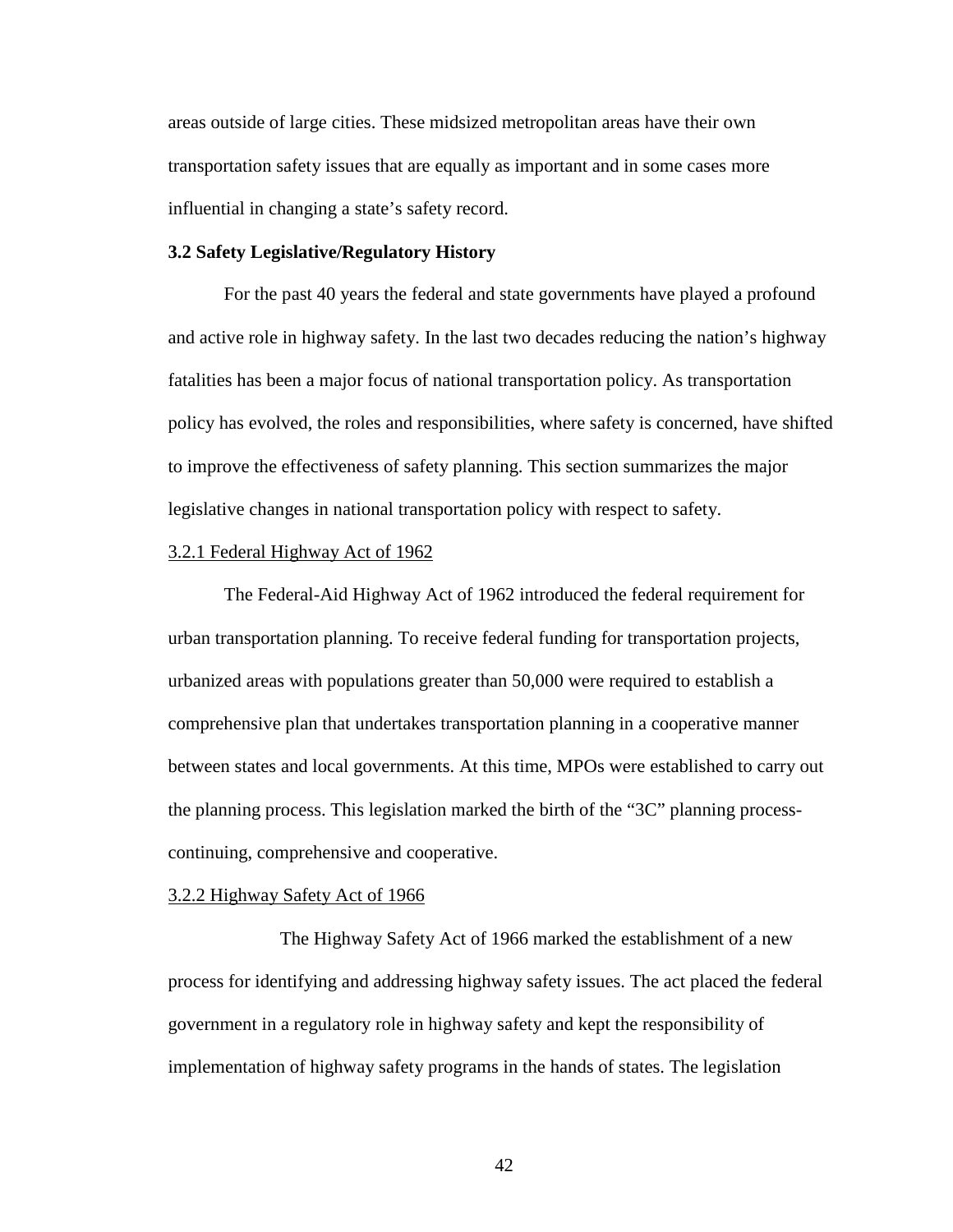areas outside of large cities. These midsized metropolitan areas have their own transportation safety issues that are equally as important and in some cases more influential in changing a state's safety record.

### 3.2 Safety Legislative/Regulatory History

For the past 40 years the federal and state governments have played a profound and active role in highway safety. In the last two decades reducing the nation's highway fatalities has been a major focus of national transportation policy. As transportation policy has evolved, the roles and responsibilities, where safety is concerned, have shifted to improve the effectiveness of safety planning. This section summarizes the major legislative changes in national transportation policy with respect to safety.

#### 3.2.1 Federal Highway Act of 1962

The Federal-Aid Highway Act of 1962 introduced the federal requirement for urban transportation planning. To receive federal funding for transportation projects, urbanized areas with populations greater than 50,000 were required to establish a comprehensive plan that undertakes transportation planning in a cooperative manner between states and local governments. At this time, MPOs were established to carry out the planning process. This legislation marked the birth of the "3C" planning process-continuing, comprehensive and cooperative.

#### 3.2.2 Highway Safety Act of 1966

The Highway Safety Act of 1966 marked the establishment of a new process for identifying and addressing highway safety issues. The act placed the federal government in a regulatory role in highway safety and kept the responsibility of implementation of highway safety programs in the hands of states. The legislation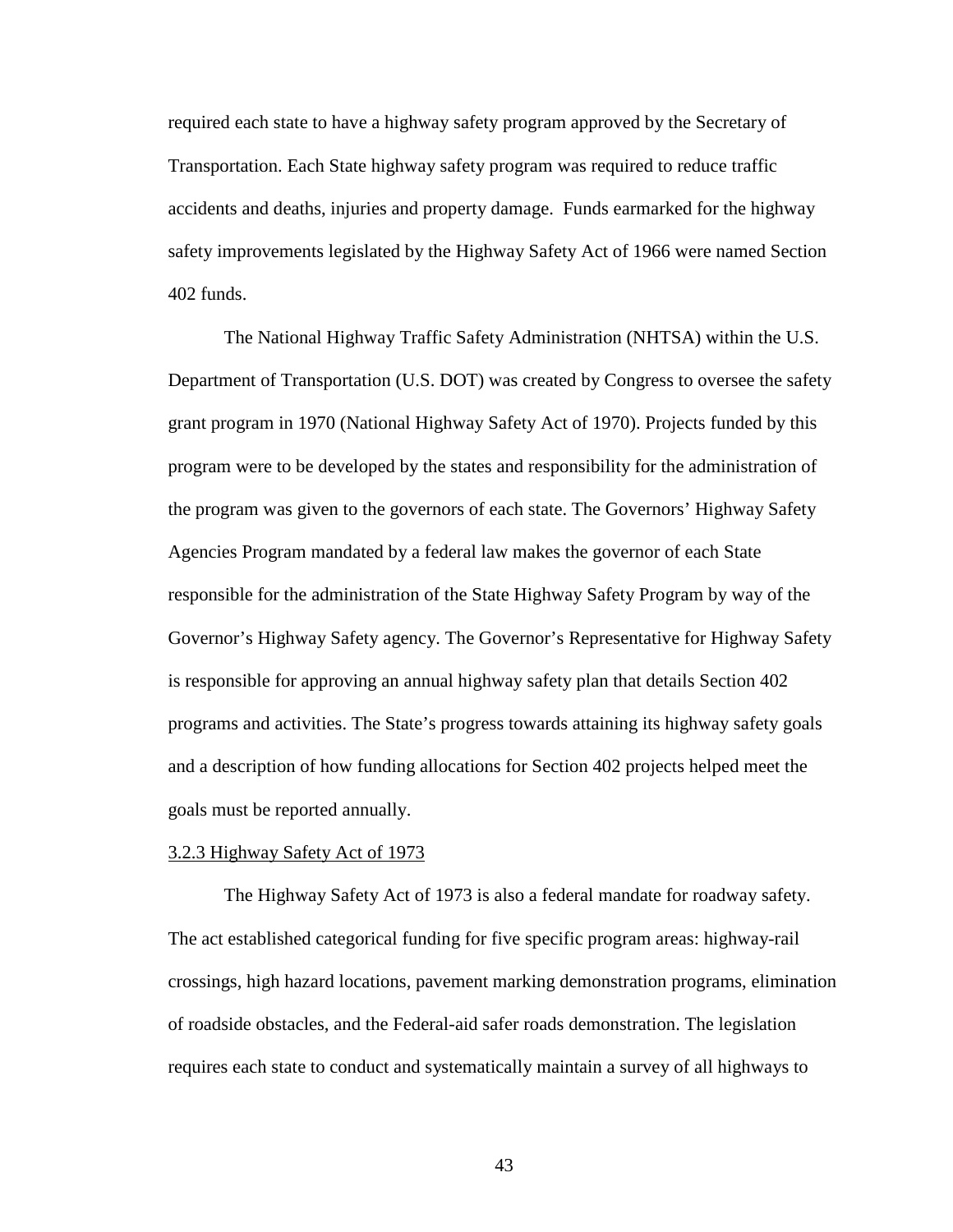required each state to have a highway safety program approved by the Secretary of Transportation. Each State highway safety program was required to reduce traffic accidents and deaths, injuries and property damage. Funds earmarked for the highway safety improvements legislated by the Highway Safety Act of 1966 were named Section 402 funds.

The National Highway Traffic Safety Administration (NHTSA) within the U.S. Department of Transportation (U.S. DOT) was created by Congress to oversee the safety grant program in 1970 (National Highway Safety Act of 1970). Projects funded by this program were to be developed by the states and responsibility for the administration of the program was given to the governors of each state. The Governors' Highway Safety Agencies Program mandated by a federal law makes the governor of each State responsible for the administration of the State Highway Safety Program by way of the Governor's Highway Safety agency. The Governor's Representative for Highway Safety is responsible for approving an annual highway safety plan that details Section 402 programs and activities. The State's progress towards attaining its highway safety goals and a description of how funding allocations for Section 402 projects helped meet the goals must be reported annually.

### 3.2.3 Highway Safety Act of 1973

The Highway Safety Act of 1973 is also a federal mandate for roadway safety. The act established categorical funding for five specific program areas: highway-rail crossings, high hazard locations, pavement marking demonstration programs, elimination of roadside obstacles, and the Federal-aid safer roads demonstration. The legislation requires each state to conduct and systematically maintain a survey of all highways to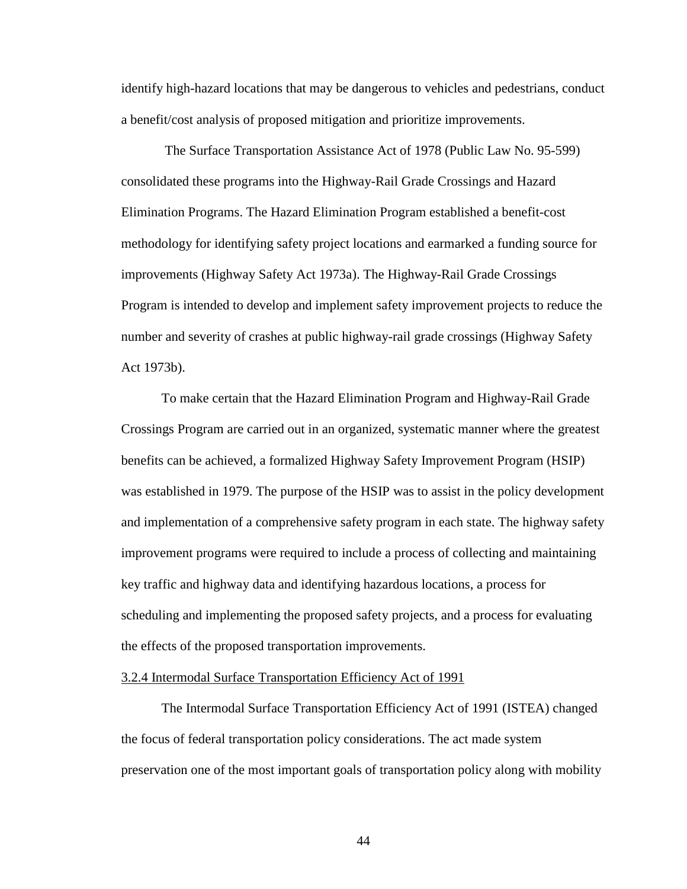identify high-hazard locations that may be dangerous to vehicles and pedestrians, conduct a benefit/cost analysis of proposed mitigation and prioritize improvements.

The Surface Transportation Assistance Act of 1978 (Public Law No. 95-599) consolidated these programs into the Highway-Rail Grade Crossings and Hazard Elimination Programs. The Hazard Elimination Program established a benefit-cost methodology for identifying safety project locations and earmarked a funding source for improvements (Highway Safety Act 1973a). The Highway-Rail Grade Crossings Program is intended to develop and implement safety improvement projects to reduce the number and severity of crashes at public highway-rail grade crossings (Highway Safety Act 1973b).

To make certain that the Hazard Elimination Program and Highway-Rail Grade Crossings Program are carried out in an organized, systematic manner where the greatest benefits can be achieved, a formalized Highway Safety Improvement Program (HSIP) was established in 1979. The purpose of the HSIP was to assist in the policy development and implementation of a comprehensive safety program in each state. The highway safety improvement programs were required to include a process of collecting and maintaining key traffic and highway data and identifying hazardous locations, a process for scheduling and implementing the proposed safety projects, and a process for evaluating the effects of the proposed transportation improvements.

### 3.2.4 Intermodal Surface Transportation Efficiency Act of 1991

The Intermodal Surface Transportation Efficiency Act of 1991 (ISTEA) changed the focus of federal transportation policy considerations. The act made system preservation one of the most important goals of transportation policy along with mobility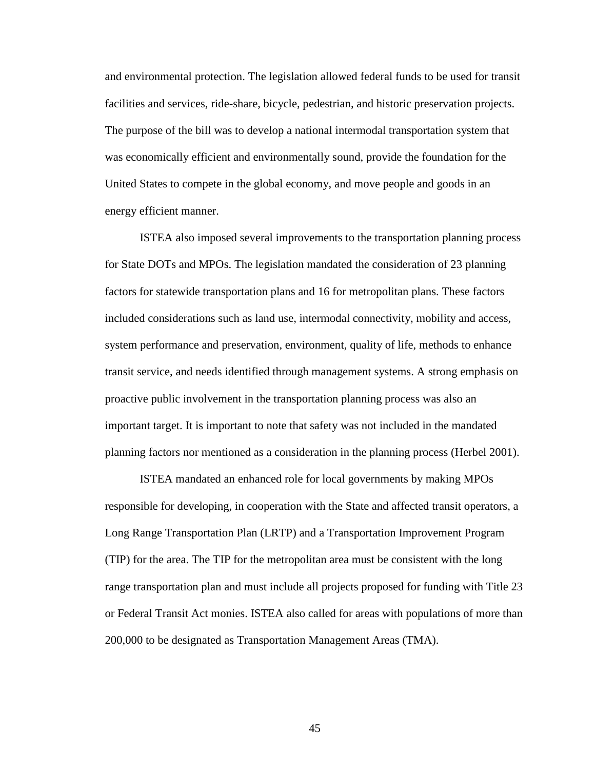and environmental protection. The legislation allowed federal funds to be used for transit facilities and services, ride-share, bicycle, pedestrian, and historic preservation projects. The purpose of the bill was to develop a national intermodal transportation system that was economically efficient and environmentally sound, provide the foundation for the United States to compete in the global economy, and move people and goods in an energy efficient manner.

ISTEA also imposed several improvements to the transportation planning process for State DOTs and MPOs. The legislation mandated the consideration of 23 planning factors for statewide transportation plans and 16 for metropolitan plans. These factors included considerations such as land use, intermodal connectivity, mobility and access, system performance and preservation, environment, quality of life, methods to enhance transit service, and needs identified through management systems. A strong emphasis on proactive public involvement in the transportation planning process was also an important target. It is important to note that safety was not included in the mandated planning factors nor mentioned as a consideration in the planning process (Herbel 2001).

ISTEA mandated an enhanced role for local governments by making MPOs responsible for developing, in cooperation with the State and affected transit operators, a Long Range Transportation Plan (LRTP) and a Transportation Improvement Program (TIP) for the area. The TIP for the metropolitan area must be consistent with the long range transportation plan and must include all projects proposed for funding with Title 23 or Federal Transit Act monies. ISTEA also called for areas with populations of more than 200,000 to be designated as Transportation Management Areas (TMA).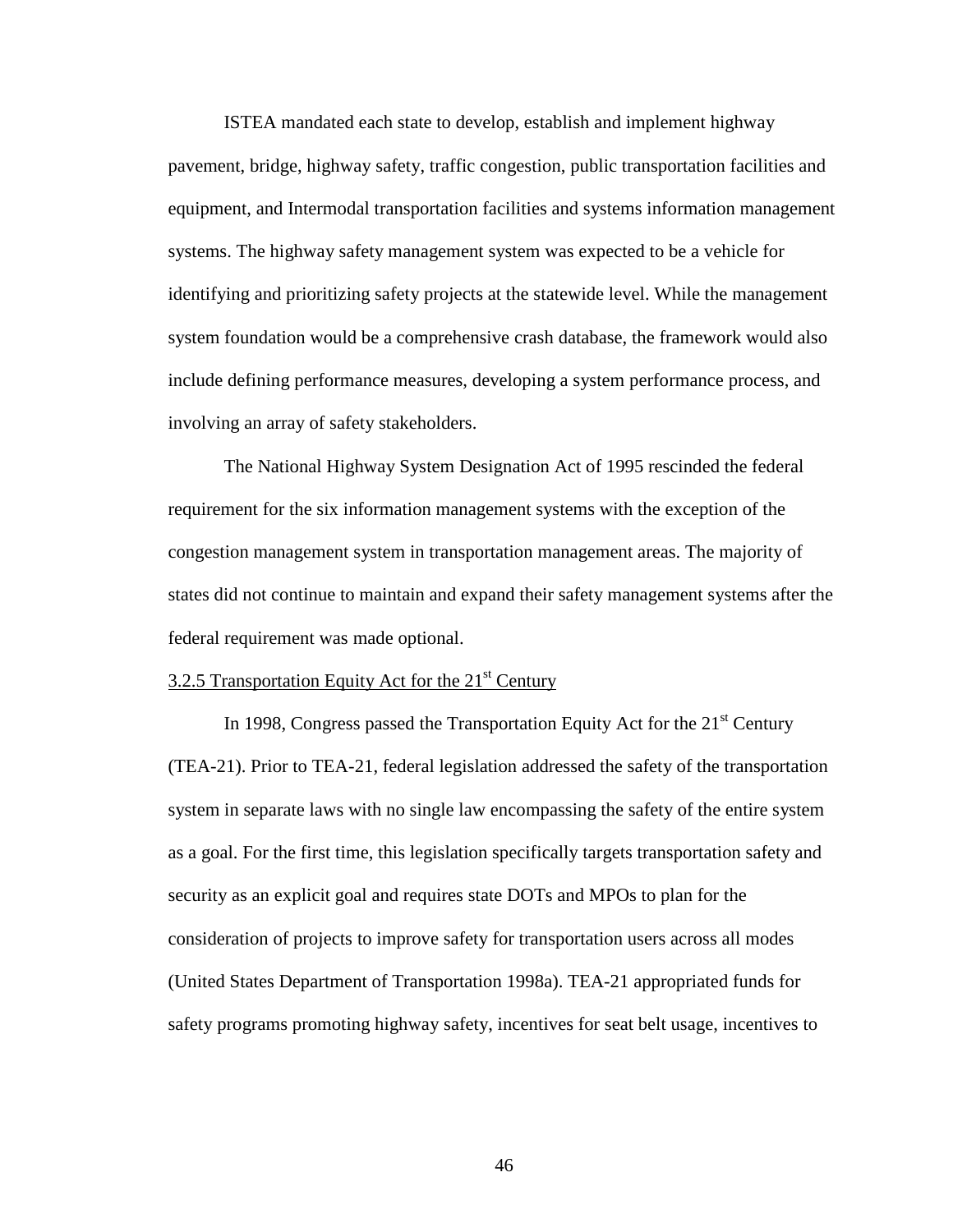ISTEA mandated each state to develop, establish and implement highway pavement, bridge, highway safety, traffic congestion, public transportation facilities and equipment, and Intermodal transportation facilities and systems information management systems. The highway safety management system was expected to be a vehicle for identifying and prioritizing safety projects at the statewide level. While the management system foundation would be a comprehensive crash database, the framework would also include defining performance measures, developing a system performance process, and involving an array of safety stakeholders.

The National Highway System Designation Act of 1995 rescinded the federal requirement for the six information management systems with the exception of the congestion management system in transportation management areas. The majority of states did not continue to maintain and expand their safety management systems after the federal requirement was made optional.

### 3.2.5 Transportation Equity Act for the 21st Century

In 1998, Congress passed the Transportation Equity Act for the 21st Century (TEA-21). Prior to TEA-21, federal legislation addressed the safety of the transportation system in separate laws with no single law encompassing the safety of the entire system as a goal. For the first time, this legislation specifically targets transportation safety and security as an explicit goal and requires state DOTs and MPOs to plan for the consideration of projects to improve safety for transportation users across all modes (United States Department of Transportation 1998a). TEA-21 appropriated funds for safety programs promoting highway safety, incentives for seat belt usage, incentives to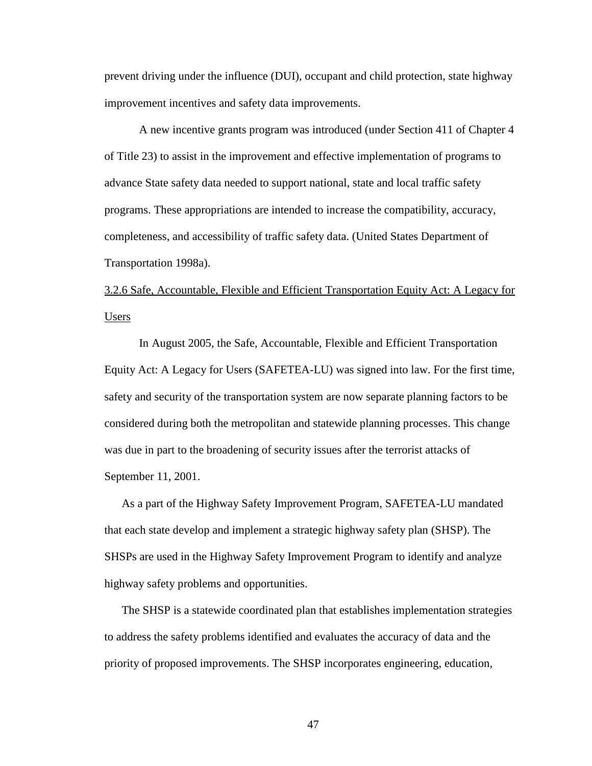prevent driving under the influence (DUI), occupant and child protection, state highway improvement incentives and safety data improvements.

A new incentive grants program was introduced (under Section 411 of Chapter 4 of Title 23) to assist in the improvement and effective implementation of programs to advance State safety data needed to support national, state and local traffic safety programs. These appropriations are intended to increase the compatibility, accuracy, completeness, and accessibility of traffic safety data. (United States Department of Transportation 1998a).

### 3.2.6 Safe, Accountable, Flexible and Efficient Transportation Equity Act: A Legacy for Users

In August 2005, the Safe, Accountable, Flexible and Efficient Transportation Equity Act: A Legacy for Users (SAFETEA-LU) was signed into law. For the first time, safety and security of the transportation system are now separate planning factors to be considered during both the metropolitan and statewide planning processes. This change was due in part to the broadening of security issues after the terrorist attacks of September 11, 2001.

As a part of the Highway Safety Improvement Program, SAFETEA-LU mandated that each state develop and implement a strategic highway safety plan (SHSP). The SHSPs are used in the Highway Safety Improvement Program to identify and analyze highway safety problems and opportunities.

The SHSP is a statewide coordinated plan that establishes implementation strategies to address the safety problems identified and evaluates the accuracy of data and the priority of proposed improvements. The SHSP incorporates engineering, education,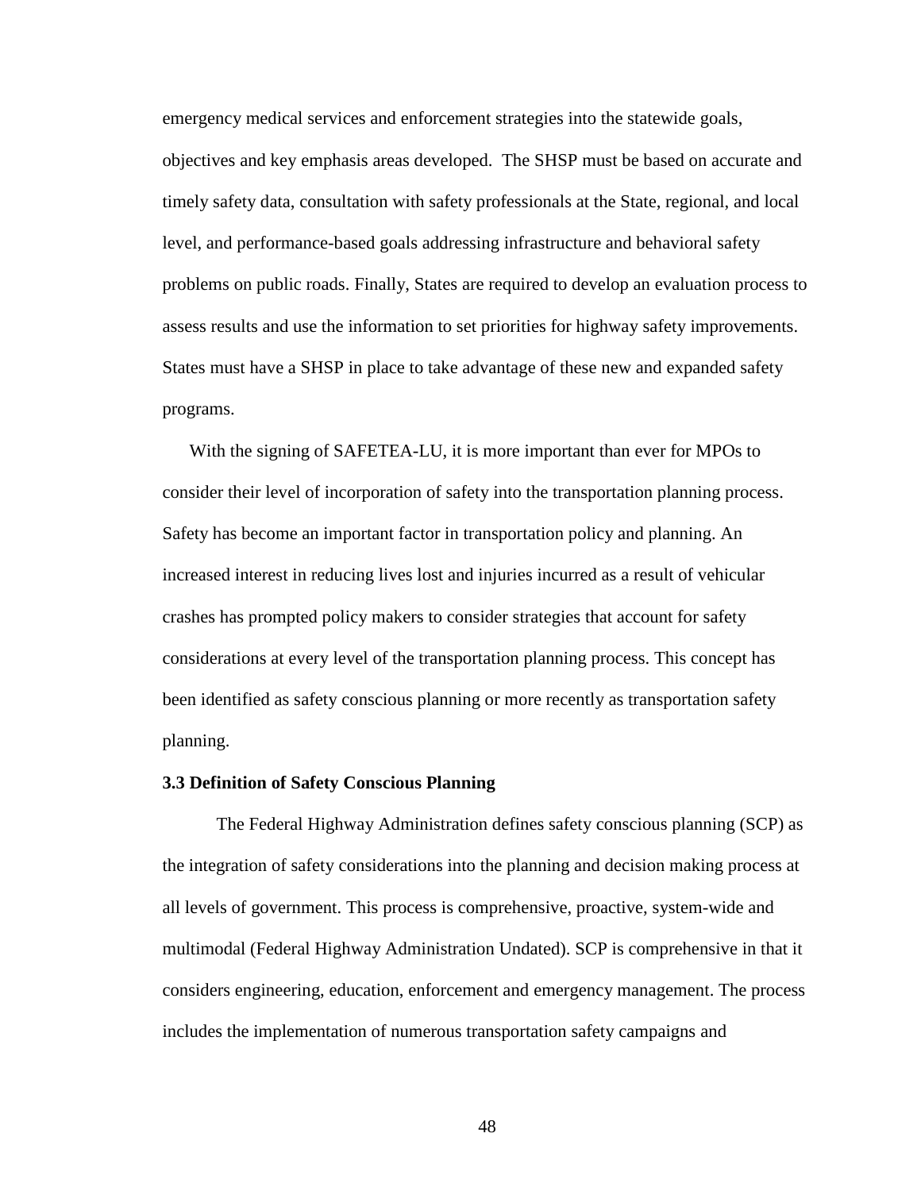emergency medical services and enforcement strategies into the statewide goals, objectives and key emphasis areas developed. The SHSP must be based on accurate and timely safety data, consultation with safety professionals at the State, regional, and local level, and performance-based goals addressing infrastructure and behavioral safety problems on public roads. Finally, States are required to develop an evaluation process to assess results and use the information to set priorities for highway safety improvements. States must have a SHSP in place to take advantage of these new and expanded safety programs.

With the signing of SAFETEA-LU, it is more important than ever for MPOs to consider their level of incorporation of safety into the transportation planning process. Safety has become an important factor in transportation policy and planning. An increased interest in reducing lives lost and injuries incurred as a result of vehicular crashes has prompted policy makers to consider strategies that account for safety considerations at every level of the transportation planning process. This concept has been identified as safety conscious planning or more recently as transportation safety planning.

### 3.3 Definition of Safety Conscious Planning

The Federal Highway Administration defines safety conscious planning (SCP) as the integration of safety considerations into the planning and decision making process at all levels of government. This process is comprehensive, proactive, system-wide and multimodal (Federal Highway Administration Undated). SCP is comprehensive in that it considers engineering, education, enforcement and emergency management. The process includes the implementation of numerous transportation safety campaigns and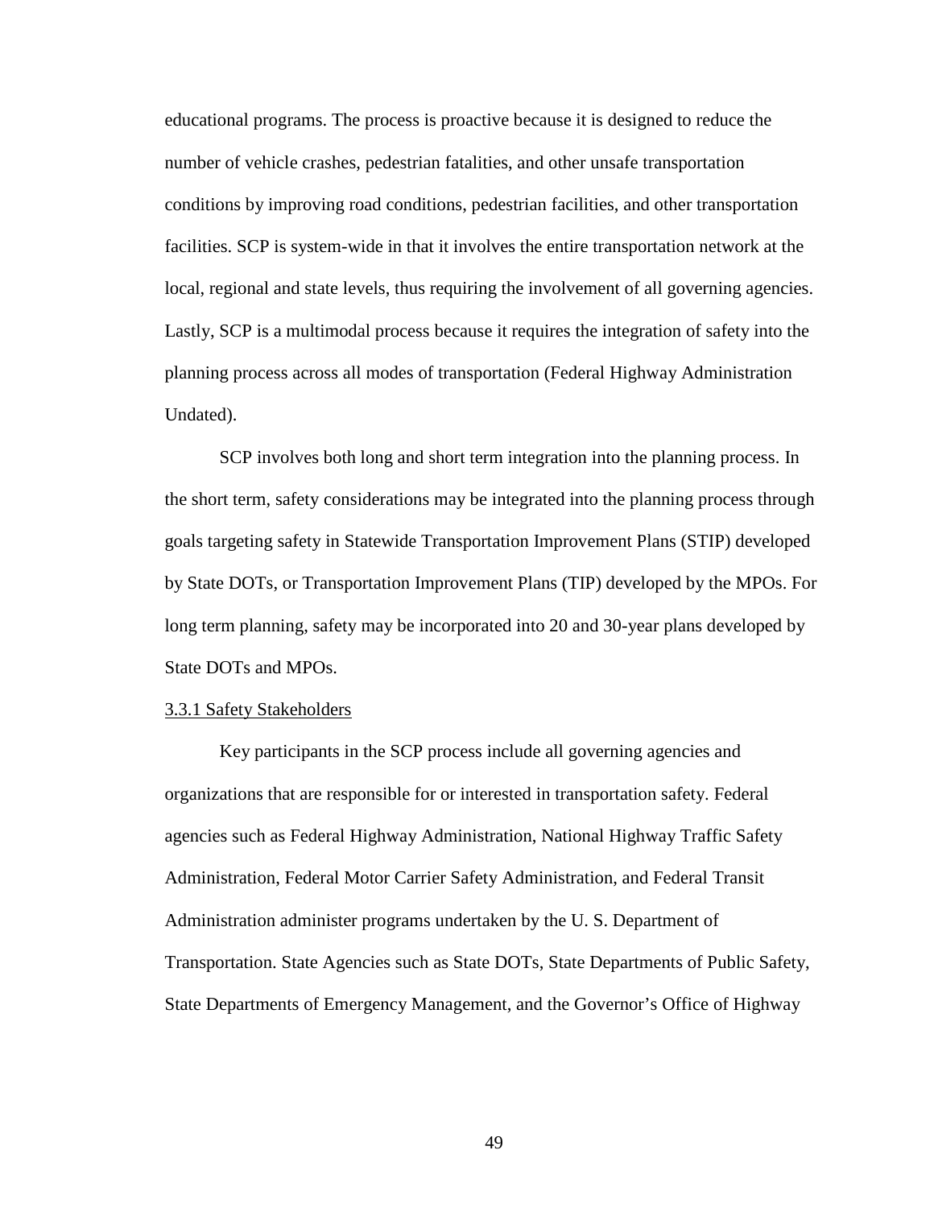educational programs. The process is proactive because it is designed to reduce the number of vehicle crashes, pedestrian fatalities, and other unsafe transportation conditions by improving road conditions, pedestrian facilities, and other transportation facilities. SCP is system-wide in that it involves the entire transportation network at the local, regional and state levels, thus requiring the involvement of all governing agencies. Lastly, SCP is a multimodal process because it requires the integration of safety into the planning process across all modes of transportation (Federal Highway Administration Undated).

SCP involves both long and short term integration into the planning process. In the short term, safety considerations may be integrated into the planning process through goals targeting safety in Statewide Transportation Improvement Plans (STIP) developed by State DOTs, or Transportation Improvement Plans (TIP) developed by the MPOs. For long term planning, safety may be incorporated into 20 and 30-year plans developed by State DOTs and MPOs.

#### 3.3.1 Safety Stakeholders

Key participants in the SCP process include all governing agencies and organizations that are responsible for or interested in transportation safety. Federal agencies such as Federal Highway Administration, National Highway Traffic Safety Administration, Federal Motor Carrier Safety Administration, and Federal Transit Administration administer programs undertaken by the U. S. Department of Transportation. State Agencies such as State DOTs, State Departments of Public Safety, State Departments of Emergency Management, and the Governor's Office of Highway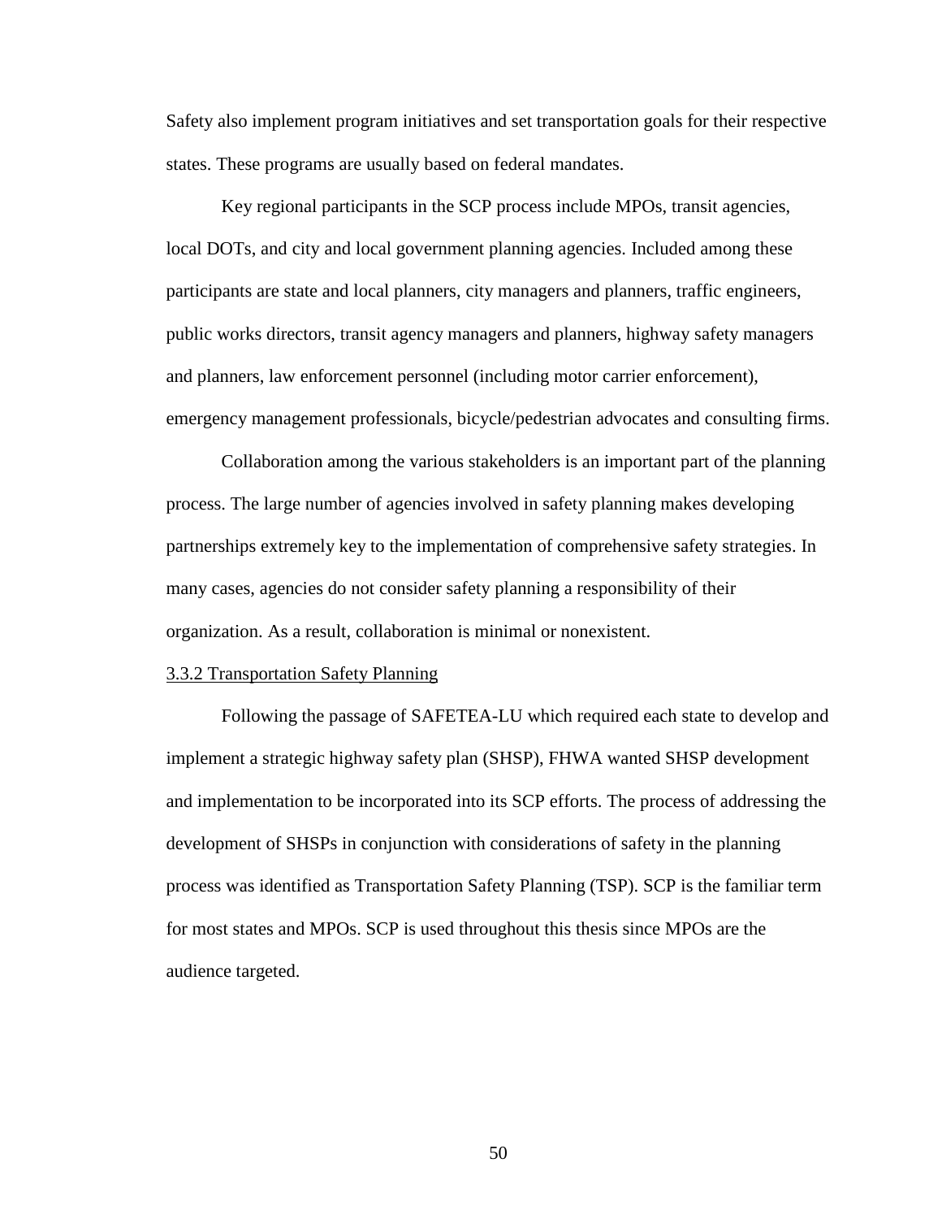Safety also implement program initiatives and set transportation goals for their respective states. These programs are usually based on federal mandates.

Key regional participants in the SCP process include MPOs, transit agencies, local DOTs, and city and local government planning agencies. Included among these participants are state and local planners, city managers and planners, traffic engineers, public works directors, transit agency managers and planners, highway safety managers and planners, law enforcement personnel (including motor carrier enforcement), emergency management professionals, bicycle/pedestrian advocates and consulting firms.

Collaboration among the various stakeholders is an important part of the planning process. The large number of agencies involved in safety planning makes developing partnerships extremely key to the implementation of comprehensive safety strategies. In many cases, agencies do not consider safety planning a responsibility of their organization. As a result, collaboration is minimal or nonexistent.

#### 3.3.2 Transportation Safety Planning

Following the passage of SAFETEA-LU which required each state to develop and implement a strategic highway safety plan (SHSP), FHWA wanted SHSP development and implementation to be incorporated into its SCP efforts. The process of addressing the development of SHSPs in conjunction with considerations of safety in the planning process was identified as Transportation Safety Planning (TSP). SCP is the familiar term for most states and MPOs. SCP is used throughout this thesis since MPOs are the audience targeted.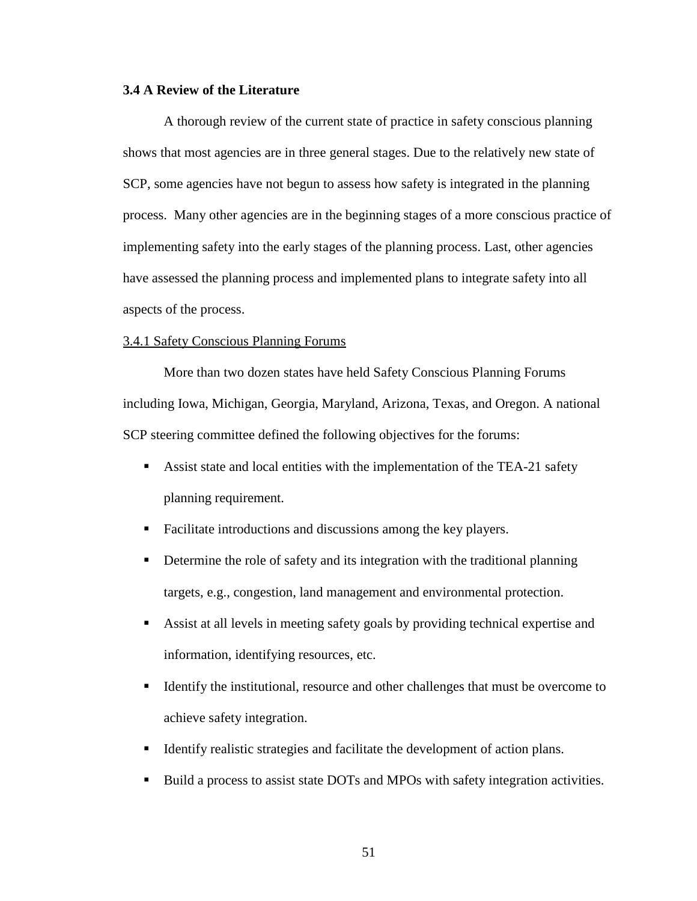### 3.4 A Review of the Literature

A thorough review of the current state of practice in safety conscious planning shows that most agencies are in three general stages. Due to the relatively new state of SCP, some agencies have not begun to assess how safety is integrated in the planning process. Many other agencies are in the beginning stages of a more conscious practice of implementing safety into the early stages of the planning process. Last, other agencies have assessed the planning process and implemented plans to integrate safety into all aspects of the process.

#### 3.4.1 Safety Conscious Planning Forums

More than two dozen states have held Safety Conscious Planning Forums including Iowa, Michigan, Georgia, Maryland, Arizona, Texas, and Oregon. A national SCP steering committee defined the following objectives for the forums:

- Assist state and local entities with the implementation of the TEA-21 safety planning requirement.
- Facilitate introductions and discussions among the key players.
- Determine the role of safety and its integration with the traditional planning targets, e.g., congestion, land management and environmental protection.
- Assist at all levels in meeting safety goals by providing technical expertise and information, identifying resources, etc.
- Identify the institutional, resource and other challenges that must be overcome to achieve safety integration.
- Identify realistic strategies and facilitate the development of action plans.
- Build a process to assist state DOTs and MPOs with safety integration activities.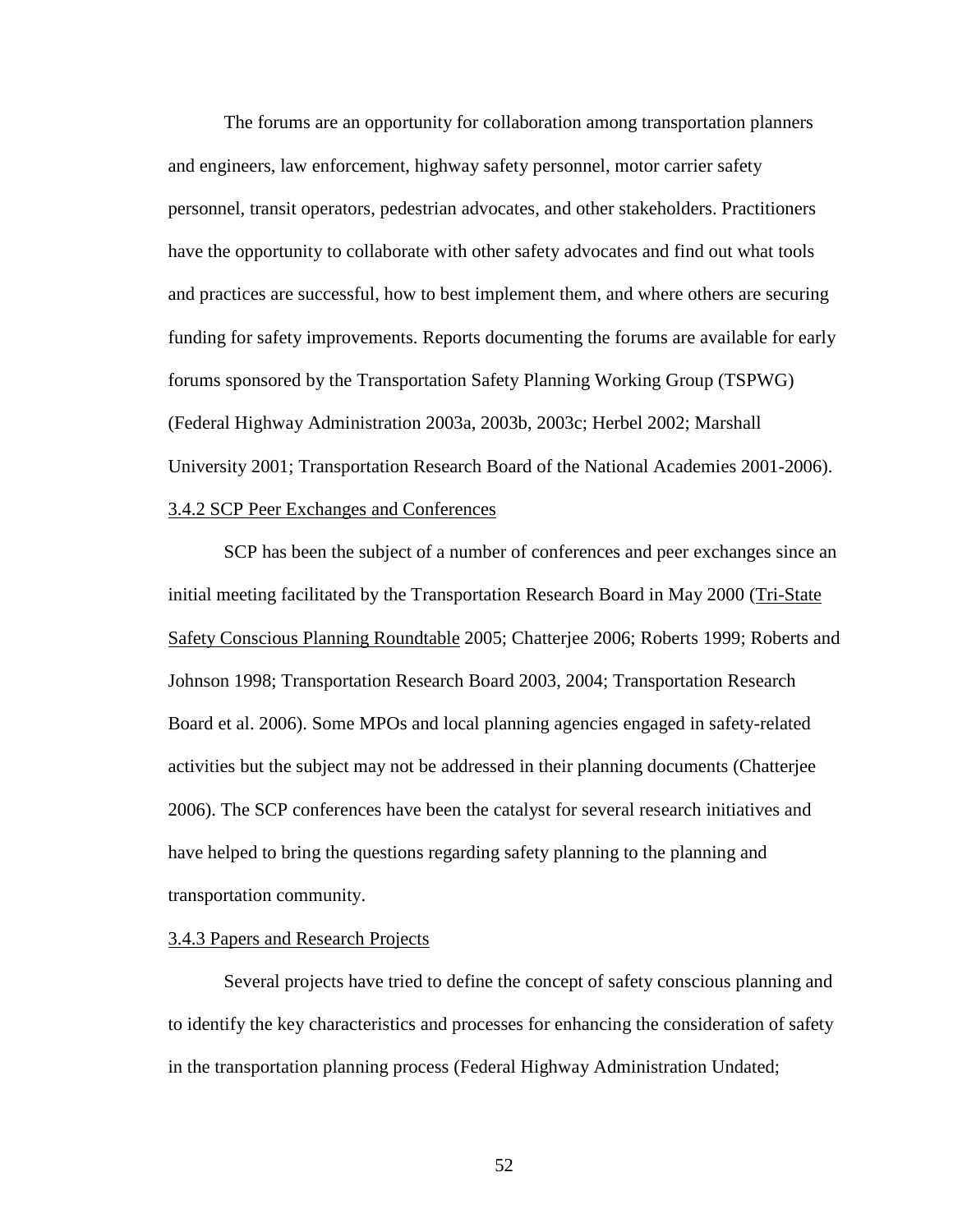The forums are an opportunity for collaboration among transportation planners and engineers, law enforcement, highway safety personnel, motor carrier safety personnel, transit operators, pedestrian advocates, and other stakeholders. Practitioners have the opportunity to collaborate with other safety advocates and find out what tools and practices are successful, how to best implement them, and where others are securing funding for safety improvements. Reports documenting the forums are available for early forums sponsored by the Transportation Safety Planning Working Group (TSPWG) (Federal Highway Administration 2003a, 2003b, 2003c; Herbel 2002; Marshall University 2001; Transportation Research Board of the National Academies 2001-2006).

### 3.4.2 SCP Peer Exchanges and Conferences

SCP has been the subject of a number of conferences and peer exchanges since an initial meeting facilitated by the Transportation Research Board in May 2000 (Tri-State Safety Conscious Planning Roundtable 2005; Chatterjee 2006; Roberts 1999; Roberts and Johnson 1998; Transportation Research Board 2003, 2004; Transportation Research Board et al. 2006). Some MPOs and local planning agencies engaged in safety-related activities but the subject may not be addressed in their planning documents (Chatterjee 2006). The SCP conferences have been the catalyst for several research initiatives and have helped to bring the questions regarding safety planning to the planning and transportation community.

### 3.4.3 Papers and Research Projects

Several projects have tried to define the concept of safety conscious planning and to identify the key characteristics and processes for enhancing the consideration of safety in the transportation planning process (Federal Highway Administration Undated;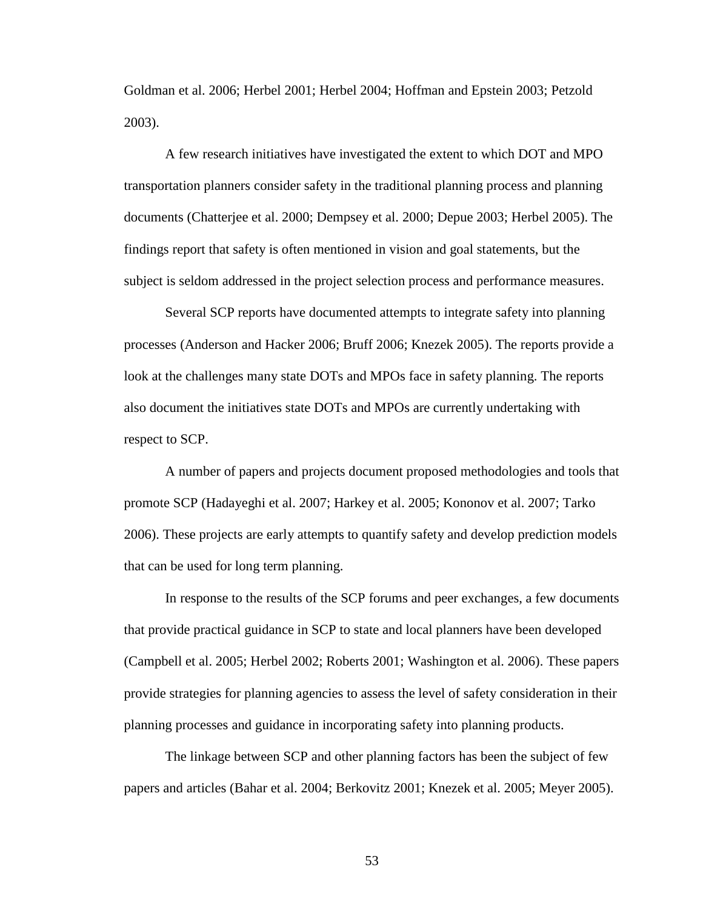Goldman et al. 2006; Herbel 2001; Herbel 2004; Hoffman and Epstein 2003; Petzold 2003).

A few research initiatives have investigated the extent to which DOT and MPO transportation planners consider safety in the traditional planning process and planning documents (Chatterjee et al. 2000; Dempsey et al. 2000; Depue 2003; Herbel 2005). The findings report that safety is often mentioned in vision and goal statements, but the subject is seldom addressed in the project selection process and performance measures.

Several SCP reports have documented attempts to integrate safety into planning processes (Anderson and Hacker 2006; Bruff 2006; Knezek 2005). The reports provide a look at the challenges many state DOTs and MPOs face in safety planning. The reports also document the initiatives state DOTs and MPOs are currently undertaking with respect to SCP.

A number of papers and projects document proposed methodologies and tools that promote SCP (Hadayeghi et al. 2007; Harkey et al. 2005; Kononov et al. 2007; Tarko 2006). These projects are early attempts to quantify safety and develop prediction models that can be used for long term planning.

In response to the results of the SCP forums and peer exchanges, a few documents that provide practical guidance in SCP to state and local planners have been developed (Campbell et al. 2005; Herbel 2002; Roberts 2001; Washington et al. 2006). These papers provide strategies for planning agencies to assess the level of safety consideration in their planning processes and guidance in incorporating safety into planning products.

The linkage between SCP and other planning factors has been the subject of few papers and articles (Bahar et al. 2004; Berkovitz 2001; Knezek et al. 2005; Meyer 2005).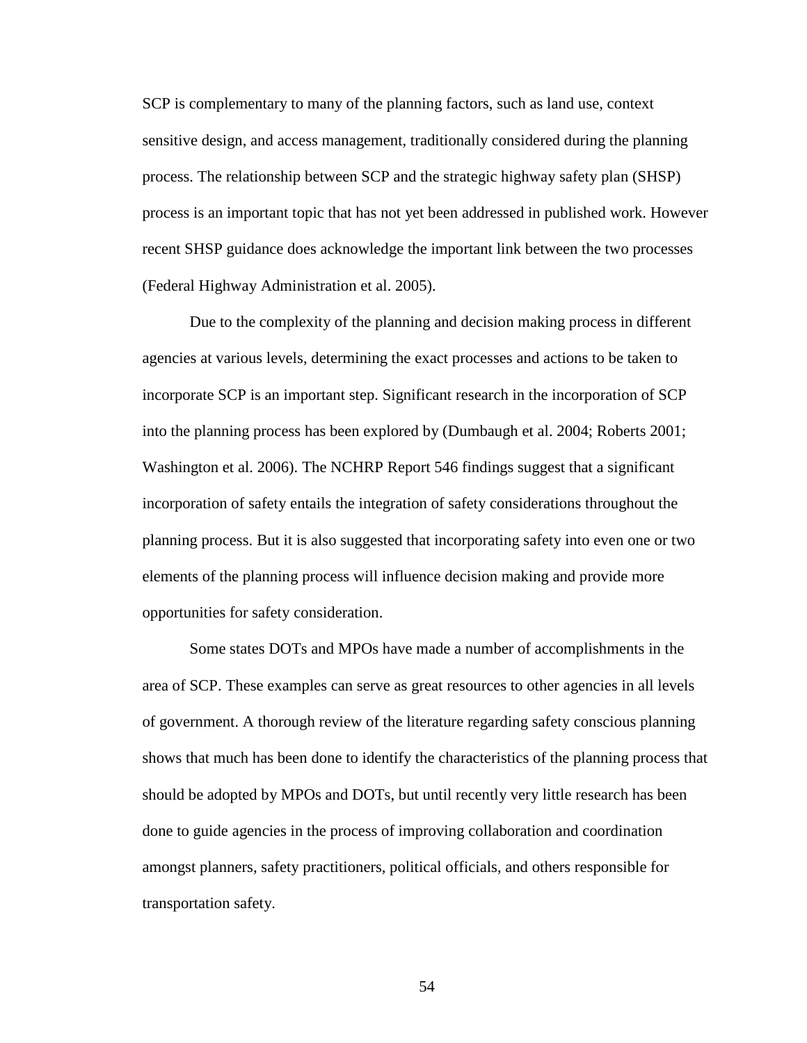SCP is complementary to many of the planning factors, such as land use, context sensitive design, and access management, traditionally considered during the planning process. The relationship between SCP and the strategic highway safety plan (SHSP) process is an important topic that has not yet been addressed in published work. However recent SHSP guidance does acknowledge the important link between the two processes (Federal Highway Administration et al. 2005).

Due to the complexity of the planning and decision making process in different agencies at various levels, determining the exact processes and actions to be taken to incorporate SCP is an important step. Significant research in the incorporation of SCP into the planning process has been explored by (Dumbaugh et al. 2004; Roberts 2001; Washington et al. 2006). The NCHRP Report 546 findings suggest that a significant incorporation of safety entails the integration of safety considerations throughout the planning process. But it is also suggested that incorporating safety into even one or two elements of the planning process will influence decision making and provide more opportunities for safety consideration.

Some states DOTs and MPOs have made a number of accomplishments in the area of SCP. These examples can serve as great resources to other agencies in all levels of government. A thorough review of the literature regarding safety conscious planning shows that much has been done to identify the characteristics of the planning process that should be adopted by MPOs and DOTs, but until recently very little research has been done to guide agencies in the process of improving collaboration and coordination amongst planners, safety practitioners, political officials, and others responsible for transportation safety.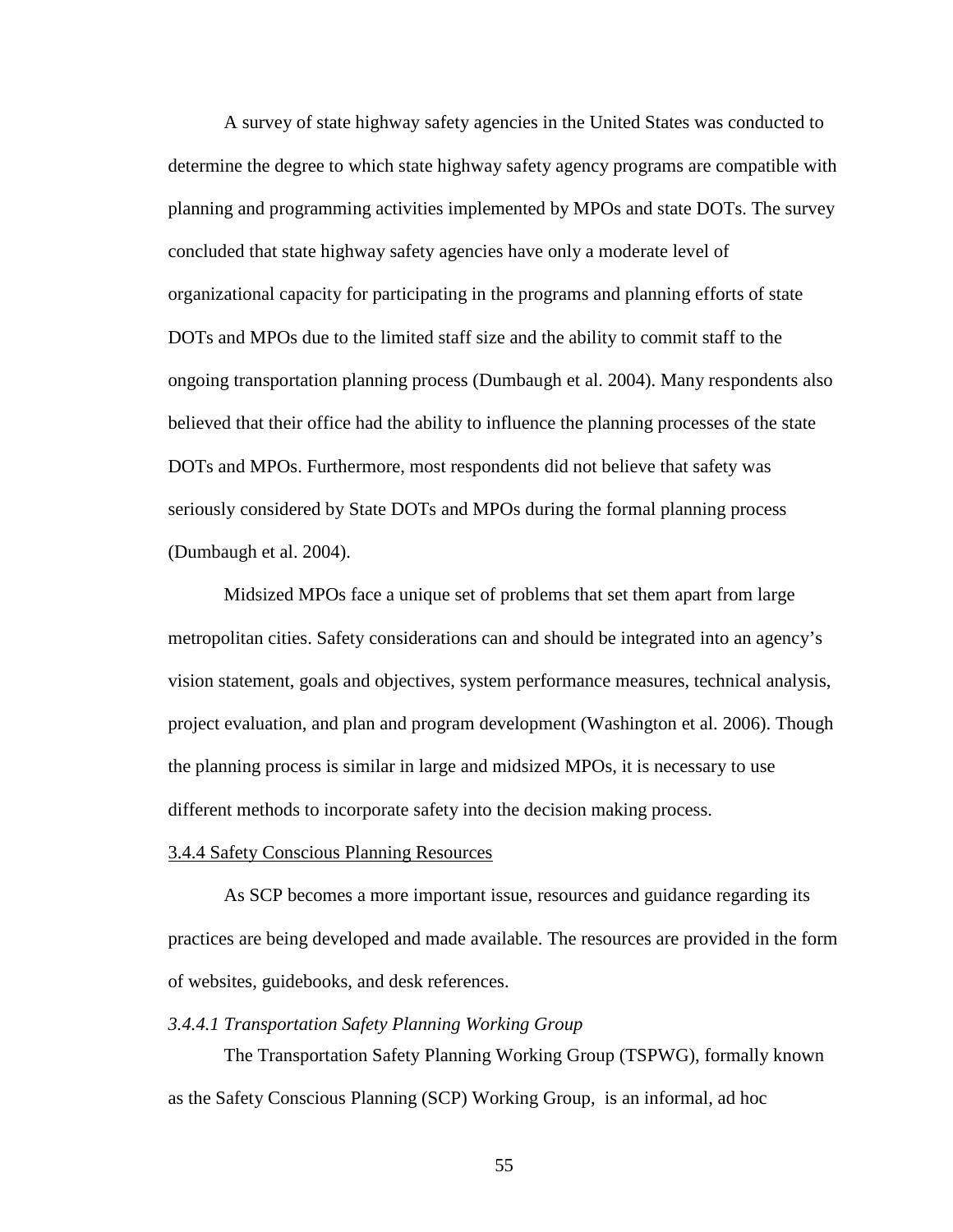A survey of state highway safety agencies in the United States was conducted to determine the degree to which state highway safety agency programs are compatible with planning and programming activities implemented by MPOs and state DOTs. The survey concluded that state highway safety agencies have only a moderate level of organizational capacity for participating in the programs and planning efforts of state DOTs and MPOs due to the limited staff size and the ability to commit staff to the ongoing transportation planning process (Dumbaugh et al. 2004). Many respondents also believed that their office had the ability to influence the planning processes of the state DOTs and MPOs. Furthermore, most respondents did not believe that safety was seriously considered by State DOTs and MPOs during the formal planning process (Dumbaugh et al. 2004).

Midsized MPOs face a unique set of problems that set them apart from large metropolitan cities. Safety considerations can and should be integrated into an agency's vision statement, goals and objectives, system performance measures, technical analysis, project evaluation, and plan and program development (Washington et al. 2006). Though the planning process is similar in large and midsized MPOs, it is necessary to use different methods to incorporate safety into the decision making process.

### 3.4.4 Safety Conscious Planning Resources

As SCP becomes a more important issue, resources and guidance regarding its practices are being developed and made available. The resources are provided in the form of websites, guidebooks, and desk references.

#### *3.4.4.1 Transportation Safety Planning Working Group*

The Transportation Safety Planning Working Group (TSPWG), formally known as the Safety Conscious Planning (SCP) Working Group,  is an informal, ad hoc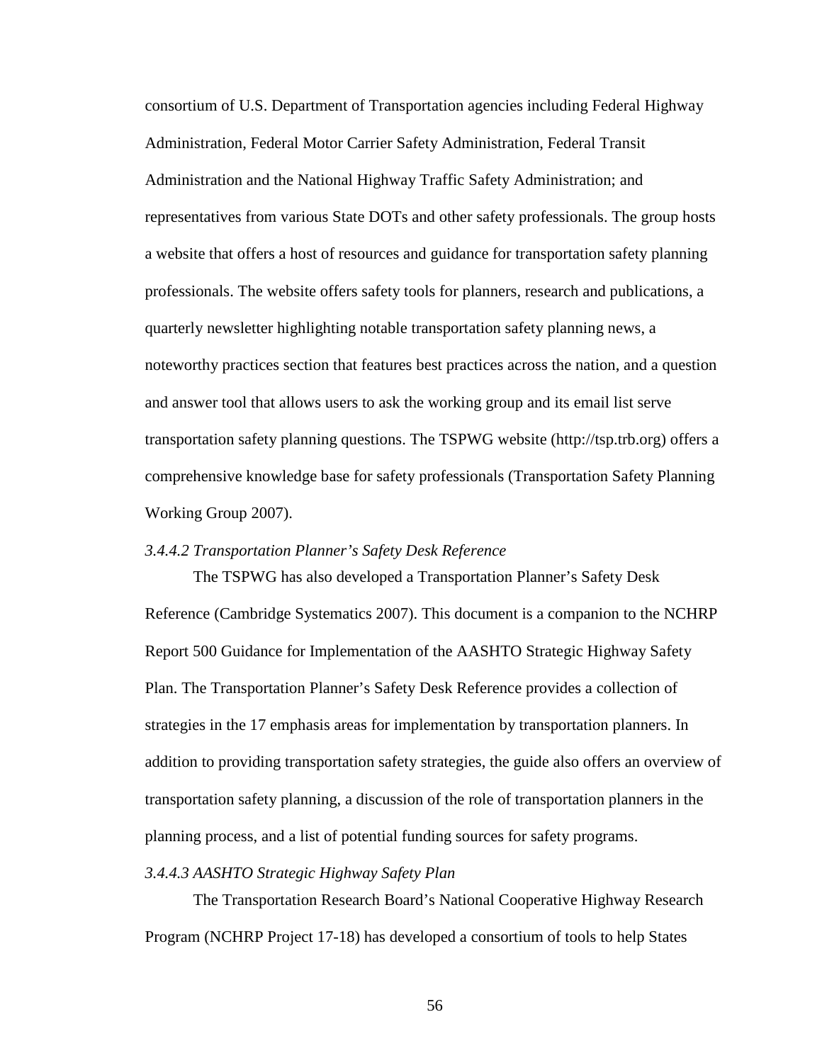consortium of U.S. Department of Transportation agencies including Federal Highway Administration, Federal Motor Carrier Safety Administration, Federal Transit Administration and the National Highway Traffic Safety Administration; and representatives from various State DOTs and other safety professionals. The group hosts a website that offers a host of resources and guidance for transportation safety planning professionals. The website offers safety tools for planners, research and publications, a quarterly newsletter highlighting notable transportation safety planning news, a noteworthy practices section that features best practices across the nation, and a question and answer tool that allows users to ask the working group and its email list serve transportation safety planning questions. The TSPWG website (http://tsp.trb.org) offers a comprehensive knowledge base for safety professionals (Transportation Safety Planning Working Group 2007).

#### *3.4.4.2 Transportation Planner's Safety Desk Reference*

The TSPWG has also developed a Transportation Planner's Safety Desk Reference (Cambridge Systematics 2007). This document is a companion to the NCHRP Report 500 Guidance for Implementation of the AASHTO Strategic Highway Safety Plan. The Transportation Planner's Safety Desk Reference provides a collection of strategies in the 17 emphasis areas for implementation by transportation planners. In addition to providing transportation safety strategies, the guide also offers an overview of transportation safety planning, a discussion of the role of transportation planners in the planning process, and a list of potential funding sources for safety programs.

#### *3.4.4.3 AASHTO Strategic Highway Safety Plan*

The Transportation Research Board's National Cooperative Highway Research Program (NCHRP Project 17-18) has developed a consortium of tools to help States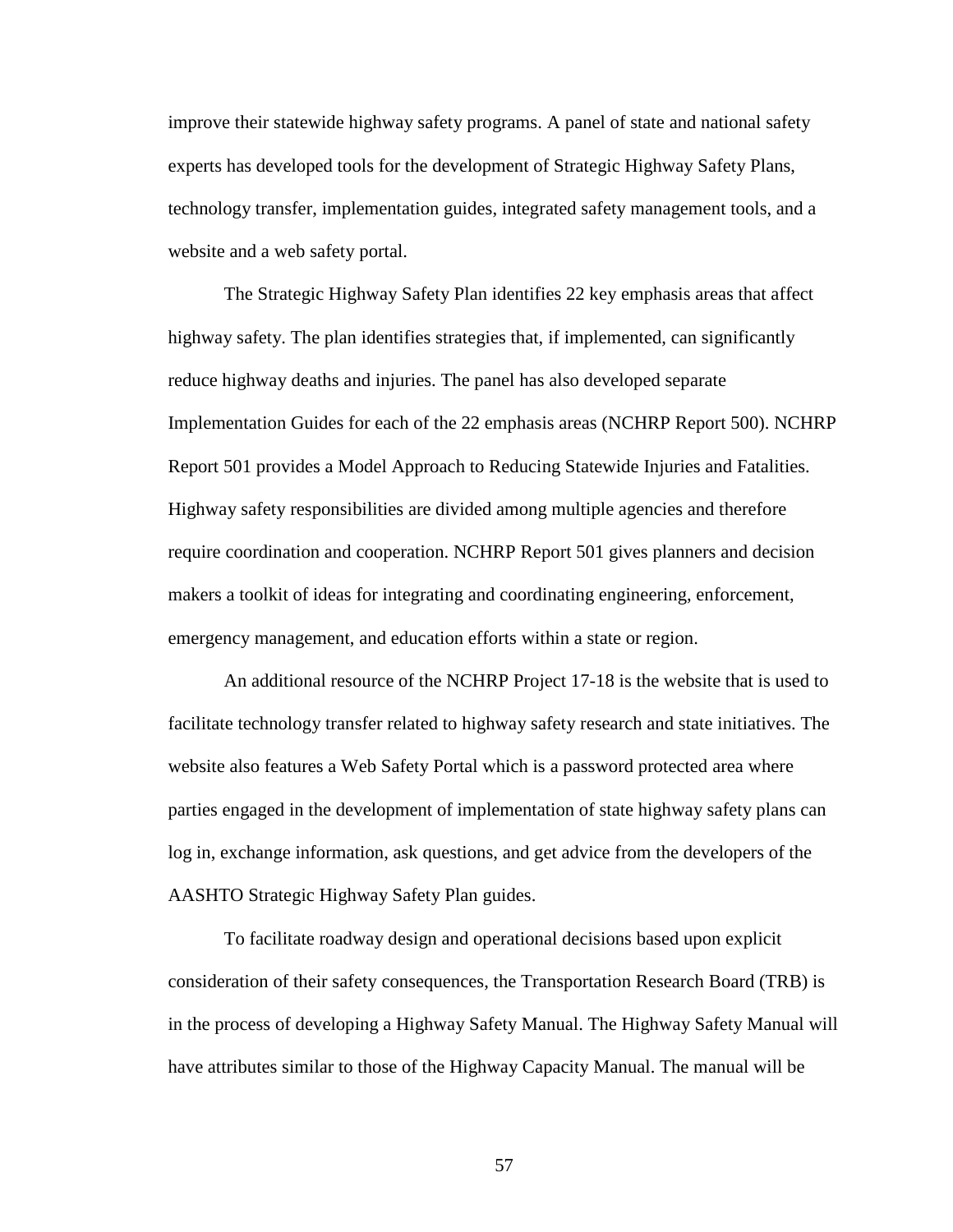improve their statewide highway safety programs. A panel of state and national safety experts has developed tools for the development of Strategic Highway Safety Plans, technology transfer, implementation guides, integrated safety management tools, and a website and a web safety portal.

The Strategic Highway Safety Plan identifies 22 key emphasis areas that affect highway safety. The plan identifies strategies that, if implemented, can significantly reduce highway deaths and injuries. The panel has also developed separate Implementation Guides for each of the 22 emphasis areas (NCHRP Report 500). NCHRP Report 501 provides a Model Approach to Reducing Statewide Injuries and Fatalities. Highway safety responsibilities are divided among multiple agencies and therefore require coordination and cooperation. NCHRP Report 501 gives planners and decision makers a toolkit of ideas for integrating and coordinating engineering, enforcement, emergency management, and education efforts within a state or region.

An additional resource of the NCHRP Project 17-18 is the website that is used to facilitate technology transfer related to highway safety research and state initiatives. The website also features a Web Safety Portal which is a password protected area where parties engaged in the development of implementation of state highway safety plans can log in, exchange information, ask questions, and get advice from the developers of the AASHTO Strategic Highway Safety Plan guides.

To facilitate roadway design and operational decisions based upon explicit consideration of their safety consequences, the Transportation Research Board (TRB) is in the process of developing a Highway Safety Manual. The Highway Safety Manual will have attributes similar to those of the Highway Capacity Manual. The manual will be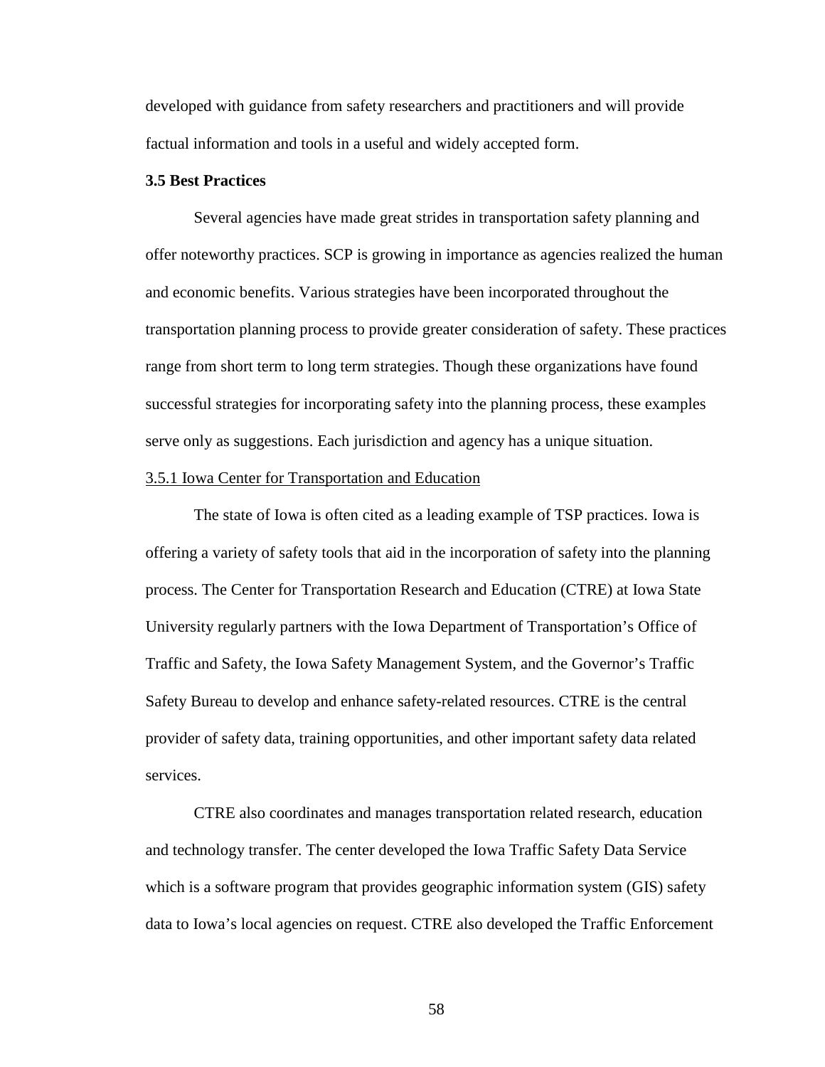developed with guidance from safety researchers and practitioners and will provide factual information and tools in a useful and widely accepted form.

**3.5 Best Practices**

Several agencies have made great strides in transportation safety planning and offer noteworthy practices. SCP is growing in importance as agencies realized the human and economic benefits. Various strategies have been incorporated throughout the transportation planning process to provide greater consideration of safety. These practices range from short term to long term strategies. Though these organizations have found successful strategies for incorporating safety into the planning process, these examples serve only as suggestions. Each jurisdiction and agency has a unique situation.

<u>3.5.1 Iowa Center for Transportation and Education</u>

The state of Iowa is often cited as a leading example of TSP practices. Iowa is offering a variety of safety tools that aid in the incorporation of safety into the planning process. The Center for Transportation Research and Education (CTRE) at Iowa State University regularly partners with the Iowa Department of Transportation's Office of Traffic and Safety, the Iowa Safety Management System, and the Governor's Traffic Safety Bureau to develop and enhance safety-related resources. CTRE is the central provider of safety data, training opportunities, and other important safety data related services.

CTRE also coordinates and manages transportation related research, education and technology transfer. The center developed the Iowa Traffic Safety Data Service which is a software program that provides geographic information system (GIS) safety data to Iowa's local agencies on request. CTRE also developed the Traffic Enforcement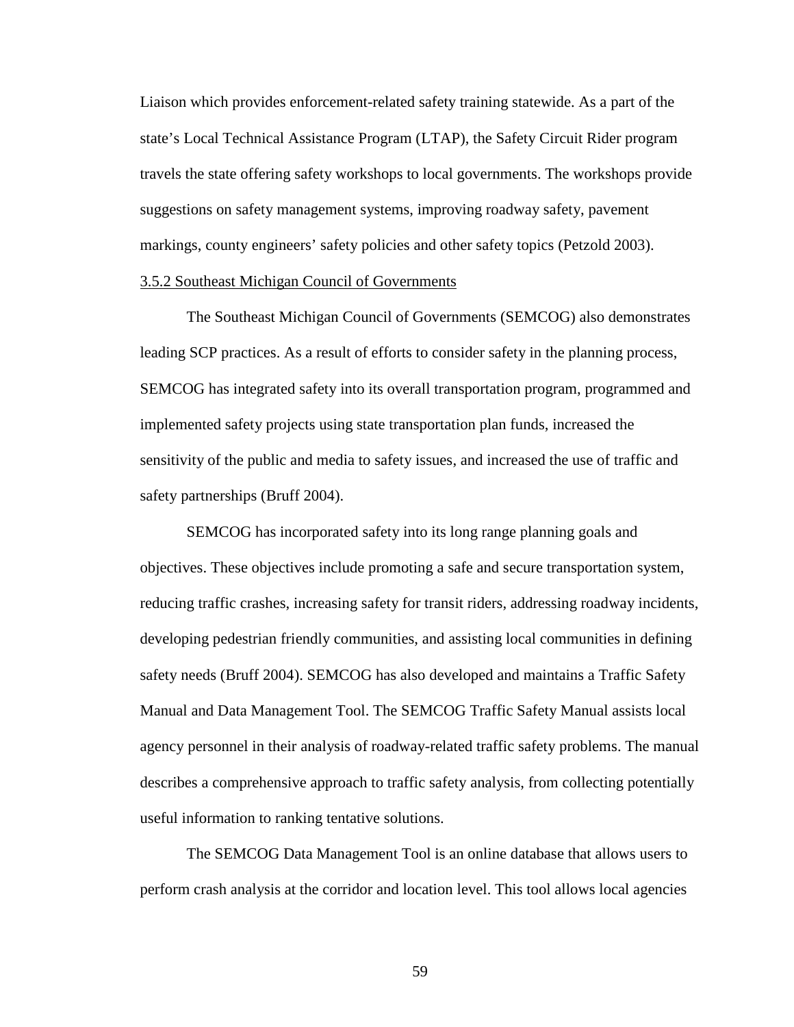Liaison which provides enforcement-related safety training statewide. As a part of the state's Local Technical Assistance Program (LTAP), the Safety Circuit Rider program travels the state offering safety workshops to local governments. The workshops provide suggestions on safety management systems, improving roadway safety, pavement markings, county engineers' safety policies and other safety topics (Petzold 2003).

### 3.5.2 Southeast Michigan Council of Governments

The Southeast Michigan Council of Governments (SEMCOG) also demonstrates leading SCP practices. As a result of efforts to consider safety in the planning process, SEMCOG has integrated safety into its overall transportation program, programmed and implemented safety projects using state transportation plan funds, increased the sensitivity of the public and media to safety issues, and increased the use of traffic and safety partnerships (Bruff 2004).

SEMCOG has incorporated safety into its long range planning goals and objectives. These objectives include promoting a safe and secure transportation system, reducing traffic crashes, increasing safety for transit riders, addressing roadway incidents, developing pedestrian friendly communities, and assisting local communities in defining safety needs (Bruff 2004). SEMCOG has also developed and maintains a Traffic Safety Manual and Data Management Tool. The SEMCOG Traffic Safety Manual assists local agency personnel in their analysis of roadway-related traffic safety problems. The manual describes a comprehensive approach to traffic safety analysis, from collecting potentially useful information to ranking tentative solutions.

The SEMCOG Data Management Tool is an online database that allows users to perform crash analysis at the corridor and location level. This tool allows local agencies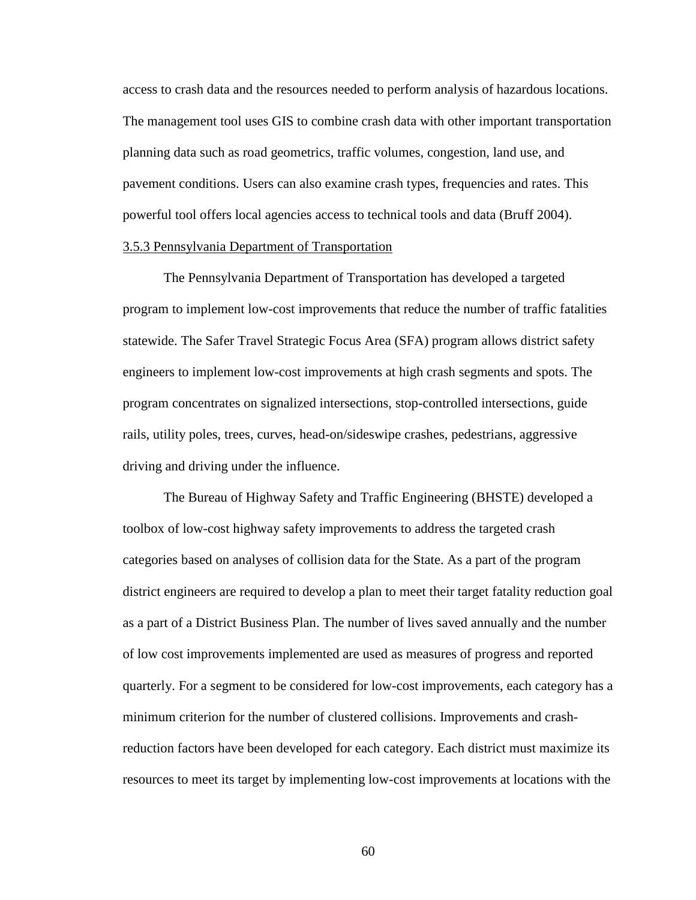access to crash data and the resources needed to perform analysis of hazardous locations. The management tool uses GIS to combine crash data with other important transportation planning data such as road geometrics, traffic volumes, congestion, land use, and pavement conditions. Users can also examine crash types, frequencies and rates. This powerful tool offers local agencies access to technical tools and data (Bruff 2004).

### 3.5.3 Pennsylvania Department of Transportation

The Pennsylvania Department of Transportation has developed a targeted program to implement low-cost improvements that reduce the number of traffic fatalities statewide. The Safer Travel Strategic Focus Area (SFA) program allows district safety engineers to implement low-cost improvements at high crash segments and spots. The program concentrates on signalized intersections, stop-controlled intersections, guide rails, utility poles, trees, curves, head-on/sideswipe crashes, pedestrians, aggressive driving and driving under the influence.

The Bureau of Highway Safety and Traffic Engineering (BHSTE) developed a toolbox of low-cost highway safety improvements to address the targeted crash categories based on analyses of collision data for the State. As a part of the program district engineers are required to develop a plan to meet their target fatality reduction goal as a part of a District Business Plan. The number of lives saved annually and the number of low cost improvements implemented are used as measures of progress and reported quarterly. For a segment to be considered for low-cost improvements, each category has a minimum criterion for the number of clustered collisions. Improvements and crash-reduction factors have been developed for each category. Each district must maximize its resources to meet its target by implementing low-cost improvements at locations with the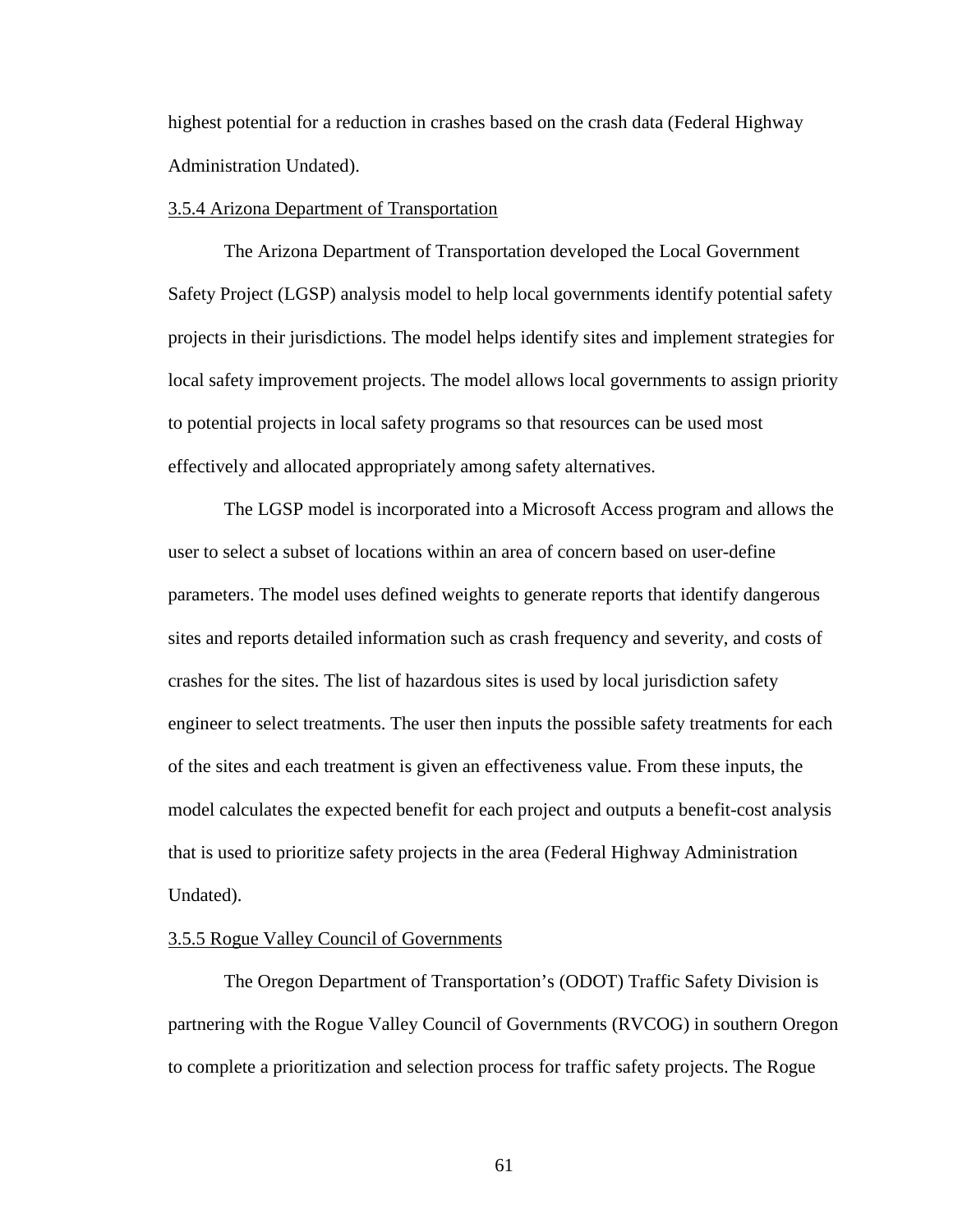highest potential for a reduction in crashes based on the crash data (Federal Highway Administration Undated).

### 3.5.4 Arizona Department of Transportation

The Arizona Department of Transportation developed the Local Government Safety Project (LGSP) analysis model to help local governments identify potential safety projects in their jurisdictions. The model helps identify sites and implement strategies for local safety improvement projects. The model allows local governments to assign priority to potential projects in local safety programs so that resources can be used most effectively and allocated appropriately among safety alternatives.

The LGSP model is incorporated into a Microsoft Access program and allows the user to select a subset of locations within an area of concern based on user-define parameters. The model uses defined weights to generate reports that identify dangerous sites and reports detailed information such as crash frequency and severity, and costs of crashes for the sites. The list of hazardous sites is used by local jurisdiction safety engineer to select treatments. The user then inputs the possible safety treatments for each of the sites and each treatment is given an effectiveness value. From these inputs, the model calculates the expected benefit for each project and outputs a benefit-cost analysis that is used to prioritize safety projects in the area (Federal Highway Administration Undated).

### 3.5.5 Rogue Valley Council of Governments

The Oregon Department of Transportation's (ODOT) Traffic Safety Division is partnering with the Rogue Valley Council of Governments (RVCOG) in southern Oregon to complete a prioritization and selection process for traffic safety projects. The Rogue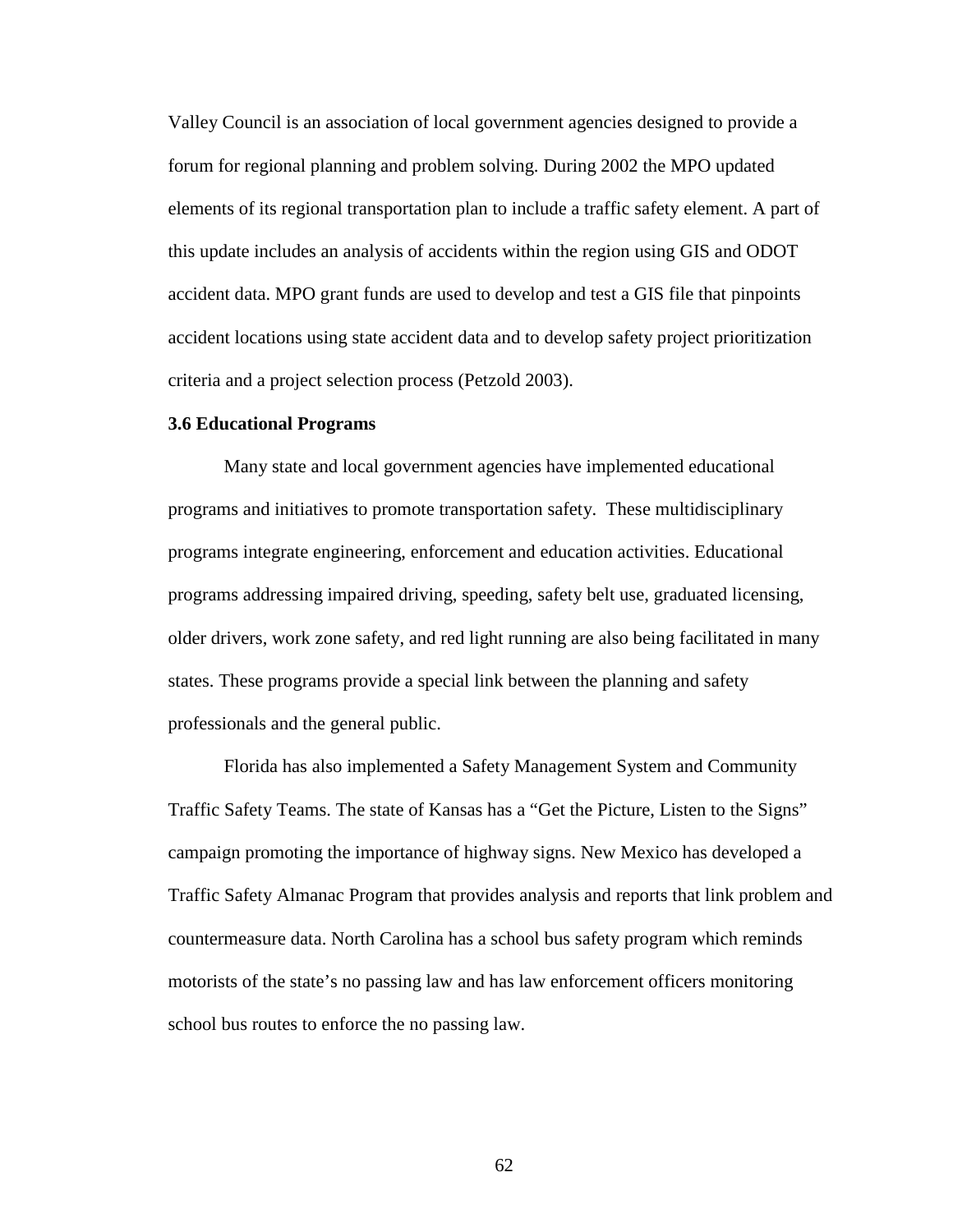Valley Council is an association of local government agencies designed to provide a forum for regional planning and problem solving. During 2002 the MPO updated elements of its regional transportation plan to include a traffic safety element. A part of this update includes an analysis of accidents within the region using GIS and ODOT accident data. MPO grant funds are used to develop and test a GIS file that pinpoints accident locations using state accident data and to develop safety project prioritization criteria and a project selection process (Petzold 2003).

### 3.6 Educational Programs

Many state and local government agencies have implemented educational programs and initiatives to promote transportation safety. These multidisciplinary programs integrate engineering, enforcement and education activities. Educational programs addressing impaired driving, speeding, safety belt use, graduated licensing, older drivers, work zone safety, and red light running are also being facilitated in many states. These programs provide a special link between the planning and safety professionals and the general public.

Florida has also implemented a Safety Management System and Community Traffic Safety Teams. The state of Kansas has a "Get the Picture, Listen to the Signs" campaign promoting the importance of highway signs. New Mexico has developed a Traffic Safety Almanac Program that provides analysis and reports that link problem and countermeasure data. North Carolina has a school bus safety program which reminds motorists of the state's no passing law and has law enforcement officers monitoring school bus routes to enforce the no passing law.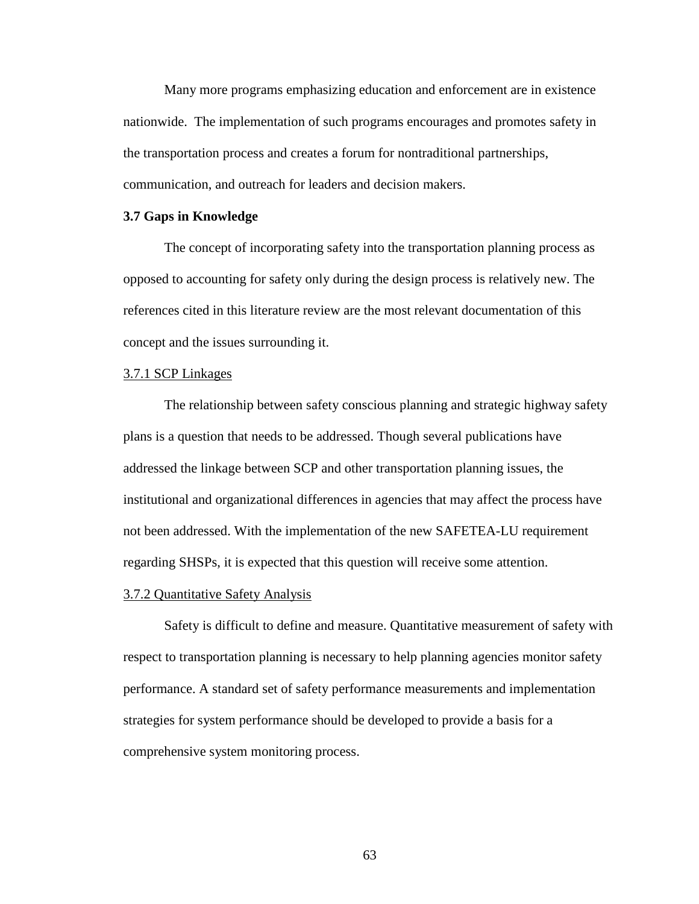Many more programs emphasizing education and enforcement are in existence nationwide. The implementation of such programs encourages and promotes safety in the transportation process and creates a forum for nontraditional partnerships, communication, and outreach for leaders and decision makers.

### 3.7 Gaps in Knowledge

The concept of incorporating safety into the transportation planning process as opposed to accounting for safety only during the design process is relatively new. The references cited in this literature review are the most relevant documentation of this concept and the issues surrounding it.

#### 3.7.1 SCP Linkages

The relationship between safety conscious planning and strategic highway safety plans is a question that needs to be addressed. Though several publications have addressed the linkage between SCP and other transportation planning issues, the institutional and organizational differences in agencies that may affect the process have not been addressed. With the implementation of the new SAFETEA-LU requirement regarding SHSPs, it is expected that this question will receive some attention.

#### 3.7.2 Quantitative Safety Analysis

Safety is difficult to define and measure. Quantitative measurement of safety with respect to transportation planning is necessary to help planning agencies monitor safety performance. A standard set of safety performance measurements and implementation strategies for system performance should be developed to provide a basis for a comprehensive system monitoring process.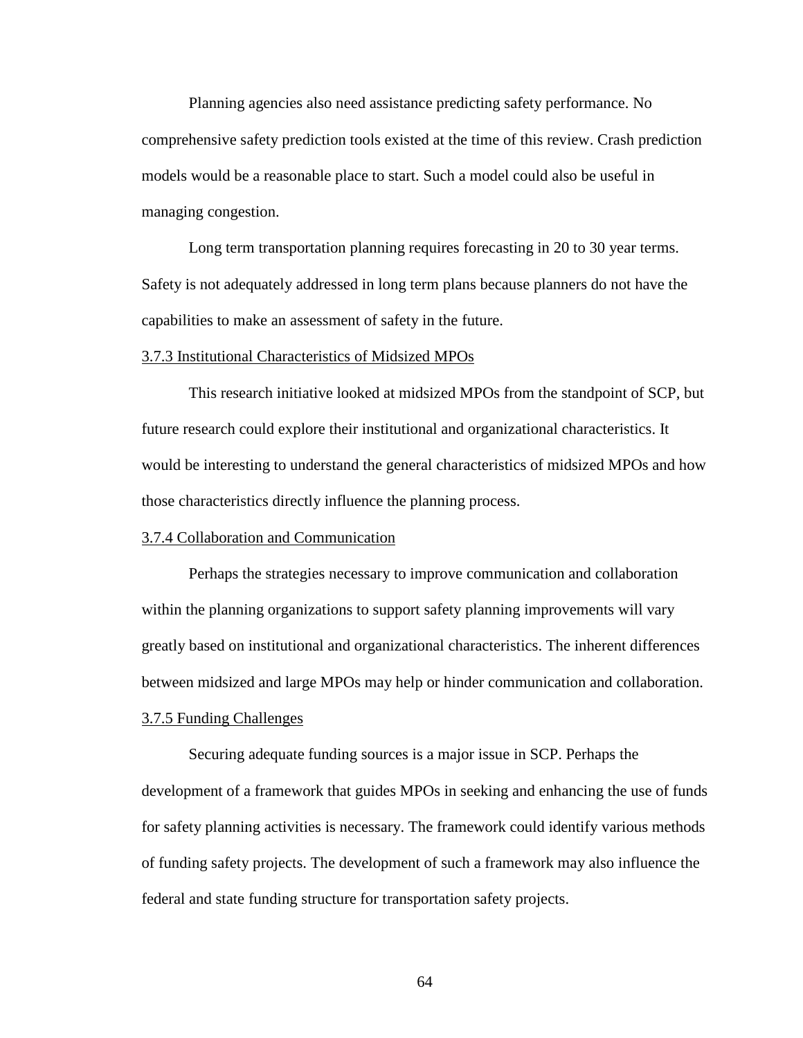Planning agencies also need assistance predicting safety performance. No comprehensive safety prediction tools existed at the time of this review. Crash prediction models would be a reasonable place to start. Such a model could also be useful in managing congestion.

Long term transportation planning requires forecasting in 20 to 30 year terms. Safety is not adequately addressed in long term plans because planners do not have the capabilities to make an assessment of safety in the future.

### 3.7.3 Institutional Characteristics of Midsized MPOs

This research initiative looked at midsized MPOs from the standpoint of SCP, but future research could explore their institutional and organizational characteristics. It would be interesting to understand the general characteristics of midsized MPOs and how those characteristics directly influence the planning process.

### 3.7.4 Collaboration and Communication

Perhaps the strategies necessary to improve communication and collaboration within the planning organizations to support safety planning improvements will vary greatly based on institutional and organizational characteristics. The inherent differences between midsized and large MPOs may help or hinder communication and collaboration.

### 3.7.5 Funding Challenges

Securing adequate funding sources is a major issue in SCP. Perhaps the development of a framework that guides MPOs in seeking and enhancing the use of funds for safety planning activities is necessary. The framework could identify various methods of funding safety projects. The development of such a framework may also influence the federal and state funding structure for transportation safety projects.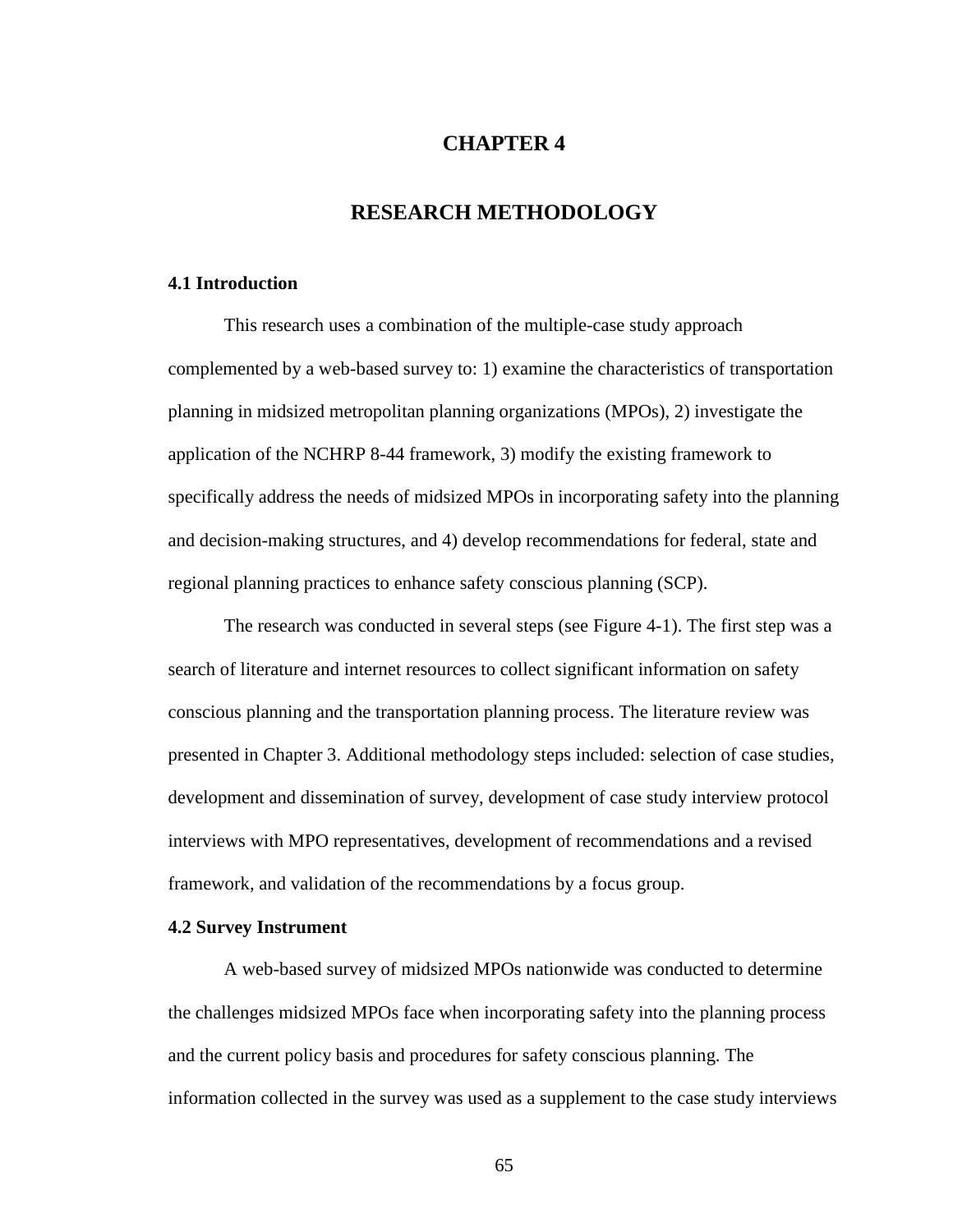# CHAPTER 4

# RESEARCH METHODOLOGY

## 4.1 Introduction

This research uses a combination of the multiple-case study approach complemented by a web-based survey to: 1) examine the characteristics of transportation planning in midsized metropolitan planning organizations (MPOs), 2) investigate the application of the NCHRP 8-44 framework, 3) modify the existing framework to specifically address the needs of midsized MPOs in incorporating safety into the planning and decision-making structures, and 4) develop recommendations for federal, state and regional planning practices to enhance safety conscious planning (SCP).

The research was conducted in several steps (see Figure 4-1). The first step was a search of literature and internet resources to collect significant information on safety conscious planning and the transportation planning process. The literature review was presented in Chapter 3. Additional methodology steps included: selection of case studies, development and dissemination of survey, development of case study interview protocol interviews with MPO representatives, development of recommendations and a revised framework, and validation of the recommendations by a focus group.

## 4.2 Survey Instrument

A web-based survey of midsized MPOs nationwide was conducted to determine the challenges midsized MPOs face when incorporating safety into the planning process and the current policy basis and procedures for safety conscious planning. The information collected in the survey was used as a supplement to the case study interviews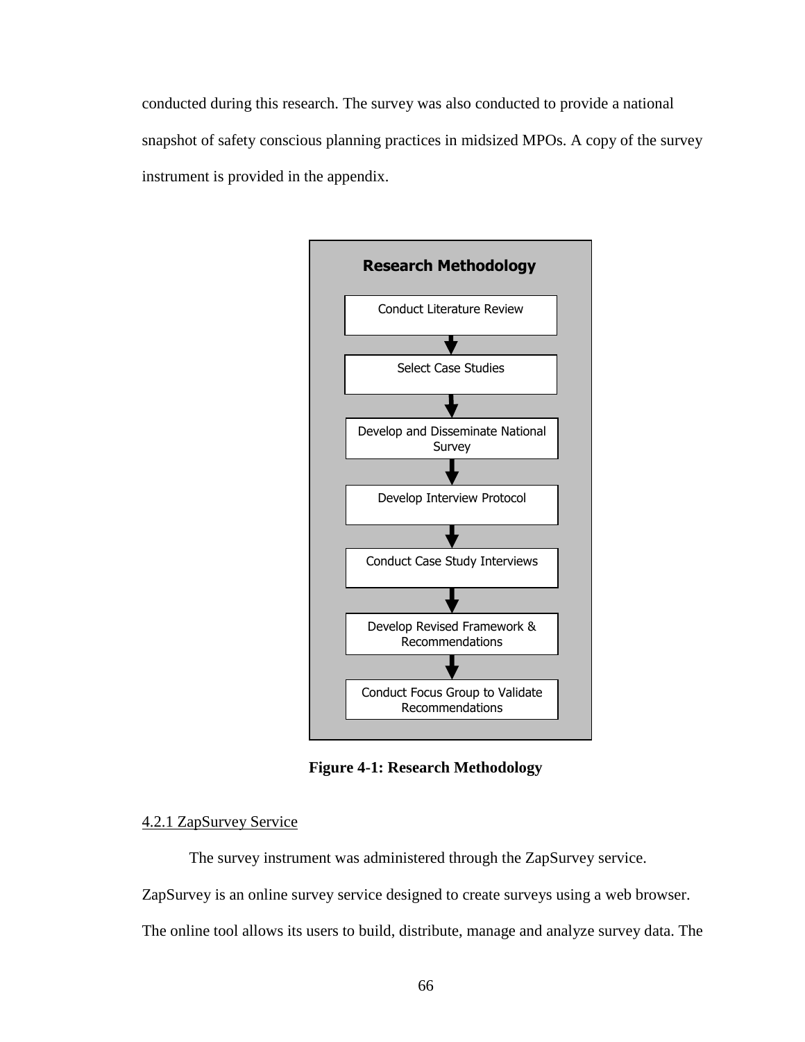conducted during this research. The survey was also conducted to provide a national snapshot of safety conscious planning practices in midsized MPOs. A copy of the survey instrument is provided in the appendix.

**Research Methodology**

Conduct Literature Review

↓

Select Case Studies

↓

Develop and Disseminate National Survey

↓

Develop Interview Protocol

↓

Conduct Case Study Interviews

↓

Develop Revised Framework & Recommendations

↓

Conduct Focus Group to Validate Recommendations

**Figure 4-1: Research Methodology**

4.2.1 ZapSurvey Service

The survey instrument was administered through the ZapSurvey service. ZapSurvey is an online survey service designed to create surveys using a web browser. The online tool allows its users to build, distribute, manage and analyze survey data. The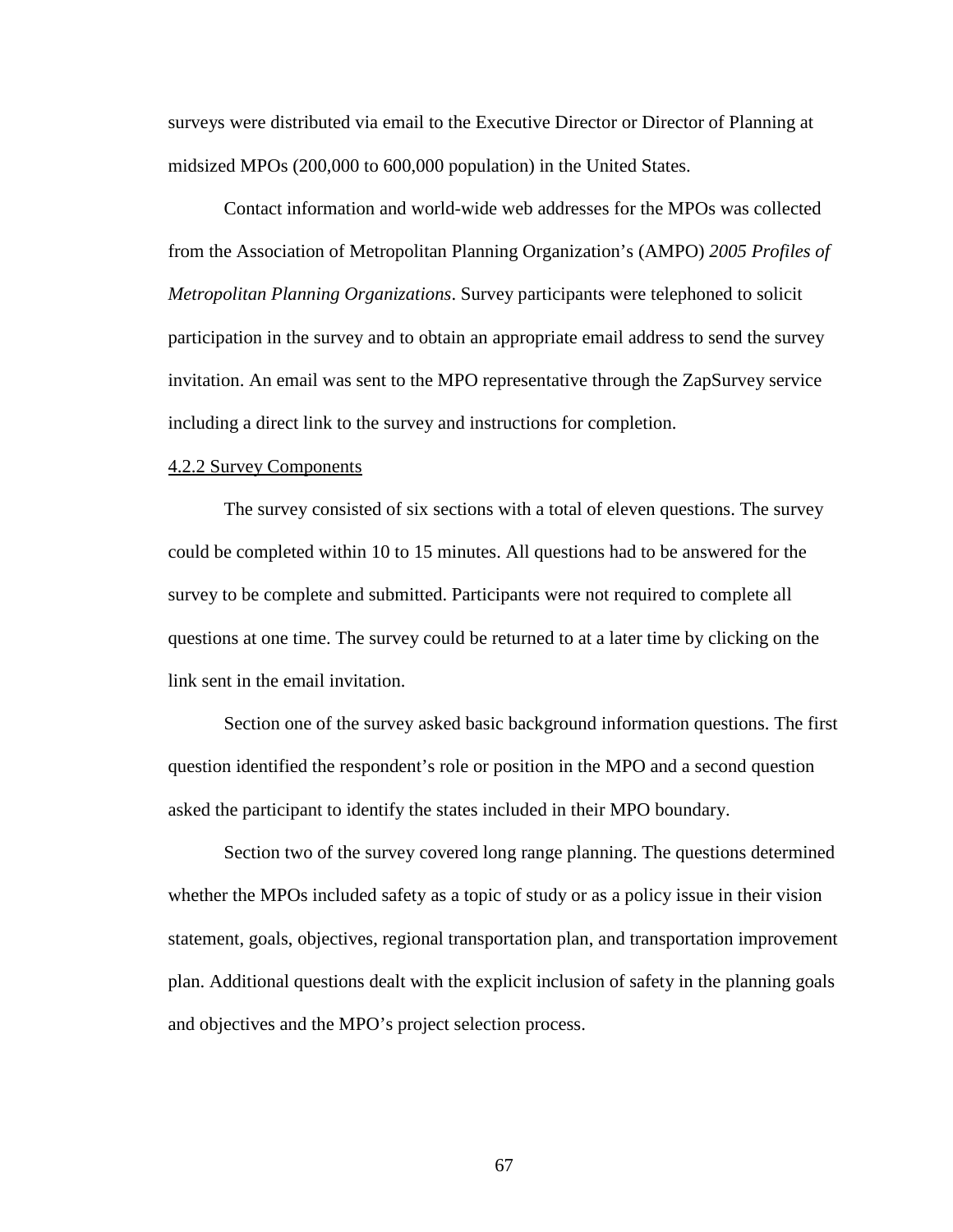surveys were distributed via email to the Executive Director or Director of Planning at midsized MPOs (200,000 to 600,000 population) in the United States.

Contact information and world-wide web addresses for the MPOs was collected from the Association of Metropolitan Planning Organization's (AMPO) *2005 Profiles of Metropolitan Planning Organizations*. Survey participants were telephoned to solicit participation in the survey and to obtain an appropriate email address to send the survey invitation. An email was sent to the MPO representative through the ZapSurvey service including a direct link to the survey and instructions for completion.

#### 4.2.2 Survey Components

The survey consisted of six sections with a total of eleven questions. The survey could be completed within 10 to 15 minutes. All questions had to be answered for the survey to be complete and submitted. Participants were not required to complete all questions at one time. The survey could be returned to at a later time by clicking on the link sent in the email invitation.

Section one of the survey asked basic background information questions. The first question identified the respondent's role or position in the MPO and a second question asked the participant to identify the states included in their MPO boundary.

Section two of the survey covered long range planning. The questions determined whether the MPOs included safety as a topic of study or as a policy issue in their vision statement, goals, objectives, regional transportation plan, and transportation improvement plan. Additional questions dealt with the explicit inclusion of safety in the planning goals and objectives and the MPO's project selection process.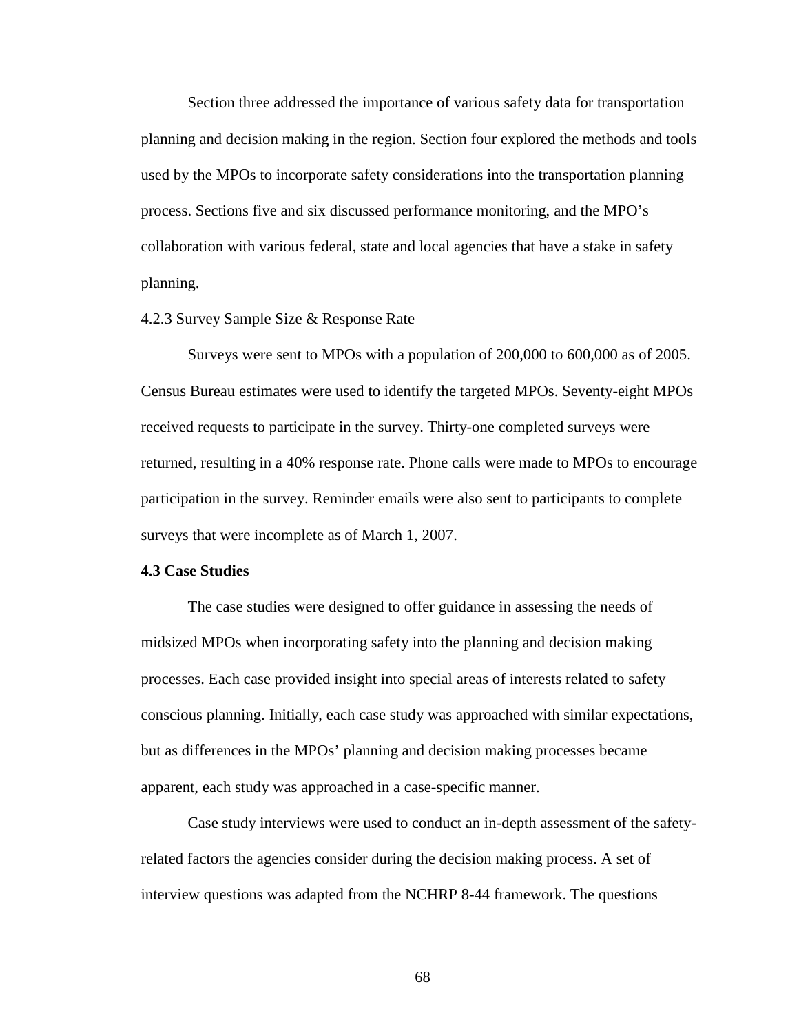Section three addressed the importance of various safety data for transportation planning and decision making in the region. Section four explored the methods and tools used by the MPOs to incorporate safety considerations into the transportation planning process. Sections five and six discussed performance monitoring, and the MPO's collaboration with various federal, state and local agencies that have a stake in safety planning.

#### 4.2.3 Survey Sample Size & Response Rate

Surveys were sent to MPOs with a population of 200,000 to 600,000 as of 2005. Census Bureau estimates were used to identify the targeted MPOs. Seventy-eight MPOs received requests to participate in the survey. Thirty-one completed surveys were returned, resulting in a 40% response rate. Phone calls were made to MPOs to encourage participation in the survey. Reminder emails were also sent to participants to complete surveys that were incomplete as of March 1, 2007.

### 4.3 Case Studies

The case studies were designed to offer guidance in assessing the needs of midsized MPOs when incorporating safety into the planning and decision making processes. Each case provided insight into special areas of interests related to safety conscious planning. Initially, each case study was approached with similar expectations, but as differences in the MPOs' planning and decision making processes became apparent, each study was approached in a case-specific manner.

Case study interviews were used to conduct an in-depth assessment of the safety-related factors the agencies consider during the decision making process. A set of interview questions was adapted from the NCHRP 8-44 framework. The questions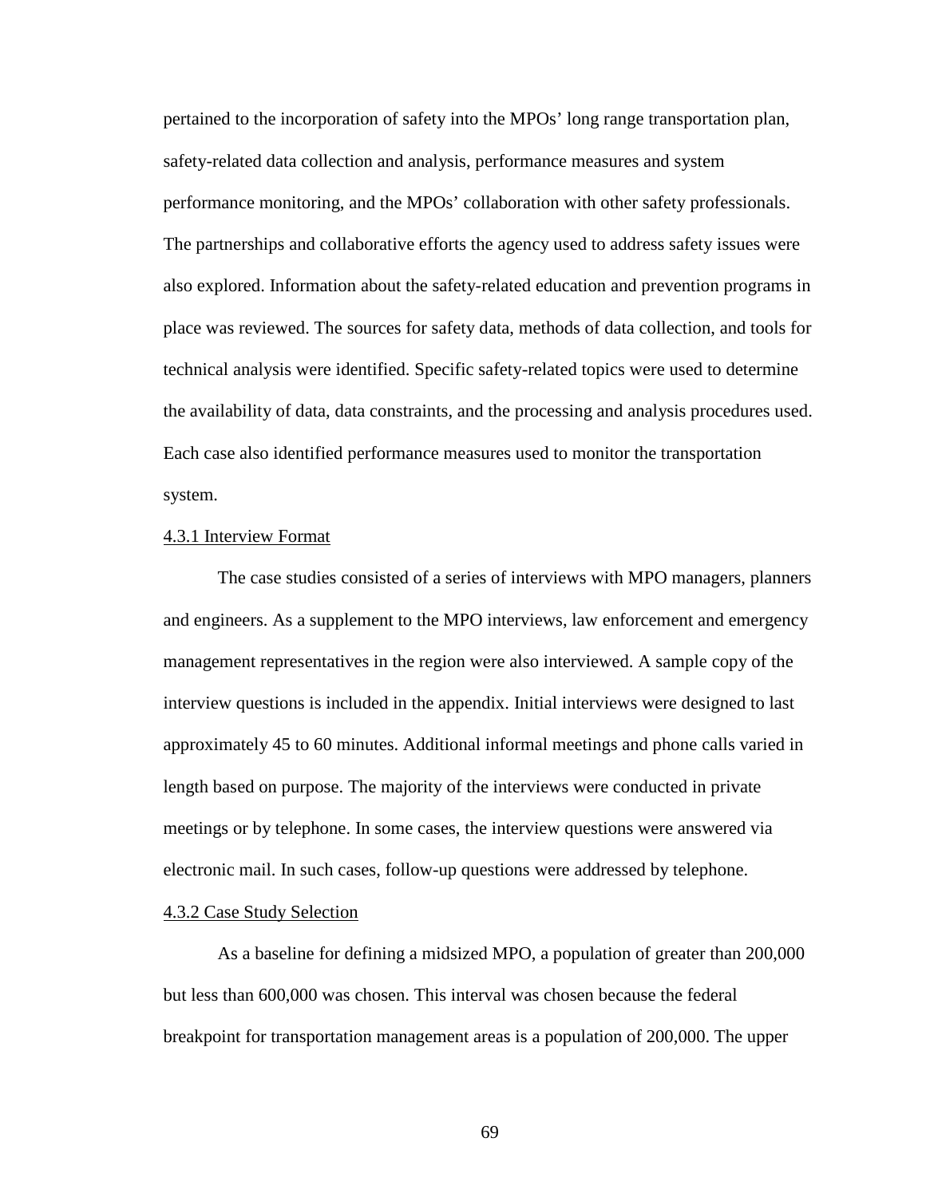pertained to the incorporation of safety into the MPOs' long range transportation plan, safety-related data collection and analysis, performance measures and system performance monitoring, and the MPOs' collaboration with other safety professionals. The partnerships and collaborative efforts the agency used to address safety issues were also explored. Information about the safety-related education and prevention programs in place was reviewed. The sources for safety data, methods of data collection, and tools for technical analysis were identified. Specific safety-related topics were used to determine the availability of data, data constraints, and the processing and analysis procedures used. Each case also identified performance measures used to monitor the transportation system.

### 4.3.1 Interview Format

The case studies consisted of a series of interviews with MPO managers, planners and engineers. As a supplement to the MPO interviews, law enforcement and emergency management representatives in the region were also interviewed. A sample copy of the interview questions is included in the appendix. Initial interviews were designed to last approximately 45 to 60 minutes. Additional informal meetings and phone calls varied in length based on purpose. The majority of the interviews were conducted in private meetings or by telephone. In some cases, the interview questions were answered via electronic mail. In such cases, follow-up questions were addressed by telephone.

### 4.3.2 Case Study Selection

As a baseline for defining a midsized MPO, a population of greater than 200,000 but less than 600,000 was chosen. This interval was chosen because the federal breakpoint for transportation management areas is a population of 200,000. The upper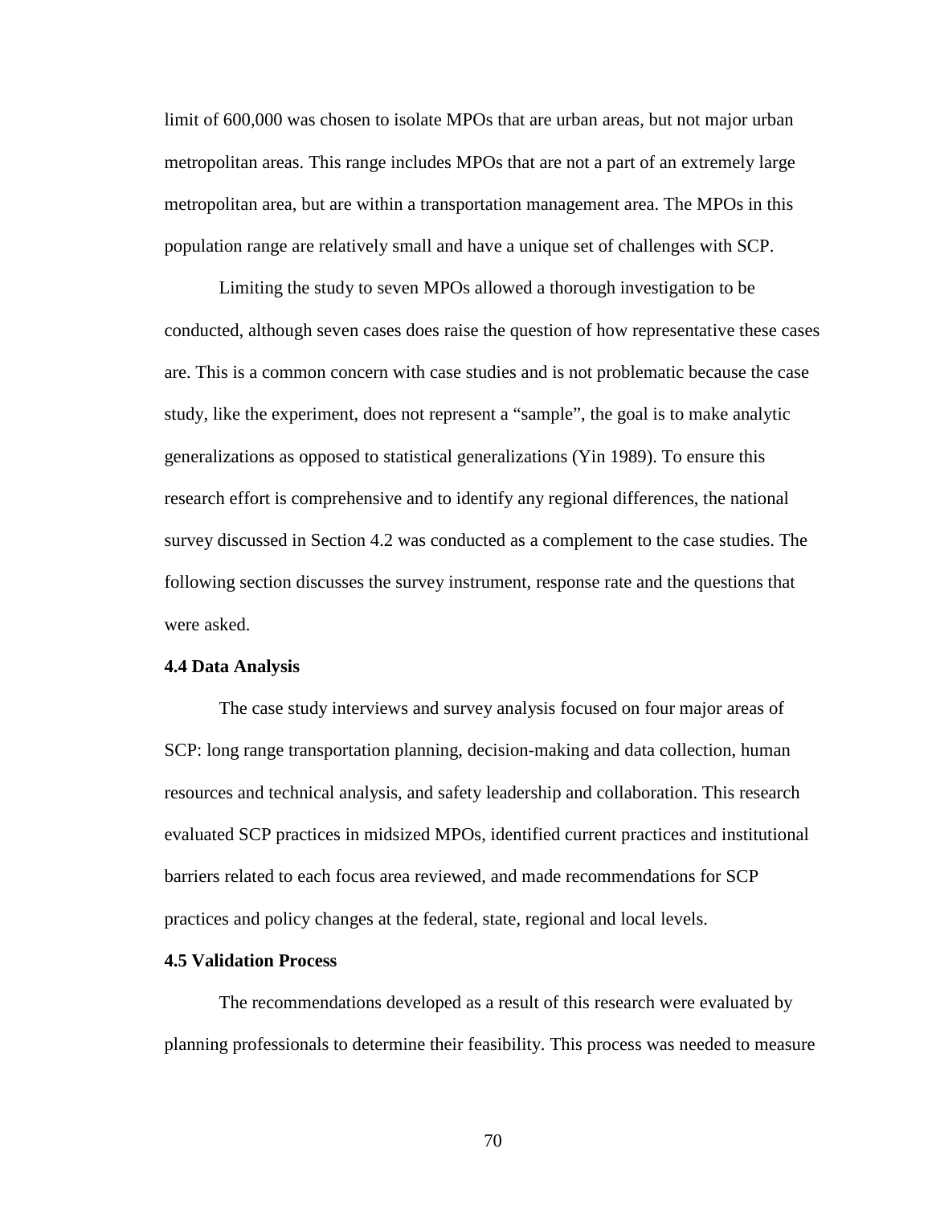limit of 600,000 was chosen to isolate MPOs that are urban areas, but not major urban metropolitan areas. This range includes MPOs that are not a part of an extremely large metropolitan area, but are within a transportation management area. The MPOs in this population range are relatively small and have a unique set of challenges with SCP.

Limiting the study to seven MPOs allowed a thorough investigation to be conducted, although seven cases does raise the question of how representative these cases are. This is a common concern with case studies and is not problematic because the case study, like the experiment, does not represent a "sample", the goal is to make analytic generalizations as opposed to statistical generalizations (Yin 1989). To ensure this research effort is comprehensive and to identify any regional differences, the national survey discussed in Section 4.2 was conducted as a complement to the case studies. The following section discusses the survey instrument, response rate and the questions that were asked.

### 4.4 Data Analysis

The case study interviews and survey analysis focused on four major areas of SCP: long range transportation planning, decision-making and data collection, human resources and technical analysis, and safety leadership and collaboration. This research evaluated SCP practices in midsized MPOs, identified current practices and institutional barriers related to each focus area reviewed, and made recommendations for SCP practices and policy changes at the federal, state, regional and local levels.

### 4.5 Validation Process

The recommendations developed as a result of this research were evaluated by planning professionals to determine their feasibility. This process was needed to measure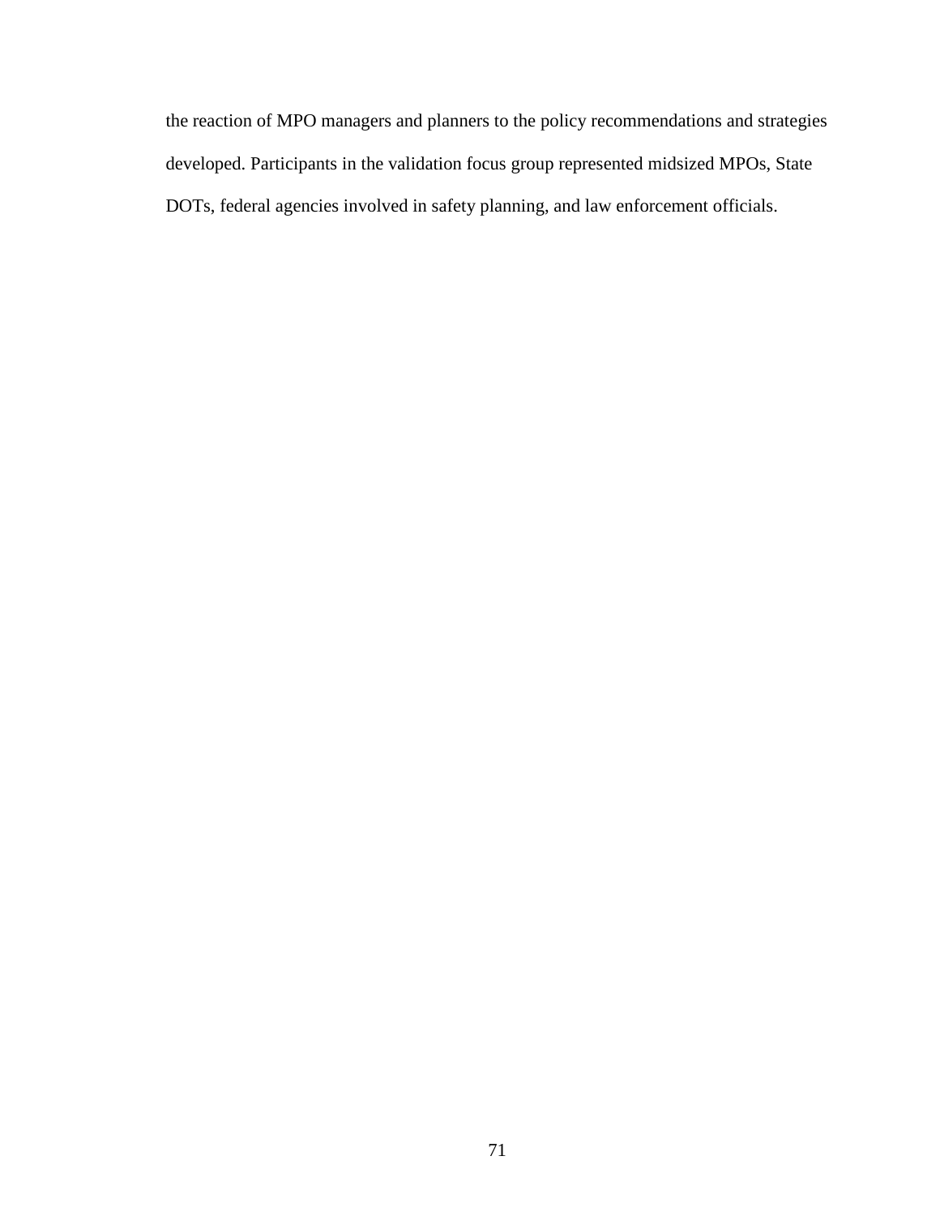the reaction of MPO managers and planners to the policy recommendations and strategies developed. Participants in the validation focus group represented midsized MPOs, State DOTs, federal agencies involved in safety planning, and law enforcement officials.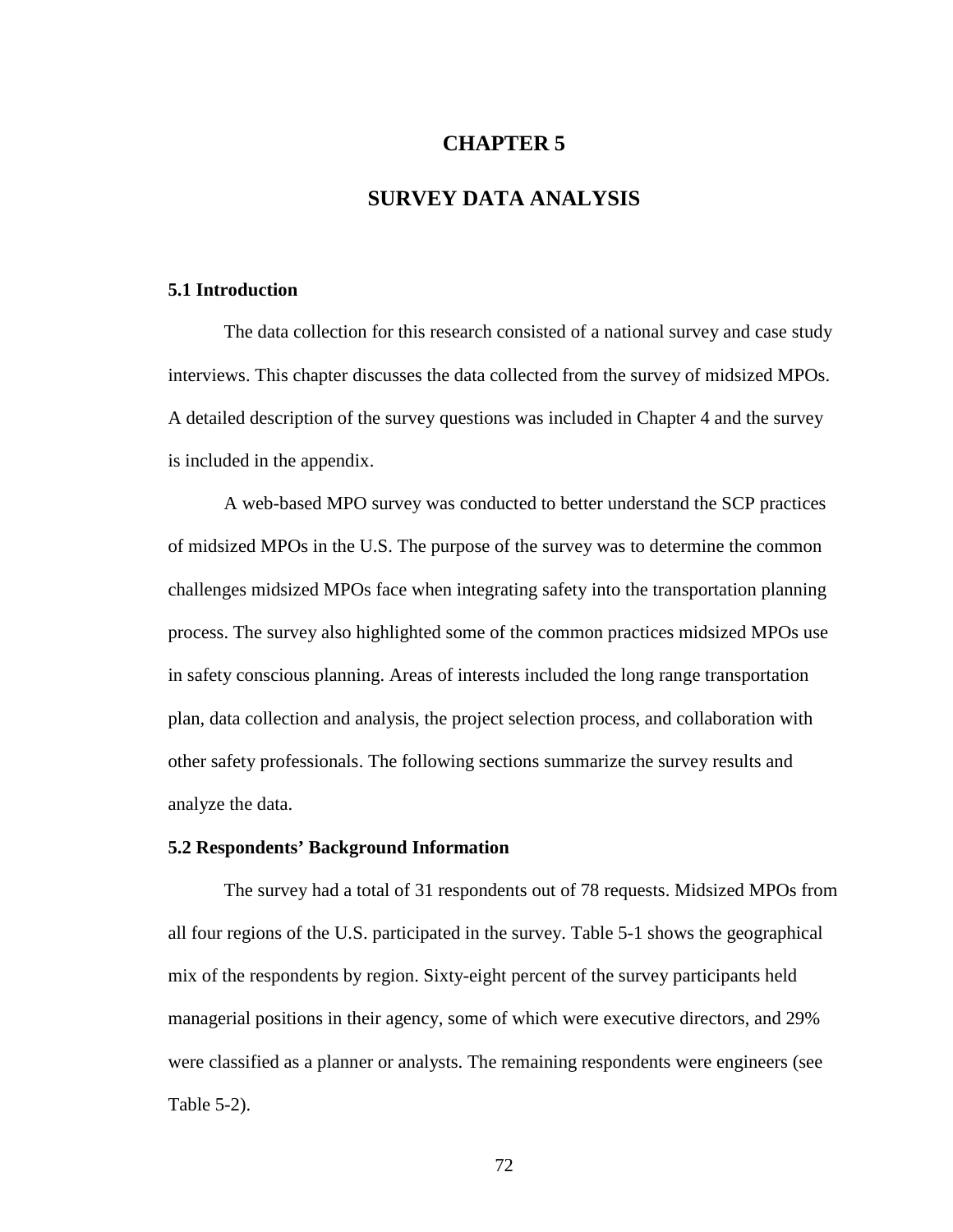# CHAPTER 5

# SURVEY DATA ANALYSIS

### 5.1 Introduction

The data collection for this research consisted of a national survey and case study interviews. This chapter discusses the data collected from the survey of midsized MPOs. A detailed description of the survey questions was included in Chapter 4 and the survey is included in the appendix.

A web-based MPO survey was conducted to better understand the SCP practices of midsized MPOs in the U.S. The purpose of the survey was to determine the common challenges midsized MPOs face when integrating safety into the transportation planning process. The survey also highlighted some of the common practices midsized MPOs use in safety conscious planning. Areas of interests included the long range transportation plan, data collection and analysis, the project selection process, and collaboration with other safety professionals. The following sections summarize the survey results and analyze the data.

### 5.2 Respondents' Background Information

The survey had a total of 31 respondents out of 78 requests. Midsized MPOs from all four regions of the U.S. participated in the survey. Table 5-1 shows the geographical mix of the respondents by region. Sixty-eight percent of the survey participants held managerial positions in their agency, some of which were executive directors, and 29% were classified as a planner or analysts. The remaining respondents were engineers (see Table 5-2).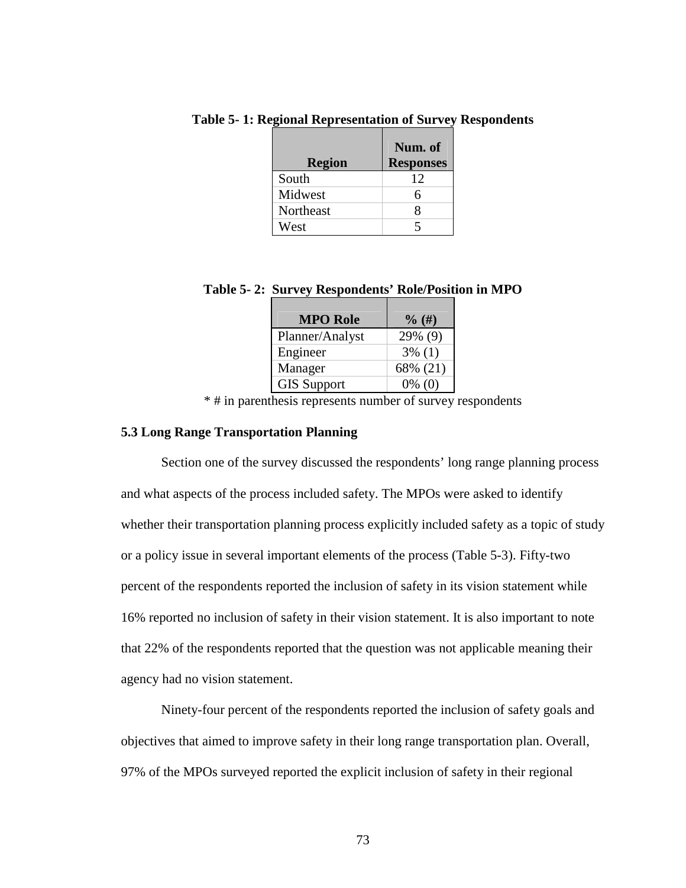**Table 5- 1: Regional Representation of Survey Respondents**

| Region | Num. of Responses |
|---|---|
| South | 12 |
| Midwest | 6 |
| Northeast | 8 |
| West | 5 |

**Table 5- 2: Survey Respondents' Role/Position in MPO**

| MPO Role | % (#) |
|---|---|
| Planner/Analyst | 29% (9) |
| Engineer | 3% (1) |
| Manager | 68% (21) |
| GIS Support | 0% (0) |

\* # in parenthesis represents number of survey respondents

### 5.3 Long Range Transportation Planning

Section one of the survey discussed the respondents' long range planning process and what aspects of the process included safety. The MPOs were asked to identify whether their transportation planning process explicitly included safety as a topic of study or a policy issue in several important elements of the process (Table 5-3). Fifty-two percent of the respondents reported the inclusion of safety in its vision statement while 16% reported no inclusion of safety in their vision statement. It is also important to note that 22% of the respondents reported that the question was not applicable meaning their agency had no vision statement.

Ninety-four percent of the respondents reported the inclusion of safety goals and objectives that aimed to improve safety in their long range transportation plan. Overall, 97% of the MPOs surveyed reported the explicit inclusion of safety in their regional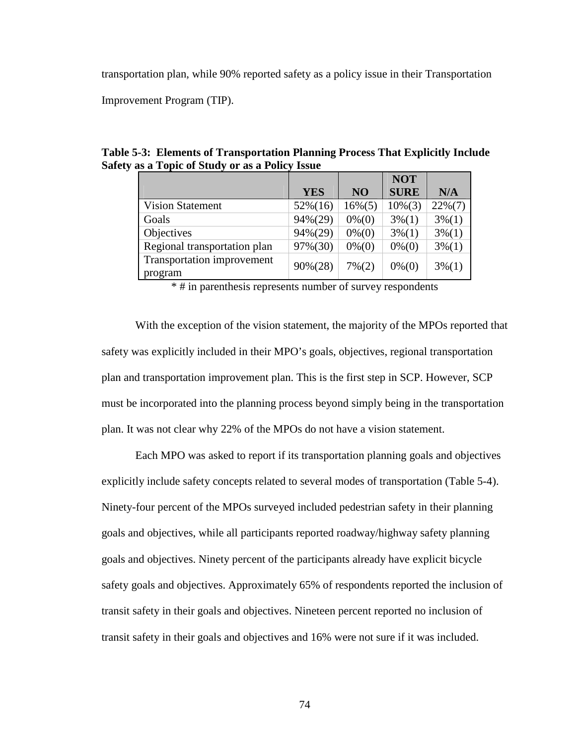transportation plan, while 90% reported safety as a policy issue in their Transportation Improvement Program (TIP).

**Table 5-3: Elements of Transportation Planning Process That Explicitly Include Safety as a Topic of Study or as a Policy Issue**

| | YES | NO | NOT SURE | N/A |
|---|---|---|---|---|
| Vision Statement | 52%(16) | 16%(5) | 10%(3) | 22%(7) |
| Goals | 94%(29) | 0%(0) | 3%(1) | 3%(1) |
| Objectives | 94%(29) | 0%(0) | 3%(1) | 3%(1) |
| Regional transportation plan | 97%(30) | 0%(0) | 0%(0) | 3%(1) |
| Transportation improvement program | 90%(28) | 7%(2) | 0%(0) | 3%(1) |

* # in parenthesis represents number of survey respondents

With the exception of the vision statement, the majority of the MPOs reported that safety was explicitly included in their MPO's goals, objectives, regional transportation plan and transportation improvement plan. This is the first step in SCP. However, SCP must be incorporated into the planning process beyond simply being in the transportation plan. It was not clear why 22% of the MPOs do not have a vision statement.

Each MPO was asked to report if its transportation planning goals and objectives explicitly include safety concepts related to several modes of transportation (Table 5-4). Ninety-four percent of the MPOs surveyed included pedestrian safety in their planning goals and objectives, while all participants reported roadway/highway safety planning goals and objectives. Ninety percent of the participants already have explicit bicycle safety goals and objectives. Approximately 65% of respondents reported the inclusion of transit safety in their goals and objectives. Nineteen percent reported no inclusion of transit safety in their goals and objectives and 16% were not sure if it was included.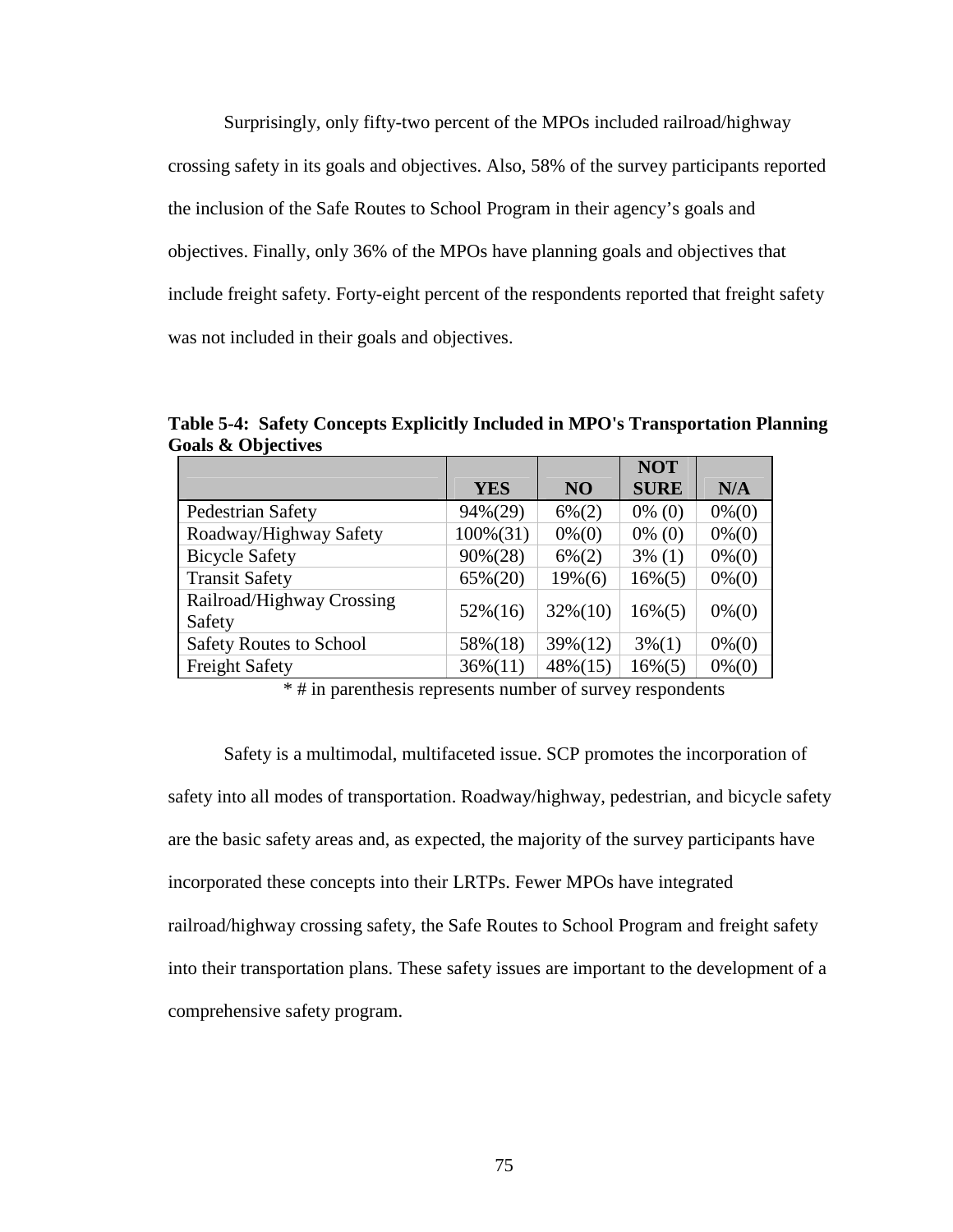Surprisingly, only fifty-two percent of the MPOs included railroad/highway crossing safety in its goals and objectives. Also, 58% of the survey participants reported the inclusion of the Safe Routes to School Program in their agency's goals and objectives. Finally, only 36% of the MPOs have planning goals and objectives that include freight safety. Forty-eight percent of the respondents reported that freight safety was not included in their goals and objectives.

**Table 5-4: Safety Concepts Explicitly Included in MPO's Transportation Planning Goals & Objectives**

| | YES | NO | NOT SURE | N/A |
|---|---|---|---|---|
| Pedestrian Safety | 94%(29) | 6%(2) | 0% (0) | 0%(0) |
| Roadway/Highway Safety | 100%(31) | 0%(0) | 0% (0) | 0%(0) |
| Bicycle Safety | 90%(28) | 6%(2) | 3% (1) | 0%(0) |
| Transit Safety | 65%(20) | 19%(6) | 16%(5) | 0%(0) |
| Railroad/Highway Crossing Safety | 52%(16) | 32%(10) | 16%(5) | 0%(0) |
| Safety Routes to School | 58%(18) | 39%(12) | 3%(1) | 0%(0) |
| Freight Safety | 36%(11) | 48%(15) | 16%(5) | 0%(0) |

\* # in parenthesis represents number of survey respondents

Safety is a multimodal, multifaceted issue. SCP promotes the incorporation of safety into all modes of transportation. Roadway/highway, pedestrian, and bicycle safety are the basic safety areas and, as expected, the majority of the survey participants have incorporated these concepts into their LRTPs. Fewer MPOs have integrated railroad/highway crossing safety, the Safe Routes to School Program and freight safety into their transportation plans. These safety issues are important to the development of a comprehensive safety program.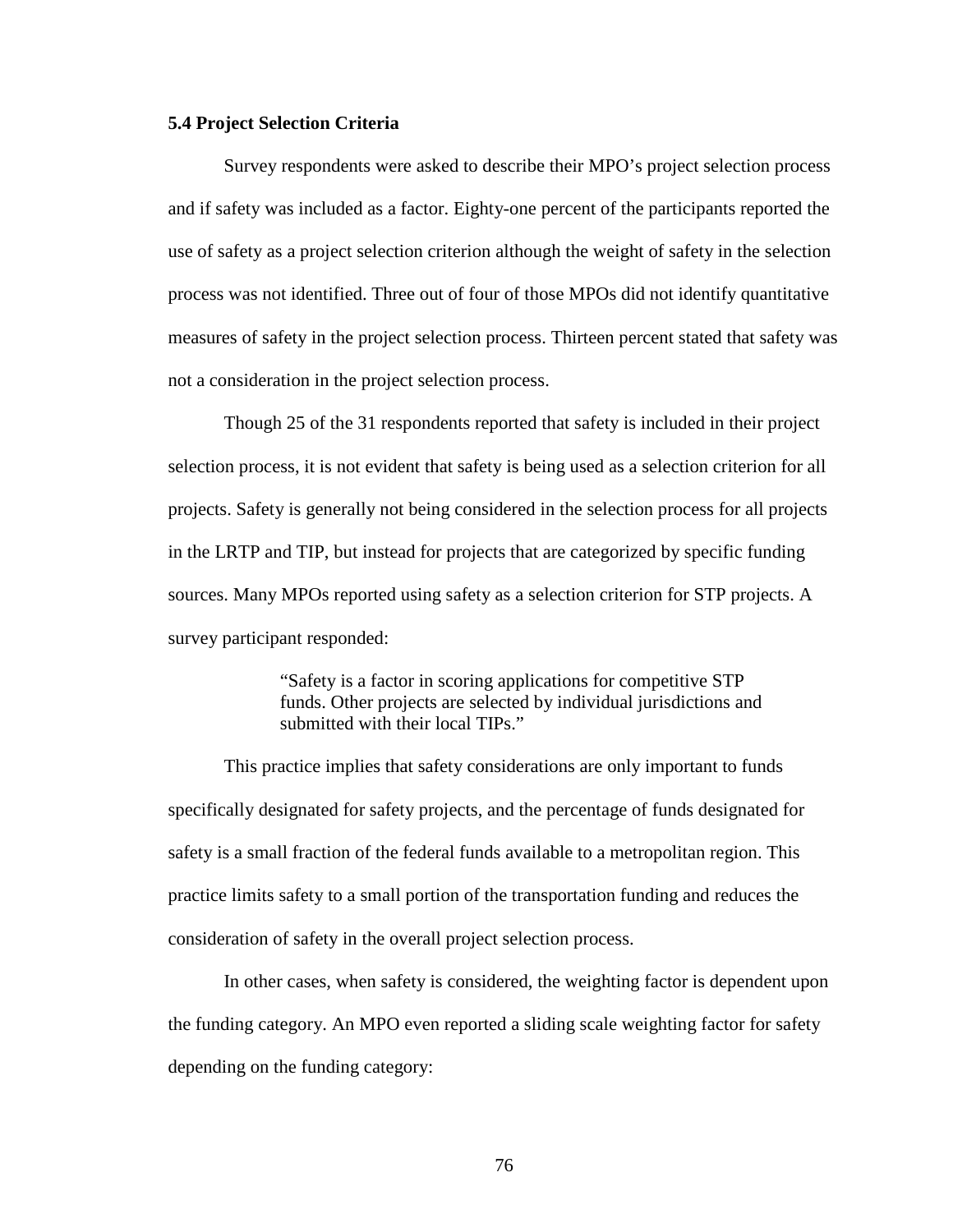### 5.4 Project Selection Criteria

Survey respondents were asked to describe their MPO's project selection process and if safety was included as a factor. Eighty-one percent of the participants reported the use of safety as a project selection criterion although the weight of safety in the selection process was not identified. Three out of four of those MPOs did not identify quantitative measures of safety in the project selection process. Thirteen percent stated that safety was not a consideration in the project selection process.

Though 25 of the 31 respondents reported that safety is included in their project selection process, it is not evident that safety is being used as a selection criterion for all projects. Safety is generally not being considered in the selection process for all projects in the LRTP and TIP, but instead for projects that are categorized by specific funding sources. Many MPOs reported using safety as a selection criterion for STP projects. A survey participant responded:

> "Safety is a factor in scoring applications for competitive STP funds. Other projects are selected by individual jurisdictions and submitted with their local TIPs."

This practice implies that safety considerations are only important to funds specifically designated for safety projects, and the percentage of funds designated for safety is a small fraction of the federal funds available to a metropolitan region. This practice limits safety to a small portion of the transportation funding and reduces the consideration of safety in the overall project selection process.

In other cases, when safety is considered, the weighting factor is dependent upon the funding category. An MPO even reported a sliding scale weighting factor for safety depending on the funding category: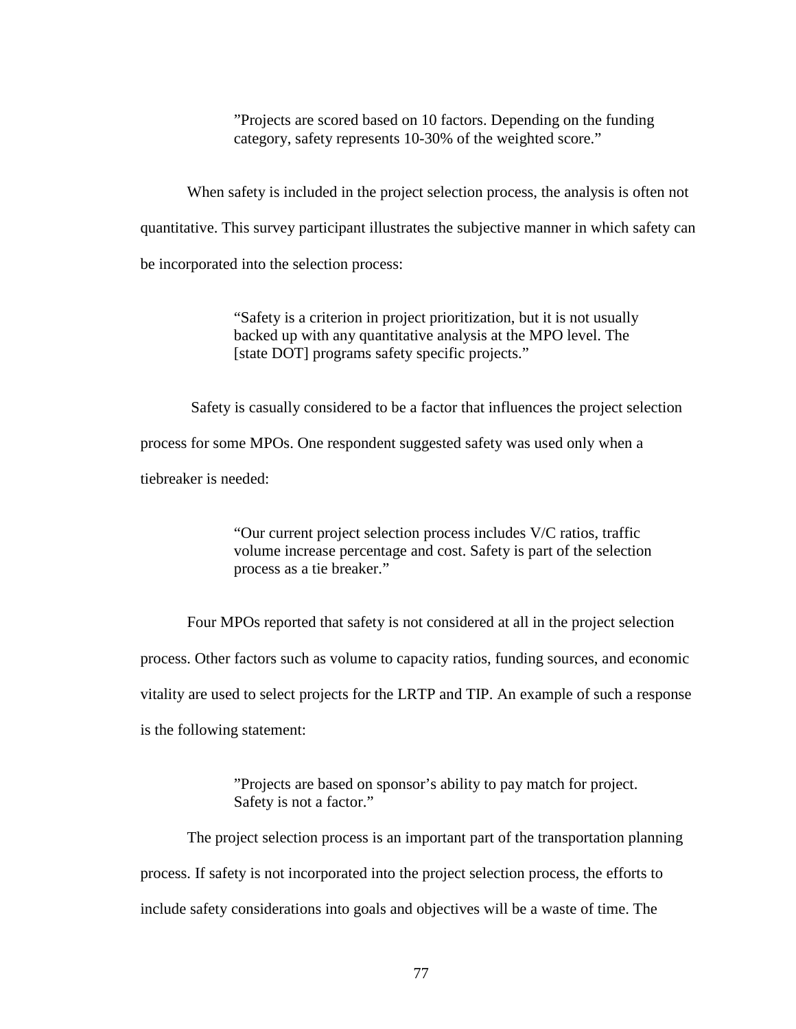> ”Projects are scored based on 10 factors. Depending on the funding category, safety represents 10-30% of the weighted score.”

When safety is included in the project selection process, the analysis is often not quantitative. This survey participant illustrates the subjective manner in which safety can be incorporated into the selection process:

> “Safety is a criterion in project prioritization, but it is not usually backed up with any quantitative analysis at the MPO level. The [state DOT] programs safety specific projects.”

Safety is casually considered to be a factor that influences the project selection process for some MPOs. One respondent suggested safety was used only when a tiebreaker is needed:

> “Our current project selection process includes V/C ratios, traffic volume increase percentage and cost. Safety is part of the selection process as a tie breaker.”

Four MPOs reported that safety is not considered at all in the project selection process. Other factors such as volume to capacity ratios, funding sources, and economic vitality are used to select projects for the LRTP and TIP. An example of such a response is the following statement:

> ”Projects are based on sponsor’s ability to pay match for project. Safety is not a factor.”

The project selection process is an important part of the transportation planning process. If safety is not incorporated into the project selection process, the efforts to include safety considerations into goals and objectives will be a waste of time. The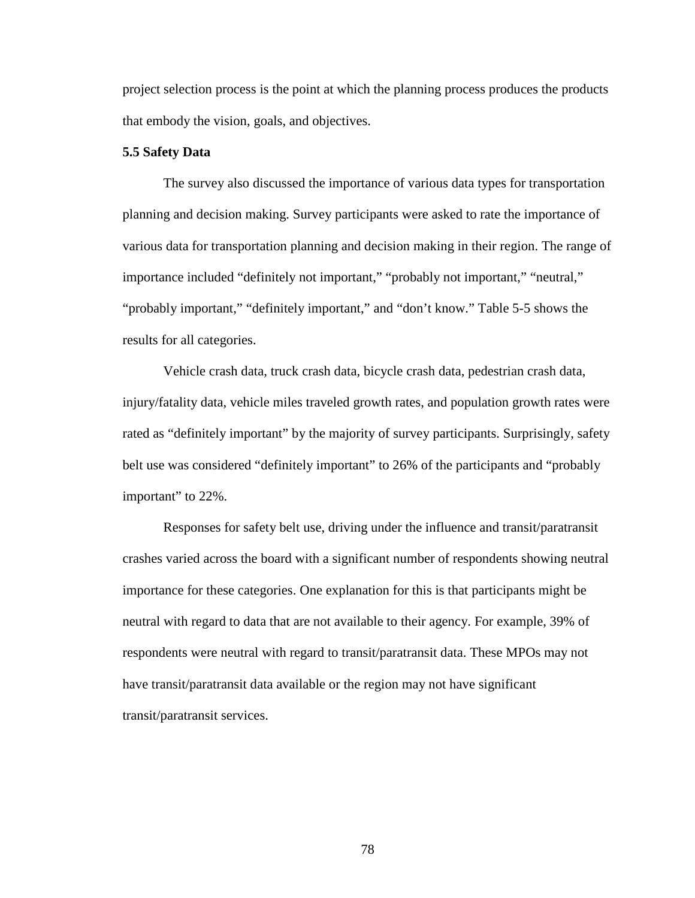project selection process is the point at which the planning process produces the products that embody the vision, goals, and objectives.

### 5.5 Safety Data

The survey also discussed the importance of various data types for transportation planning and decision making. Survey participants were asked to rate the importance of various data for transportation planning and decision making in their region. The range of importance included "definitely not important," "probably not important," "neutral," "probably important," "definitely important," and "don't know." Table 5-5 shows the results for all categories.

Vehicle crash data, truck crash data, bicycle crash data, pedestrian crash data, injury/fatality data, vehicle miles traveled growth rates, and population growth rates were rated as "definitely important" by the majority of survey participants. Surprisingly, safety belt use was considered "definitely important" to 26% of the participants and "probably important" to 22%.

Responses for safety belt use, driving under the influence and transit/paratransit crashes varied across the board with a significant number of respondents showing neutral importance for these categories. One explanation for this is that participants might be neutral with regard to data that are not available to their agency. For example, 39% of respondents were neutral with regard to transit/paratransit data. These MPOs may not have transit/paratransit data available or the region may not have significant transit/paratransit services.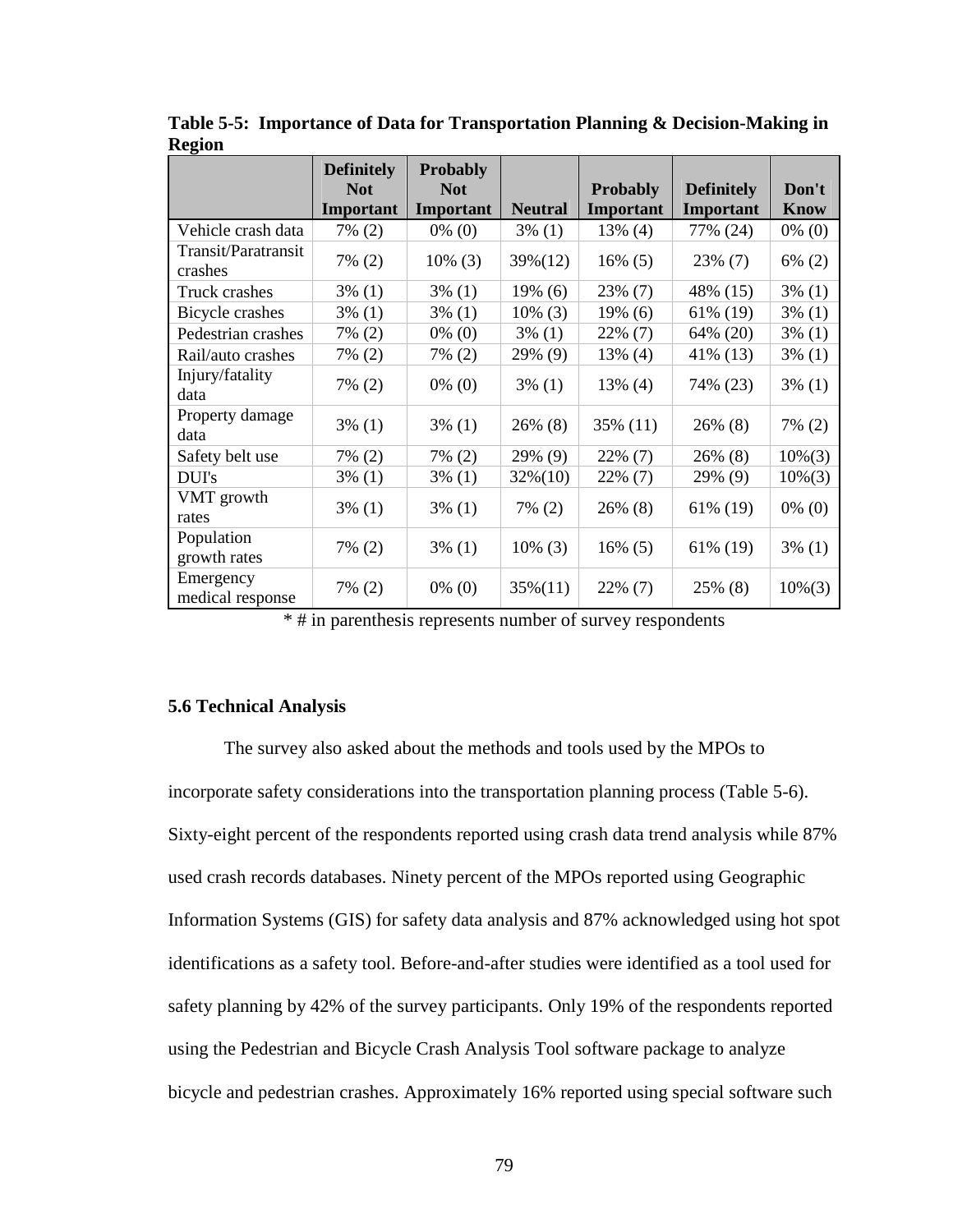**Table 5-5: Importance of Data for Transportation Planning & Decision-Making in Region**

| | Definitely Not Important | Probably Not Important | Neutral | Probably Important | Definitely Important | Don't Know |
|---|---|---|---|---|---|---|
| Vehicle crash data | 7% (2) | 0% (0) | 3% (1) | 13% (4) | 77% (24) | 0% (0) |
| Transit/Paratransit crashes | 7% (2) | 10% (3) | 39%(12) | 16% (5) | 23% (7) | 6% (2) |
| Truck crashes | 3% (1) | 3% (1) | 19% (6) | 23% (7) | 48% (15) | 3% (1) |
| Bicycle crashes | 3% (1) | 3% (1) | 10% (3) | 19% (6) | 61% (19) | 3% (1) |
| Pedestrian crashes | 7% (2) | 0% (0) | 3% (1) | 22% (7) | 64% (20) | 3% (1) |
| Rail/auto crashes | 7% (2) | 7% (2) | 29% (9) | 13% (4) | 41% (13) | 3% (1) |
| Injury/fatality data | 7% (2) | 0% (0) | 3% (1) | 13% (4) | 74% (23) | 3% (1) |
| Property damage data | 3% (1) | 3% (1) | 26% (8) | 35% (11) | 26% (8) | 7% (2) |
| Safety belt use | 7% (2) | 7% (2) | 29% (9) | 22% (7) | 26% (8) | 10%(3) |
| DUI's | 3% (1) | 3% (1) | 32%(10) | 22% (7) | 29% (9) | 10%(3) |
| VMT growth rates | 3% (1) | 3% (1) | 7% (2) | 26% (8) | 61% (19) | 0% (0) |
| Population growth rates | 7% (2) | 3% (1) | 10% (3) | 16% (5) | 61% (19) | 3% (1) |
| Emergency medical response | 7% (2) | 0% (0) | 35%(11) | 22% (7) | 25% (8) | 10%(3) |

* # in parenthesis represents number of survey respondents

### 5.6 Technical Analysis

The survey also asked about the methods and tools used by the MPOs to incorporate safety considerations into the transportation planning process (Table 5-6). Sixty-eight percent of the respondents reported using crash data trend analysis while 87% used crash records databases. Ninety percent of the MPOs reported using Geographic Information Systems (GIS) for safety data analysis and 87% acknowledged using hot spot identifications as a safety tool. Before-and-after studies were identified as a tool used for safety planning by 42% of the survey participants. Only 19% of the respondents reported using the Pedestrian and Bicycle Crash Analysis Tool software package to analyze bicycle and pedestrian crashes. Approximately 16% reported using special software such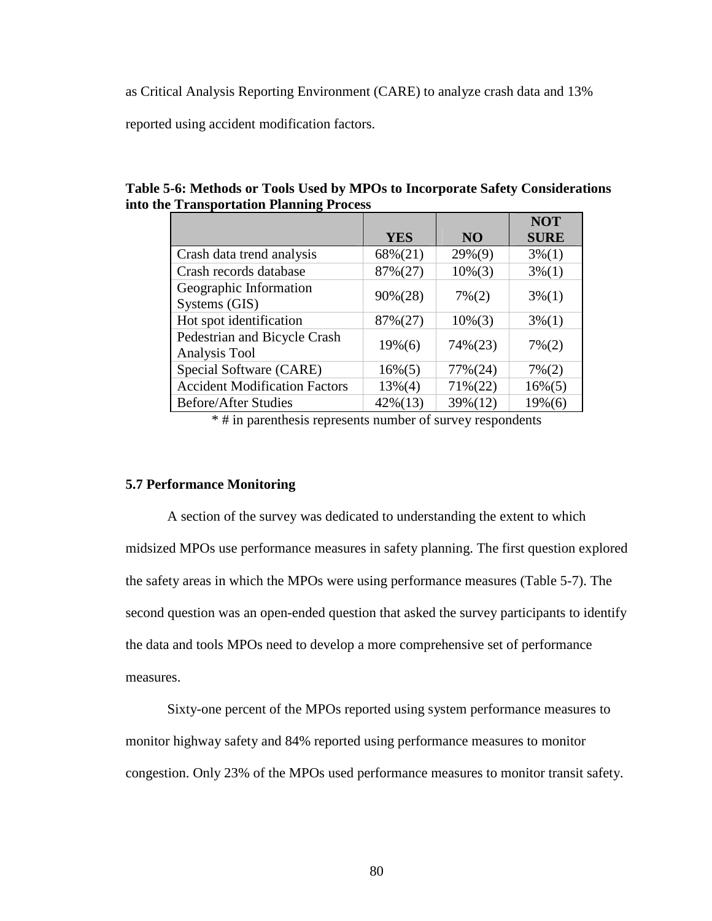as Critical Analysis Reporting Environment (CARE) to analyze crash data and 13% reported using accident modification factors.

**Table 5-6: Methods or Tools Used by MPOs to Incorporate Safety Considerations into the Transportation Planning Process**

| | YES | NO | NOT SURE |
|---|---|---|---|
| Crash data trend analysis | 68%(21) | 29%(9) | 3%(1) |
| Crash records database | 87%(27) | 10%(3) | 3%(1) |
| Geographic Information Systems (GIS) | 90%(28) | 7%(2) | 3%(1) |
| Hot spot identification | 87%(27) | 10%(3) | 3%(1) |
| Pedestrian and Bicycle Crash Analysis Tool | 19%(6) | 74%(23) | 7%(2) |
| Special Software (CARE) | 16%(5) | 77%(24) | 7%(2) |
| Accident Modification Factors | 13%(4) | 71%(22) | 16%(5) |
| Before/After Studies | 42%(13) | 39%(12) | 19%(6) |

* # in parenthesis represents number of survey respondents

### 5.7 Performance Monitoring

A section of the survey was dedicated to understanding the extent to which midsized MPOs use performance measures in safety planning. The first question explored the safety areas in which the MPOs were using performance measures (Table 5-7). The second question was an open-ended question that asked the survey participants to identify the data and tools MPOs need to develop a more comprehensive set of performance measures.

Sixty-one percent of the MPOs reported using system performance measures to monitor highway safety and 84% reported using performance measures to monitor congestion. Only 23% of the MPOs used performance measures to monitor transit safety.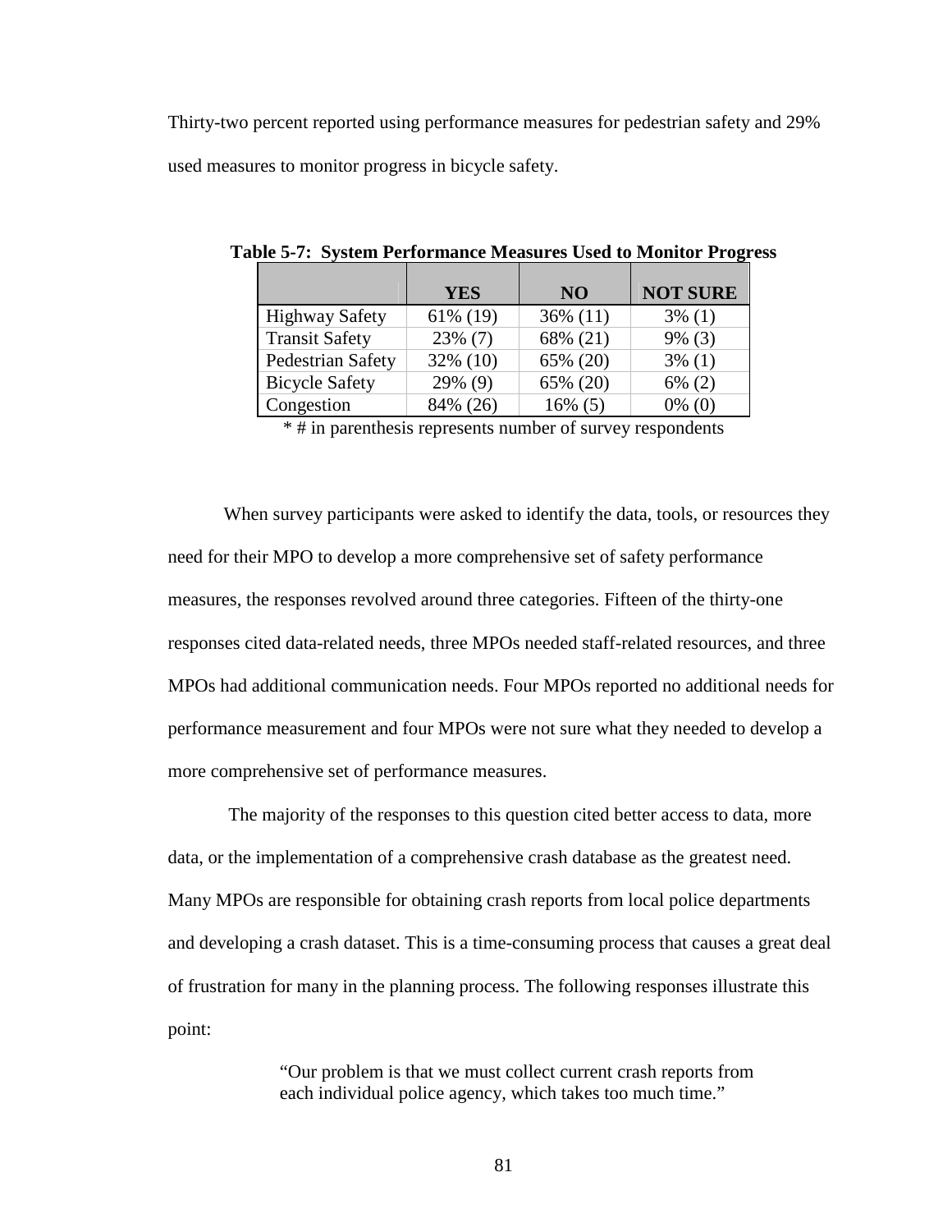Thirty-two percent reported using performance measures for pedestrian safety and 29% used measures to monitor progress in bicycle safety.

**Table 5-7: System Performance Measures Used to Monitor Progress**

| | YES | NO | NOT SURE |
|---|---|---|---|
| Highway Safety | 61% (19) | 36% (11) | 3% (1) |
| Transit Safety | 23% (7) | 68% (21) | 9% (3) |
| Pedestrian Safety | 32% (10) | 65% (20) | 3% (1) |
| Bicycle Safety | 29% (9) | 65% (20) | 6% (2) |
| Congestion | 84% (26) | 16% (5) | 0% (0) |

* # in parenthesis represents number of survey respondents

When survey participants were asked to identify the data, tools, or resources they need for their MPO to develop a more comprehensive set of safety performance measures, the responses revolved around three categories. Fifteen of the thirty-one responses cited data-related needs, three MPOs needed staff-related resources, and three MPOs had additional communication needs. Four MPOs reported no additional needs for performance measurement and four MPOs were not sure what they needed to develop a more comprehensive set of performance measures.

The majority of the responses to this question cited better access to data, more data, or the implementation of a comprehensive crash database as the greatest need. Many MPOs are responsible for obtaining crash reports from local police departments and developing a crash dataset. This is a time-consuming process that causes a great deal of frustration for many in the planning process. The following responses illustrate this point:

> "Our problem is that we must collect current crash reports from each individual police agency, which takes too much time."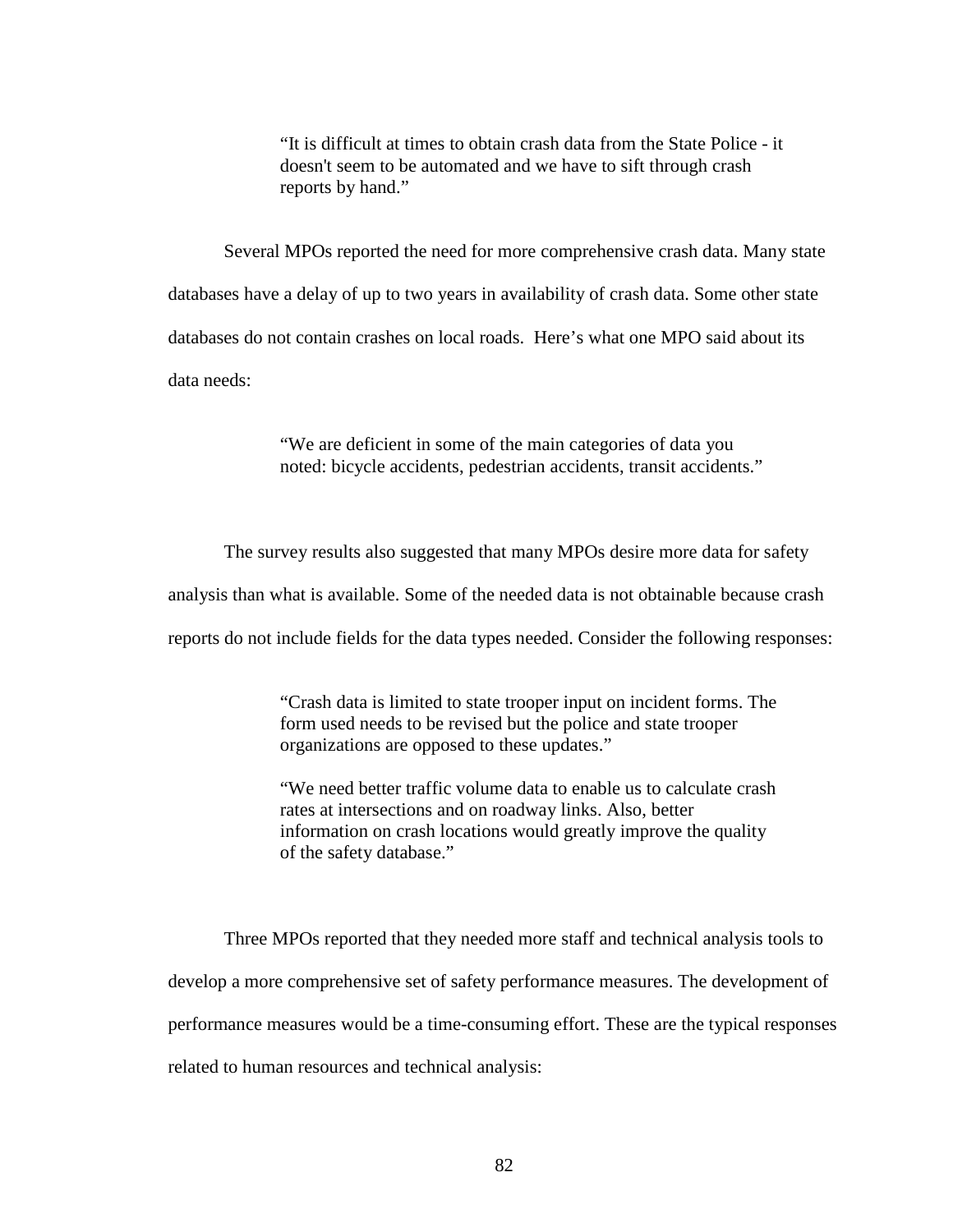> "It is difficult at times to obtain crash data from the State Police - it doesn't seem to be automated and we have to sift through crash reports by hand."

Several MPOs reported the need for more comprehensive crash data. Many state databases have a delay of up to two years in availability of crash data. Some other state databases do not contain crashes on local roads. Here's what one MPO said about its data needs:

> "We are deficient in some of the main categories of data you noted: bicycle accidents, pedestrian accidents, transit accidents."

The survey results also suggested that many MPOs desire more data for safety analysis than what is available. Some of the needed data is not obtainable because crash reports do not include fields for the data types needed. Consider the following responses:

> "Crash data is limited to state trooper input on incident forms. The form used needs to be revised but the police and state trooper organizations are opposed to these updates."
>
> "We need better traffic volume data to enable us to calculate crash rates at intersections and on roadway links. Also, better information on crash locations would greatly improve the quality of the safety database."

Three MPOs reported that they needed more staff and technical analysis tools to develop a more comprehensive set of safety performance measures. The development of performance measures would be a time-consuming effort. These are the typical responses related to human resources and technical analysis: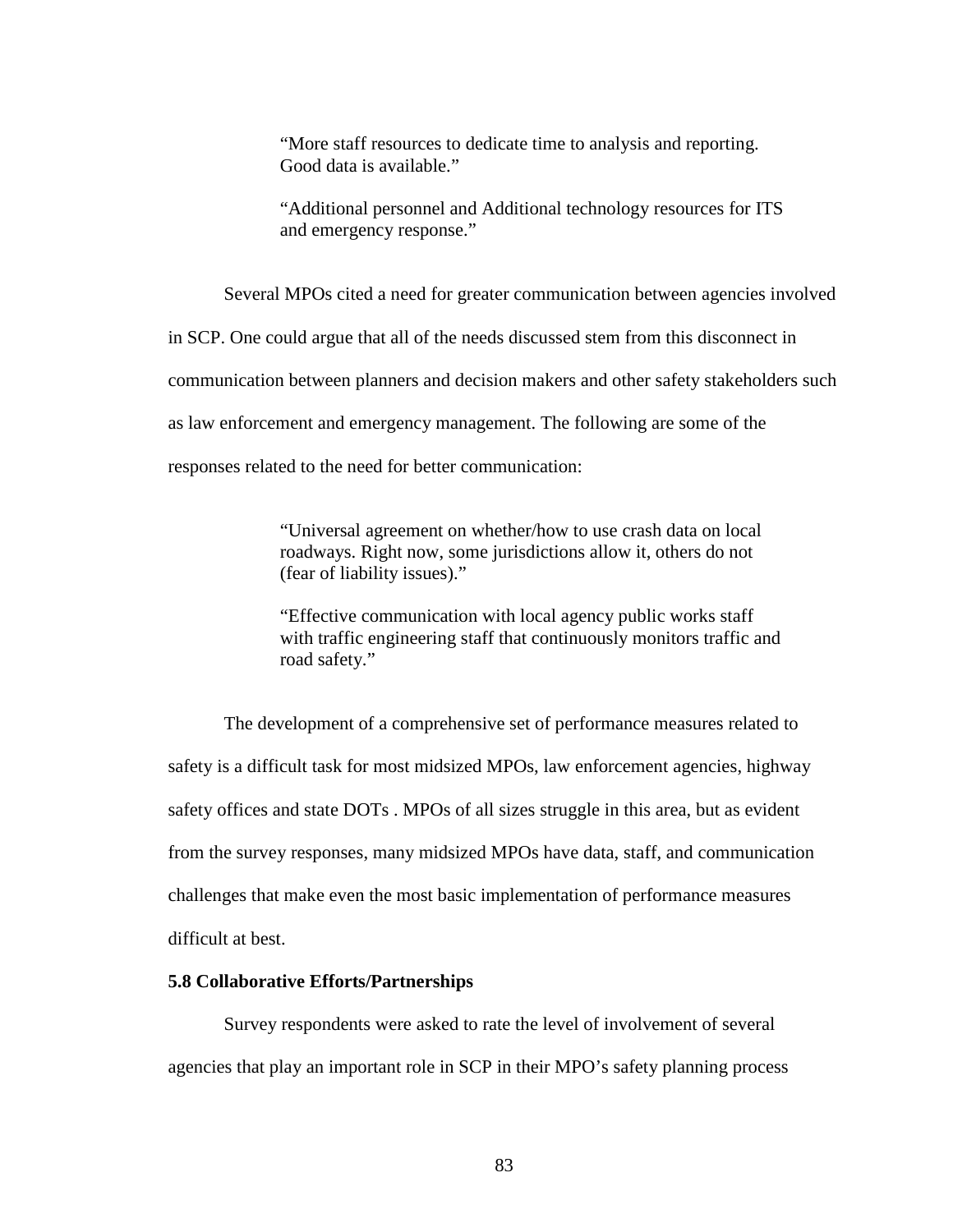> "More staff resources to dedicate time to analysis and reporting. Good data is available."

> "Additional personnel and Additional technology resources for ITS and emergency response."

Several MPOs cited a need for greater communication between agencies involved in SCP. One could argue that all of the needs discussed stem from this disconnect in communication between planners and decision makers and other safety stakeholders such as law enforcement and emergency management. The following are some of the responses related to the need for better communication:

> "Universal agreement on whether/how to use crash data on local roadways. Right now, some jurisdictions allow it, others do not (fear of liability issues)."

> "Effective communication with local agency public works staff with traffic engineering staff that continuously monitors traffic and road safety."

The development of a comprehensive set of performance measures related to safety is a difficult task for most midsized MPOs, law enforcement agencies, highway safety offices and state DOTs . MPOs of all sizes struggle in this area, but as evident from the survey responses, many midsized MPOs have data, staff, and communication challenges that make even the most basic implementation of performance measures difficult at best.

**5.8 Collaborative Efforts/Partnerships**

Survey respondents were asked to rate the level of involvement of several agencies that play an important role in SCP in their MPO's safety planning process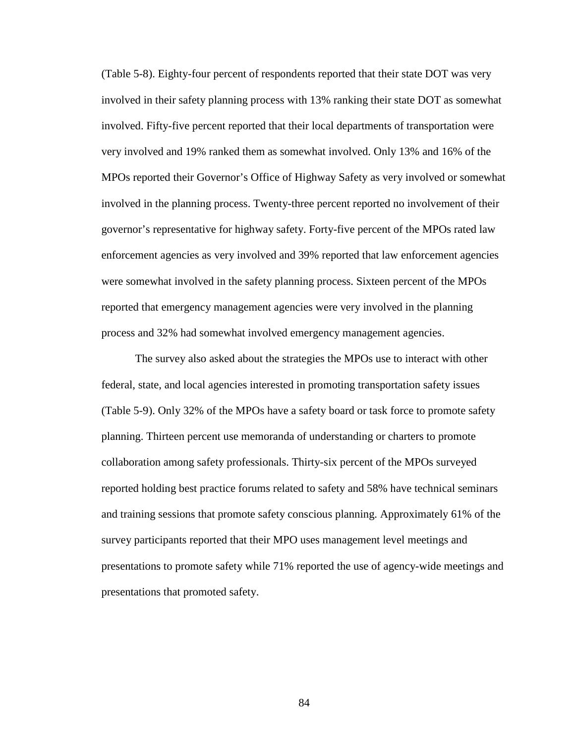(Table 5-8). Eighty-four percent of respondents reported that their state DOT was very involved in their safety planning process with 13% ranking their state DOT as somewhat involved. Fifty-five percent reported that their local departments of transportation were very involved and 19% ranked them as somewhat involved. Only 13% and 16% of the MPOs reported their Governor's Office of Highway Safety as very involved or somewhat involved in the planning process. Twenty-three percent reported no involvement of their governor's representative for highway safety. Forty-five percent of the MPOs rated law enforcement agencies as very involved and 39% reported that law enforcement agencies were somewhat involved in the safety planning process. Sixteen percent of the MPOs reported that emergency management agencies were very involved in the planning process and 32% had somewhat involved emergency management agencies.

The survey also asked about the strategies the MPOs use to interact with other federal, state, and local agencies interested in promoting transportation safety issues (Table 5-9). Only 32% of the MPOs have a safety board or task force to promote safety planning. Thirteen percent use memoranda of understanding or charters to promote collaboration among safety professionals. Thirty-six percent of the MPOs surveyed reported holding best practice forums related to safety and 58% have technical seminars and training sessions that promote safety conscious planning. Approximately 61% of the survey participants reported that their MPO uses management level meetings and presentations to promote safety while 71% reported the use of agency-wide meetings and presentations that promoted safety.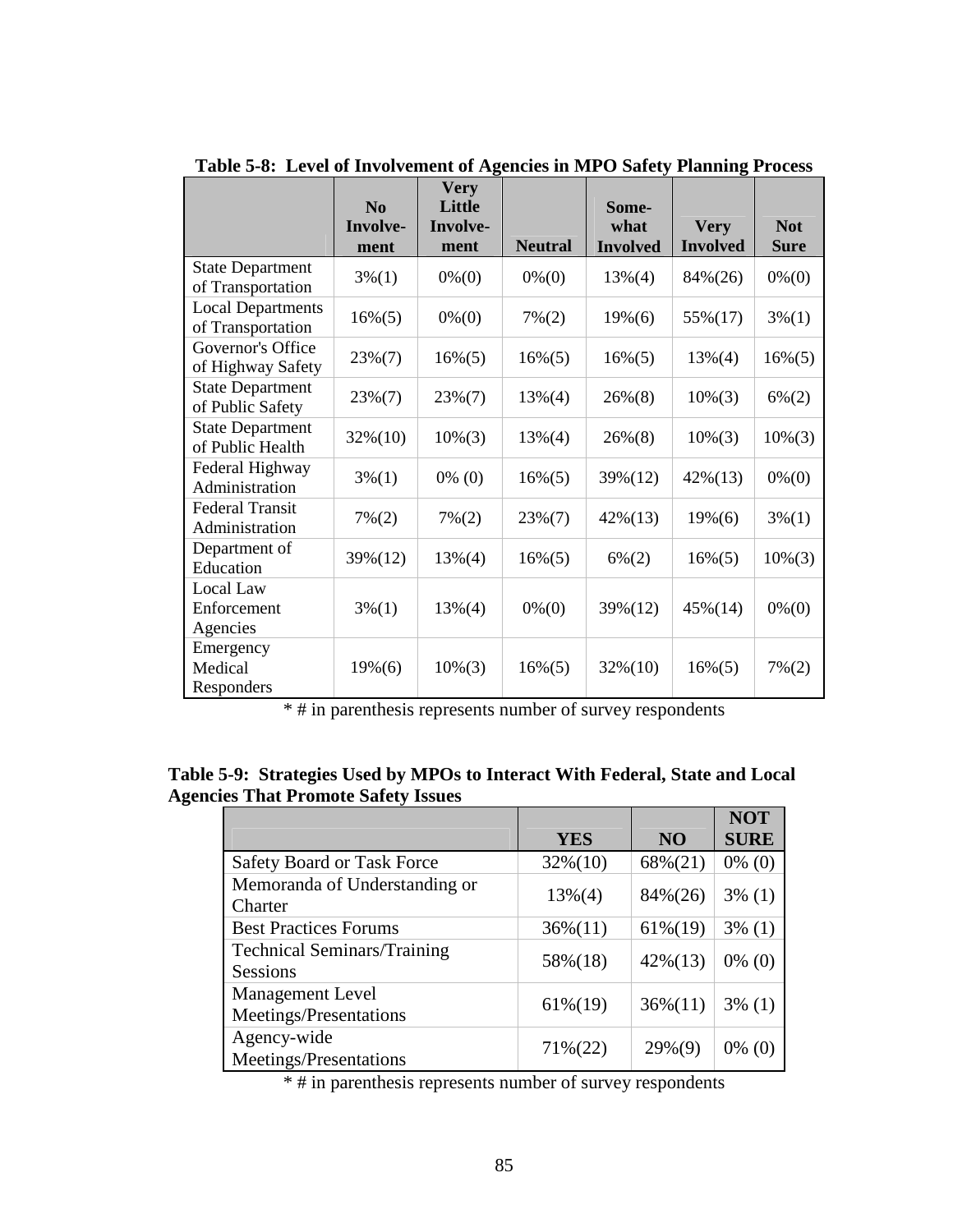**Table 5-8: Level of Involvement of Agencies in MPO Safety Planning Process**

| | No Involvement | Very Little Involvement | Neutral | Somewhat Involved | Very Involved | Not Sure |
|---|---|---|---|---|---|---|
| State Department of Transportation | 3%(1) | 0%(0) | 0%(0) | 13%(4) | 84%(26) | 0%(0) |
| Local Departments of Transportation | 16%(5) | 0%(0) | 7%(2) | 19%(6) | 55%(17) | 3%(1) |
| Governor's Office of Highway Safety | 23%(7) | 16%(5) | 16%(5) | 16%(5) | 13%(4) | 16%(5) |
| State Department of Public Safety | 23%(7) | 23%(7) | 13%(4) | 26%(8) | 10%(3) | 6%(2) |
| State Department of Public Health | 32%(10) | 10%(3) | 13%(4) | 26%(8) | 10%(3) | 10%(3) |
| Federal Highway Administration | 3%(1) | 0% (0) | 16%(5) | 39%(12) | 42%(13) | 0%(0) |
| Federal Transit Administration | 7%(2) | 7%(2) | 23%(7) | 42%(13) | 19%(6) | 3%(1) |
| Department of Education | 39%(12) | 13%(4) | 16%(5) | 6%(2) | 16%(5) | 10%(3) |
| Local Law Enforcement Agencies | 3%(1) | 13%(4) | 0%(0) | 39%(12) | 45%(14) | 0%(0) |
| Emergency Medical Responders | 19%(6) | 10%(3) | 16%(5) | 32%(10) | 16%(5) | 7%(2) |

* # in parenthesis represents number of survey respondents

**Table 5-9: Strategies Used by MPOs to Interact With Federal, State and Local Agencies That Promote Safety Issues**

| | YES | NO | NOT SURE |
|---|---|---|---|
| Safety Board or Task Force | 32%(10) | 68%(21) | 0% (0) |
| Memoranda of Understanding or Charter | 13%(4) | 84%(26) | 3% (1) |
| Best Practices Forums | 36%(11) | 61%(19) | 3% (1) |
| Technical Seminars/Training Sessions | 58%(18) | 42%(13) | 0% (0) |
| Management Level Meetings/Presentations | 61%(19) | 36%(11) | 3% (1) |
| Agency-wide Meetings/Presentations | 71%(22) | 29%(9) | 0% (0) |

* # in parenthesis represents number of survey respondents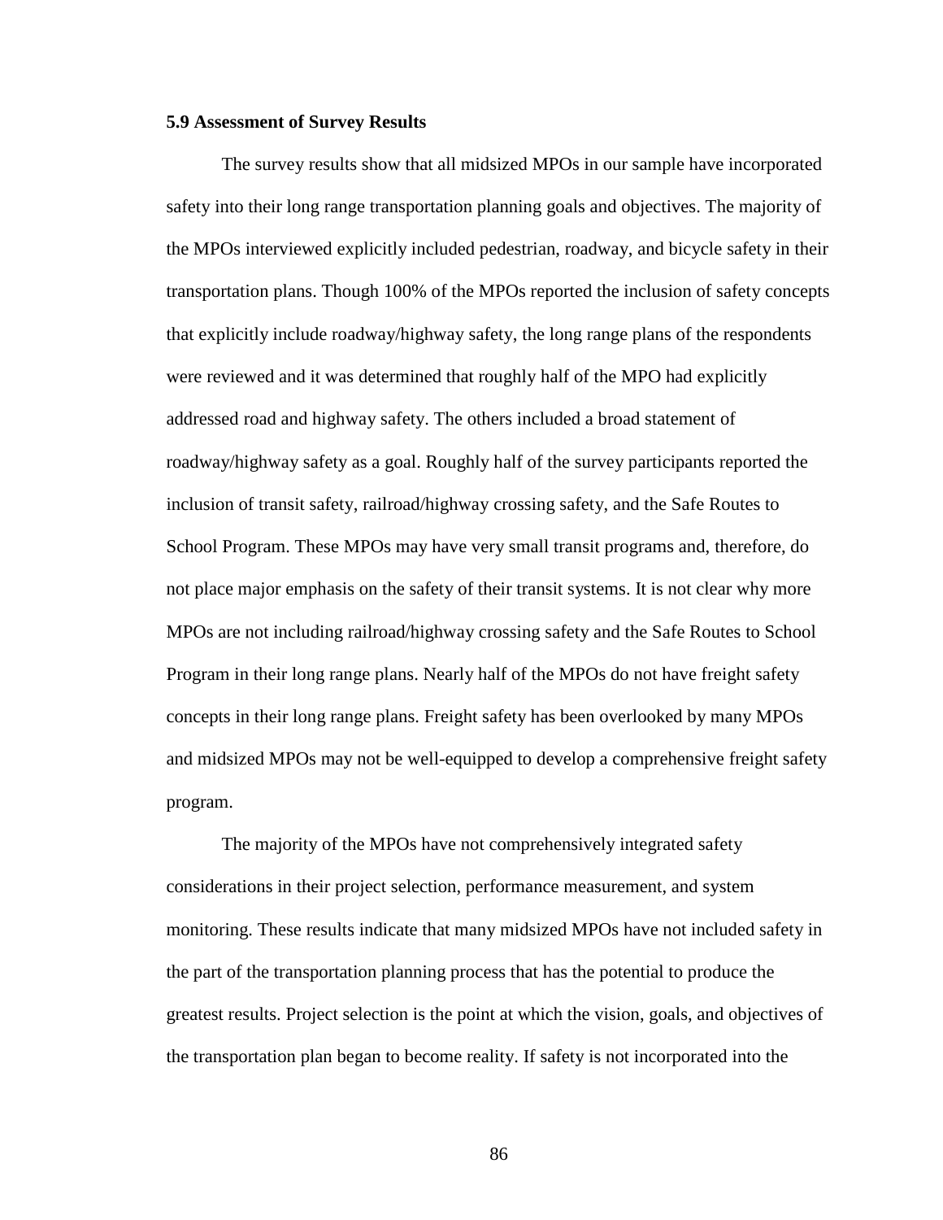### 5.9 Assessment of Survey Results

The survey results show that all midsized MPOs in our sample have incorporated safety into their long range transportation planning goals and objectives. The majority of the MPOs interviewed explicitly included pedestrian, roadway, and bicycle safety in their transportation plans. Though 100% of the MPOs reported the inclusion of safety concepts that explicitly include roadway/highway safety, the long range plans of the respondents were reviewed and it was determined that roughly half of the MPO had explicitly addressed road and highway safety. The others included a broad statement of roadway/highway safety as a goal. Roughly half of the survey participants reported the inclusion of transit safety, railroad/highway crossing safety, and the Safe Routes to School Program. These MPOs may have very small transit programs and, therefore, do not place major emphasis on the safety of their transit systems. It is not clear why more MPOs are not including railroad/highway crossing safety and the Safe Routes to School Program in their long range plans. Nearly half of the MPOs do not have freight safety concepts in their long range plans. Freight safety has been overlooked by many MPOs and midsized MPOs may not be well-equipped to develop a comprehensive freight safety program.

The majority of the MPOs have not comprehensively integrated safety considerations in their project selection, performance measurement, and system monitoring. These results indicate that many midsized MPOs have not included safety in the part of the transportation planning process that has the potential to produce the greatest results. Project selection is the point at which the vision, goals, and objectives of the transportation plan began to become reality. If safety is not incorporated into the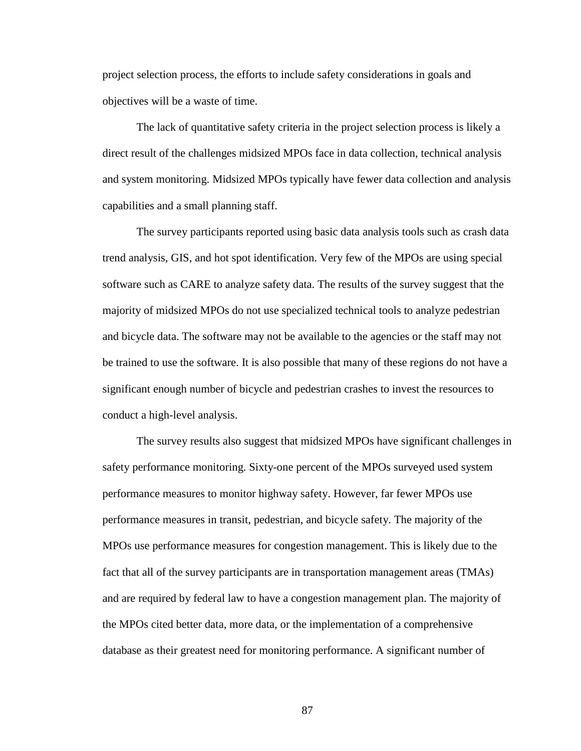project selection process, the efforts to include safety considerations in goals and objectives will be a waste of time.

The lack of quantitative safety criteria in the project selection process is likely a direct result of the challenges midsized MPOs face in data collection, technical analysis and system monitoring. Midsized MPOs typically have fewer data collection and analysis capabilities and a small planning staff.

The survey participants reported using basic data analysis tools such as crash data trend analysis, GIS, and hot spot identification. Very few of the MPOs are using special software such as CARE to analyze safety data. The results of the survey suggest that the majority of midsized MPOs do not use specialized technical tools to analyze pedestrian and bicycle data. The software may not be available to the agencies or the staff may not be trained to use the software. It is also possible that many of these regions do not have a significant enough number of bicycle and pedestrian crashes to invest the resources to conduct a high-level analysis.

The survey results also suggest that midsized MPOs have significant challenges in safety performance monitoring. Sixty-one percent of the MPOs surveyed used system performance measures to monitor highway safety. However, far fewer MPOs use performance measures in transit, pedestrian, and bicycle safety. The majority of the MPOs use performance measures for congestion management. This is likely due to the fact that all of the survey participants are in transportation management areas (TMAs) and are required by federal law to have a congestion management plan. The majority of the MPOs cited better data, more data, or the implementation of a comprehensive database as their greatest need for monitoring performance. A significant number of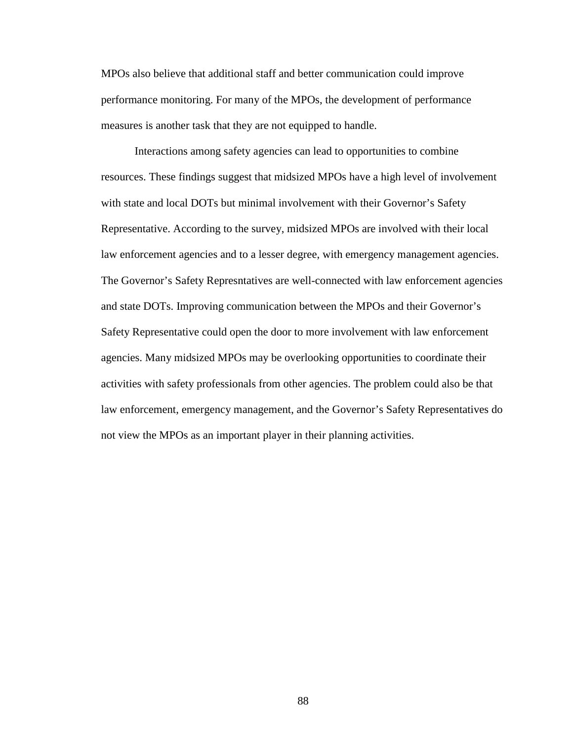MPOs also believe that additional staff and better communication could improve performance monitoring. For many of the MPOs, the development of performance measures is another task that they are not equipped to handle.

Interactions among safety agencies can lead to opportunities to combine resources. These findings suggest that midsized MPOs have a high level of involvement with state and local DOTs but minimal involvement with their Governor's Safety Representative. According to the survey, midsized MPOs are involved with their local law enforcement agencies and to a lesser degree, with emergency management agencies. The Governor's Safety Represntatives are well-connected with law enforcement agencies and state DOTs. Improving communication between the MPOs and their Governor's Safety Representative could open the door to more involvement with law enforcement agencies. Many midsized MPOs may be overlooking opportunities to coordinate their activities with safety professionals from other agencies. The problem could also be that law enforcement, emergency management, and the Governor's Safety Representatives do not view the MPOs as an important player in their planning activities.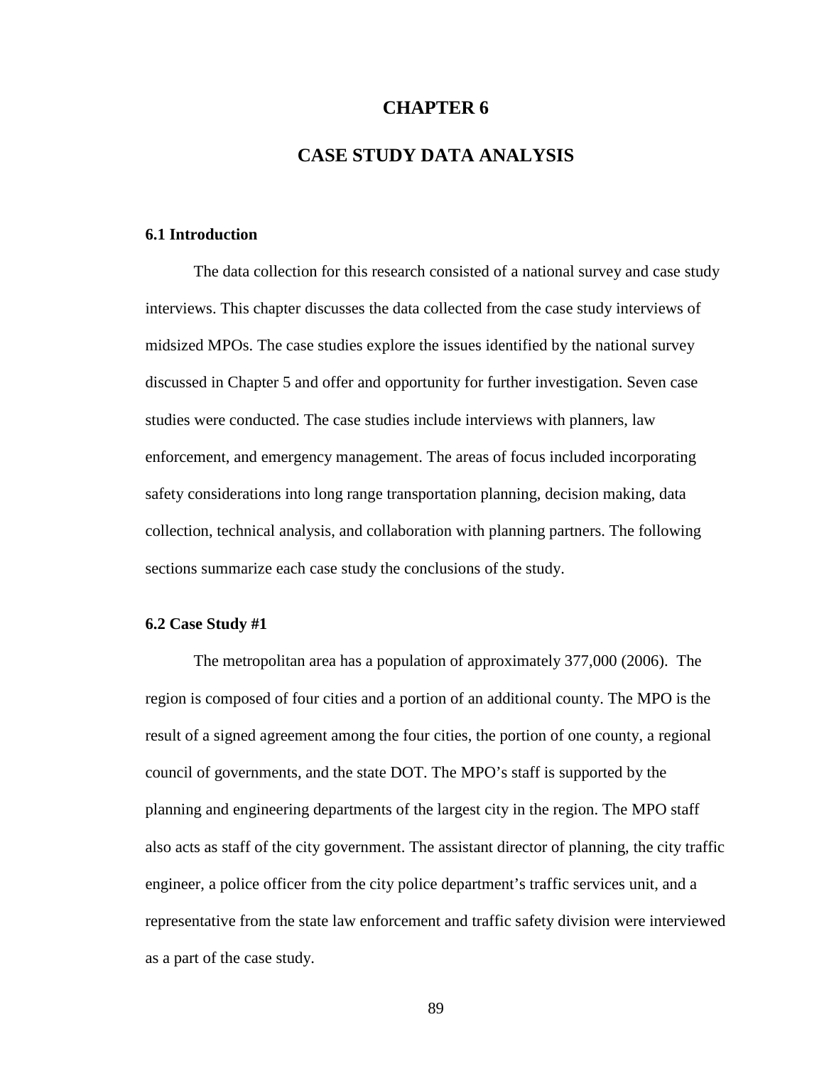# CHAPTER 6

# CASE STUDY DATA ANALYSIS

### 6.1 Introduction

The data collection for this research consisted of a national survey and case study interviews. This chapter discusses the data collected from the case study interviews of midsized MPOs. The case studies explore the issues identified by the national survey discussed in Chapter 5 and offer and opportunity for further investigation. Seven case studies were conducted. The case studies include interviews with planners, law enforcement, and emergency management. The areas of focus included incorporating safety considerations into long range transportation planning, decision making, data collection, technical analysis, and collaboration with planning partners. The following sections summarize each case study the conclusions of the study.

### 6.2 Case Study #1

The metropolitan area has a population of approximately 377,000 (2006). The region is composed of four cities and a portion of an additional county. The MPO is the result of a signed agreement among the four cities, the portion of one county, a regional council of governments, and the state DOT. The MPO's staff is supported by the planning and engineering departments of the largest city in the region. The MPO staff also acts as staff of the city government. The assistant director of planning, the city traffic engineer, a police officer from the city police department's traffic services unit, and a representative from the state law enforcement and traffic safety division were interviewed as a part of the case study.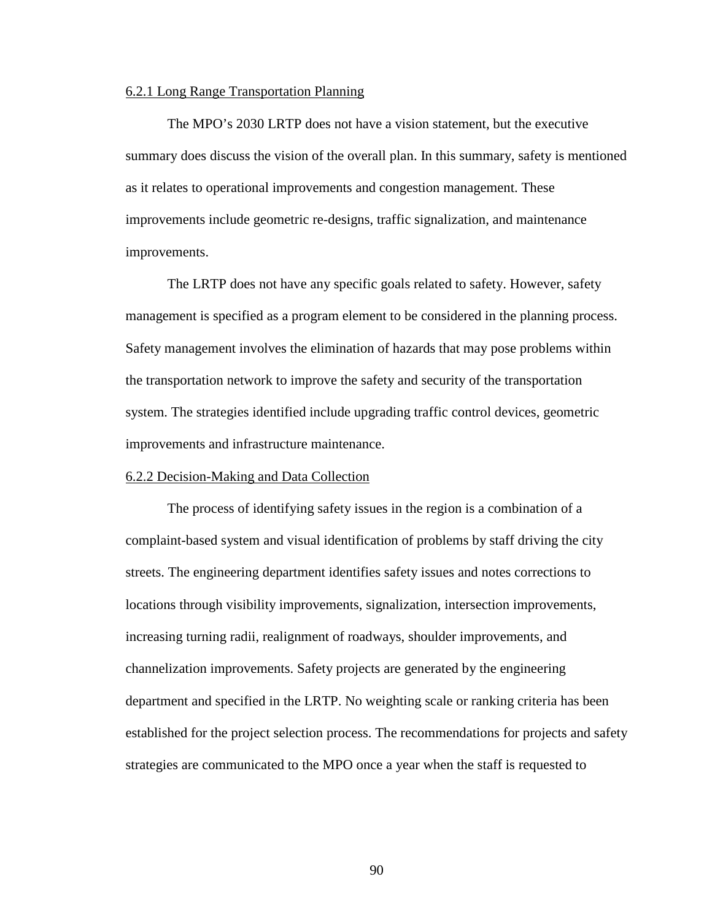### 6.2.1 Long Range Transportation Planning

The MPO's 2030 LRTP does not have a vision statement, but the executive summary does discuss the vision of the overall plan. In this summary, safety is mentioned as it relates to operational improvements and congestion management. These improvements include geometric re-designs, traffic signalization, and maintenance improvements.

The LRTP does not have any specific goals related to safety. However, safety management is specified as a program element to be considered in the planning process. Safety management involves the elimination of hazards that may pose problems within the transportation network to improve the safety and security of the transportation system. The strategies identified include upgrading traffic control devices, geometric improvements and infrastructure maintenance.

### 6.2.2 Decision-Making and Data Collection

The process of identifying safety issues in the region is a combination of a complaint-based system and visual identification of problems by staff driving the city streets. The engineering department identifies safety issues and notes corrections to locations through visibility improvements, signalization, intersection improvements, increasing turning radii, realignment of roadways, shoulder improvements, and channelization improvements. Safety projects are generated by the engineering department and specified in the LRTP. No weighting scale or ranking criteria has been established for the project selection process. The recommendations for projects and safety strategies are communicated to the MPO once a year when the staff is requested to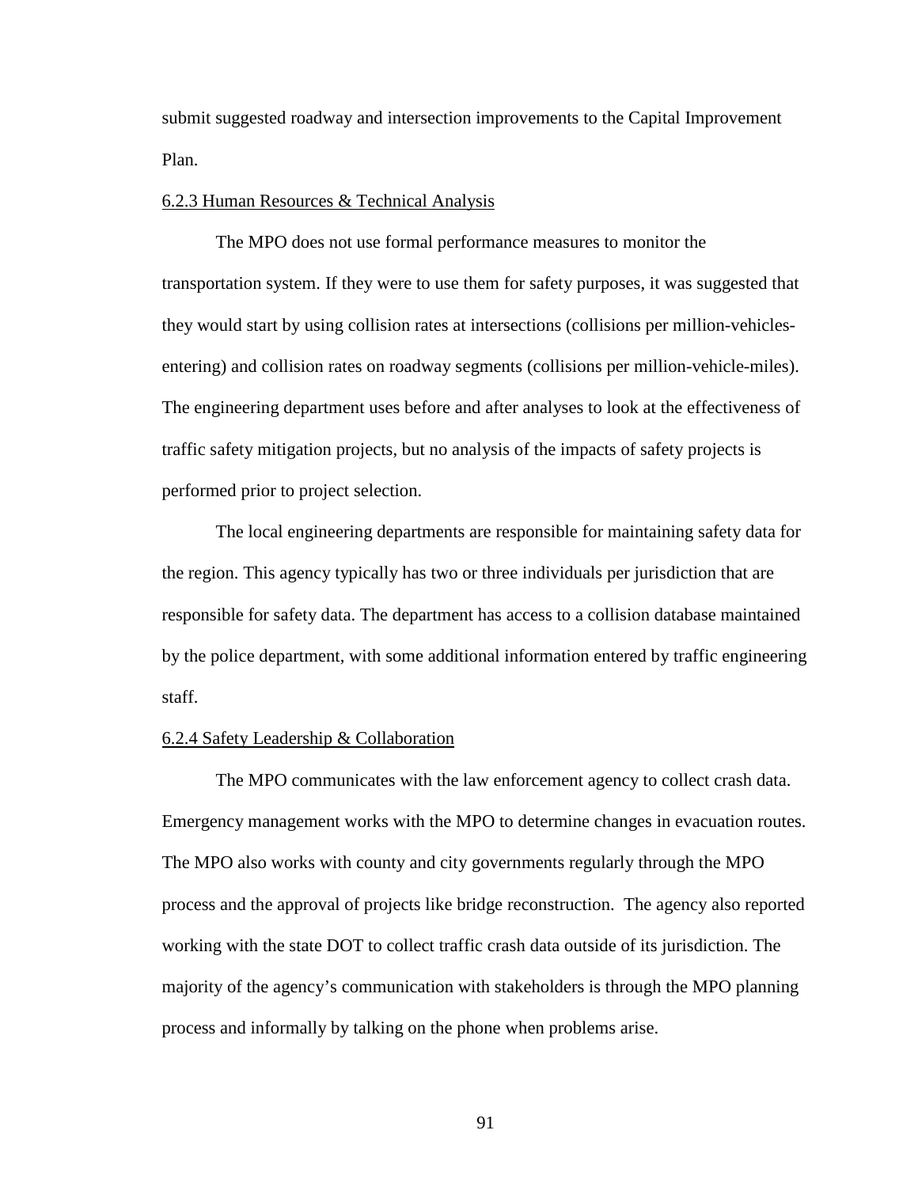submit suggested roadway and intersection improvements to the Capital Improvement Plan.

#### 6.2.3 Human Resources & Technical Analysis

The MPO does not use formal performance measures to monitor the transportation system. If they were to use them for safety purposes, it was suggested that they would start by using collision rates at intersections (collisions per million-vehicles-entering) and collision rates on roadway segments (collisions per million-vehicle-miles). The engineering department uses before and after analyses to look at the effectiveness of traffic safety mitigation projects, but no analysis of the impacts of safety projects is performed prior to project selection.

The local engineering departments are responsible for maintaining safety data for the region. This agency typically has two or three individuals per jurisdiction that are responsible for safety data. The department has access to a collision database maintained by the police department, with some additional information entered by traffic engineering staff.

#### 6.2.4 Safety Leadership & Collaboration

The MPO communicates with the law enforcement agency to collect crash data. Emergency management works with the MPO to determine changes in evacuation routes. The MPO also works with county and city governments regularly through the MPO process and the approval of projects like bridge reconstruction. The agency also reported working with the state DOT to collect traffic crash data outside of its jurisdiction. The majority of the agency's communication with stakeholders is through the MPO planning process and informally by talking on the phone when problems arise.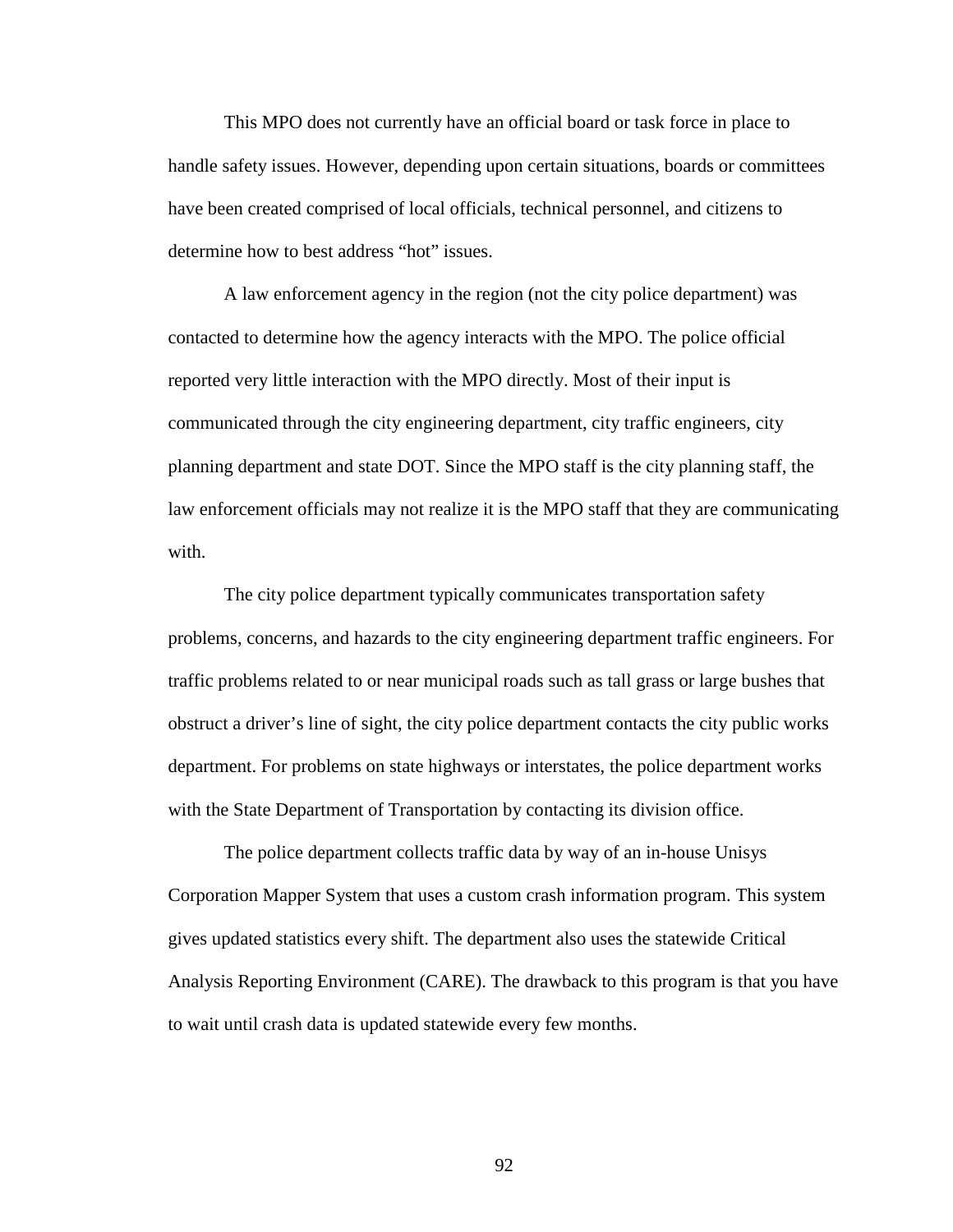This MPO does not currently have an official board or task force in place to handle safety issues. However, depending upon certain situations, boards or committees have been created comprised of local officials, technical personnel, and citizens to determine how to best address "hot" issues.

A law enforcement agency in the region (not the city police department) was contacted to determine how the agency interacts with the MPO. The police official reported very little interaction with the MPO directly. Most of their input is communicated through the city engineering department, city traffic engineers, city planning department and state DOT. Since the MPO staff is the city planning staff, the law enforcement officials may not realize it is the MPO staff that they are communicating with.

The city police department typically communicates transportation safety problems, concerns, and hazards to the city engineering department traffic engineers. For traffic problems related to or near municipal roads such as tall grass or large bushes that obstruct a driver's line of sight, the city police department contacts the city public works department. For problems on state highways or interstates, the police department works with the State Department of Transportation by contacting its division office.

The police department collects traffic data by way of an in-house Unisys Corporation Mapper System that uses a custom crash information program. This system gives updated statistics every shift. The department also uses the statewide Critical Analysis Reporting Environment (CARE). The drawback to this program is that you have to wait until crash data is updated statewide every few months.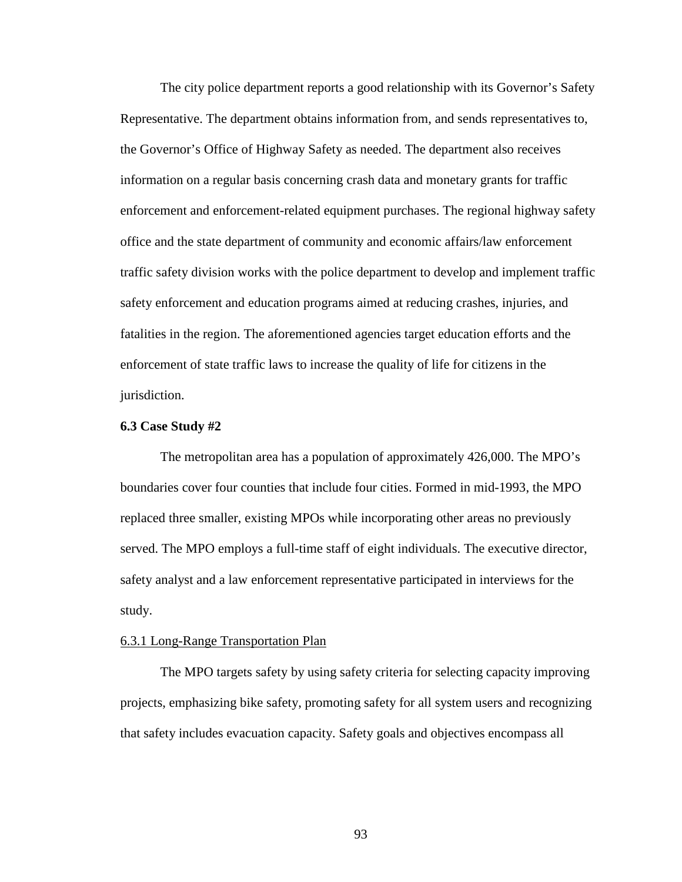The city police department reports a good relationship with its Governor's Safety Representative. The department obtains information from, and sends representatives to, the Governor's Office of Highway Safety as needed. The department also receives information on a regular basis concerning crash data and monetary grants for traffic enforcement and enforcement-related equipment purchases. The regional highway safety office and the state department of community and economic affairs/law enforcement traffic safety division works with the police department to develop and implement traffic safety enforcement and education programs aimed at reducing crashes, injuries, and fatalities in the region. The aforementioned agencies target education efforts and the enforcement of state traffic laws to increase the quality of life for citizens in the jurisdiction.

## 6.3 Case Study #2

The metropolitan area has a population of approximately 426,000. The MPO's boundaries cover four counties that include four cities. Formed in mid-1993, the MPO replaced three smaller, existing MPOs while incorporating other areas no previously served. The MPO employs a full-time staff of eight individuals. The executive director, safety analyst and a law enforcement representative participated in interviews for the study.

### 6.3.1 Long-Range Transportation Plan

The MPO targets safety by using safety criteria for selecting capacity improving projects, emphasizing bike safety, promoting safety for all system users and recognizing that safety includes evacuation capacity. Safety goals and objectives encompass all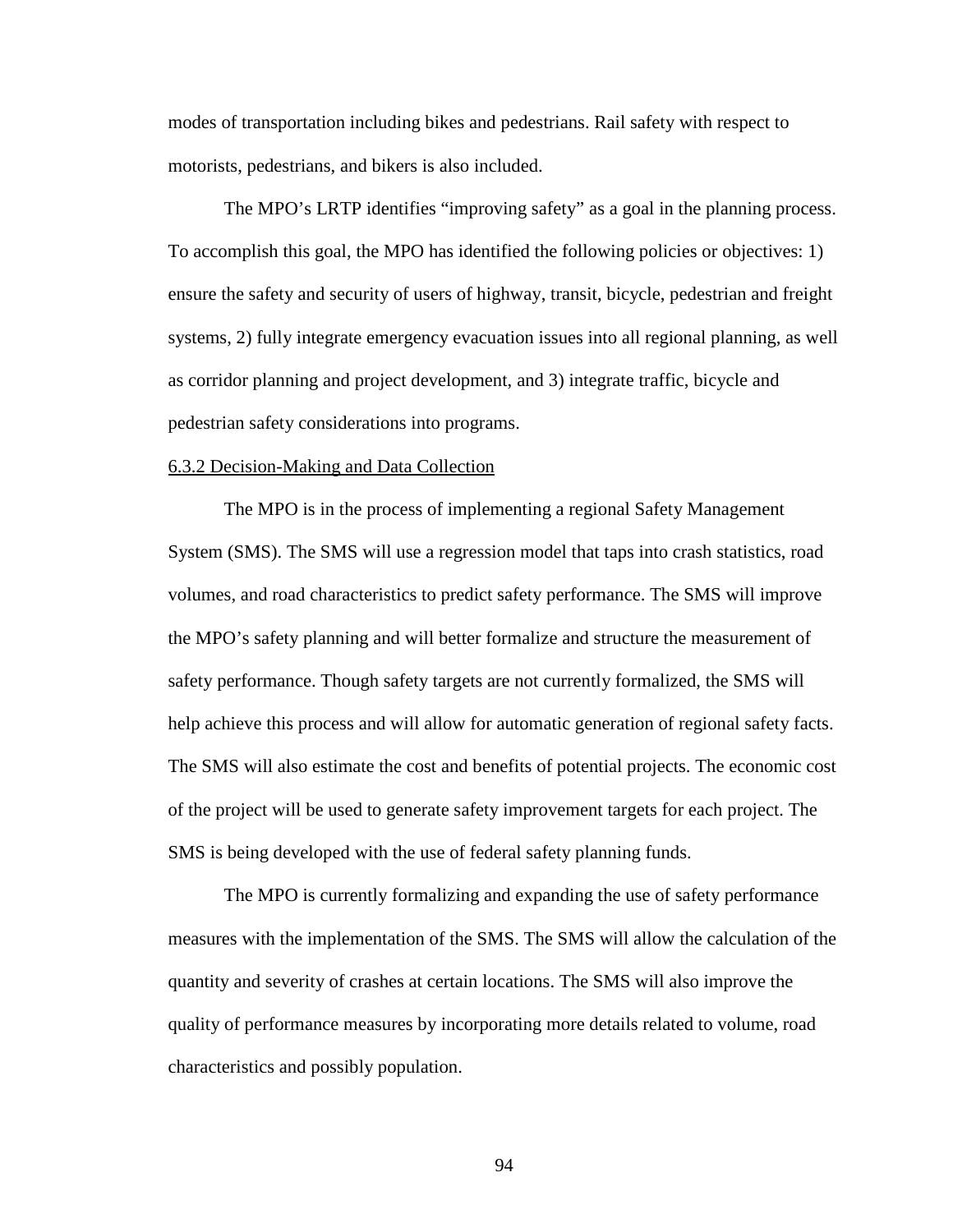modes of transportation including bikes and pedestrians. Rail safety with respect to motorists, pedestrians, and bikers is also included.

The MPO's LRTP identifies "improving safety" as a goal in the planning process. To accomplish this goal, the MPO has identified the following policies or objectives: 1) ensure the safety and security of users of highway, transit, bicycle, pedestrian and freight systems, 2) fully integrate emergency evacuation issues into all regional planning, as well as corridor planning and project development, and 3) integrate traffic, bicycle and pedestrian safety considerations into programs.

6.3.2 Decision-Making and Data Collection

The MPO is in the process of implementing a regional Safety Management System (SMS). The SMS will use a regression model that taps into crash statistics, road volumes, and road characteristics to predict safety performance. The SMS will improve the MPO's safety planning and will better formalize and structure the measurement of safety performance. Though safety targets are not currently formalized, the SMS will help achieve this process and will allow for automatic generation of regional safety facts. The SMS will also estimate the cost and benefits of potential projects. The economic cost of the project will be used to generate safety improvement targets for each project. The SMS is being developed with the use of federal safety planning funds.

The MPO is currently formalizing and expanding the use of safety performance measures with the implementation of the SMS. The SMS will allow the calculation of the quantity and severity of crashes at certain locations. The SMS will also improve the quality of performance measures by incorporating more details related to volume, road characteristics and possibly population.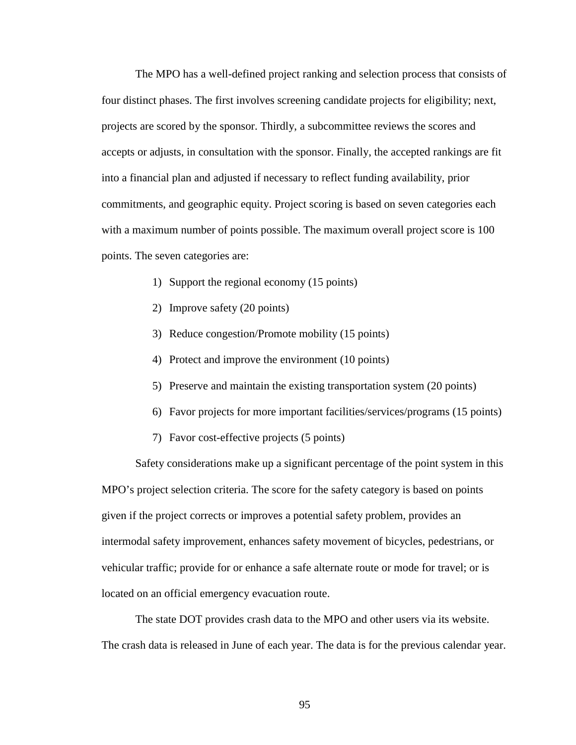The MPO has a well-defined project ranking and selection process that consists of four distinct phases. The first involves screening candidate projects for eligibility; next, projects are scored by the sponsor. Thirdly, a subcommittee reviews the scores and accepts or adjusts, in consultation with the sponsor. Finally, the accepted rankings are fit into a financial plan and adjusted if necessary to reflect funding availability, prior commitments, and geographic equity. Project scoring is based on seven categories each with a maximum number of points possible. The maximum overall project score is 100 points. The seven categories are:

1) Support the regional economy (15 points)
2) Improve safety (20 points)
3) Reduce congestion/Promote mobility (15 points)
4) Protect and improve the environment (10 points)
5) Preserve and maintain the existing transportation system (20 points)
6) Favor projects for more important facilities/services/programs (15 points)
7) Favor cost-effective projects (5 points)

Safety considerations make up a significant percentage of the point system in this MPO's project selection criteria. The score for the safety category is based on points given if the project corrects or improves a potential safety problem, provides an intermodal safety improvement, enhances safety movement of bicycles, pedestrians, or vehicular traffic; provide for or enhance a safe alternate route or mode for travel; or is located on an official emergency evacuation route.

The state DOT provides crash data to the MPO and other users via its website. The crash data is released in June of each year. The data is for the previous calendar year.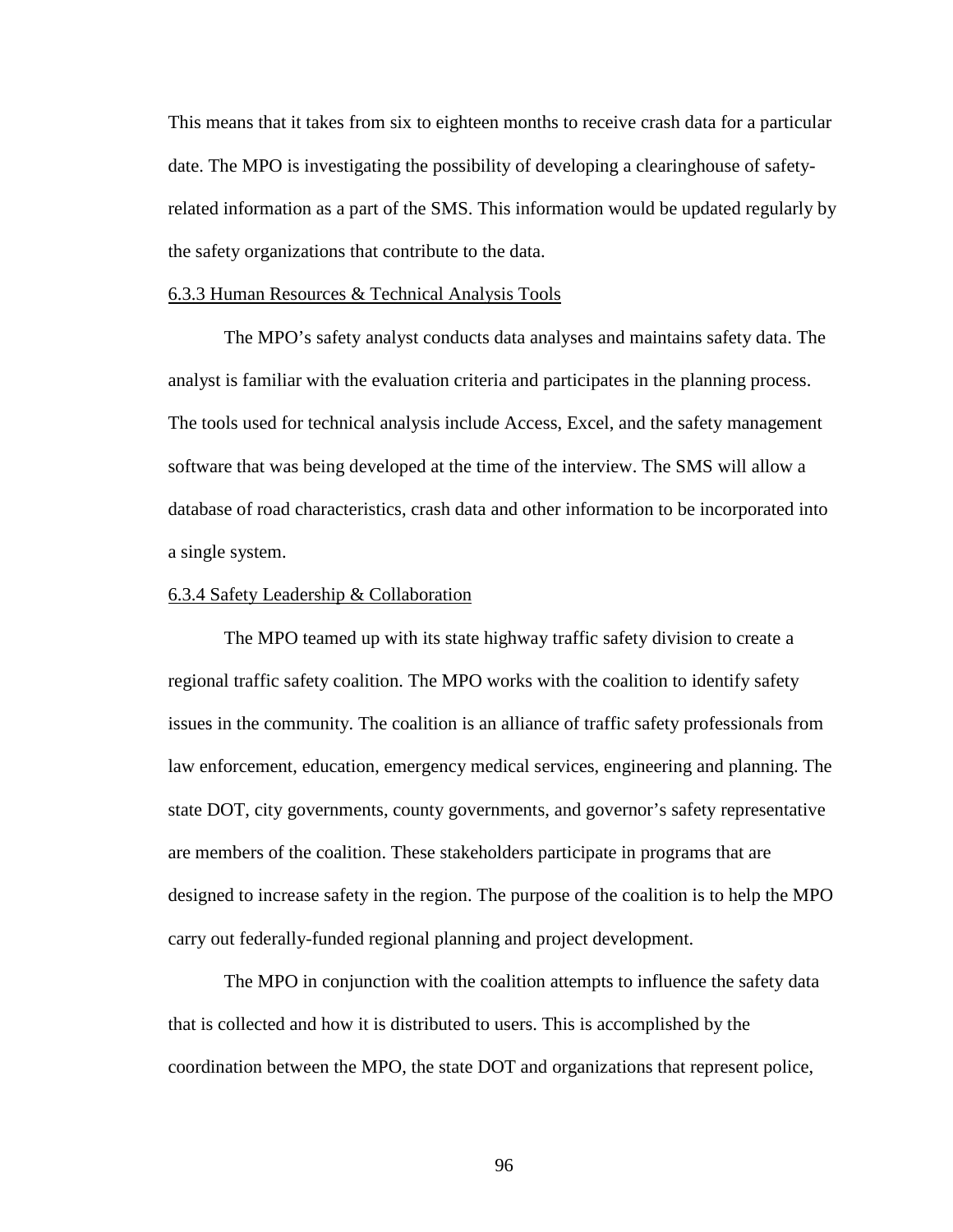This means that it takes from six to eighteen months to receive crash data for a particular date. The MPO is investigating the possibility of developing a clearinghouse of safety-related information as a part of the SMS. This information would be updated regularly by the safety organizations that contribute to the data.

### 6.3.3 Human Resources & Technical Analysis Tools

The MPO's safety analyst conducts data analyses and maintains safety data. The analyst is familiar with the evaluation criteria and participates in the planning process. The tools used for technical analysis include Access, Excel, and the safety management software that was being developed at the time of the interview. The SMS will allow a database of road characteristics, crash data and other information to be incorporated into a single system.

### 6.3.4 Safety Leadership & Collaboration

The MPO teamed up with its state highway traffic safety division to create a regional traffic safety coalition. The MPO works with the coalition to identify safety issues in the community. The coalition is an alliance of traffic safety professionals from law enforcement, education, emergency medical services, engineering and planning. The state DOT, city governments, county governments, and governor's safety representative are members of the coalition. These stakeholders participate in programs that are designed to increase safety in the region. The purpose of the coalition is to help the MPO carry out federally-funded regional planning and project development.

The MPO in conjunction with the coalition attempts to influence the safety data that is collected and how it is distributed to users. This is accomplished by the coordination between the MPO, the state DOT and organizations that represent police,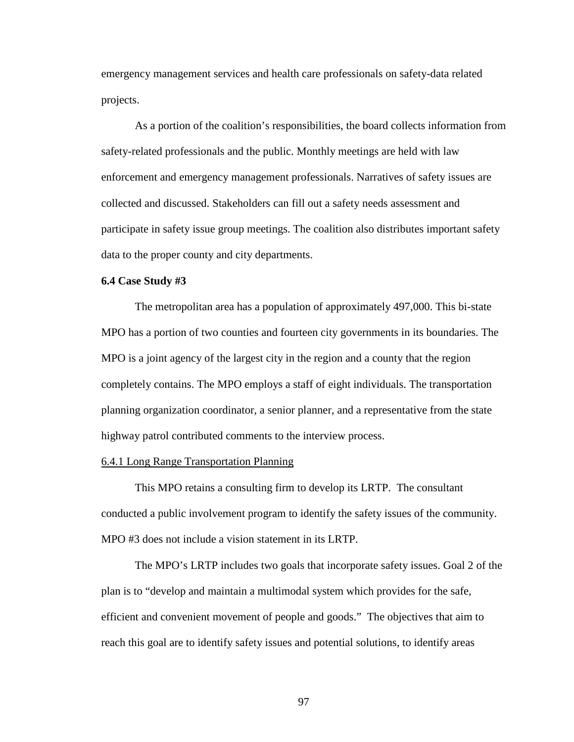emergency management services and health care professionals on safety-data related projects.

As a portion of the coalition's responsibilities, the board collects information from safety-related professionals and the public. Monthly meetings are held with law enforcement and emergency management professionals. Narratives of safety issues are collected and discussed. Stakeholders can fill out a safety needs assessment and participate in safety issue group meetings. The coalition also distributes important safety data to the proper county and city departments.

### 6.4 Case Study #3

The metropolitan area has a population of approximately 497,000. This bi-state MPO has a portion of two counties and fourteen city governments in its boundaries. The MPO is a joint agency of the largest city in the region and a county that the region completely contains. The MPO employs a staff of eight individuals. The transportation planning organization coordinator, a senior planner, and a representative from the state highway patrol contributed comments to the interview process.

#### 6.4.1 Long Range Transportation Planning

This MPO retains a consulting firm to develop its LRTP. The consultant conducted a public involvement program to identify the safety issues of the community. MPO #3 does not include a vision statement in its LRTP.

The MPO's LRTP includes two goals that incorporate safety issues. Goal 2 of the plan is to "develop and maintain a multimodal system which provides for the safe, efficient and convenient movement of people and goods." The objectives that aim to reach this goal are to identify safety issues and potential solutions, to identify areas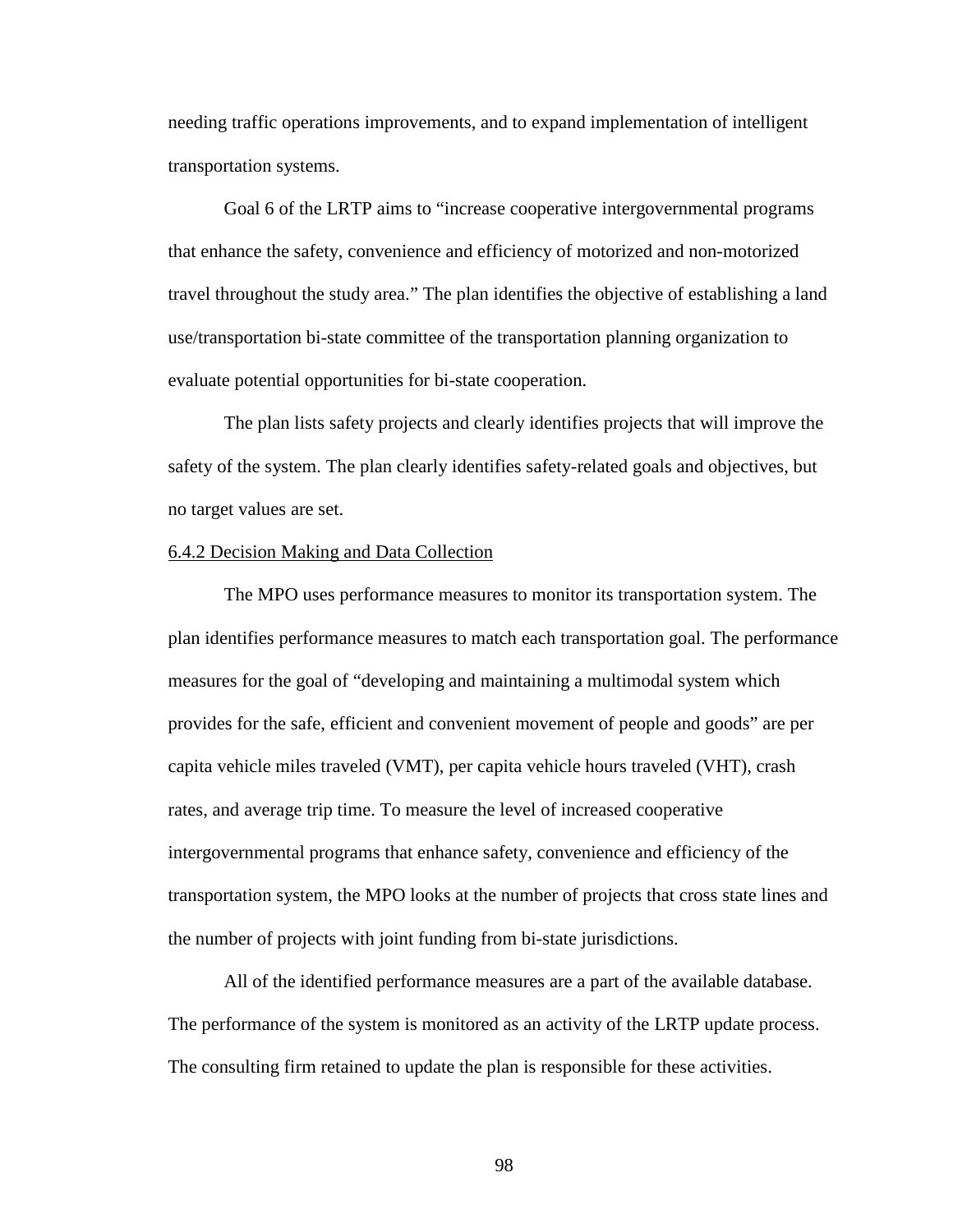needing traffic operations improvements, and to expand implementation of intelligent transportation systems.

Goal 6 of the LRTP aims to "increase cooperative intergovernmental programs that enhance the safety, convenience and efficiency of motorized and non-motorized travel throughout the study area." The plan identifies the objective of establishing a land use/transportation bi-state committee of the transportation planning organization to evaluate potential opportunities for bi-state cooperation.

The plan lists safety projects and clearly identifies projects that will improve the safety of the system. The plan clearly identifies safety-related goals and objectives, but no target values are set.

<u>6.4.2 Decision Making and Data Collection</u>

The MPO uses performance measures to monitor its transportation system. The plan identifies performance measures to match each transportation goal. The performance measures for the goal of "developing and maintaining a multimodal system which provides for the safe, efficient and convenient movement of people and goods" are per capita vehicle miles traveled (VMT), per capita vehicle hours traveled (VHT), crash rates, and average trip time. To measure the level of increased cooperative intergovernmental programs that enhance safety, convenience and efficiency of the transportation system, the MPO looks at the number of projects that cross state lines and the number of projects with joint funding from bi-state jurisdictions.

All of the identified performance measures are a part of the available database. The performance of the system is monitored as an activity of the LRTP update process. The consulting firm retained to update the plan is responsible for these activities.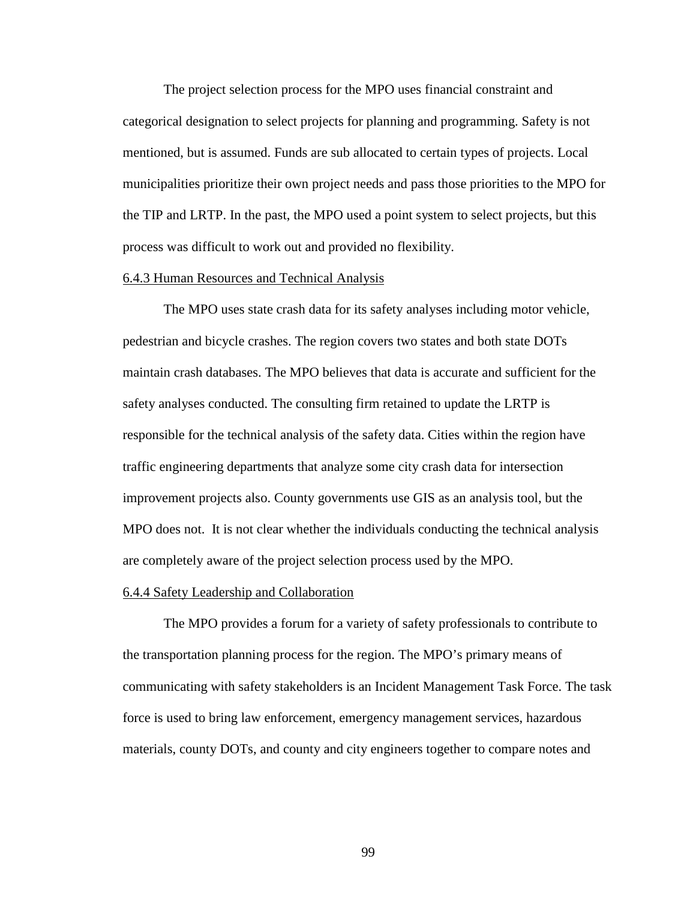The project selection process for the MPO uses financial constraint and categorical designation to select projects for planning and programming. Safety is not mentioned, but is assumed. Funds are sub allocated to certain types of projects. Local municipalities prioritize their own project needs and pass those priorities to the MPO for the TIP and LRTP. In the past, the MPO used a point system to select projects, but this process was difficult to work out and provided no flexibility.

#### 6.4.3 Human Resources and Technical Analysis

The MPO uses state crash data for its safety analyses including motor vehicle, pedestrian and bicycle crashes. The region covers two states and both state DOTs maintain crash databases. The MPO believes that data is accurate and sufficient for the safety analyses conducted. The consulting firm retained to update the LRTP is responsible for the technical analysis of the safety data. Cities within the region have traffic engineering departments that analyze some city crash data for intersection improvement projects also. County governments use GIS as an analysis tool, but the MPO does not. It is not clear whether the individuals conducting the technical analysis are completely aware of the project selection process used by the MPO.

#### 6.4.4 Safety Leadership and Collaboration

The MPO provides a forum for a variety of safety professionals to contribute to the transportation planning process for the region. The MPO's primary means of communicating with safety stakeholders is an Incident Management Task Force. The task force is used to bring law enforcement, emergency management services, hazardous materials, county DOTs, and county and city engineers together to compare notes and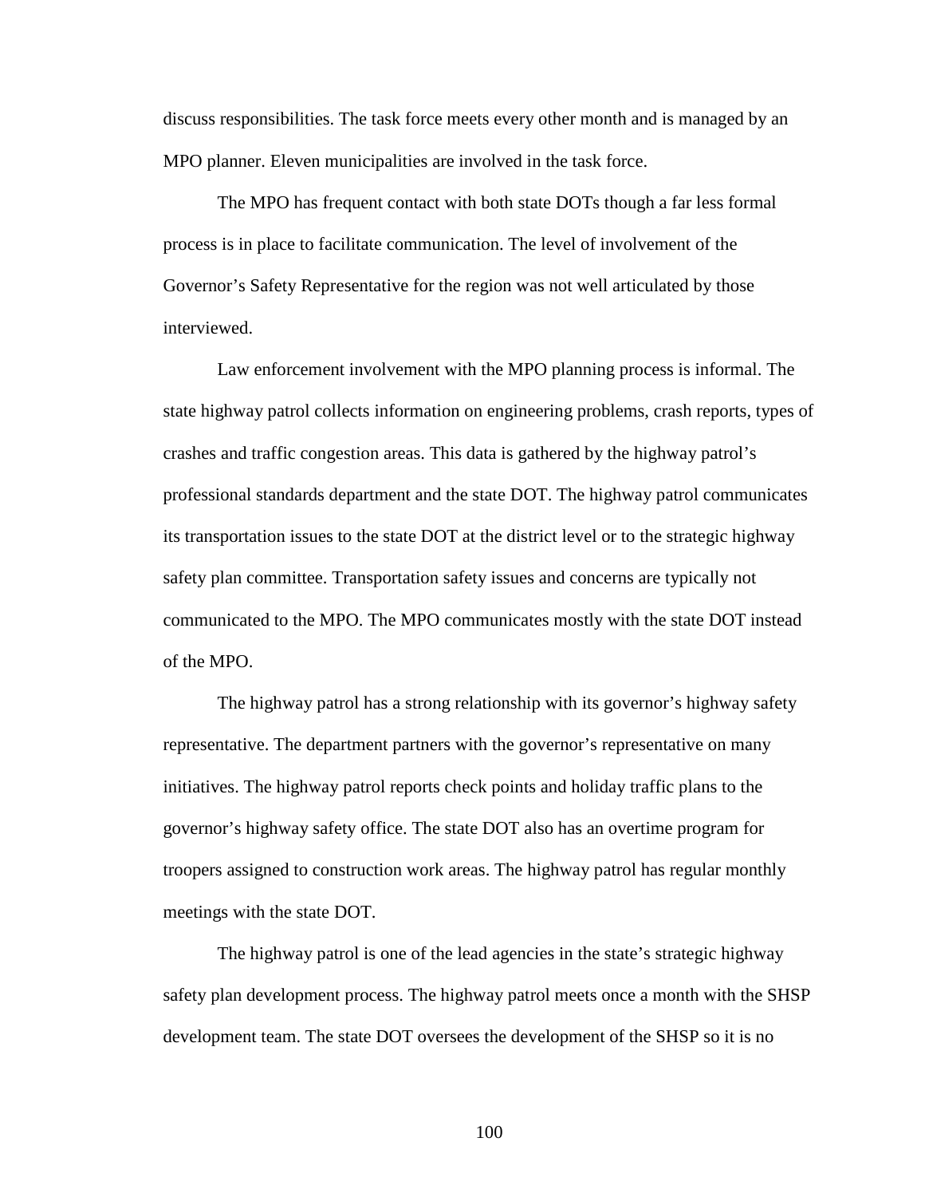discuss responsibilities. The task force meets every other month and is managed by an MPO planner. Eleven municipalities are involved in the task force.

The MPO has frequent contact with both state DOTs though a far less formal process is in place to facilitate communication. The level of involvement of the Governor's Safety Representative for the region was not well articulated by those interviewed.

Law enforcement involvement with the MPO planning process is informal. The state highway patrol collects information on engineering problems, crash reports, types of crashes and traffic congestion areas. This data is gathered by the highway patrol's professional standards department and the state DOT. The highway patrol communicates its transportation issues to the state DOT at the district level or to the strategic highway safety plan committee. Transportation safety issues and concerns are typically not communicated to the MPO. The MPO communicates mostly with the state DOT instead of the MPO.

The highway patrol has a strong relationship with its governor's highway safety representative. The department partners with the governor's representative on many initiatives. The highway patrol reports check points and holiday traffic plans to the governor's highway safety office. The state DOT also has an overtime program for troopers assigned to construction work areas. The highway patrol has regular monthly meetings with the state DOT.

The highway patrol is one of the lead agencies in the state's strategic highway safety plan development process. The highway patrol meets once a month with the SHSP development team. The state DOT oversees the development of the SHSP so it is no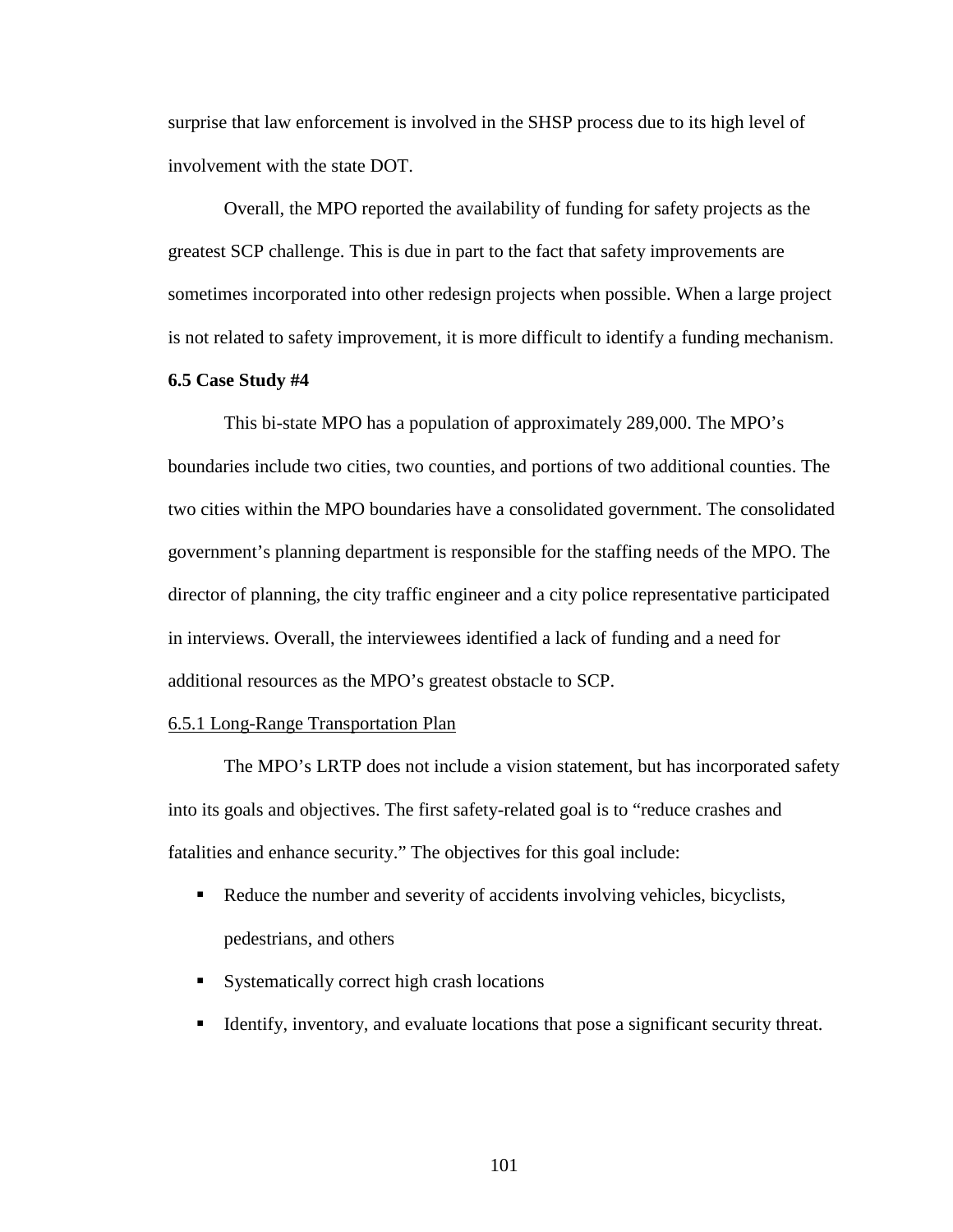surprise that law enforcement is involved in the SHSP process due to its high level of involvement with the state DOT.

Overall, the MPO reported the availability of funding for safety projects as the greatest SCP challenge. This is due in part to the fact that safety improvements are sometimes incorporated into other redesign projects when possible. When a large project is not related to safety improvement, it is more difficult to identify a funding mechanism.

### 6.5 Case Study #4

This bi-state MPO has a population of approximately 289,000. The MPO's boundaries include two cities, two counties, and portions of two additional counties. The two cities within the MPO boundaries have a consolidated government. The consolidated government's planning department is responsible for the staffing needs of the MPO. The director of planning, the city traffic engineer and a city police representative participated in interviews. Overall, the interviewees identified a lack of funding and a need for additional resources as the MPO's greatest obstacle to SCP.

#### 6.5.1 Long-Range Transportation Plan

The MPO's LRTP does not include a vision statement, but has incorporated safety into its goals and objectives. The first safety-related goal is to "reduce crashes and fatalities and enhance security." The objectives for this goal include:

- Reduce the number and severity of accidents involving vehicles, bicyclists, pedestrians, and others
- Systematically correct high crash locations
- Identify, inventory, and evaluate locations that pose a significant security threat.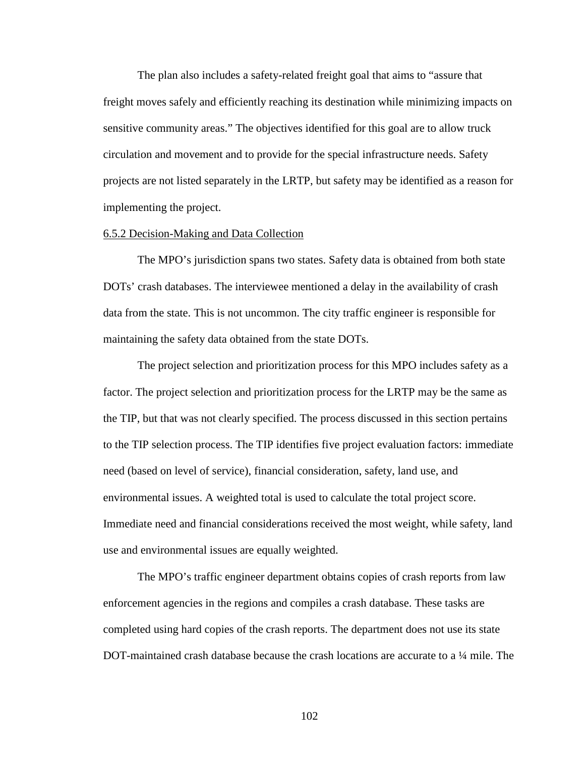The plan also includes a safety-related freight goal that aims to "assure that freight moves safely and efficiently reaching its destination while minimizing impacts on sensitive community areas." The objectives identified for this goal are to allow truck circulation and movement and to provide for the special infrastructure needs. Safety projects are not listed separately in the LRTP, but safety may be identified as a reason for implementing the project.

#### 6.5.2 Decision-Making and Data Collection

The MPO's jurisdiction spans two states. Safety data is obtained from both state DOTs' crash databases. The interviewee mentioned a delay in the availability of crash data from the state. This is not uncommon. The city traffic engineer is responsible for maintaining the safety data obtained from the state DOTs.

The project selection and prioritization process for this MPO includes safety as a factor. The project selection and prioritization process for the LRTP may be the same as the TIP, but that was not clearly specified. The process discussed in this section pertains to the TIP selection process. The TIP identifies five project evaluation factors: immediate need (based on level of service), financial consideration, safety, land use, and environmental issues. A weighted total is used to calculate the total project score. Immediate need and financial considerations received the most weight, while safety, land use and environmental issues are equally weighted.

The MPO's traffic engineer department obtains copies of crash reports from law enforcement agencies in the regions and compiles a crash database. These tasks are completed using hard copies of the crash reports. The department does not use its state DOT-maintained crash database because the crash locations are accurate to a ¼ mile. The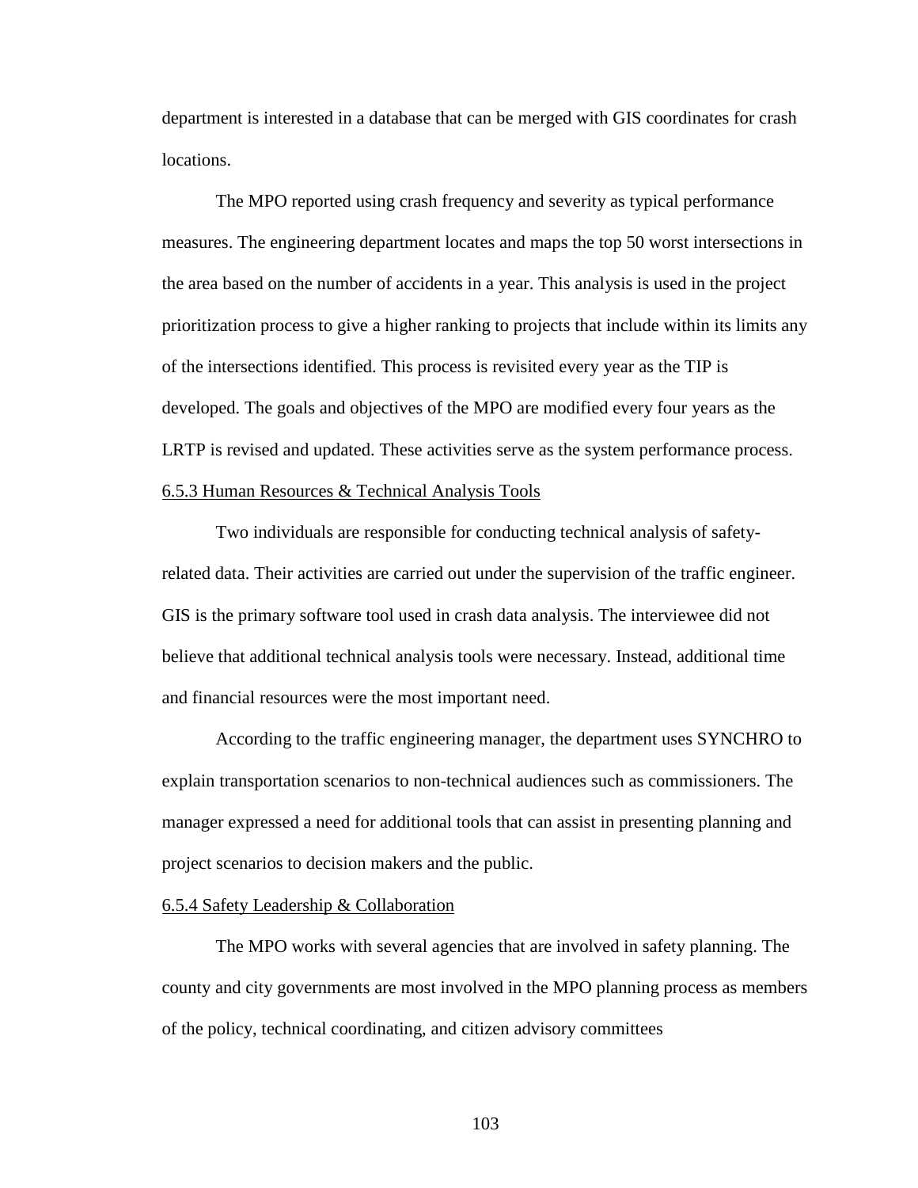department is interested in a database that can be merged with GIS coordinates for crash locations.

The MPO reported using crash frequency and severity as typical performance measures. The engineering department locates and maps the top 50 worst intersections in the area based on the number of accidents in a year. This analysis is used in the project prioritization process to give a higher ranking to projects that include within its limits any of the intersections identified. This process is revisited every year as the TIP is developed. The goals and objectives of the MPO are modified every four years as the LRTP is revised and updated. These activities serve as the system performance process.

#### 6.5.3 Human Resources & Technical Analysis Tools

Two individuals are responsible for conducting technical analysis of safety-related data. Their activities are carried out under the supervision of the traffic engineer. GIS is the primary software tool used in crash data analysis. The interviewee did not believe that additional technical analysis tools were necessary. Instead, additional time and financial resources were the most important need.

According to the traffic engineering manager, the department uses SYNCHRO to explain transportation scenarios to non-technical audiences such as commissioners. The manager expressed a need for additional tools that can assist in presenting planning and project scenarios to decision makers and the public.

#### 6.5.4 Safety Leadership & Collaboration

The MPO works with several agencies that are involved in safety planning. The county and city governments are most involved in the MPO planning process as members of the policy, technical coordinating, and citizen advisory committees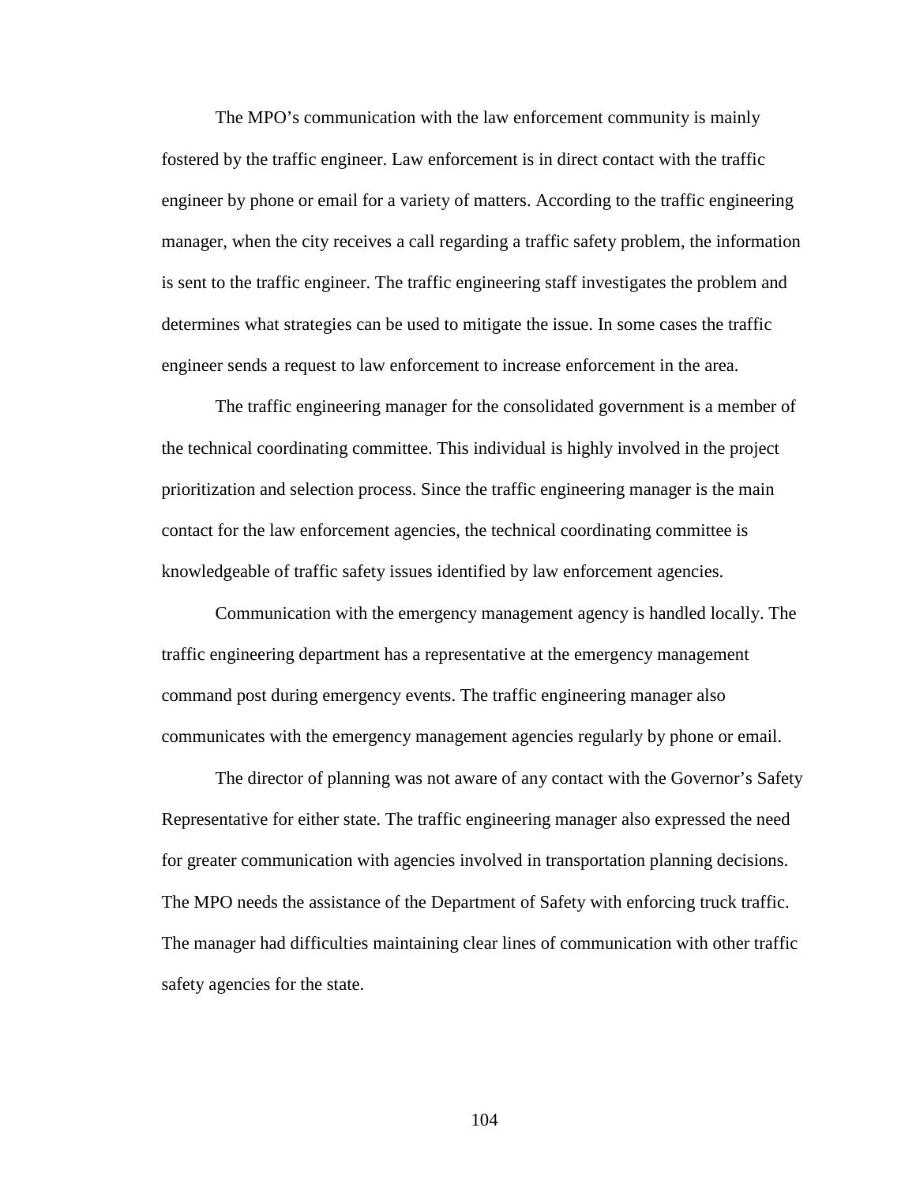The MPO's communication with the law enforcement community is mainly fostered by the traffic engineer. Law enforcement is in direct contact with the traffic engineer by phone or email for a variety of matters. According to the traffic engineering manager, when the city receives a call regarding a traffic safety problem, the information is sent to the traffic engineer. The traffic engineering staff investigates the problem and determines what strategies can be used to mitigate the issue. In some cases the traffic engineer sends a request to law enforcement to increase enforcement in the area.

The traffic engineering manager for the consolidated government is a member of the technical coordinating committee. This individual is highly involved in the project prioritization and selection process. Since the traffic engineering manager is the main contact for the law enforcement agencies, the technical coordinating committee is knowledgeable of traffic safety issues identified by law enforcement agencies.

Communication with the emergency management agency is handled locally. The traffic engineering department has a representative at the emergency management command post during emergency events. The traffic engineering manager also communicates with the emergency management agencies regularly by phone or email.

The director of planning was not aware of any contact with the Governor's Safety Representative for either state. The traffic engineering manager also expressed the need for greater communication with agencies involved in transportation planning decisions. The MPO needs the assistance of the Department of Safety with enforcing truck traffic. The manager had difficulties maintaining clear lines of communication with other traffic safety agencies for the state.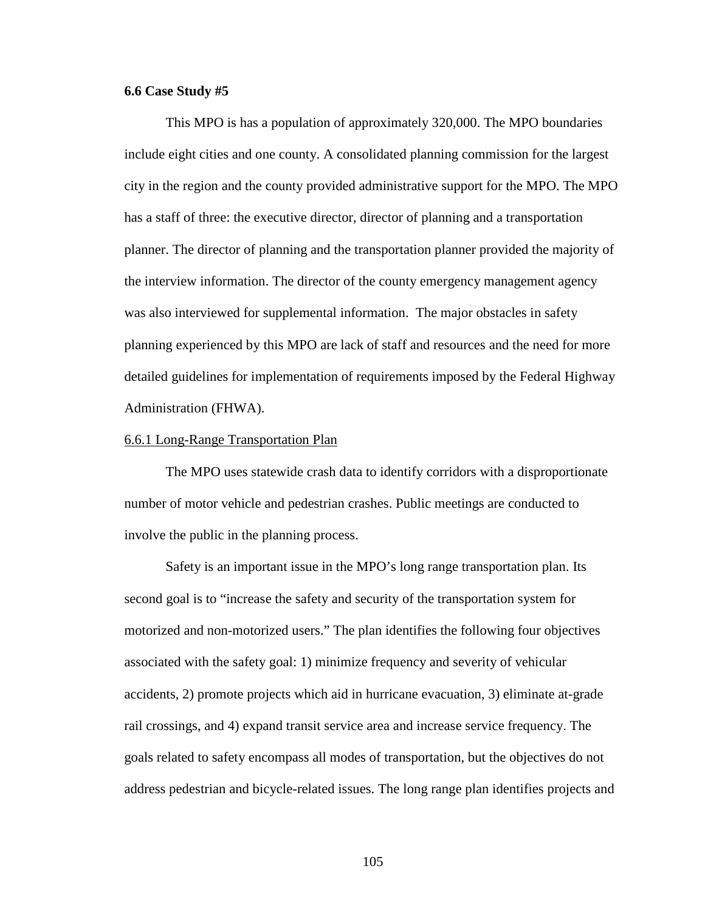**6.6 Case Study #5**

This MPO is has a population of approximately 320,000. The MPO boundaries include eight cities and one county. A consolidated planning commission for the largest city in the region and the county provided administrative support for the MPO. The MPO has a staff of three: the executive director, director of planning and a transportation planner. The director of planning and the transportation planner provided the majority of the interview information. The director of the county emergency management agency was also interviewed for supplemental information. The major obstacles in safety planning experienced by this MPO are lack of staff and resources and the need for more detailed guidelines for implementation of requirements imposed by the Federal Highway Administration (FHWA).

6.6.1 Long-Range Transportation Plan

The MPO uses statewide crash data to identify corridors with a disproportionate number of motor vehicle and pedestrian crashes. Public meetings are conducted to involve the public in the planning process.

Safety is an important issue in the MPO's long range transportation plan. Its second goal is to "increase the safety and security of the transportation system for motorized and non-motorized users." The plan identifies the following four objectives associated with the safety goal: 1) minimize frequency and severity of vehicular accidents, 2) promote projects which aid in hurricane evacuation, 3) eliminate at-grade rail crossings, and 4) expand transit service area and increase service frequency. The goals related to safety encompass all modes of transportation, but the objectives do not address pedestrian and bicycle-related issues. The long range plan identifies projects and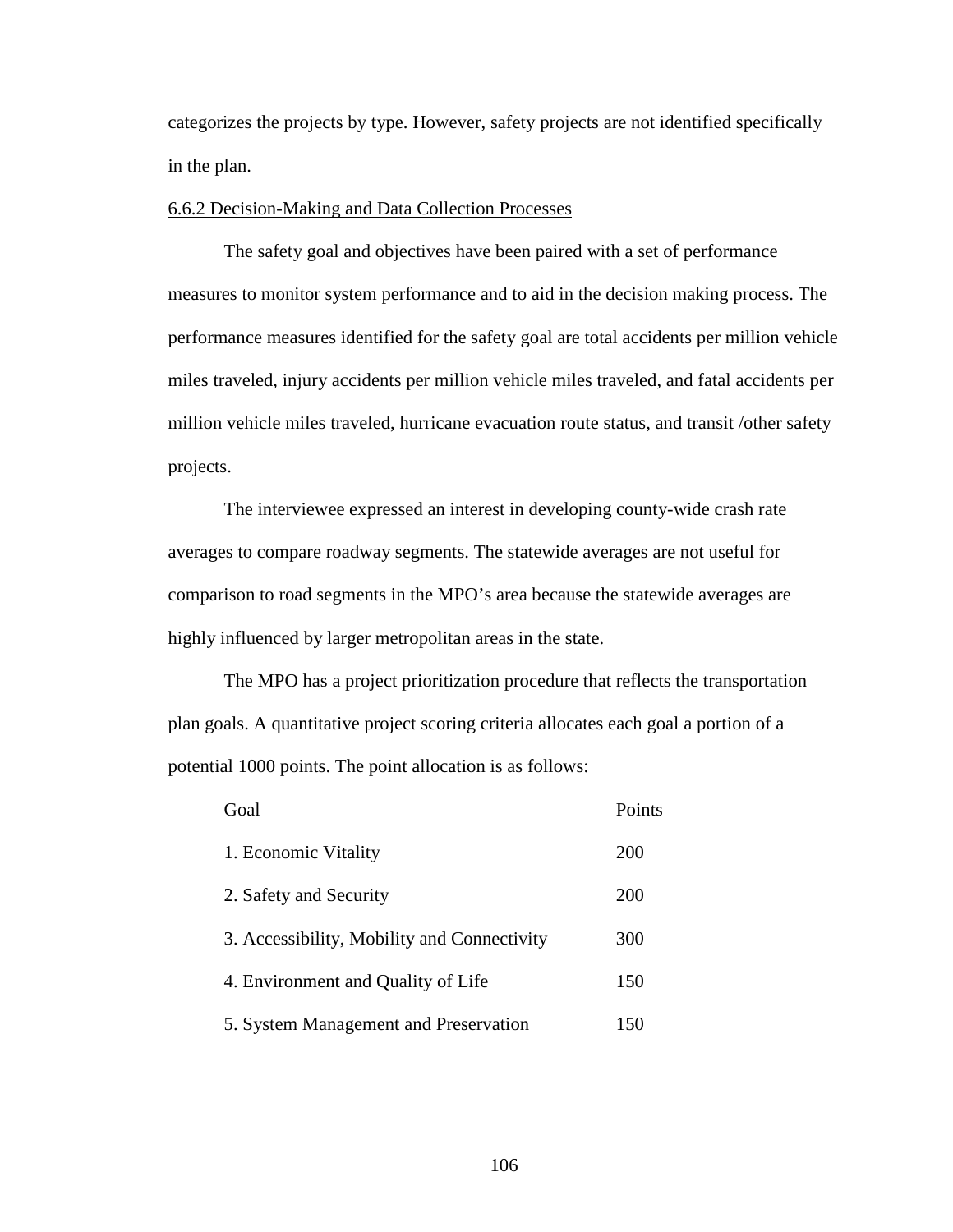categorizes the projects by type. However, safety projects are not identified specifically in the plan.

### 6.6.2 Decision-Making and Data Collection Processes

The safety goal and objectives have been paired with a set of performance measures to monitor system performance and to aid in the decision making process. The performance measures identified for the safety goal are total accidents per million vehicle miles traveled, injury accidents per million vehicle miles traveled, and fatal accidents per million vehicle miles traveled, hurricane evacuation route status, and transit /other safety projects.

The interviewee expressed an interest in developing county-wide crash rate averages to compare roadway segments. The statewide averages are not useful for comparison to road segments in the MPO's area because the statewide averages are highly influenced by larger metropolitan areas in the state.

The MPO has a project prioritization procedure that reflects the transportation plan goals. A quantitative project scoring criteria allocates each goal a portion of a potential 1000 points. The point allocation is as follows:

| Goal | Points |
|---|---|
| 1. Economic Vitality | 200 |
| 2. Safety and Security | 200 |
| 3. Accessibility, Mobility and Connectivity | 300 |
| 4. Environment and Quality of Life | 150 |
| 5. System Management and Preservation | 150 |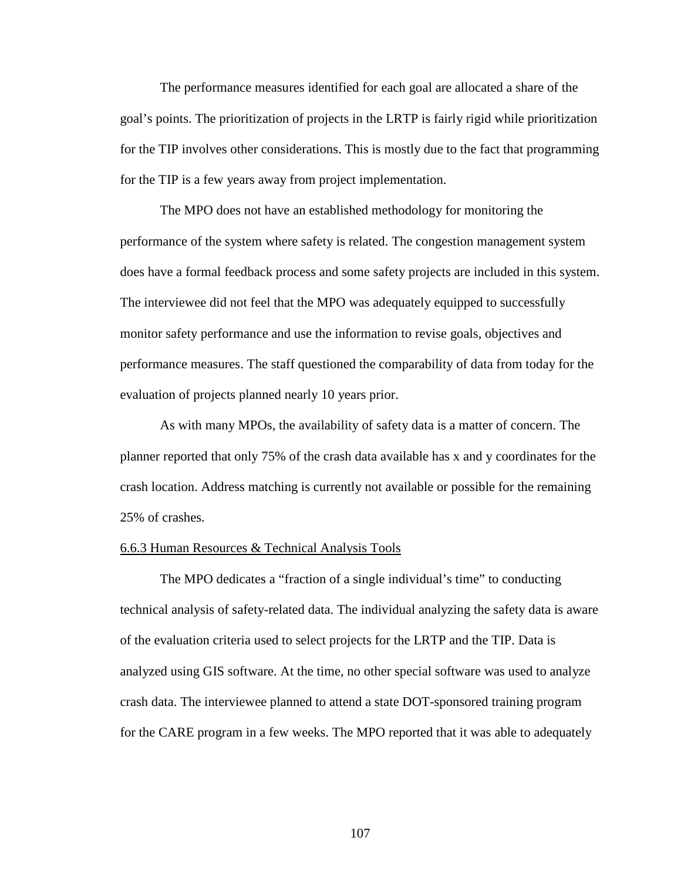The performance measures identified for each goal are allocated a share of the goal's points. The prioritization of projects in the LRTP is fairly rigid while prioritization for the TIP involves other considerations. This is mostly due to the fact that programming for the TIP is a few years away from project implementation.

The MPO does not have an established methodology for monitoring the performance of the system where safety is related. The congestion management system does have a formal feedback process and some safety projects are included in this system. The interviewee did not feel that the MPO was adequately equipped to successfully monitor safety performance and use the information to revise goals, objectives and performance measures. The staff questioned the comparability of data from today for the evaluation of projects planned nearly 10 years prior.

As with many MPOs, the availability of safety data is a matter of concern. The planner reported that only 75% of the crash data available has x and y coordinates for the crash location. Address matching is currently not available or possible for the remaining 25% of crashes.

### 6.6.3 Human Resources & Technical Analysis Tools

The MPO dedicates a "fraction of a single individual's time" to conducting technical analysis of safety-related data. The individual analyzing the safety data is aware of the evaluation criteria used to select projects for the LRTP and the TIP. Data is analyzed using GIS software. At the time, no other special software was used to analyze crash data. The interviewee planned to attend a state DOT-sponsored training program for the CARE program in a few weeks. The MPO reported that it was able to adequately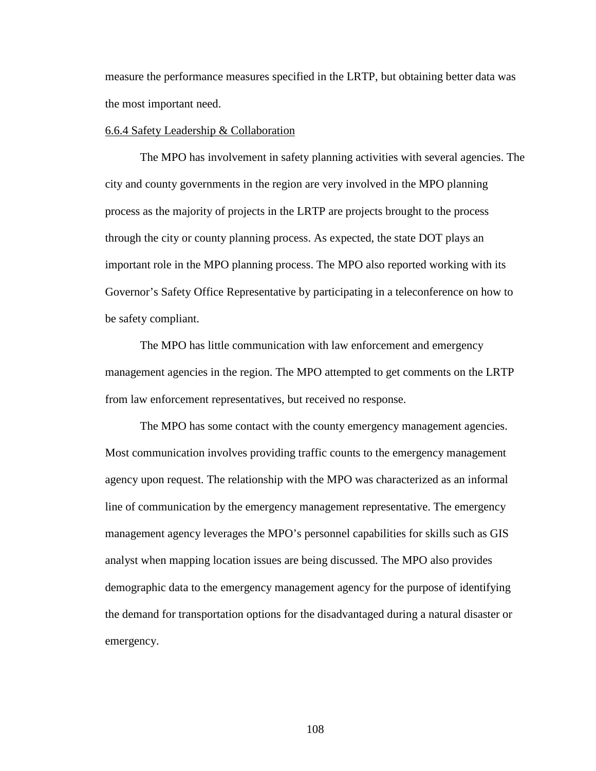measure the performance measures specified in the LRTP, but obtaining better data was the most important need.

#### 6.6.4 Safety Leadership & Collaboration

The MPO has involvement in safety planning activities with several agencies. The city and county governments in the region are very involved in the MPO planning process as the majority of projects in the LRTP are projects brought to the process through the city or county planning process. As expected, the state DOT plays an important role in the MPO planning process. The MPO also reported working with its Governor's Safety Office Representative by participating in a teleconference on how to be safety compliant.

The MPO has little communication with law enforcement and emergency management agencies in the region. The MPO attempted to get comments on the LRTP from law enforcement representatives, but received no response.

The MPO has some contact with the county emergency management agencies. Most communication involves providing traffic counts to the emergency management agency upon request. The relationship with the MPO was characterized as an informal line of communication by the emergency management representative. The emergency management agency leverages the MPO's personnel capabilities for skills such as GIS analyst when mapping location issues are being discussed. The MPO also provides demographic data to the emergency management agency for the purpose of identifying the demand for transportation options for the disadvantaged during a natural disaster or emergency.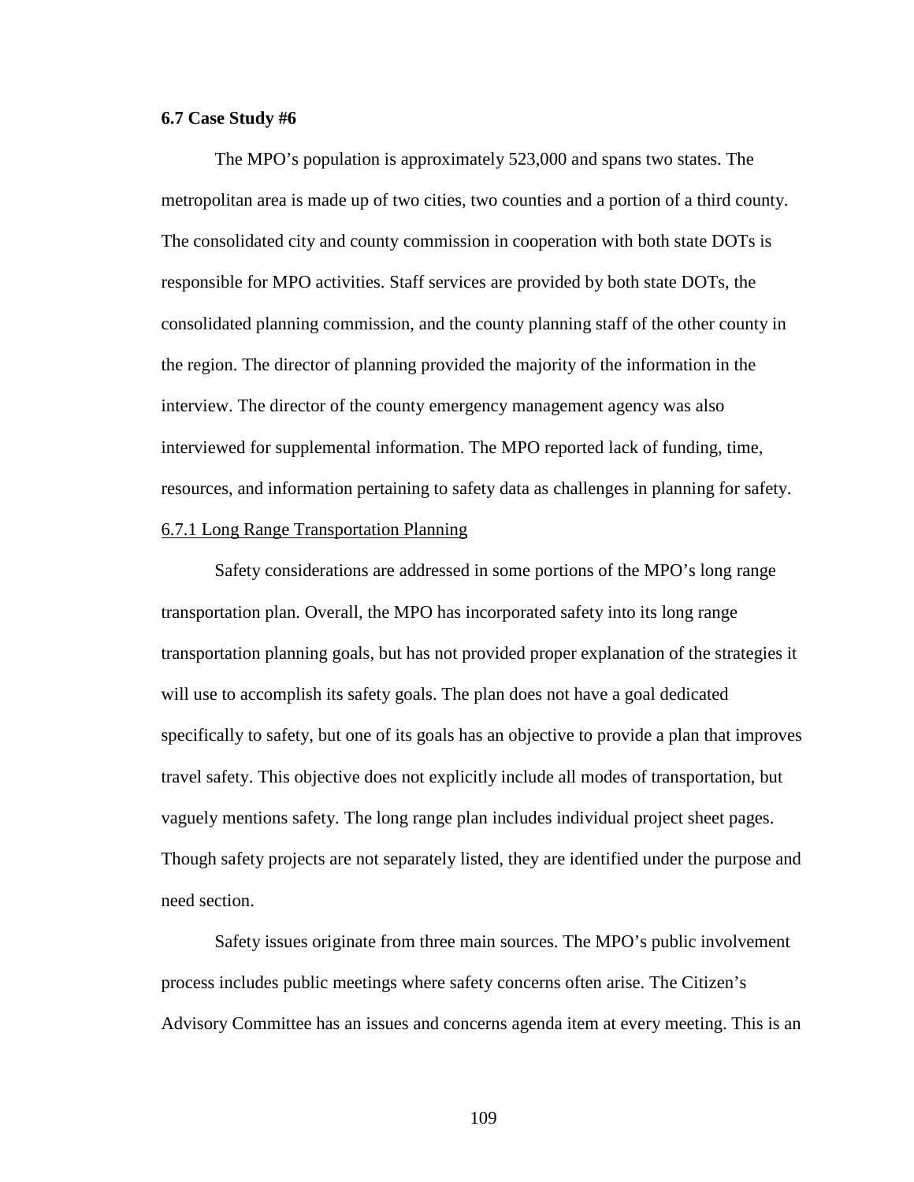### 6.7 Case Study #6

The MPO's population is approximately 523,000 and spans two states. The metropolitan area is made up of two cities, two counties and a portion of a third county. The consolidated city and county commission in cooperation with both state DOTs is responsible for MPO activities. Staff services are provided by both state DOTs, the consolidated planning commission, and the county planning staff of the other county in the region. The director of planning provided the majority of the information in the interview. The director of the county emergency management agency was also interviewed for supplemental information. The MPO reported lack of funding, time, resources, and information pertaining to safety data as challenges in planning for safety.

#### 6.7.1 Long Range Transportation Planning

Safety considerations are addressed in some portions of the MPO's long range transportation plan. Overall, the MPO has incorporated safety into its long range transportation planning goals, but has not provided proper explanation of the strategies it will use to accomplish its safety goals. The plan does not have a goal dedicated specifically to safety, but one of its goals has an objective to provide a plan that improves travel safety. This objective does not explicitly include all modes of transportation, but vaguely mentions safety. The long range plan includes individual project sheet pages. Though safety projects are not separately listed, they are identified under the purpose and need section.

Safety issues originate from three main sources. The MPO's public involvement process includes public meetings where safety concerns often arise. The Citizen's Advisory Committee has an issues and concerns agenda item at every meeting. This is an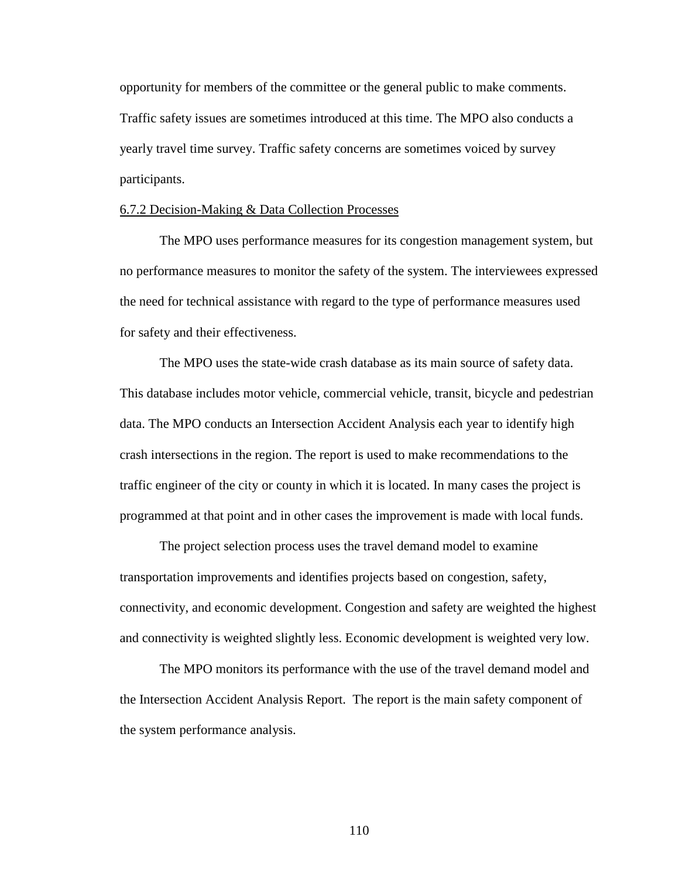opportunity for members of the committee or the general public to make comments. Traffic safety issues are sometimes introduced at this time. The MPO also conducts a yearly travel time survey. Traffic safety concerns are sometimes voiced by survey participants.

### 6.7.2 Decision-Making & Data Collection Processes

The MPO uses performance measures for its congestion management system, but no performance measures to monitor the safety of the system. The interviewees expressed the need for technical assistance with regard to the type of performance measures used for safety and their effectiveness.

The MPO uses the state-wide crash database as its main source of safety data. This database includes motor vehicle, commercial vehicle, transit, bicycle and pedestrian data. The MPO conducts an Intersection Accident Analysis each year to identify high crash intersections in the region. The report is used to make recommendations to the traffic engineer of the city or county in which it is located. In many cases the project is programmed at that point and in other cases the improvement is made with local funds.

The project selection process uses the travel demand model to examine transportation improvements and identifies projects based on congestion, safety, connectivity, and economic development. Congestion and safety are weighted the highest and connectivity is weighted slightly less. Economic development is weighted very low.

The MPO monitors its performance with the use of the travel demand model and the Intersection Accident Analysis Report. The report is the main safety component of the system performance analysis.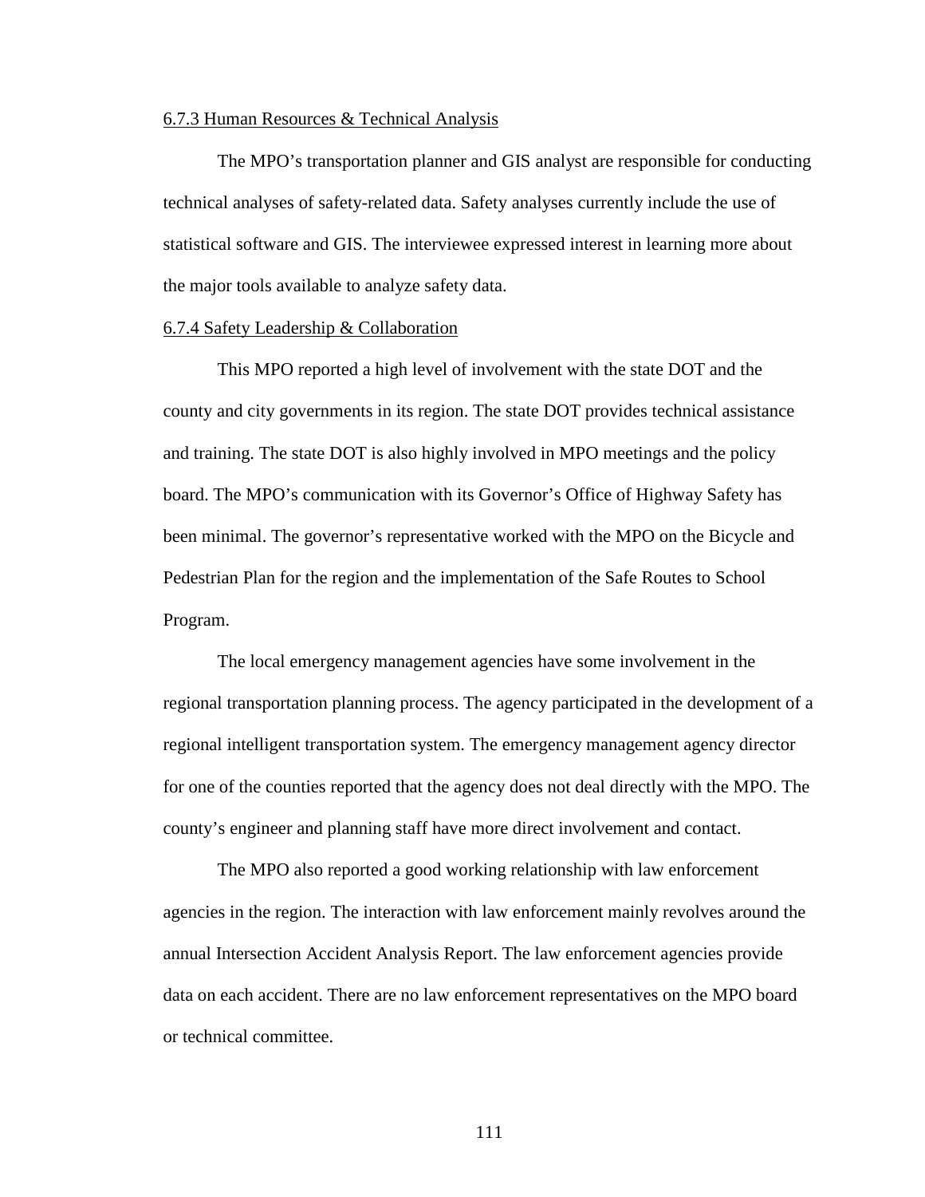#### 6.7.3 Human Resources & Technical Analysis

The MPO's transportation planner and GIS analyst are responsible for conducting technical analyses of safety-related data. Safety analyses currently include the use of statistical software and GIS. The interviewee expressed interest in learning more about the major tools available to analyze safety data.

#### 6.7.4 Safety Leadership & Collaboration

This MPO reported a high level of involvement with the state DOT and the county and city governments in its region. The state DOT provides technical assistance and training. The state DOT is also highly involved in MPO meetings and the policy board. The MPO's communication with its Governor's Office of Highway Safety has been minimal. The governor's representative worked with the MPO on the Bicycle and Pedestrian Plan for the region and the implementation of the Safe Routes to School Program.

The local emergency management agencies have some involvement in the regional transportation planning process. The agency participated in the development of a regional intelligent transportation system. The emergency management agency director for one of the counties reported that the agency does not deal directly with the MPO. The county's engineer and planning staff have more direct involvement and contact.

The MPO also reported a good working relationship with law enforcement agencies in the region. The interaction with law enforcement mainly revolves around the annual Intersection Accident Analysis Report. The law enforcement agencies provide data on each accident. There are no law enforcement representatives on the MPO board or technical committee.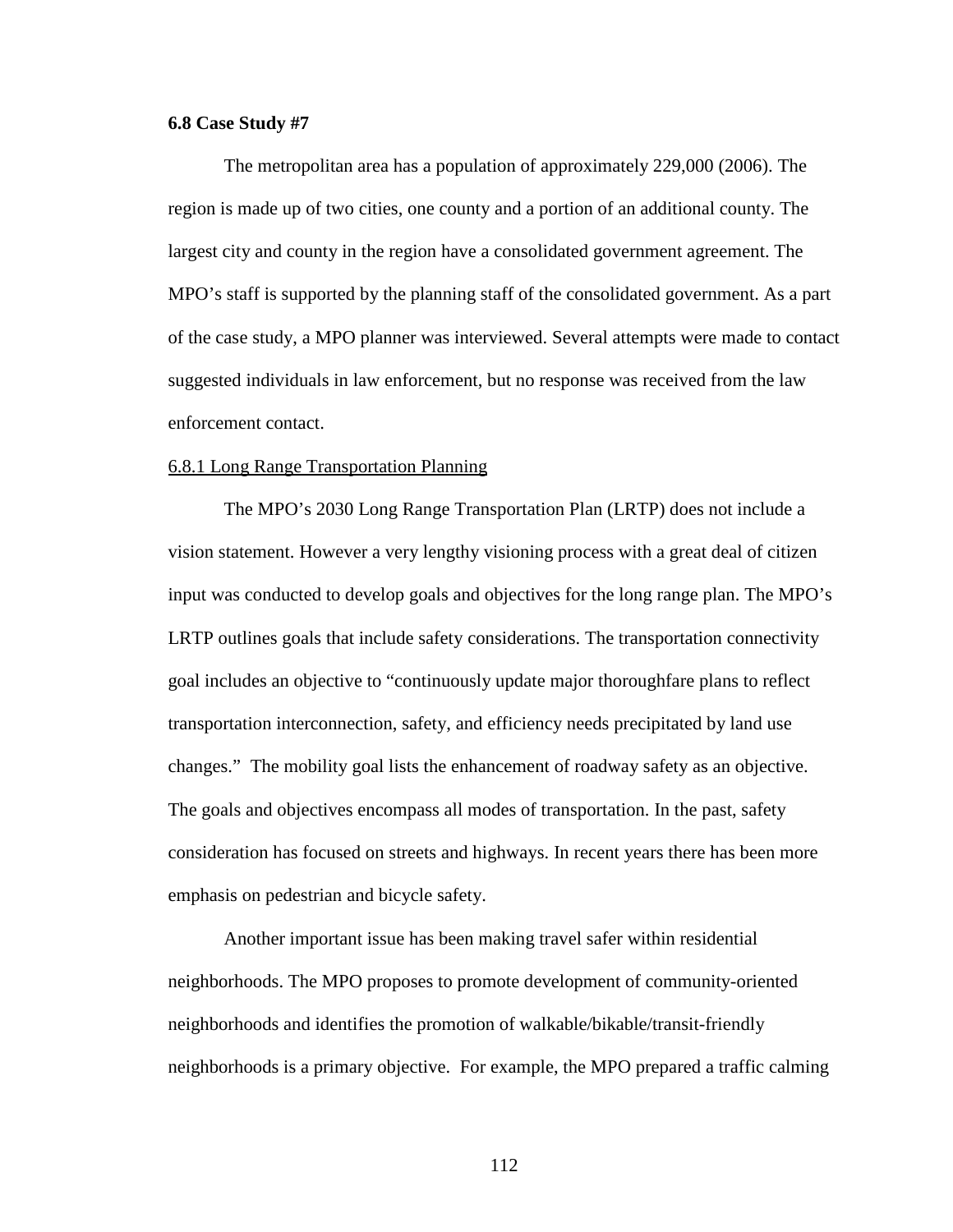**6.8 Case Study #7**

The metropolitan area has a population of approximately 229,000 (2006). The region is made up of two cities, one county and a portion of an additional county. The largest city and county in the region have a consolidated government agreement. The MPO's staff is supported by the planning staff of the consolidated government. As a part of the case study, a MPO planner was interviewed. Several attempts were made to contact suggested individuals in law enforcement, but no response was received from the law enforcement contact.

6.8.1 Long Range Transportation Planning

The MPO's 2030 Long Range Transportation Plan (LRTP) does not include a vision statement. However a very lengthy visioning process with a great deal of citizen input was conducted to develop goals and objectives for the long range plan. The MPO's LRTP outlines goals that include safety considerations. The transportation connectivity goal includes an objective to "continuously update major thoroughfare plans to reflect transportation interconnection, safety, and efficiency needs precipitated by land use changes." The mobility goal lists the enhancement of roadway safety as an objective. The goals and objectives encompass all modes of transportation. In the past, safety consideration has focused on streets and highways. In recent years there has been more emphasis on pedestrian and bicycle safety.

Another important issue has been making travel safer within residential neighborhoods. The MPO proposes to promote development of community-oriented neighborhoods and identifies the promotion of walkable/bikable/transit-friendly neighborhoods is a primary objective. For example, the MPO prepared a traffic calming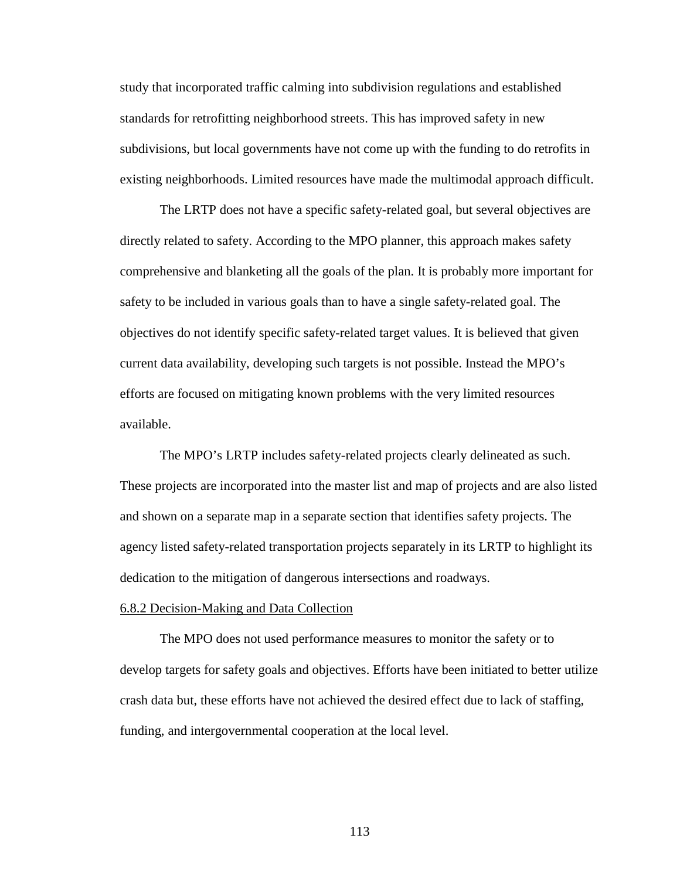study that incorporated traffic calming into subdivision regulations and established standards for retrofitting neighborhood streets. This has improved safety in new subdivisions, but local governments have not come up with the funding to do retrofits in existing neighborhoods. Limited resources have made the multimodal approach difficult.

The LRTP does not have a specific safety-related goal, but several objectives are directly related to safety. According to the MPO planner, this approach makes safety comprehensive and blanketing all the goals of the plan. It is probably more important for safety to be included in various goals than to have a single safety-related goal. The objectives do not identify specific safety-related target values. It is believed that given current data availability, developing such targets is not possible. Instead the MPO's efforts are focused on mitigating known problems with the very limited resources available.

The MPO's LRTP includes safety-related projects clearly delineated as such. These projects are incorporated into the master list and map of projects and are also listed and shown on a separate map in a separate section that identifies safety projects. The agency listed safety-related transportation projects separately in its LRTP to highlight its dedication to the mitigation of dangerous intersections and roadways.

### 6.8.2 Decision-Making and Data Collection

The MPO does not used performance measures to monitor the safety or to develop targets for safety goals and objectives. Efforts have been initiated to better utilize crash data but, these efforts have not achieved the desired effect due to lack of staffing, funding, and intergovernmental cooperation at the local level.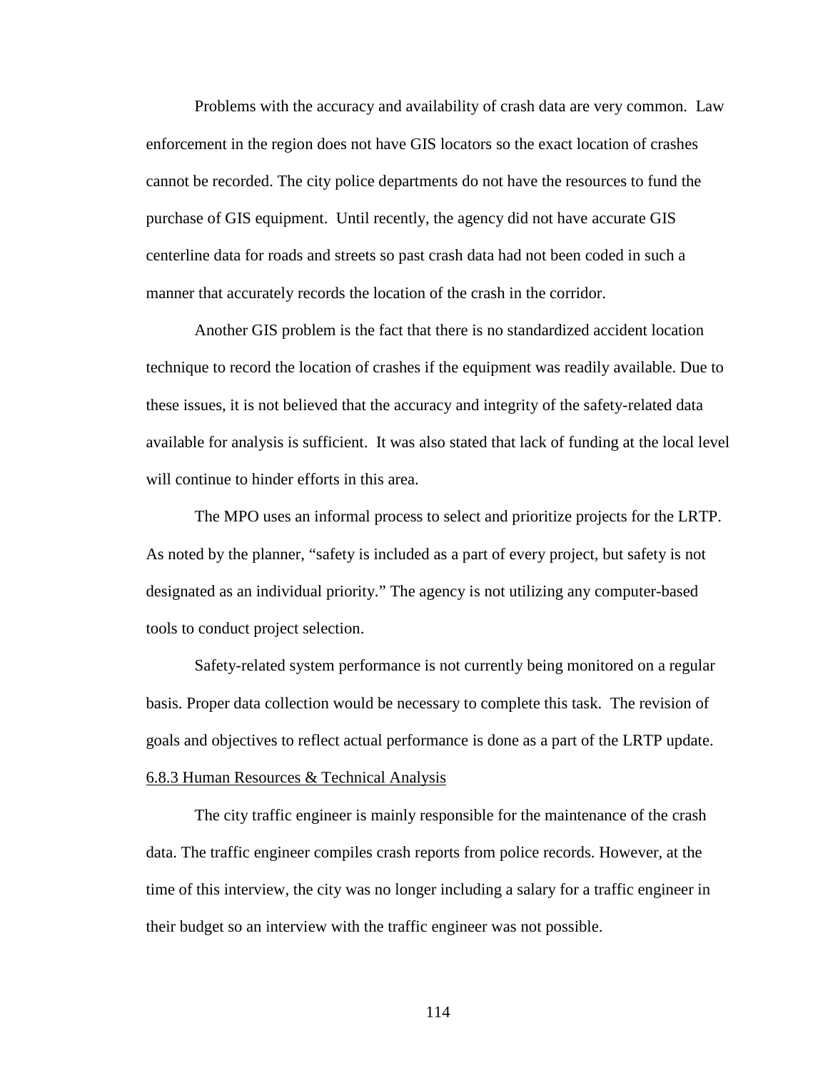Problems with the accuracy and availability of crash data are very common. Law enforcement in the region does not have GIS locators so the exact location of crashes cannot be recorded. The city police departments do not have the resources to fund the purchase of GIS equipment. Until recently, the agency did not have accurate GIS centerline data for roads and streets so past crash data had not been coded in such a manner that accurately records the location of the crash in the corridor.

Another GIS problem is the fact that there is no standardized accident location technique to record the location of crashes if the equipment was readily available. Due to these issues, it is not believed that the accuracy and integrity of the safety-related data available for analysis is sufficient. It was also stated that lack of funding at the local level will continue to hinder efforts in this area.

The MPO uses an informal process to select and prioritize projects for the LRTP. As noted by the planner, "safety is included as a part of every project, but safety is not designated as an individual priority." The agency is not utilizing any computer-based tools to conduct project selection.

Safety-related system performance is not currently being monitored on a regular basis. Proper data collection would be necessary to complete this task. The revision of goals and objectives to reflect actual performance is done as a part of the LRTP update.

### 6.8.3 Human Resources & Technical Analysis

The city traffic engineer is mainly responsible for the maintenance of the crash data. The traffic engineer compiles crash reports from police records. However, at the time of this interview, the city was no longer including a salary for a traffic engineer in their budget so an interview with the traffic engineer was not possible.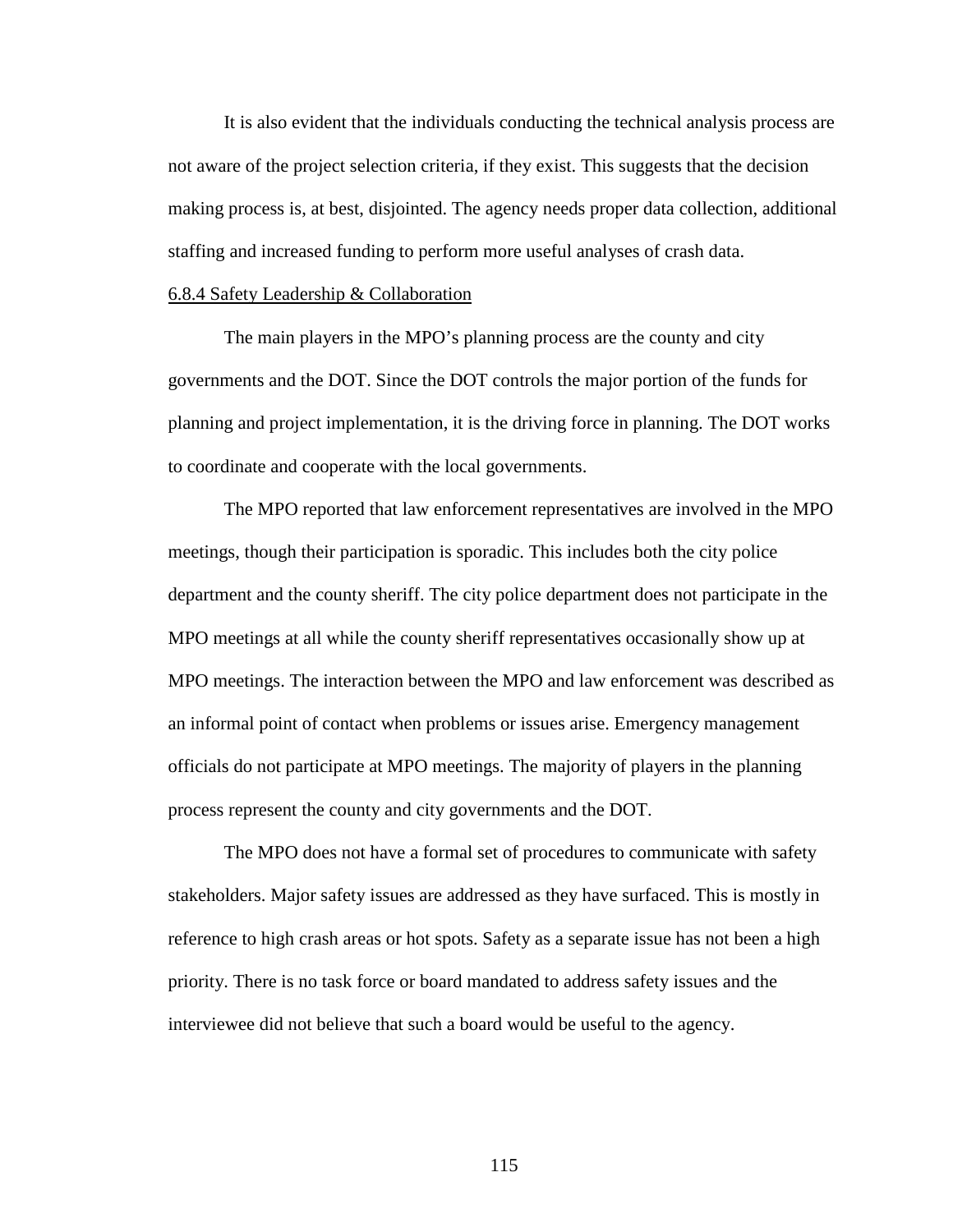It is also evident that the individuals conducting the technical analysis process are not aware of the project selection criteria, if they exist. This suggests that the decision making process is, at best, disjointed. The agency needs proper data collection, additional staffing and increased funding to perform more useful analyses of crash data.

#### 6.8.4 Safety Leadership & Collaboration

The main players in the MPO's planning process are the county and city governments and the DOT. Since the DOT controls the major portion of the funds for planning and project implementation, it is the driving force in planning. The DOT works to coordinate and cooperate with the local governments.

The MPO reported that law enforcement representatives are involved in the MPO meetings, though their participation is sporadic. This includes both the city police department and the county sheriff. The city police department does not participate in the MPO meetings at all while the county sheriff representatives occasionally show up at MPO meetings. The interaction between the MPO and law enforcement was described as an informal point of contact when problems or issues arise. Emergency management officials do not participate at MPO meetings. The majority of players in the planning process represent the county and city governments and the DOT.

The MPO does not have a formal set of procedures to communicate with safety stakeholders. Major safety issues are addressed as they have surfaced. This is mostly in reference to high crash areas or hot spots. Safety as a separate issue has not been a high priority. There is no task force or board mandated to address safety issues and the interviewee did not believe that such a board would be useful to the agency.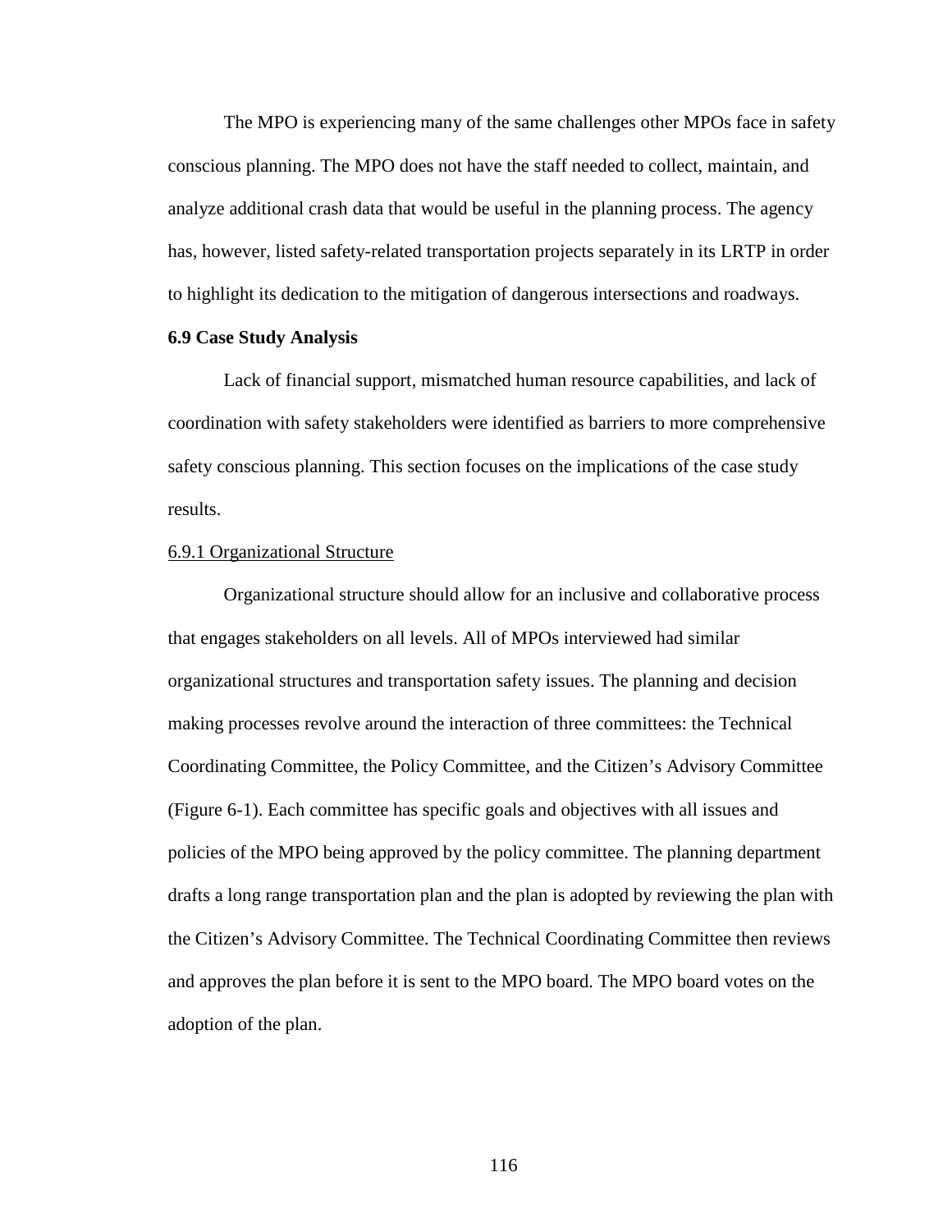The MPO is experiencing many of the same challenges other MPOs face in safety conscious planning. The MPO does not have the staff needed to collect, maintain, and analyze additional crash data that would be useful in the planning process. The agency has, however, listed safety-related transportation projects separately in its LRTP in order to highlight its dedication to the mitigation of dangerous intersections and roadways.

### 6.9 Case Study Analysis

Lack of financial support, mismatched human resource capabilities, and lack of coordination with safety stakeholders were identified as barriers to more comprehensive safety conscious planning. This section focuses on the implications of the case study results.

#### 6.9.1 Organizational Structure

Organizational structure should allow for an inclusive and collaborative process that engages stakeholders on all levels. All of MPOs interviewed had similar organizational structures and transportation safety issues. The planning and decision making processes revolve around the interaction of three committees: the Technical Coordinating Committee, the Policy Committee, and the Citizen's Advisory Committee (Figure 6-1). Each committee has specific goals and objectives with all issues and policies of the MPO being approved by the policy committee. The planning department drafts a long range transportation plan and the plan is adopted by reviewing the plan with the Citizen's Advisory Committee. The Technical Coordinating Committee then reviews and approves the plan before it is sent to the MPO board. The MPO board votes on the adoption of the plan.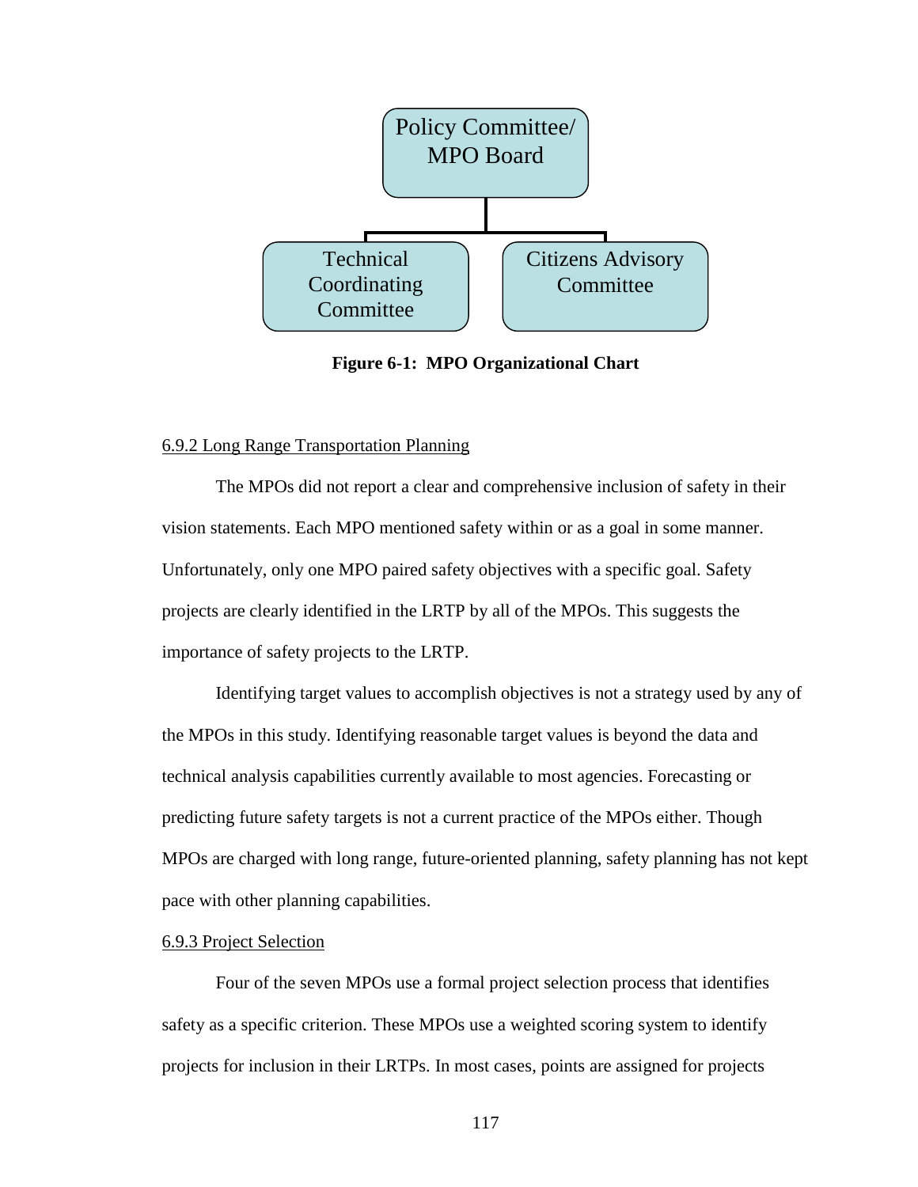Policy Committee/ MPO Board

Technical Coordinating Committee

Citizens Advisory Committee

**Figure 6-1: MPO Organizational Chart**

6.9.2 Long Range Transportation Planning

The MPOs did not report a clear and comprehensive inclusion of safety in their vision statements. Each MPO mentioned safety within or as a goal in some manner. Unfortunately, only one MPO paired safety objectives with a specific goal. Safety projects are clearly identified in the LRTP by all of the MPOs. This suggests the importance of safety projects to the LRTP.

Identifying target values to accomplish objectives is not a strategy used by any of the MPOs in this study. Identifying reasonable target values is beyond the data and technical analysis capabilities currently available to most agencies. Forecasting or predicting future safety targets is not a current practice of the MPOs either. Though MPOs are charged with long range, future-oriented planning, safety planning has not kept pace with other planning capabilities.

6.9.3 Project Selection

Four of the seven MPOs use a formal project selection process that identifies safety as a specific criterion. These MPOs use a weighted scoring system to identify projects for inclusion in their LRTPs. In most cases, points are assigned for projects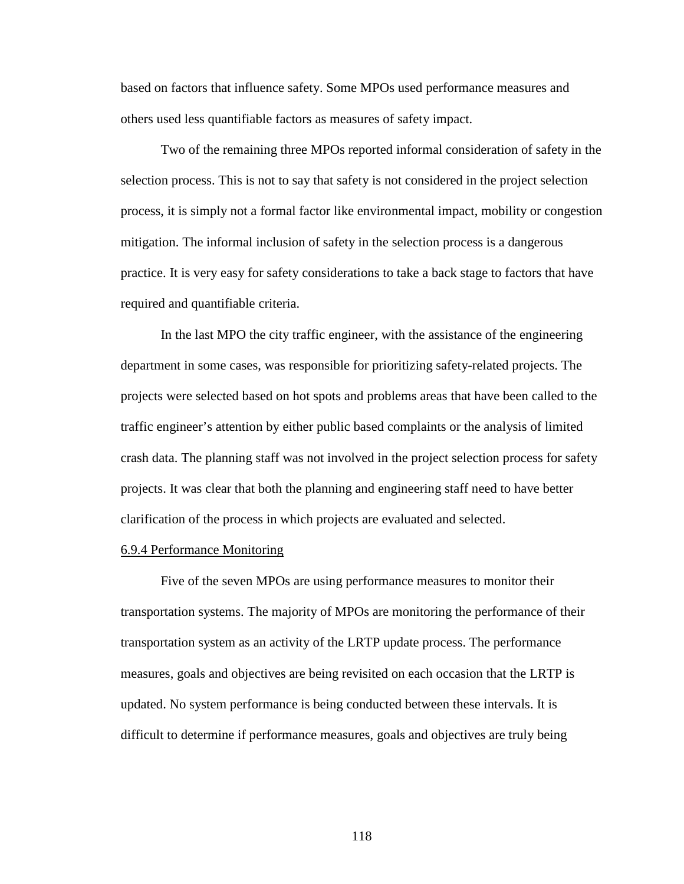based on factors that influence safety. Some MPOs used performance measures and others used less quantifiable factors as measures of safety impact.

Two of the remaining three MPOs reported informal consideration of safety in the selection process. This is not to say that safety is not considered in the project selection process, it is simply not a formal factor like environmental impact, mobility or congestion mitigation. The informal inclusion of safety in the selection process is a dangerous practice. It is very easy for safety considerations to take a back stage to factors that have required and quantifiable criteria.

In the last MPO the city traffic engineer, with the assistance of the engineering department in some cases, was responsible for prioritizing safety-related projects. The projects were selected based on hot spots and problems areas that have been called to the traffic engineer's attention by either public based complaints or the analysis of limited crash data. The planning staff was not involved in the project selection process for safety projects. It was clear that both the planning and engineering staff need to have better clarification of the process in which projects are evaluated and selected.

#### 6.9.4 Performance Monitoring

Five of the seven MPOs are using performance measures to monitor their transportation systems. The majority of MPOs are monitoring the performance of their transportation system as an activity of the LRTP update process. The performance measures, goals and objectives are being revisited on each occasion that the LRTP is updated. No system performance is being conducted between these intervals. It is difficult to determine if performance measures, goals and objectives are truly being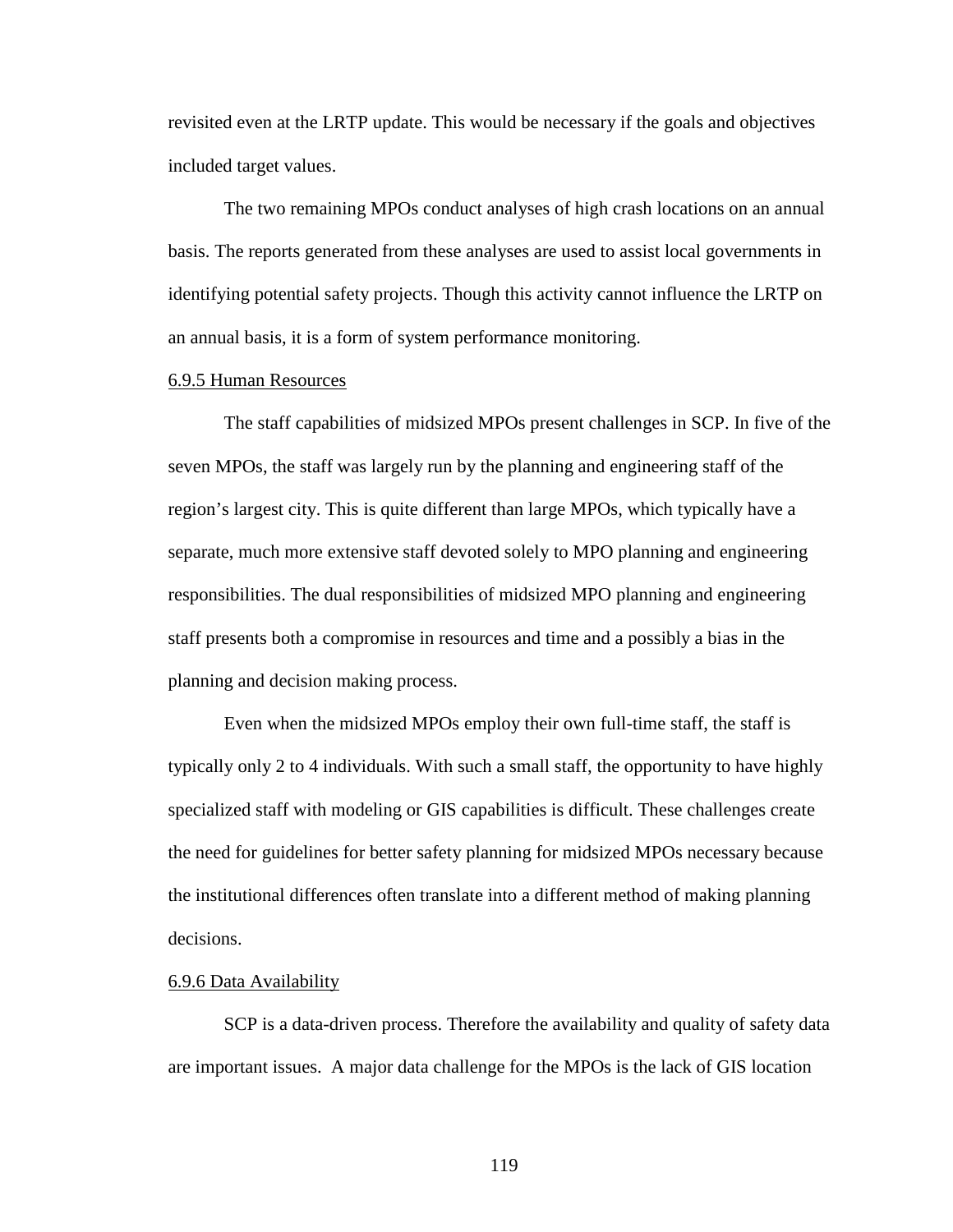revisited even at the LRTP update. This would be necessary if the goals and objectives included target values.

The two remaining MPOs conduct analyses of high crash locations on an annual basis. The reports generated from these analyses are used to assist local governments in identifying potential safety projects. Though this activity cannot influence the LRTP on an annual basis, it is a form of system performance monitoring.

#### 6.9.5 Human Resources

The staff capabilities of midsized MPOs present challenges in SCP. In five of the seven MPOs, the staff was largely run by the planning and engineering staff of the region's largest city. This is quite different than large MPOs, which typically have a separate, much more extensive staff devoted solely to MPO planning and engineering responsibilities. The dual responsibilities of midsized MPO planning and engineering staff presents both a compromise in resources and time and a possibly a bias in the planning and decision making process.

Even when the midsized MPOs employ their own full-time staff, the staff is typically only 2 to 4 individuals. With such a small staff, the opportunity to have highly specialized staff with modeling or GIS capabilities is difficult. These challenges create the need for guidelines for better safety planning for midsized MPOs necessary because the institutional differences often translate into a different method of making planning decisions.

#### 6.9.6 Data Availability

SCP is a data-driven process. Therefore the availability and quality of safety data are important issues. A major data challenge for the MPOs is the lack of GIS location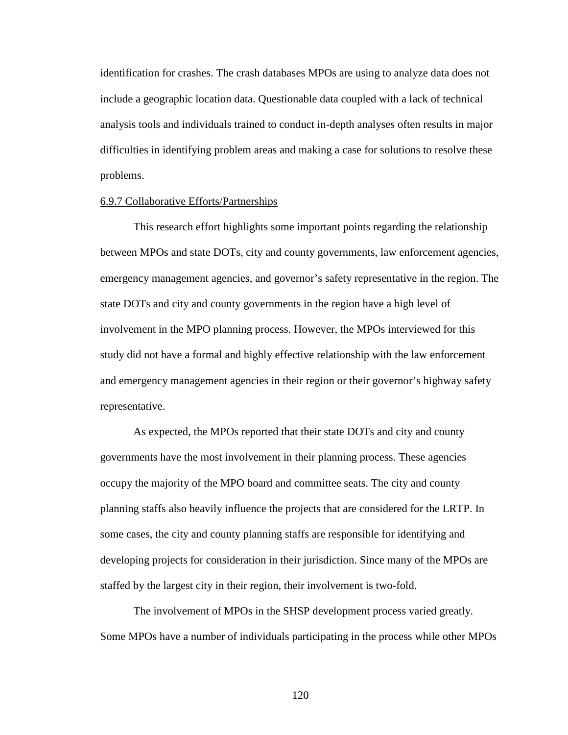identification for crashes. The crash databases MPOs are using to analyze data does not include a geographic location data. Questionable data coupled with a lack of technical analysis tools and individuals trained to conduct in-depth analyses often results in major difficulties in identifying problem areas and making a case for solutions to resolve these problems.

### 6.9.7 Collaborative Efforts/Partnerships

This research effort highlights some important points regarding the relationship between MPOs and state DOTs, city and county governments, law enforcement agencies, emergency management agencies, and governor's safety representative in the region. The state DOTs and city and county governments in the region have a high level of involvement in the MPO planning process. However, the MPOs interviewed for this study did not have a formal and highly effective relationship with the law enforcement and emergency management agencies in their region or their governor's highway safety representative.

As expected, the MPOs reported that their state DOTs and city and county governments have the most involvement in their planning process. These agencies occupy the majority of the MPO board and committee seats. The city and county planning staffs also heavily influence the projects that are considered for the LRTP. In some cases, the city and county planning staffs are responsible for identifying and developing projects for consideration in their jurisdiction. Since many of the MPOs are staffed by the largest city in their region, their involvement is two-fold.

The involvement of MPOs in the SHSP development process varied greatly. Some MPOs have a number of individuals participating in the process while other MPOs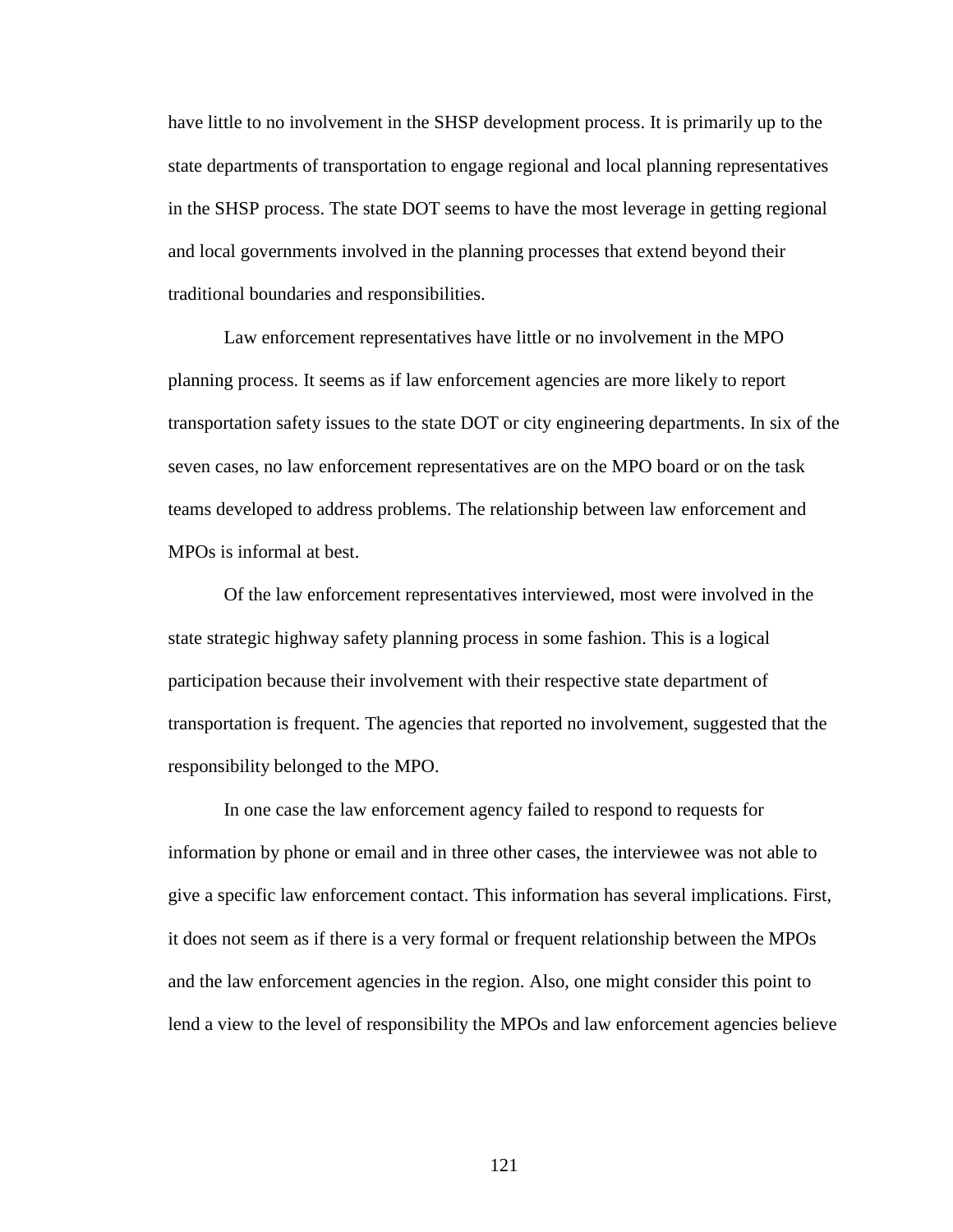have little to no involvement in the SHSP development process. It is primarily up to the state departments of transportation to engage regional and local planning representatives in the SHSP process. The state DOT seems to have the most leverage in getting regional and local governments involved in the planning processes that extend beyond their traditional boundaries and responsibilities.

Law enforcement representatives have little or no involvement in the MPO planning process. It seems as if law enforcement agencies are more likely to report transportation safety issues to the state DOT or city engineering departments. In six of the seven cases, no law enforcement representatives are on the MPO board or on the task teams developed to address problems. The relationship between law enforcement and MPOs is informal at best.

Of the law enforcement representatives interviewed, most were involved in the state strategic highway safety planning process in some fashion. This is a logical participation because their involvement with their respective state department of transportation is frequent. The agencies that reported no involvement, suggested that the responsibility belonged to the MPO.

In one case the law enforcement agency failed to respond to requests for information by phone or email and in three other cases, the interviewee was not able to give a specific law enforcement contact. This information has several implications. First, it does not seem as if there is a very formal or frequent relationship between the MPOs and the law enforcement agencies in the region. Also, one might consider this point to lend a view to the level of responsibility the MPOs and law enforcement agencies believe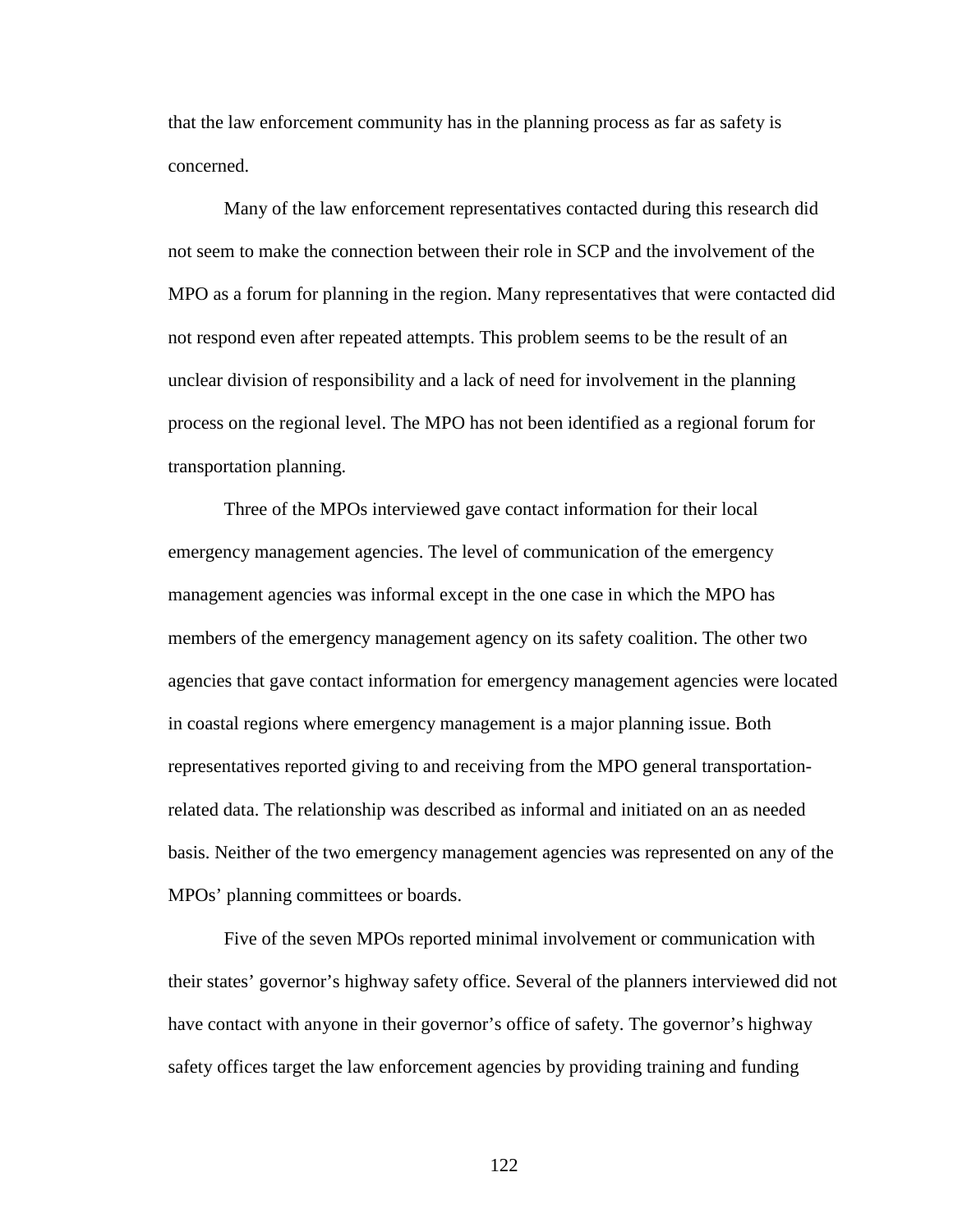that the law enforcement community has in the planning process as far as safety is concerned.

Many of the law enforcement representatives contacted during this research did not seem to make the connection between their role in SCP and the involvement of the MPO as a forum for planning in the region. Many representatives that were contacted did not respond even after repeated attempts. This problem seems to be the result of an unclear division of responsibility and a lack of need for involvement in the planning process on the regional level. The MPO has not been identified as a regional forum for transportation planning.

Three of the MPOs interviewed gave contact information for their local emergency management agencies. The level of communication of the emergency management agencies was informal except in the one case in which the MPO has members of the emergency management agency on its safety coalition. The other two agencies that gave contact information for emergency management agencies were located in coastal regions where emergency management is a major planning issue. Both representatives reported giving to and receiving from the MPO general transportation-related data. The relationship was described as informal and initiated on an as needed basis. Neither of the two emergency management agencies was represented on any of the MPOs' planning committees or boards.

Five of the seven MPOs reported minimal involvement or communication with their states' governor's highway safety office. Several of the planners interviewed did not have contact with anyone in their governor's office of safety. The governor's highway safety offices target the law enforcement agencies by providing training and funding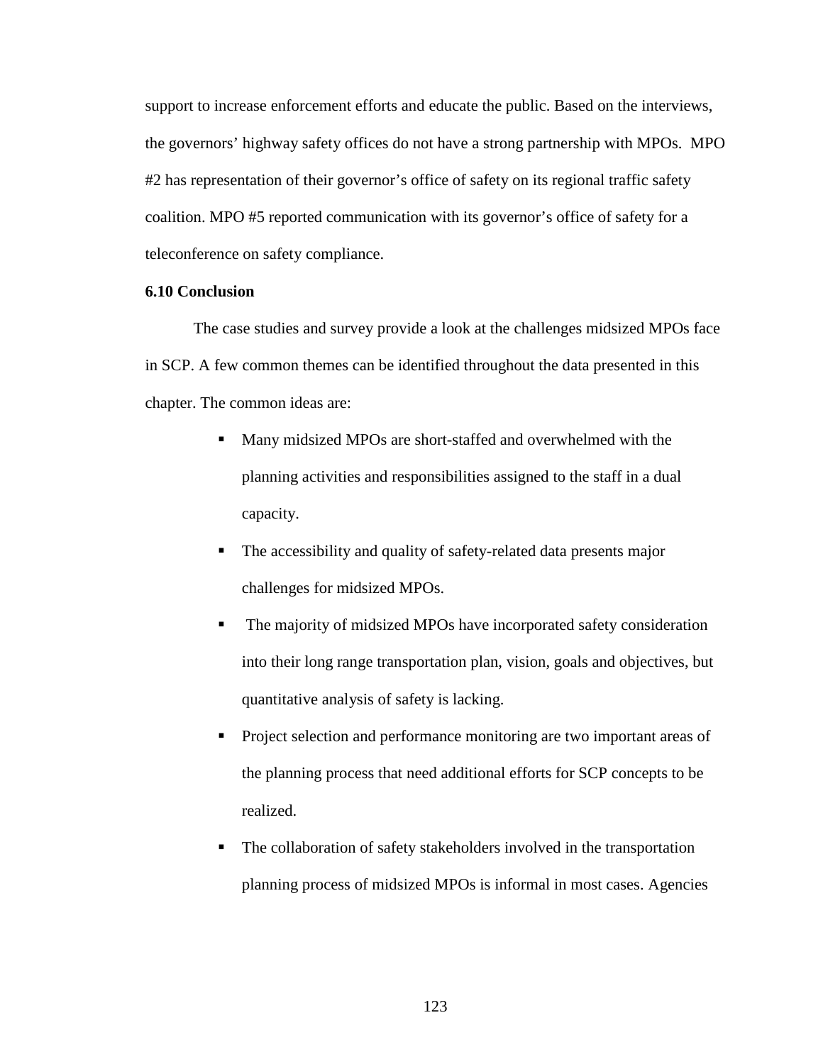support to increase enforcement efforts and educate the public. Based on the interviews, the governors' highway safety offices do not have a strong partnership with MPOs. MPO #2 has representation of their governor's office of safety on its regional traffic safety coalition. MPO #5 reported communication with its governor's office of safety for a teleconference on safety compliance.

### 6.10 Conclusion

The case studies and survey provide a look at the challenges midsized MPOs face in SCP. A few common themes can be identified throughout the data presented in this chapter. The common ideas are:

- Many midsized MPOs are short-staffed and overwhelmed with the planning activities and responsibilities assigned to the staff in a dual capacity.
- The accessibility and quality of safety-related data presents major challenges for midsized MPOs.
- The majority of midsized MPOs have incorporated safety consideration into their long range transportation plan, vision, goals and objectives, but quantitative analysis of safety is lacking.
- Project selection and performance monitoring are two important areas of the planning process that need additional efforts for SCP concepts to be realized.
- The collaboration of safety stakeholders involved in the transportation planning process of midsized MPOs is informal in most cases. Agencies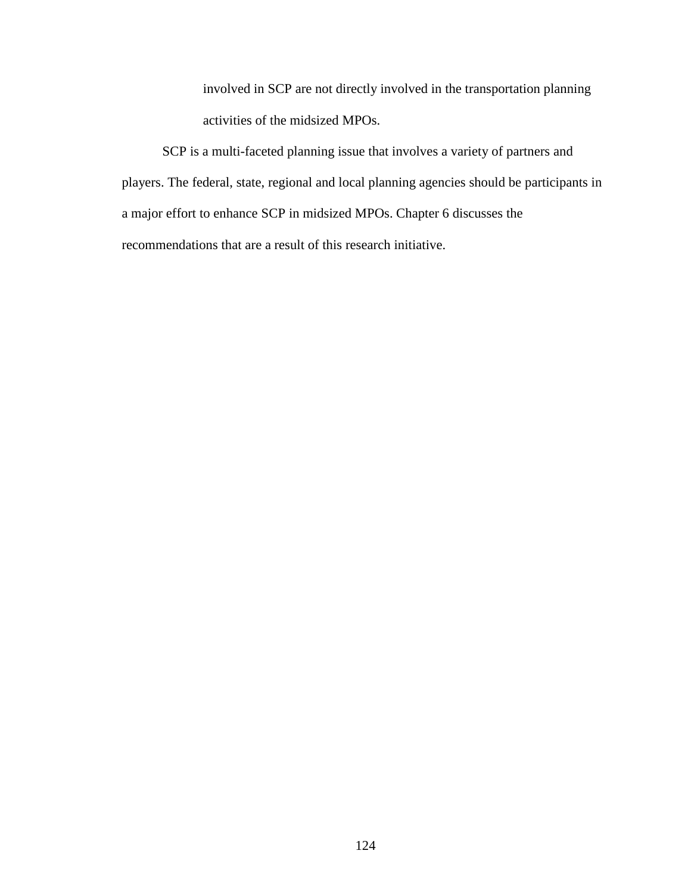involved in SCP are not directly involved in the transportation planning activities of the midsized MPOs.

SCP is a multi-faceted planning issue that involves a variety of partners and players. The federal, state, regional and local planning agencies should be participants in a major effort to enhance SCP in midsized MPOs. Chapter 6 discusses the recommendations that are a result of this research initiative.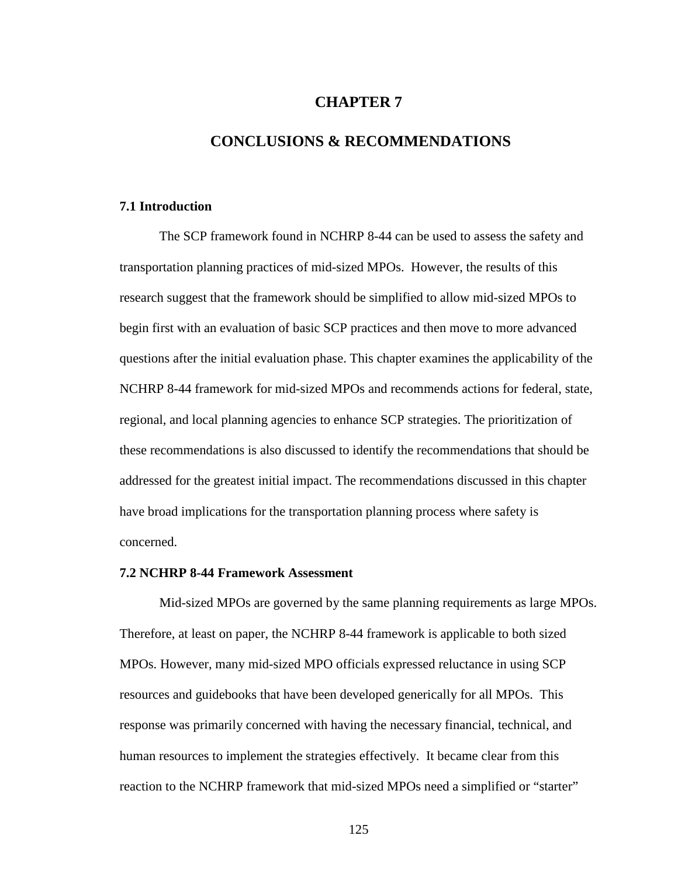# CHAPTER 7

# CONCLUSIONS & RECOMMENDATIONS

### 7.1 Introduction

The SCP framework found in NCHRP 8-44 can be used to assess the safety and transportation planning practices of mid-sized MPOs. However, the results of this research suggest that the framework should be simplified to allow mid-sized MPOs to begin first with an evaluation of basic SCP practices and then move to more advanced questions after the initial evaluation phase. This chapter examines the applicability of the NCHRP 8-44 framework for mid-sized MPOs and recommends actions for federal, state, regional, and local planning agencies to enhance SCP strategies. The prioritization of these recommendations is also discussed to identify the recommendations that should be addressed for the greatest initial impact. The recommendations discussed in this chapter have broad implications for the transportation planning process where safety is concerned.

### 7.2 NCHRP 8-44 Framework Assessment

Mid-sized MPOs are governed by the same planning requirements as large MPOs. Therefore, at least on paper, the NCHRP 8-44 framework is applicable to both sized MPOs. However, many mid-sized MPO officials expressed reluctance in using SCP resources and guidebooks that have been developed generically for all MPOs. This response was primarily concerned with having the necessary financial, technical, and human resources to implement the strategies effectively. It became clear from this reaction to the NCHRP framework that mid-sized MPOs need a simplified or "starter"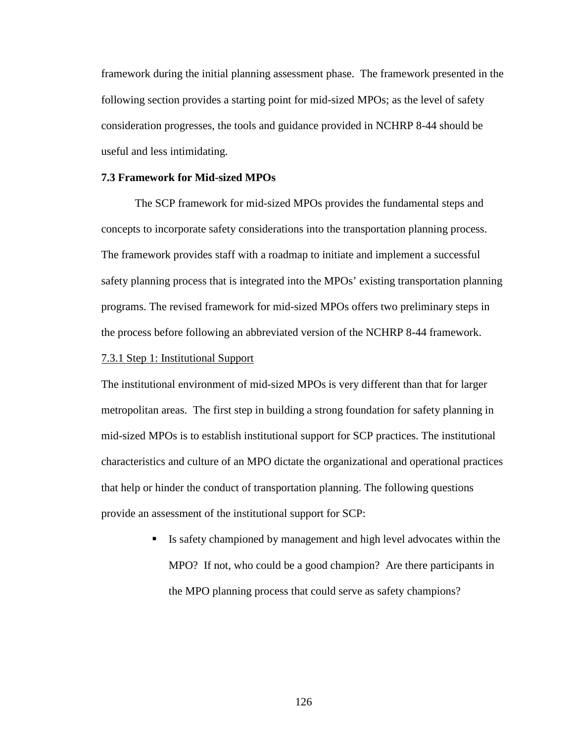framework during the initial planning assessment phase. The framework presented in the following section provides a starting point for mid-sized MPOs; as the level of safety consideration progresses, the tools and guidance provided in NCHRP 8-44 should be useful and less intimidating.

### 7.3 Framework for Mid-sized MPOs

The SCP framework for mid-sized MPOs provides the fundamental steps and concepts to incorporate safety considerations into the transportation planning process. The framework provides staff with a roadmap to initiate and implement a successful safety planning process that is integrated into the MPOs' existing transportation planning programs. The revised framework for mid-sized MPOs offers two preliminary steps in the process before following an abbreviated version of the NCHRP 8-44 framework.

#### 7.3.1 Step 1: Institutional Support

The institutional environment of mid-sized MPOs is very different than that for larger metropolitan areas. The first step in building a strong foundation for safety planning in mid-sized MPOs is to establish institutional support for SCP practices. The institutional characteristics and culture of an MPO dictate the organizational and operational practices that help or hinder the conduct of transportation planning. The following questions provide an assessment of the institutional support for SCP:

- Is safety championed by management and high level advocates within the MPO? If not, who could be a good champion? Are there participants in the MPO planning process that could serve as safety champions?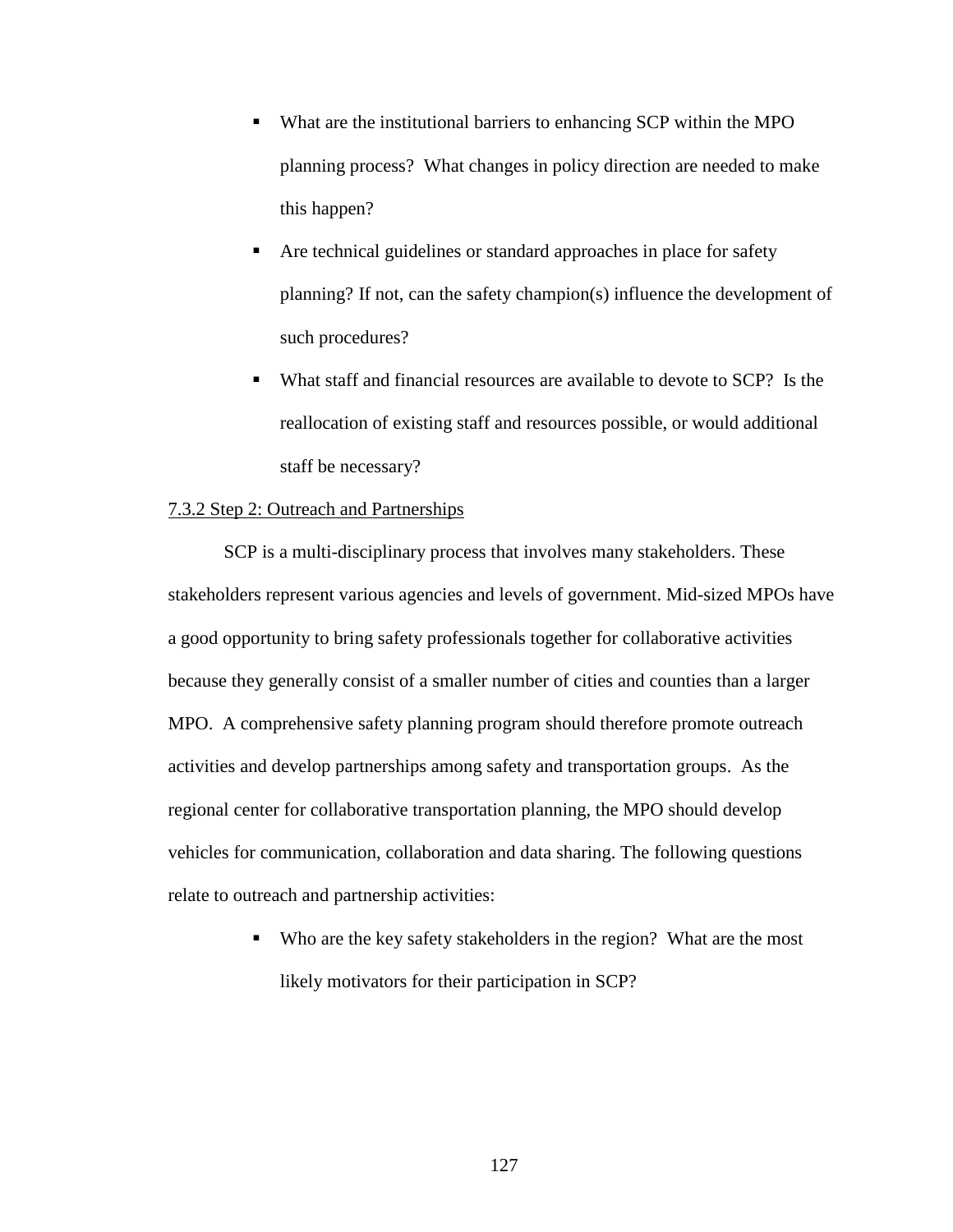- What are the institutional barriers to enhancing SCP within the MPO planning process? What changes in policy direction are needed to make this happen?
- Are technical guidelines or standard approaches in place for safety planning? If not, can the safety champion(s) influence the development of such procedures?
- What staff and financial resources are available to devote to SCP? Is the reallocation of existing staff and resources possible, or would additional staff be necessary?

#### 7.3.2 Step 2: Outreach and Partnerships

SCP is a multi-disciplinary process that involves many stakeholders. These stakeholders represent various agencies and levels of government. Mid-sized MPOs have a good opportunity to bring safety professionals together for collaborative activities because they generally consist of a smaller number of cities and counties than a larger MPO. A comprehensive safety planning program should therefore promote outreach activities and develop partnerships among safety and transportation groups. As the regional center for collaborative transportation planning, the MPO should develop vehicles for communication, collaboration and data sharing. The following questions relate to outreach and partnership activities:

- Who are the key safety stakeholders in the region? What are the most likely motivators for their participation in SCP?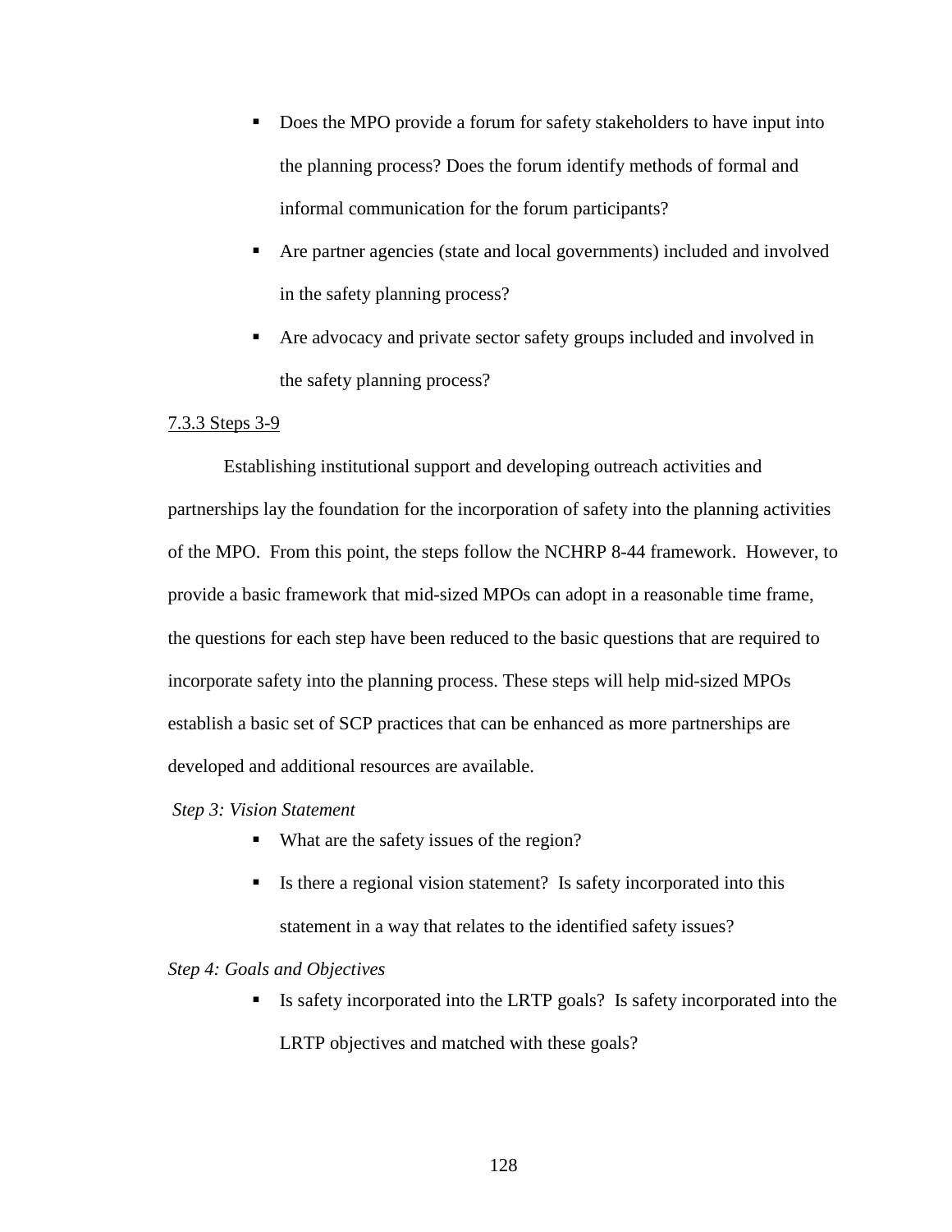- Does the MPO provide a forum for safety stakeholders to have input into the planning process? Does the forum identify methods of formal and informal communication for the forum participants?
- Are partner agencies (state and local governments) included and involved in the safety planning process?
- Are advocacy and private sector safety groups included and involved in the safety planning process?

### 7.3.3 Steps 3-9

Establishing institutional support and developing outreach activities and partnerships lay the foundation for the incorporation of safety into the planning activities of the MPO. From this point, the steps follow the NCHRP 8-44 framework. However, to provide a basic framework that mid-sized MPOs can adopt in a reasonable time frame, the questions for each step have been reduced to the basic questions that are required to incorporate safety into the planning process. These steps will help mid-sized MPOs establish a basic set of SCP practices that can be enhanced as more partnerships are developed and additional resources are available.

*Step 3: Vision Statement*

- What are the safety issues of the region?
- Is there a regional vision statement? Is safety incorporated into this statement in a way that relates to the identified safety issues?

*Step 4: Goals and Objectives*

- Is safety incorporated into the LRTP goals? Is safety incorporated into the LRTP objectives and matched with these goals?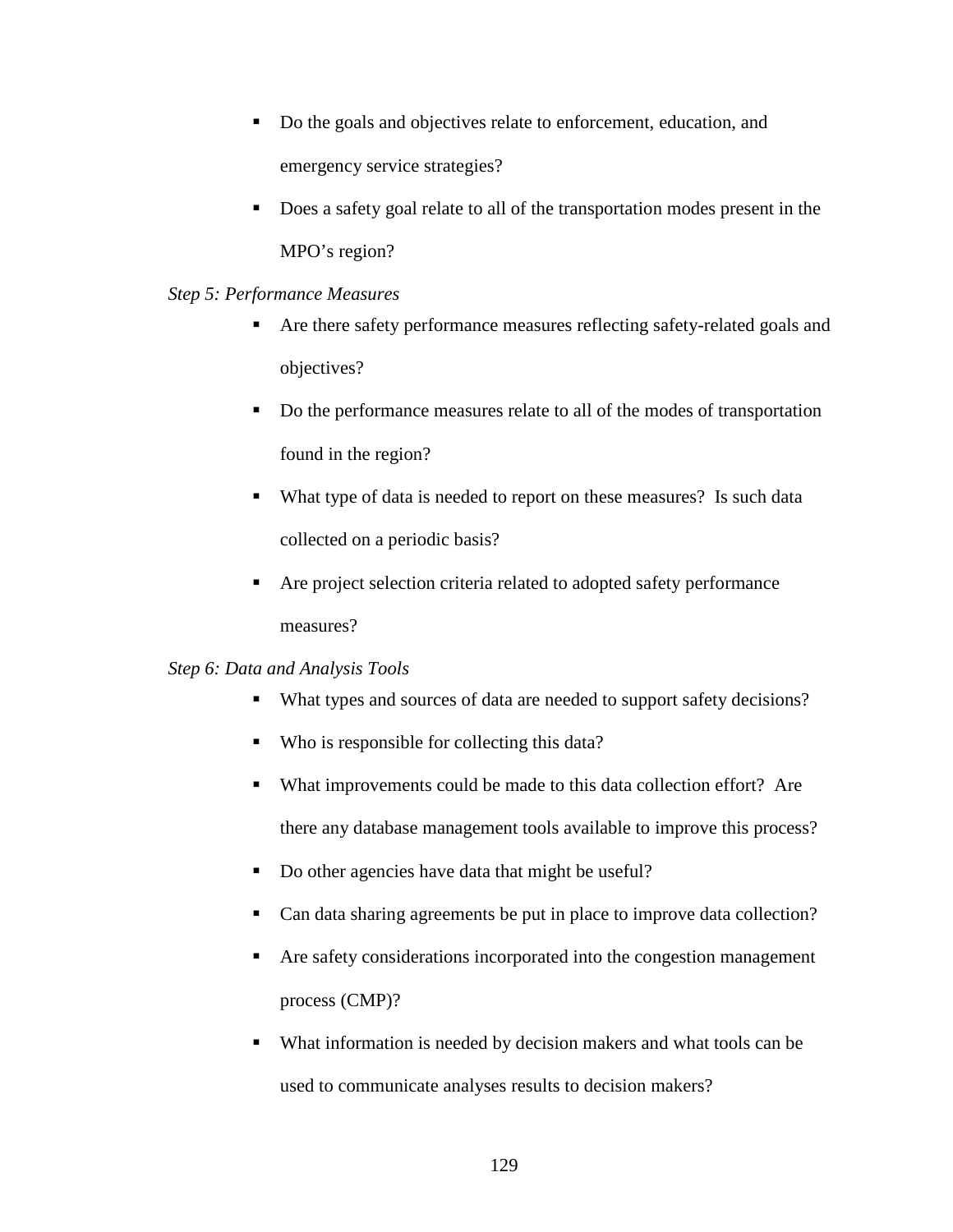- Do the goals and objectives relate to enforcement, education, and emergency service strategies?
- Does a safety goal relate to all of the transportation modes present in the MPO's region?

*Step 5: Performance Measures*

- Are there safety performance measures reflecting safety-related goals and objectives?
- Do the performance measures relate to all of the modes of transportation found in the region?
- What type of data is needed to report on these measures? Is such data collected on a periodic basis?
- Are project selection criteria related to adopted safety performance measures?

*Step 6: Data and Analysis Tools*

- What types and sources of data are needed to support safety decisions?
- Who is responsible for collecting this data?
- What improvements could be made to this data collection effort? Are there any database management tools available to improve this process?
- Do other agencies have data that might be useful?
- Can data sharing agreements be put in place to improve data collection?
- Are safety considerations incorporated into the congestion management process (CMP)?
- What information is needed by decision makers and what tools can be used to communicate analyses results to decision makers?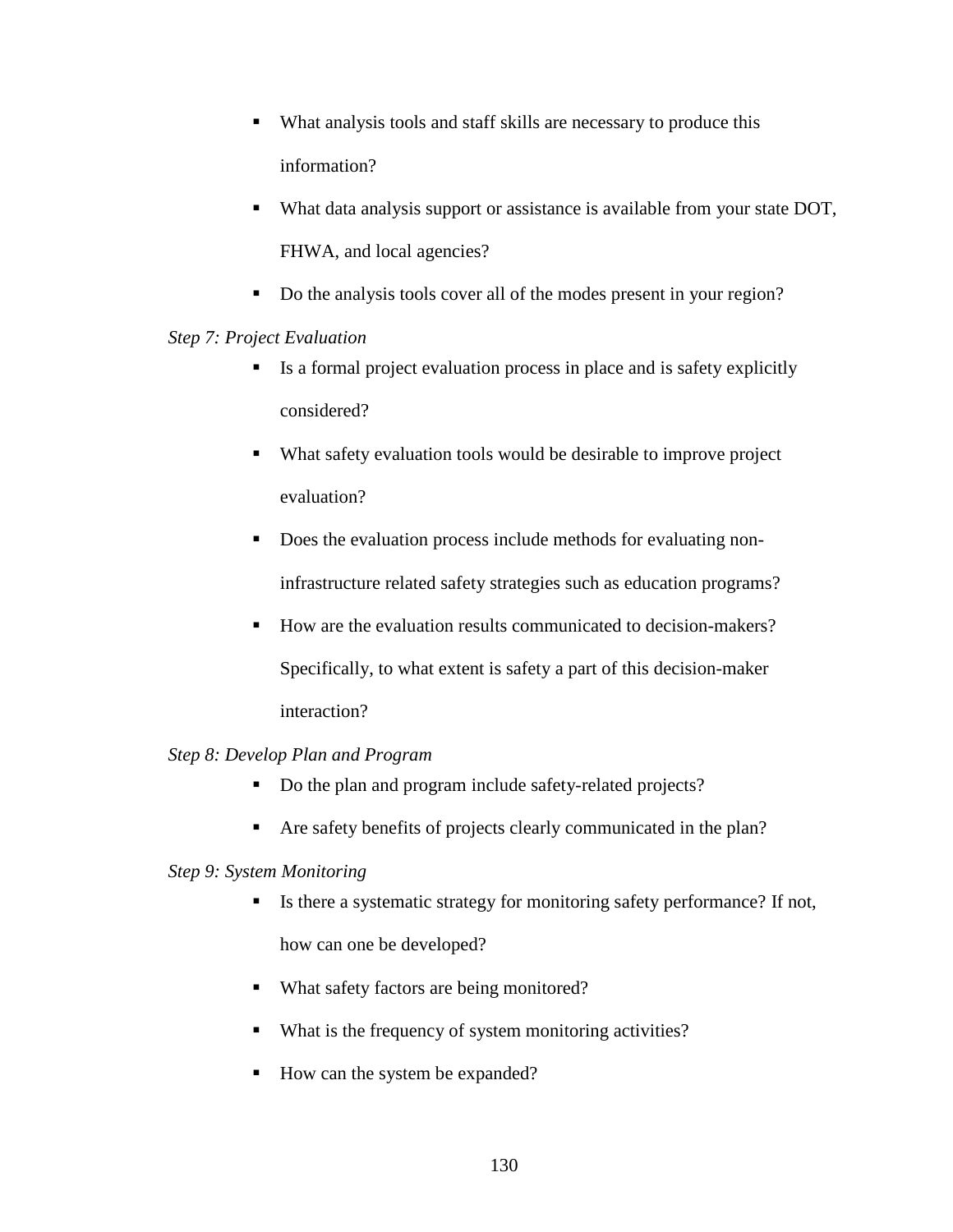- What analysis tools and staff skills are necessary to produce this information?
- What data analysis support or assistance is available from your state DOT, FHWA, and local agencies?
- Do the analysis tools cover all of the modes present in your region?

*Step 7: Project Evaluation*

- Is a formal project evaluation process in place and is safety explicitly considered?
- What safety evaluation tools would be desirable to improve project evaluation?
- Does the evaluation process include methods for evaluating non-infrastructure related safety strategies such as education programs?
- How are the evaluation results communicated to decision-makers? Specifically, to what extent is safety a part of this decision-maker interaction?

*Step 8: Develop Plan and Program*

- Do the plan and program include safety-related projects?
- Are safety benefits of projects clearly communicated in the plan?

*Step 9: System Monitoring*

- Is there a systematic strategy for monitoring safety performance? If not, how can one be developed?
- What safety factors are being monitored?
- What is the frequency of system monitoring activities?
- How can the system be expanded?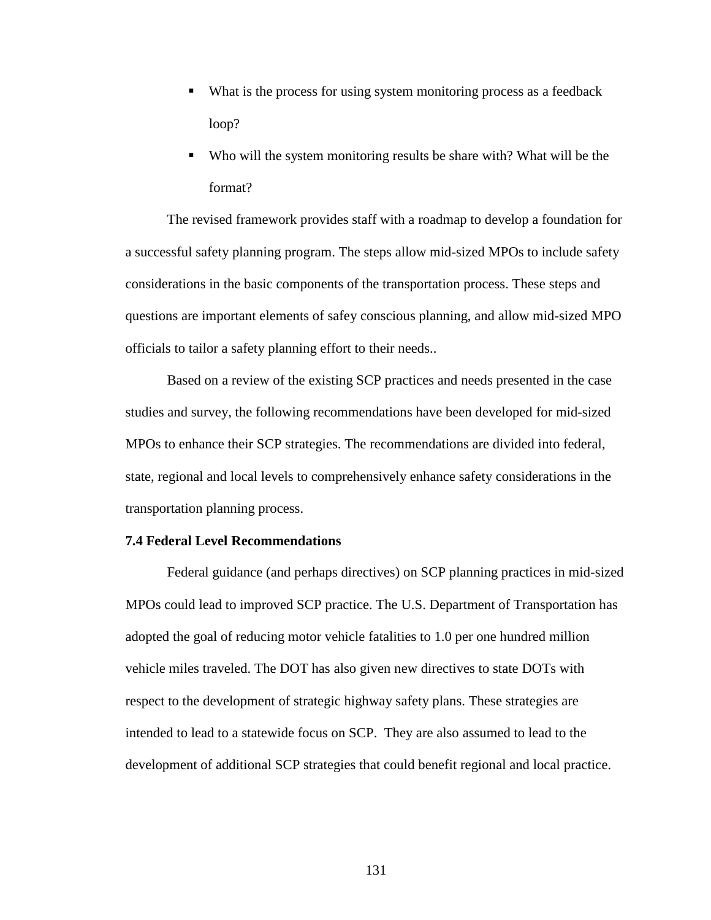- What is the process for using system monitoring process as a feedback loop?
- Who will the system monitoring results be share with? What will be the format?

The revised framework provides staff with a roadmap to develop a foundation for a successful safety planning program. The steps allow mid-sized MPOs to include safety considerations in the basic components of the transportation process. These steps and questions are important elements of safey conscious planning, and allow mid-sized MPO officials to tailor a safety planning effort to their needs..

Based on a review of the existing SCP practices and needs presented in the case studies and survey, the following recommendations have been developed for mid-sized MPOs to enhance their SCP strategies. The recommendations are divided into federal, state, regional and local levels to comprehensively enhance safety considerations in the transportation planning process.

### 7.4 Federal Level Recommendations

Federal guidance (and perhaps directives) on SCP planning practices in mid-sized MPOs could lead to improved SCP practice. The U.S. Department of Transportation has adopted the goal of reducing motor vehicle fatalities to 1.0 per one hundred million vehicle miles traveled. The DOT has also given new directives to state DOTs with respect to the development of strategic highway safety plans. These strategies are intended to lead to a statewide focus on SCP. They are also assumed to lead to the development of additional SCP strategies that could benefit regional and local practice.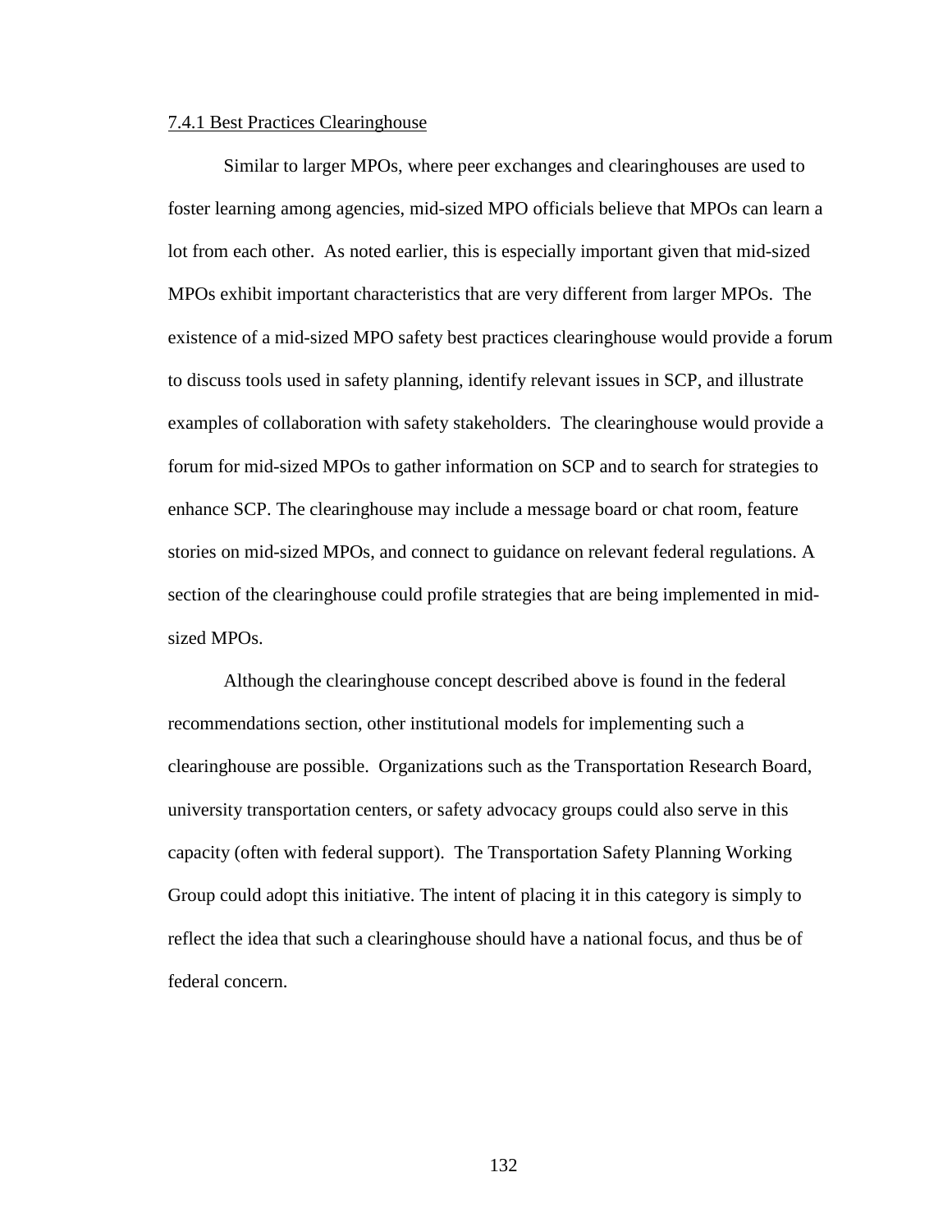### 7.4.1 Best Practices Clearinghouse

Similar to larger MPOs, where peer exchanges and clearinghouses are used to foster learning among agencies, mid-sized MPO officials believe that MPOs can learn a lot from each other. As noted earlier, this is especially important given that mid-sized MPOs exhibit important characteristics that are very different from larger MPOs. The existence of a mid-sized MPO safety best practices clearinghouse would provide a forum to discuss tools used in safety planning, identify relevant issues in SCP, and illustrate examples of collaboration with safety stakeholders. The clearinghouse would provide a forum for mid-sized MPOs to gather information on SCP and to search for strategies to enhance SCP. The clearinghouse may include a message board or chat room, feature stories on mid-sized MPOs, and connect to guidance on relevant federal regulations. A section of the clearinghouse could profile strategies that are being implemented in mid-sized MPOs.

Although the clearinghouse concept described above is found in the federal recommendations section, other institutional models for implementing such a clearinghouse are possible. Organizations such as the Transportation Research Board, university transportation centers, or safety advocacy groups could also serve in this capacity (often with federal support). The Transportation Safety Planning Working Group could adopt this initiative. The intent of placing it in this category is simply to reflect the idea that such a clearinghouse should have a national focus, and thus be of federal concern.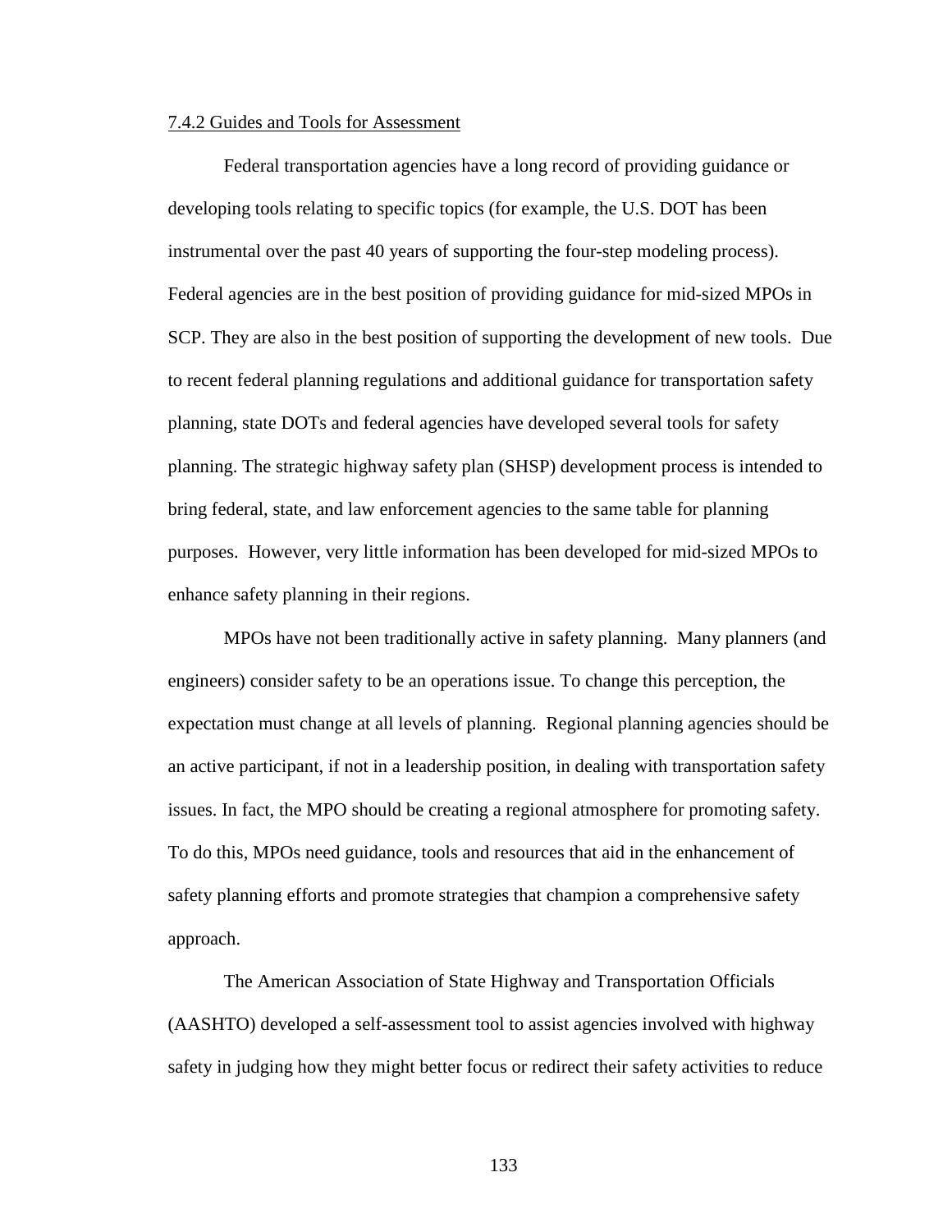### 7.4.2 Guides and Tools for Assessment

Federal transportation agencies have a long record of providing guidance or developing tools relating to specific topics (for example, the U.S. DOT has been instrumental over the past 40 years of supporting the four-step modeling process). Federal agencies are in the best position of providing guidance for mid-sized MPOs in SCP. They are also in the best position of supporting the development of new tools. Due to recent federal planning regulations and additional guidance for transportation safety planning, state DOTs and federal agencies have developed several tools for safety planning. The strategic highway safety plan (SHSP) development process is intended to bring federal, state, and law enforcement agencies to the same table for planning purposes. However, very little information has been developed for mid-sized MPOs to enhance safety planning in their regions.

MPOs have not been traditionally active in safety planning. Many planners (and engineers) consider safety to be an operations issue. To change this perception, the expectation must change at all levels of planning. Regional planning agencies should be an active participant, if not in a leadership position, in dealing with transportation safety issues. In fact, the MPO should be creating a regional atmosphere for promoting safety. To do this, MPOs need guidance, tools and resources that aid in the enhancement of safety planning efforts and promote strategies that champion a comprehensive safety approach.

The American Association of State Highway and Transportation Officials (AASHTO) developed a self-assessment tool to assist agencies involved with highway safety in judging how they might better focus or redirect their safety activities to reduce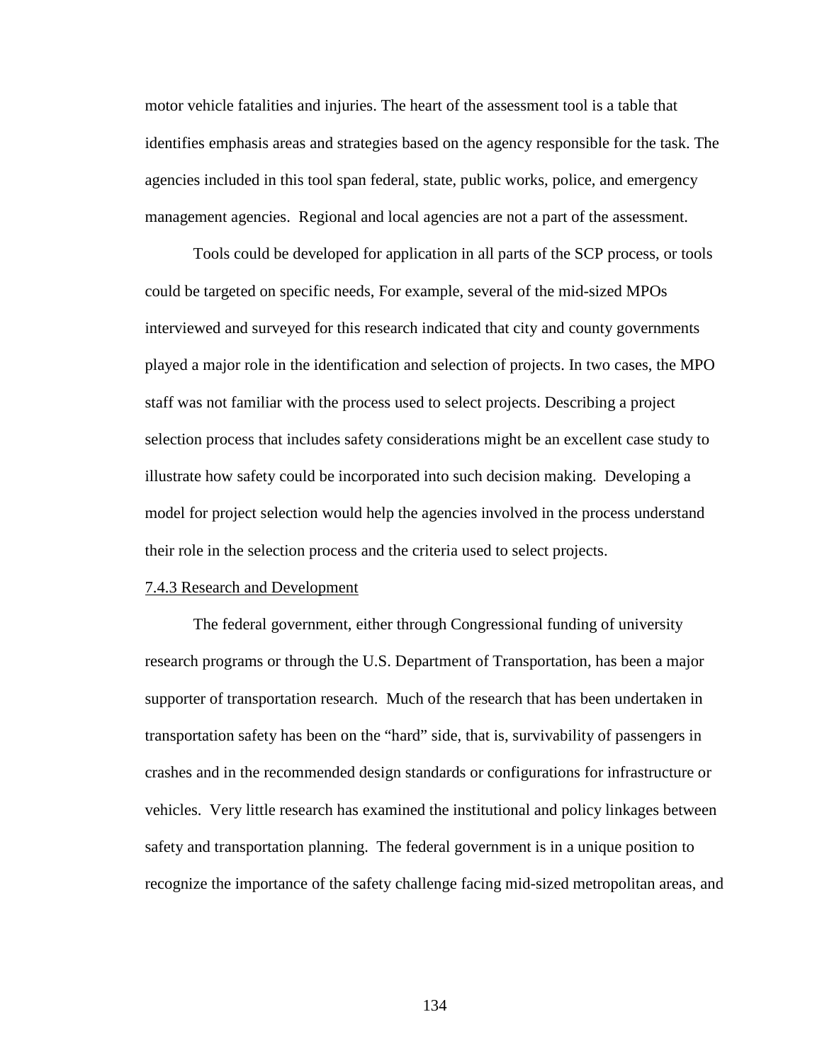motor vehicle fatalities and injuries. The heart of the assessment tool is a table that identifies emphasis areas and strategies based on the agency responsible for the task. The agencies included in this tool span federal, state, public works, police, and emergency management agencies. Regional and local agencies are not a part of the assessment.

Tools could be developed for application in all parts of the SCP process, or tools could be targeted on specific needs, For example, several of the mid-sized MPOs interviewed and surveyed for this research indicated that city and county governments played a major role in the identification and selection of projects. In two cases, the MPO staff was not familiar with the process used to select projects. Describing a project selection process that includes safety considerations might be an excellent case study to illustrate how safety could be incorporated into such decision making. Developing a model for project selection would help the agencies involved in the process understand their role in the selection process and the criteria used to select projects.

### 7.4.3 Research and Development

The federal government, either through Congressional funding of university research programs or through the U.S. Department of Transportation, has been a major supporter of transportation research. Much of the research that has been undertaken in transportation safety has been on the "hard" side, that is, survivability of passengers in crashes and in the recommended design standards or configurations for infrastructure or vehicles. Very little research has examined the institutional and policy linkages between safety and transportation planning. The federal government is in a unique position to recognize the importance of the safety challenge facing mid-sized metropolitan areas, and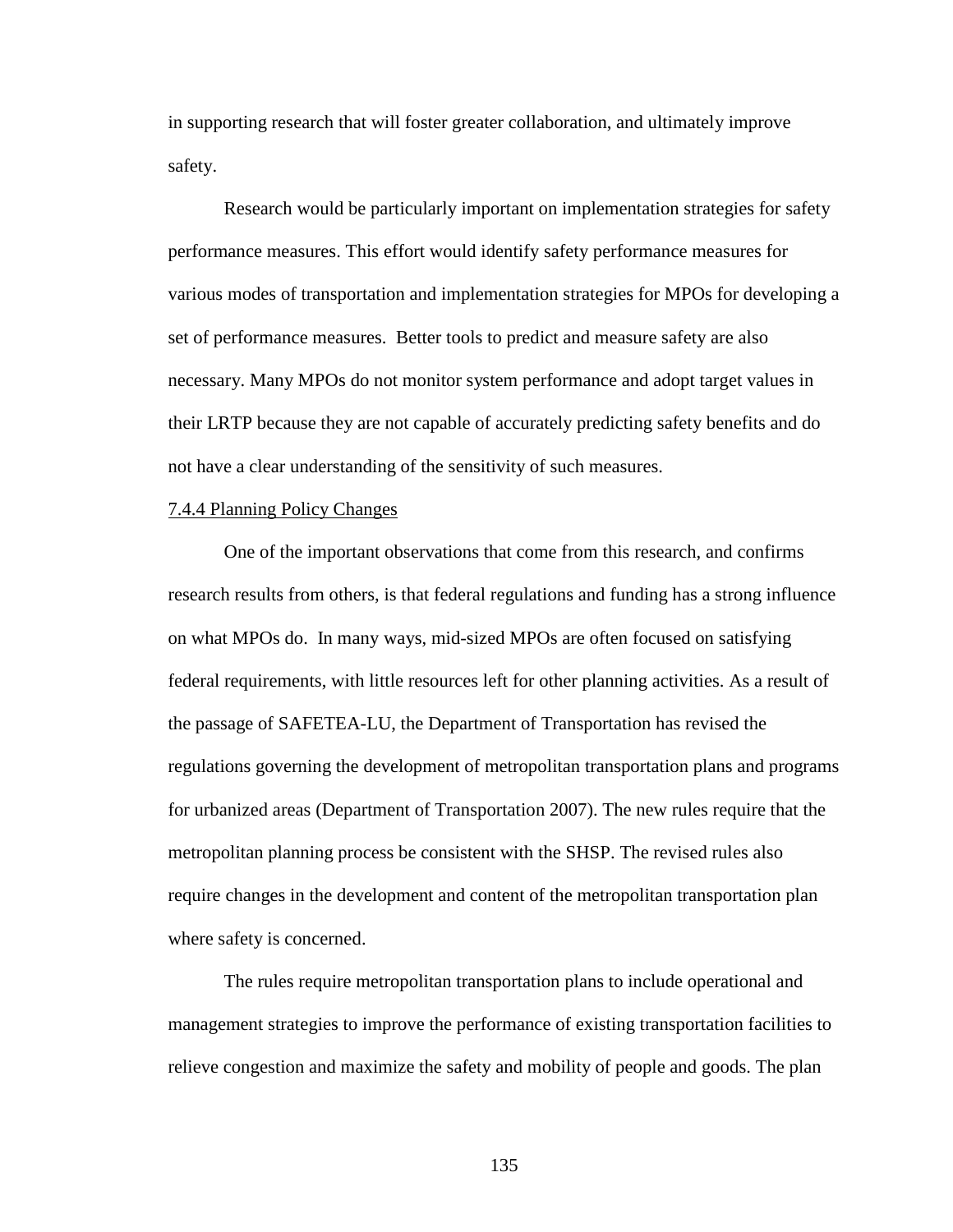in supporting research that will foster greater collaboration, and ultimately improve safety.

Research would be particularly important on implementation strategies for safety performance measures. This effort would identify safety performance measures for various modes of transportation and implementation strategies for MPOs for developing a set of performance measures. Better tools to predict and measure safety are also necessary. Many MPOs do not monitor system performance and adopt target values in their LRTP because they are not capable of accurately predicting safety benefits and do not have a clear understanding of the sensitivity of such measures.

#### 7.4.4 Planning Policy Changes

One of the important observations that come from this research, and confirms research results from others, is that federal regulations and funding has a strong influence on what MPOs do. In many ways, mid-sized MPOs are often focused on satisfying federal requirements, with little resources left for other planning activities. As a result of the passage of SAFETEA-LU, the Department of Transportation has revised the regulations governing the development of metropolitan transportation plans and programs for urbanized areas (Department of Transportation 2007). The new rules require that the metropolitan planning process be consistent with the SHSP. The revised rules also require changes in the development and content of the metropolitan transportation plan where safety is concerned.

The rules require metropolitan transportation plans to include operational and management strategies to improve the performance of existing transportation facilities to relieve congestion and maximize the safety and mobility of people and goods. The plan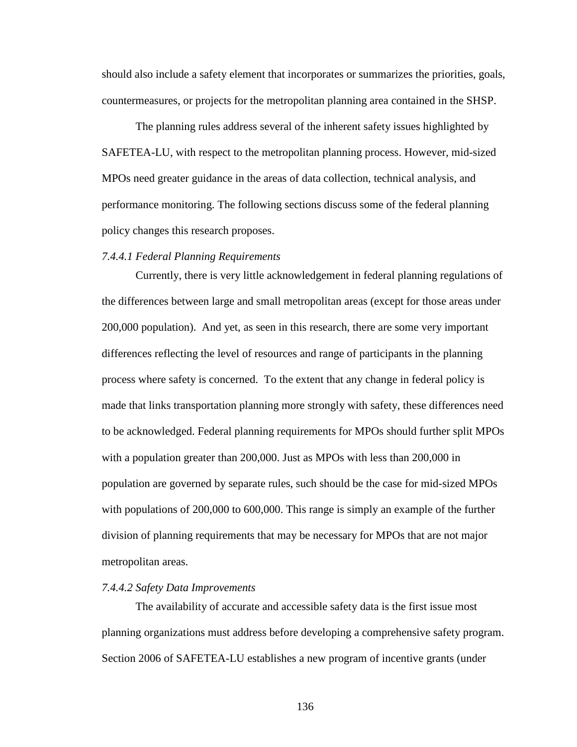should also include a safety element that incorporates or summarizes the priorities, goals, countermeasures, or projects for the metropolitan planning area contained in the SHSP.

The planning rules address several of the inherent safety issues highlighted by SAFETEA-LU, with respect to the metropolitan planning process. However, mid-sized MPOs need greater guidance in the areas of data collection, technical analysis, and performance monitoring. The following sections discuss some of the federal planning policy changes this research proposes.

#### *7.4.4.1 Federal Planning Requirements*

Currently, there is very little acknowledgement in federal planning regulations of the differences between large and small metropolitan areas (except for those areas under 200,000 population). And yet, as seen in this research, there are some very important differences reflecting the level of resources and range of participants in the planning process where safety is concerned. To the extent that any change in federal policy is made that links transportation planning more strongly with safety, these differences need to be acknowledged. Federal planning requirements for MPOs should further split MPOs with a population greater than 200,000. Just as MPOs with less than 200,000 in population are governed by separate rules, such should be the case for mid-sized MPOs with populations of 200,000 to 600,000. This range is simply an example of the further division of planning requirements that may be necessary for MPOs that are not major metropolitan areas.

#### *7.4.4.2 Safety Data Improvements*

The availability of accurate and accessible safety data is the first issue most planning organizations must address before developing a comprehensive safety program. Section 2006 of SAFETEA-LU establishes a new program of incentive grants (under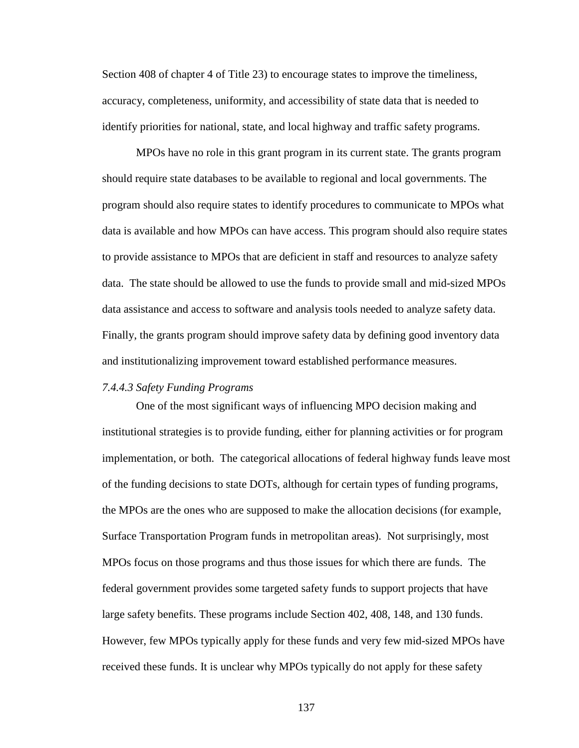Section 408 of chapter 4 of Title 23) to encourage states to improve the timeliness, accuracy, completeness, uniformity, and accessibility of state data that is needed to identify priorities for national, state, and local highway and traffic safety programs.

MPOs have no role in this grant program in its current state. The grants program should require state databases to be available to regional and local governments. The program should also require states to identify procedures to communicate to MPOs what data is available and how MPOs can have access. This program should also require states to provide assistance to MPOs that are deficient in staff and resources to analyze safety data. The state should be allowed to use the funds to provide small and mid-sized MPOs data assistance and access to software and analysis tools needed to analyze safety data. Finally, the grants program should improve safety data by defining good inventory data and institutionalizing improvement toward established performance measures.

#### *7.4.4.3 Safety Funding Programs*

One of the most significant ways of influencing MPO decision making and institutional strategies is to provide funding, either for planning activities or for program implementation, or both. The categorical allocations of federal highway funds leave most of the funding decisions to state DOTs, although for certain types of funding programs, the MPOs are the ones who are supposed to make the allocation decisions (for example, Surface Transportation Program funds in metropolitan areas). Not surprisingly, most MPOs focus on those programs and thus those issues for which there are funds. The federal government provides some targeted safety funds to support projects that have large safety benefits. These programs include Section 402, 408, 148, and 130 funds. However, few MPOs typically apply for these funds and very few mid-sized MPOs have received these funds. It is unclear why MPOs typically do not apply for these safety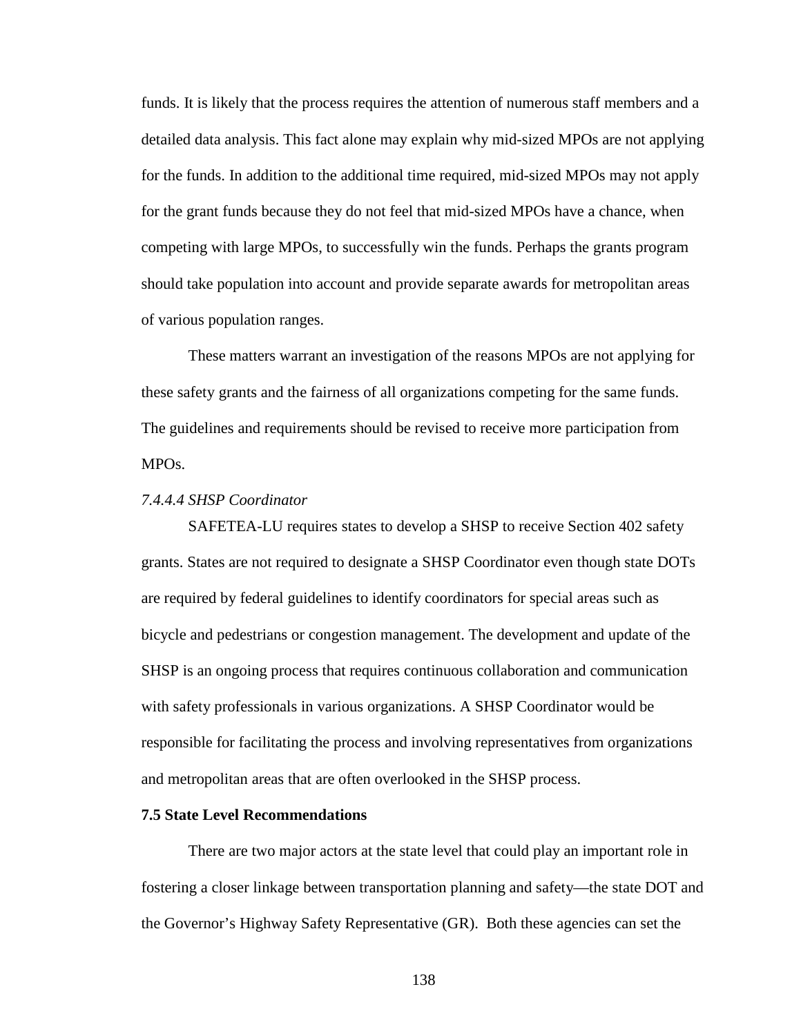funds. It is likely that the process requires the attention of numerous staff members and a detailed data analysis. This fact alone may explain why mid-sized MPOs are not applying for the funds. In addition to the additional time required, mid-sized MPOs may not apply for the grant funds because they do not feel that mid-sized MPOs have a chance, when competing with large MPOs, to successfully win the funds. Perhaps the grants program should take population into account and provide separate awards for metropolitan areas of various population ranges.

These matters warrant an investigation of the reasons MPOs are not applying for these safety grants and the fairness of all organizations competing for the same funds. The guidelines and requirements should be revised to receive more participation from MPOs.

#### *7.4.4.4 SHSP Coordinator*

SAFETEA-LU requires states to develop a SHSP to receive Section 402 safety grants. States are not required to designate a SHSP Coordinator even though state DOTs are required by federal guidelines to identify coordinators for special areas such as bicycle and pedestrians or congestion management. The development and update of the SHSP is an ongoing process that requires continuous collaboration and communication with safety professionals in various organizations. A SHSP Coordinator would be responsible for facilitating the process and involving representatives from organizations and metropolitan areas that are often overlooked in the SHSP process.

### **7.5 State Level Recommendations**

There are two major actors at the state level that could play an important role in fostering a closer linkage between transportation planning and safety—the state DOT and the Governor's Highway Safety Representative (GR). Both these agencies can set the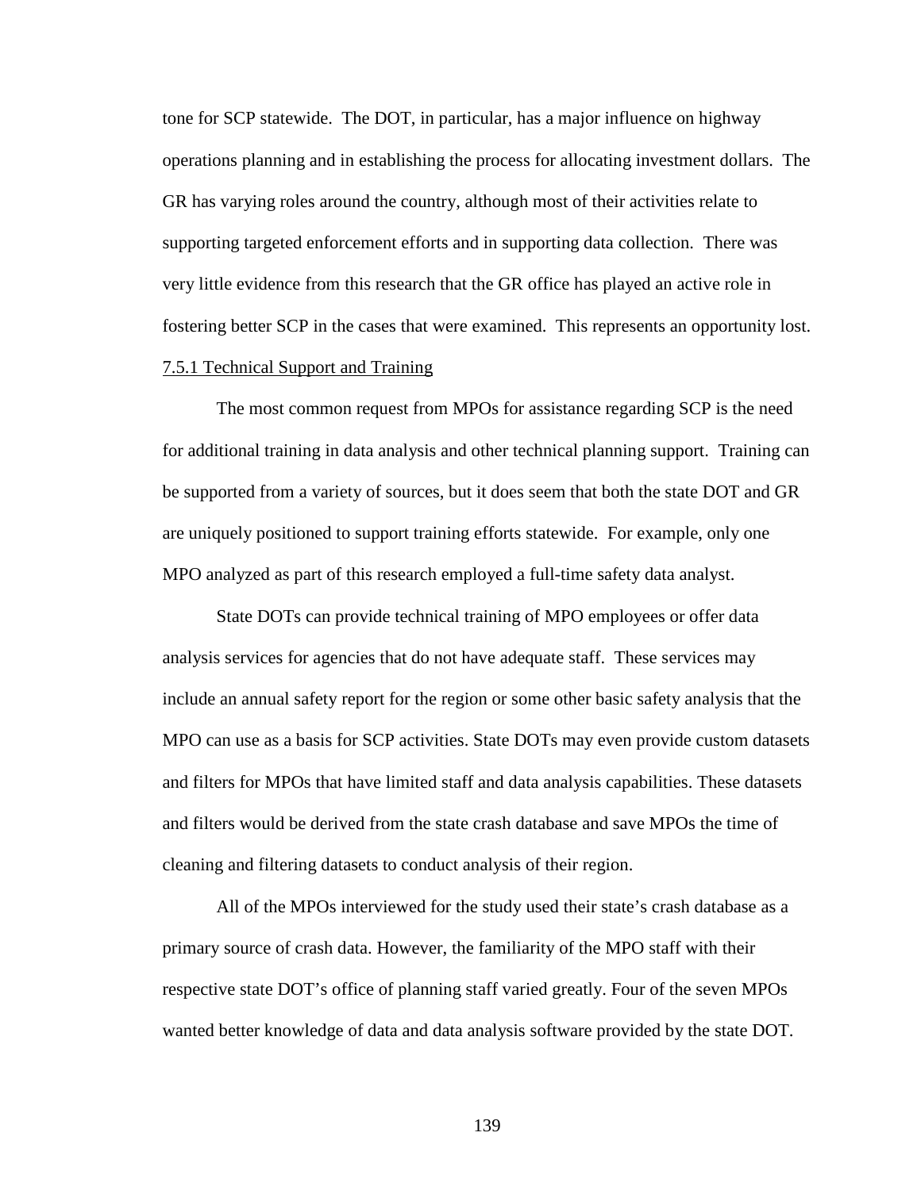tone for SCP statewide. The DOT, in particular, has a major influence on highway operations planning and in establishing the process for allocating investment dollars. The GR has varying roles around the country, although most of their activities relate to supporting targeted enforcement efforts and in supporting data collection. There was very little evidence from this research that the GR office has played an active role in fostering better SCP in the cases that were examined. This represents an opportunity lost.

### 7.5.1 Technical Support and Training

The most common request from MPOs for assistance regarding SCP is the need for additional training in data analysis and other technical planning support. Training can be supported from a variety of sources, but it does seem that both the state DOT and GR are uniquely positioned to support training efforts statewide. For example, only one MPO analyzed as part of this research employed a full-time safety data analyst.

State DOTs can provide technical training of MPO employees or offer data analysis services for agencies that do not have adequate staff. These services may include an annual safety report for the region or some other basic safety analysis that the MPO can use as a basis for SCP activities. State DOTs may even provide custom datasets and filters for MPOs that have limited staff and data analysis capabilities. These datasets and filters would be derived from the state crash database and save MPOs the time of cleaning and filtering datasets to conduct analysis of their region.

All of the MPOs interviewed for the study used their state's crash database as a primary source of crash data. However, the familiarity of the MPO staff with their respective state DOT's office of planning staff varied greatly. Four of the seven MPOs wanted better knowledge of data and data analysis software provided by the state DOT.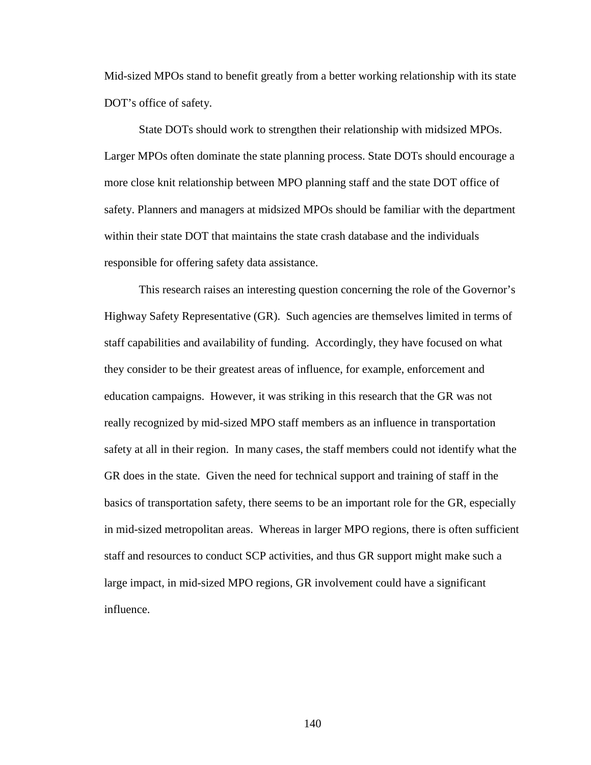Mid-sized MPOs stand to benefit greatly from a better working relationship with its state DOT's office of safety.

State DOTs should work to strengthen their relationship with midsized MPOs. Larger MPOs often dominate the state planning process. State DOTs should encourage a more close knit relationship between MPO planning staff and the state DOT office of safety. Planners and managers at midsized MPOs should be familiar with the department within their state DOT that maintains the state crash database and the individuals responsible for offering safety data assistance.

This research raises an interesting question concerning the role of the Governor's Highway Safety Representative (GR). Such agencies are themselves limited in terms of staff capabilities and availability of funding. Accordingly, they have focused on what they consider to be their greatest areas of influence, for example, enforcement and education campaigns. However, it was striking in this research that the GR was not really recognized by mid-sized MPO staff members as an influence in transportation safety at all in their region. In many cases, the staff members could not identify what the GR does in the state. Given the need for technical support and training of staff in the basics of transportation safety, there seems to be an important role for the GR, especially in mid-sized metropolitan areas. Whereas in larger MPO regions, there is often sufficient staff and resources to conduct SCP activities, and thus GR support might make such a large impact, in mid-sized MPO regions, GR involvement could have a significant influence.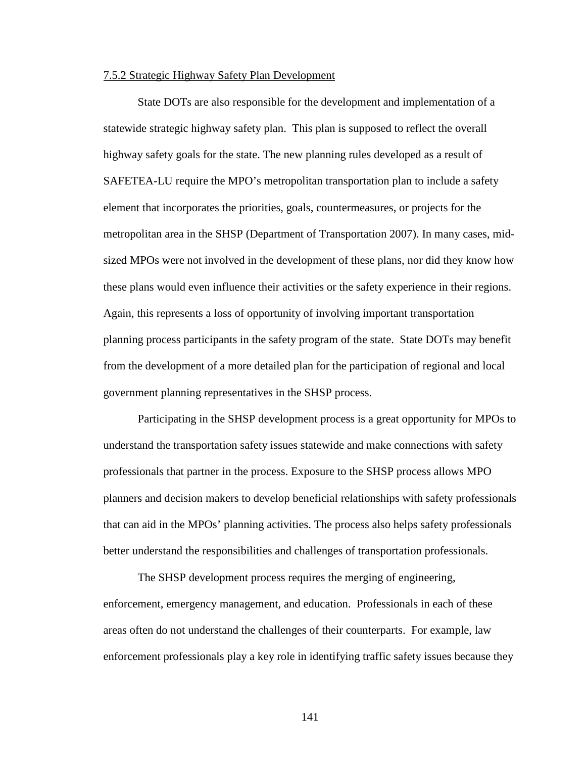7.5.2 Strategic Highway Safety Plan Development

State DOTs are also responsible for the development and implementation of a statewide strategic highway safety plan. This plan is supposed to reflect the overall highway safety goals for the state. The new planning rules developed as a result of SAFETEA-LU require the MPO's metropolitan transportation plan to include a safety element that incorporates the priorities, goals, countermeasures, or projects for the metropolitan area in the SHSP (Department of Transportation 2007). In many cases, mid-sized MPOs were not involved in the development of these plans, nor did they know how these plans would even influence their activities or the safety experience in their regions. Again, this represents a loss of opportunity of involving important transportation planning process participants in the safety program of the state. State DOTs may benefit from the development of a more detailed plan for the participation of regional and local government planning representatives in the SHSP process.

Participating in the SHSP development process is a great opportunity for MPOs to understand the transportation safety issues statewide and make connections with safety professionals that partner in the process. Exposure to the SHSP process allows MPO planners and decision makers to develop beneficial relationships with safety professionals that can aid in the MPOs' planning activities. The process also helps safety professionals better understand the responsibilities and challenges of transportation professionals.

The SHSP development process requires the merging of engineering, enforcement, emergency management, and education. Professionals in each of these areas often do not understand the challenges of their counterparts. For example, law enforcement professionals play a key role in identifying traffic safety issues because they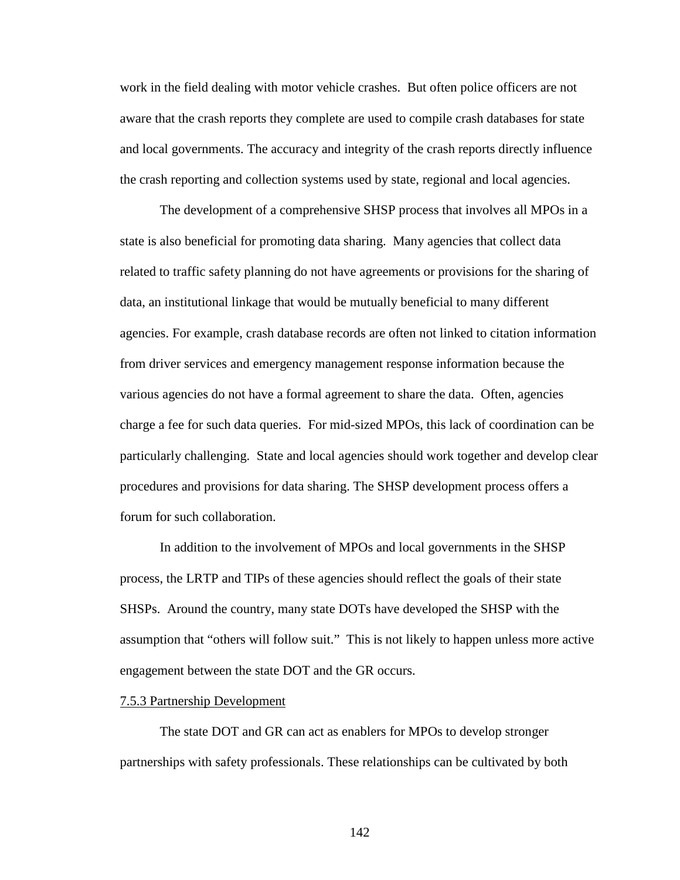work in the field dealing with motor vehicle crashes. But often police officers are not aware that the crash reports they complete are used to compile crash databases for state and local governments. The accuracy and integrity of the crash reports directly influence the crash reporting and collection systems used by state, regional and local agencies.

The development of a comprehensive SHSP process that involves all MPOs in a state is also beneficial for promoting data sharing. Many agencies that collect data related to traffic safety planning do not have agreements or provisions for the sharing of data, an institutional linkage that would be mutually beneficial to many different agencies. For example, crash database records are often not linked to citation information from driver services and emergency management response information because the various agencies do not have a formal agreement to share the data. Often, agencies charge a fee for such data queries. For mid-sized MPOs, this lack of coordination can be particularly challenging. State and local agencies should work together and develop clear procedures and provisions for data sharing. The SHSP development process offers a forum for such collaboration.

In addition to the involvement of MPOs and local governments in the SHSP process, the LRTP and TIPs of these agencies should reflect the goals of their state SHSPs. Around the country, many state DOTs have developed the SHSP with the assumption that "others will follow suit." This is not likely to happen unless more active engagement between the state DOT and the GR occurs.

#### 7.5.3 Partnership Development

The state DOT and GR can act as enablers for MPOs to develop stronger partnerships with safety professionals. These relationships can be cultivated by both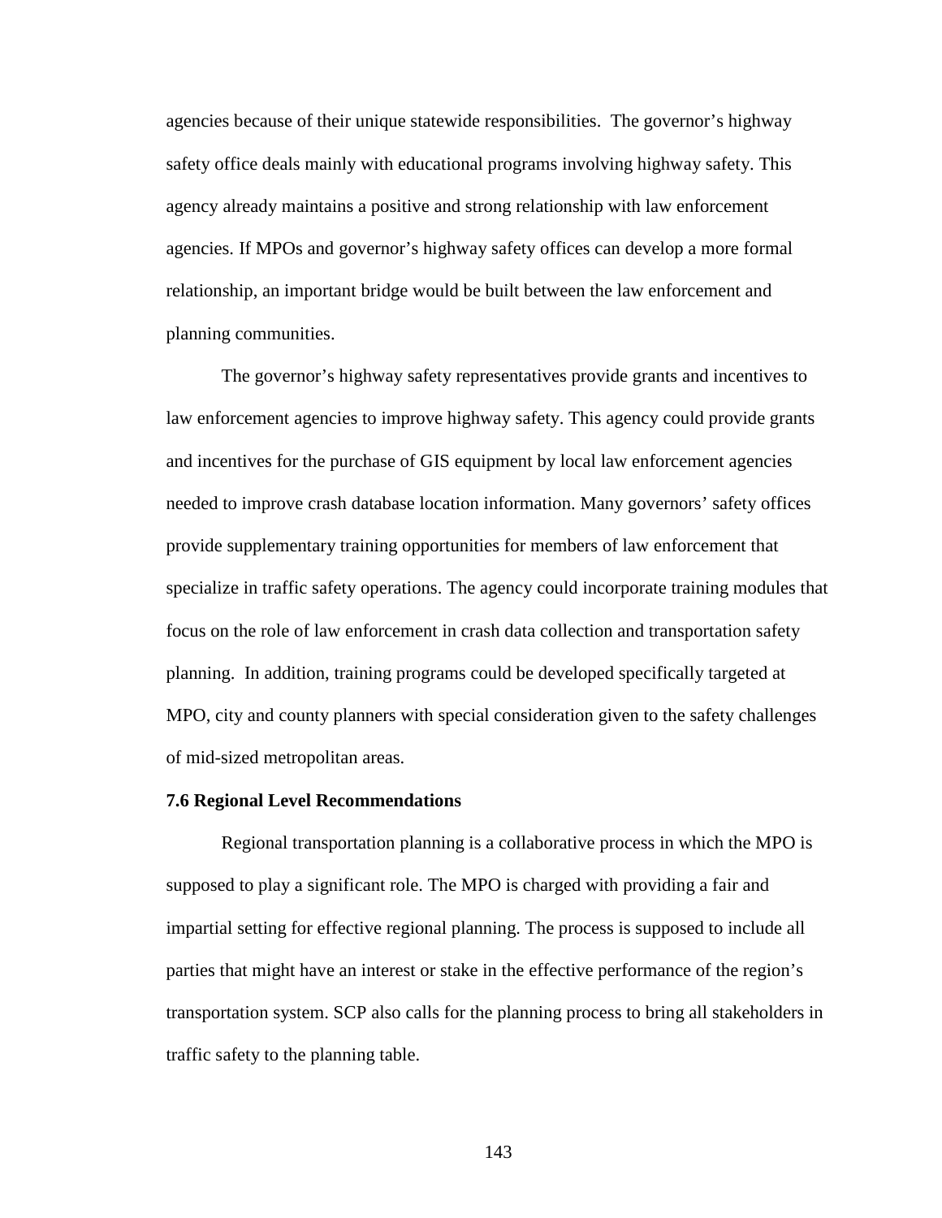agencies because of their unique statewide responsibilities. The governor's highway safety office deals mainly with educational programs involving highway safety. This agency already maintains a positive and strong relationship with law enforcement agencies. If MPOs and governor's highway safety offices can develop a more formal relationship, an important bridge would be built between the law enforcement and planning communities.

The governor's highway safety representatives provide grants and incentives to law enforcement agencies to improve highway safety. This agency could provide grants and incentives for the purchase of GIS equipment by local law enforcement agencies needed to improve crash database location information. Many governors' safety offices provide supplementary training opportunities for members of law enforcement that specialize in traffic safety operations. The agency could incorporate training modules that focus on the role of law enforcement in crash data collection and transportation safety planning. In addition, training programs could be developed specifically targeted at MPO, city and county planners with special consideration given to the safety challenges of mid-sized metropolitan areas.

### 7.6 Regional Level Recommendations

Regional transportation planning is a collaborative process in which the MPO is supposed to play a significant role. The MPO is charged with providing a fair and impartial setting for effective regional planning. The process is supposed to include all parties that might have an interest or stake in the effective performance of the region's transportation system. SCP also calls for the planning process to bring all stakeholders in traffic safety to the planning table.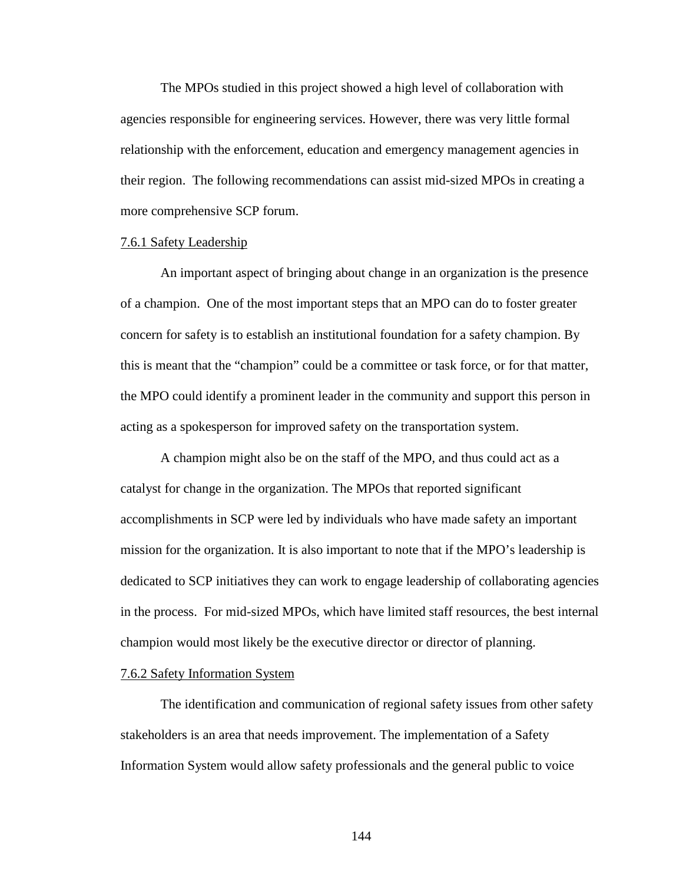The MPOs studied in this project showed a high level of collaboration with agencies responsible for engineering services. However, there was very little formal relationship with the enforcement, education and emergency management agencies in their region. The following recommendations can assist mid-sized MPOs in creating a more comprehensive SCP forum.

### 7.6.1 Safety Leadership

An important aspect of bringing about change in an organization is the presence of a champion. One of the most important steps that an MPO can do to foster greater concern for safety is to establish an institutional foundation for a safety champion. By this is meant that the "champion" could be a committee or task force, or for that matter, the MPO could identify a prominent leader in the community and support this person in acting as a spokesperson for improved safety on the transportation system.

A champion might also be on the staff of the MPO, and thus could act as a catalyst for change in the organization. The MPOs that reported significant accomplishments in SCP were led by individuals who have made safety an important mission for the organization. It is also important to note that if the MPO's leadership is dedicated to SCP initiatives they can work to engage leadership of collaborating agencies in the process. For mid-sized MPOs, which have limited staff resources, the best internal champion would most likely be the executive director or director of planning.

### 7.6.2 Safety Information System

The identification and communication of regional safety issues from other safety stakeholders is an area that needs improvement. The implementation of a Safety Information System would allow safety professionals and the general public to voice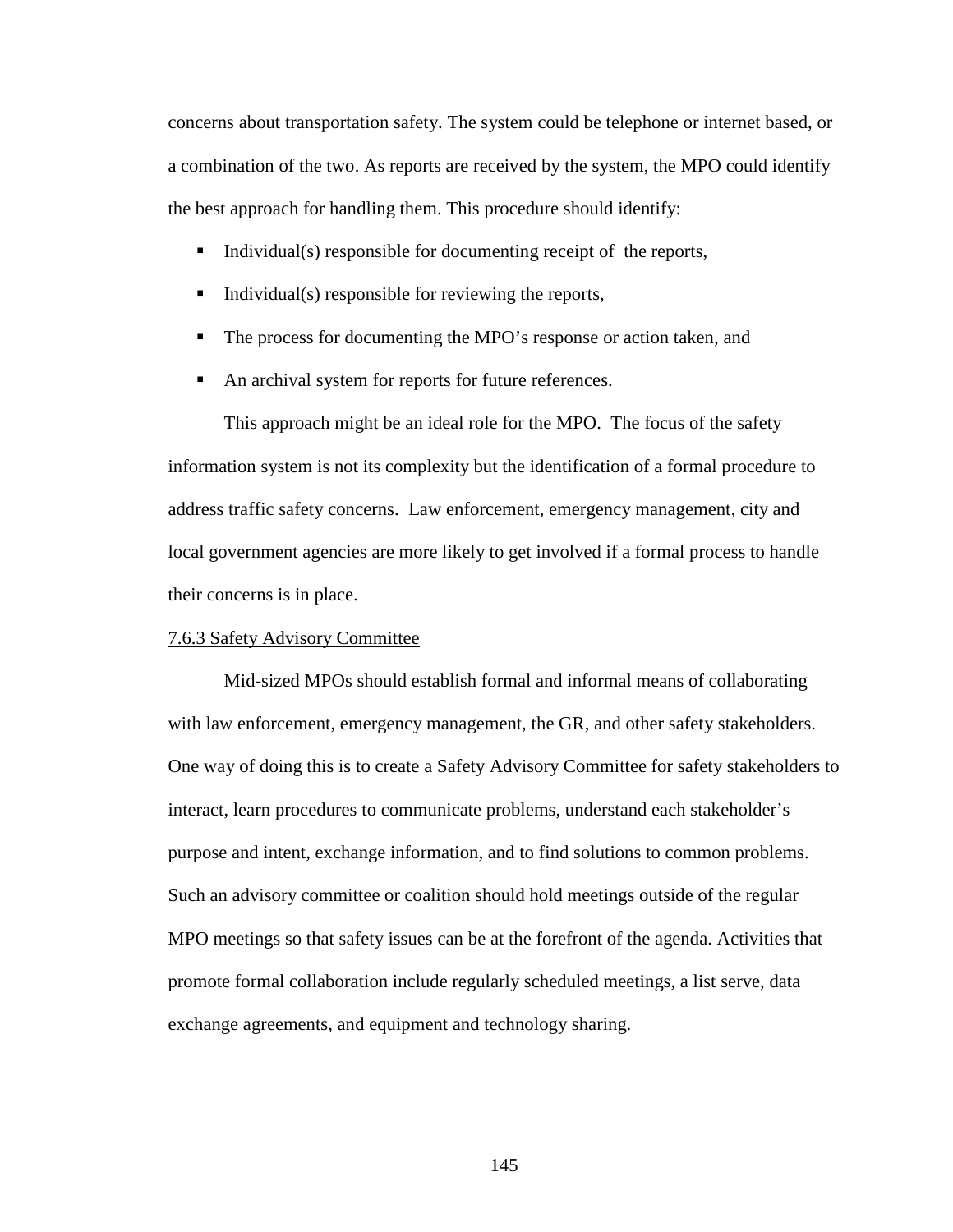concerns about transportation safety. The system could be telephone or internet based, or a combination of the two. As reports are received by the system, the MPO could identify the best approach for handling them. This procedure should identify:

- Individual(s) responsible for documenting receipt of the reports,
- Individual(s) responsible for reviewing the reports,
- The process for documenting the MPO's response or action taken, and
- An archival system for reports for future references.

This approach might be an ideal role for the MPO. The focus of the safety information system is not its complexity but the identification of a formal procedure to address traffic safety concerns. Law enforcement, emergency management, city and local government agencies are more likely to get involved if a formal process to handle their concerns is in place.

### 7.6.3 Safety Advisory Committee

Mid-sized MPOs should establish formal and informal means of collaborating with law enforcement, emergency management, the GR, and other safety stakeholders. One way of doing this is to create a Safety Advisory Committee for safety stakeholders to interact, learn procedures to communicate problems, understand each stakeholder's purpose and intent, exchange information, and to find solutions to common problems. Such an advisory committee or coalition should hold meetings outside of the regular MPO meetings so that safety issues can be at the forefront of the agenda. Activities that promote formal collaboration include regularly scheduled meetings, a list serve, data exchange agreements, and equipment and technology sharing.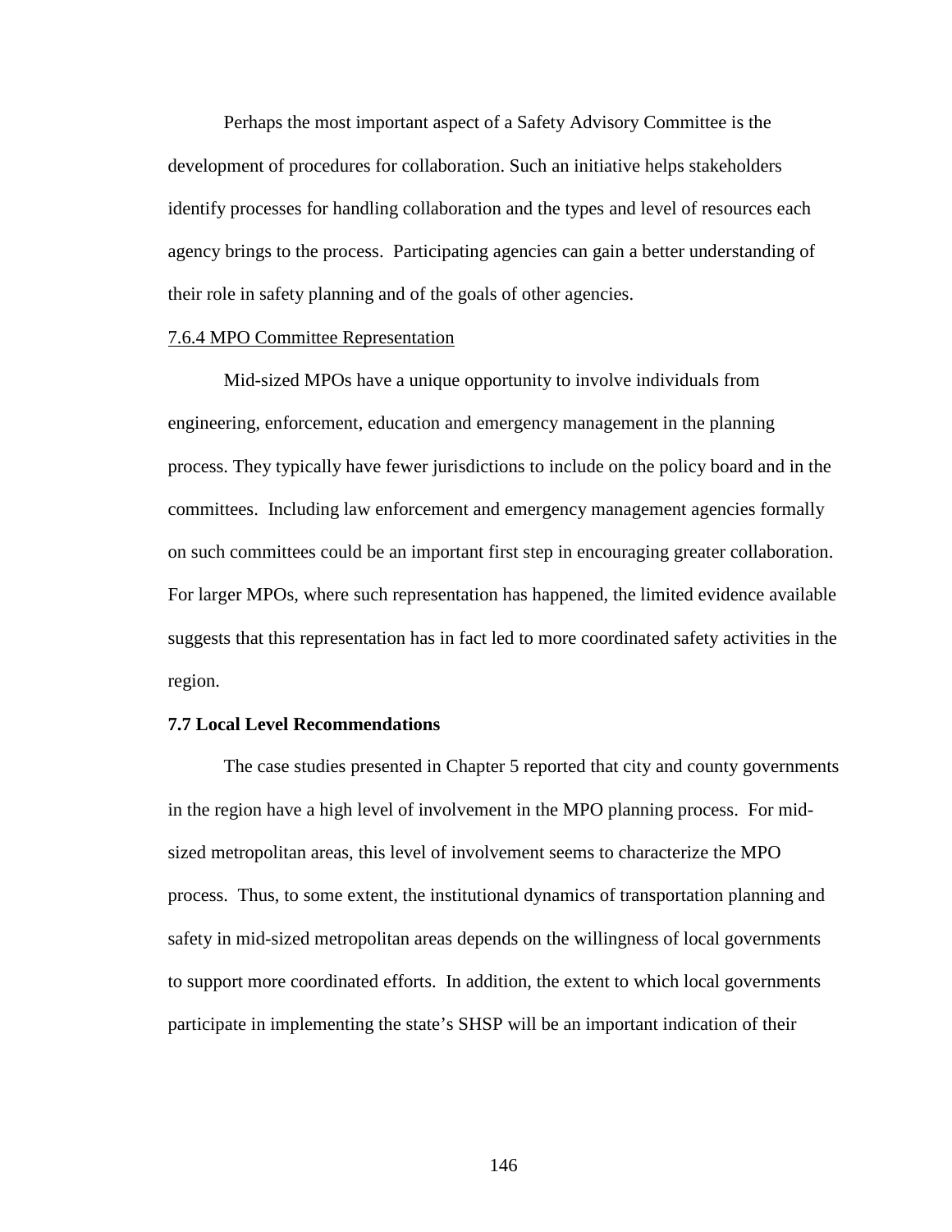Perhaps the most important aspect of a Safety Advisory Committee is the development of procedures for collaboration. Such an initiative helps stakeholders identify processes for handling collaboration and the types and level of resources each agency brings to the process. Participating agencies can gain a better understanding of their role in safety planning and of the goals of other agencies.

#### 7.6.4 MPO Committee Representation

Mid-sized MPOs have a unique opportunity to involve individuals from engineering, enforcement, education and emergency management in the planning process. They typically have fewer jurisdictions to include on the policy board and in the committees. Including law enforcement and emergency management agencies formally on such committees could be an important first step in encouraging greater collaboration. For larger MPOs, where such representation has happened, the limited evidence available suggests that this representation has in fact led to more coordinated safety activities in the region.

### 7.7 Local Level Recommendations

The case studies presented in Chapter 5 reported that city and county governments in the region have a high level of involvement in the MPO planning process. For mid-sized metropolitan areas, this level of involvement seems to characterize the MPO process. Thus, to some extent, the institutional dynamics of transportation planning and safety in mid-sized metropolitan areas depends on the willingness of local governments to support more coordinated efforts. In addition, the extent to which local governments participate in implementing the state's SHSP will be an important indication of their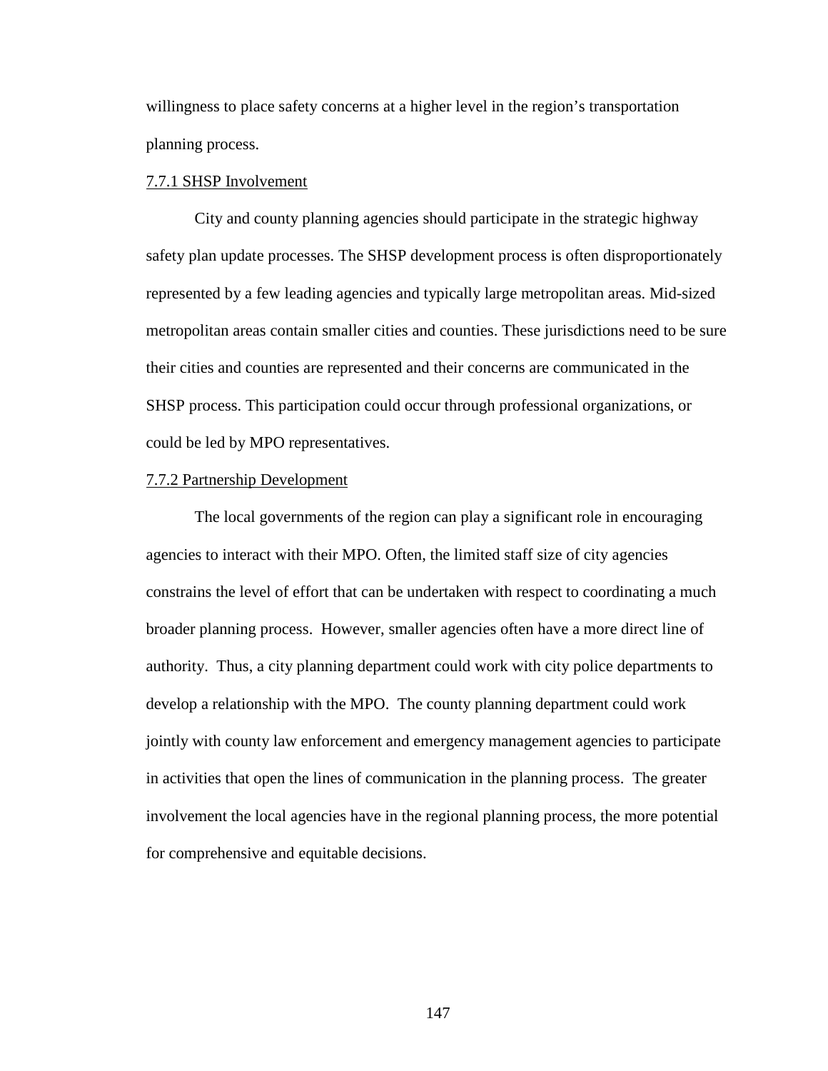willingness to place safety concerns at a higher level in the region's transportation planning process.

### 7.7.1 SHSP Involvement

City and county planning agencies should participate in the strategic highway safety plan update processes. The SHSP development process is often disproportionately represented by a few leading agencies and typically large metropolitan areas. Mid-sized metropolitan areas contain smaller cities and counties. These jurisdictions need to be sure their cities and counties are represented and their concerns are communicated in the SHSP process. This participation could occur through professional organizations, or could be led by MPO representatives.

### 7.7.2 Partnership Development

The local governments of the region can play a significant role in encouraging agencies to interact with their MPO. Often, the limited staff size of city agencies constrains the level of effort that can be undertaken with respect to coordinating a much broader planning process. However, smaller agencies often have a more direct line of authority. Thus, a city planning department could work with city police departments to develop a relationship with the MPO. The county planning department could work jointly with county law enforcement and emergency management agencies to participate in activities that open the lines of communication in the planning process. The greater involvement the local agencies have in the regional planning process, the more potential for comprehensive and equitable decisions.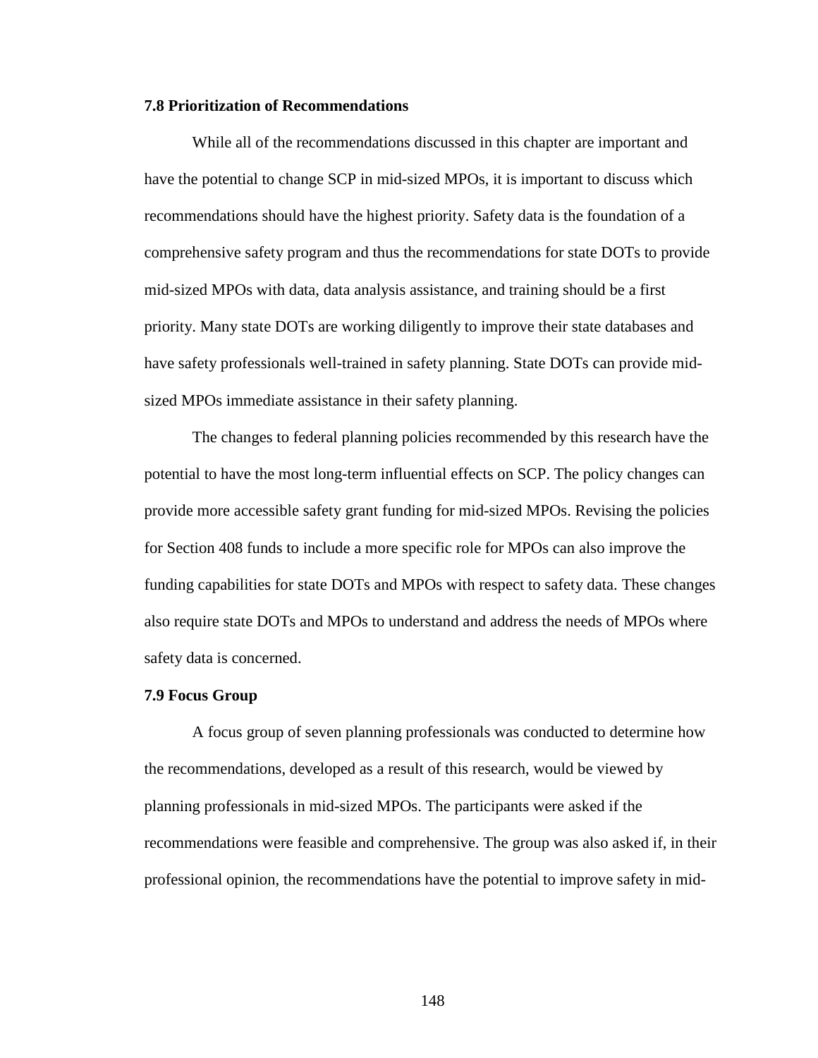### 7.8 Prioritization of Recommendations

While all of the recommendations discussed in this chapter are important and have the potential to change SCP in mid-sized MPOs, it is important to discuss which recommendations should have the highest priority. Safety data is the foundation of a comprehensive safety program and thus the recommendations for state DOTs to provide mid-sized MPOs with data, data analysis assistance, and training should be a first priority. Many state DOTs are working diligently to improve their state databases and have safety professionals well-trained in safety planning. State DOTs can provide mid-sized MPOs immediate assistance in their safety planning.

The changes to federal planning policies recommended by this research have the potential to have the most long-term influential effects on SCP. The policy changes can provide more accessible safety grant funding for mid-sized MPOs. Revising the policies for Section 408 funds to include a more specific role for MPOs can also improve the funding capabilities for state DOTs and MPOs with respect to safety data. These changes also require state DOTs and MPOs to understand and address the needs of MPOs where safety data is concerned.

### 7.9 Focus Group

A focus group of seven planning professionals was conducted to determine how the recommendations, developed as a result of this research, would be viewed by planning professionals in mid-sized MPOs. The participants were asked if the recommendations were feasible and comprehensive. The group was also asked if, in their professional opinion, the recommendations have the potential to improve safety in mid-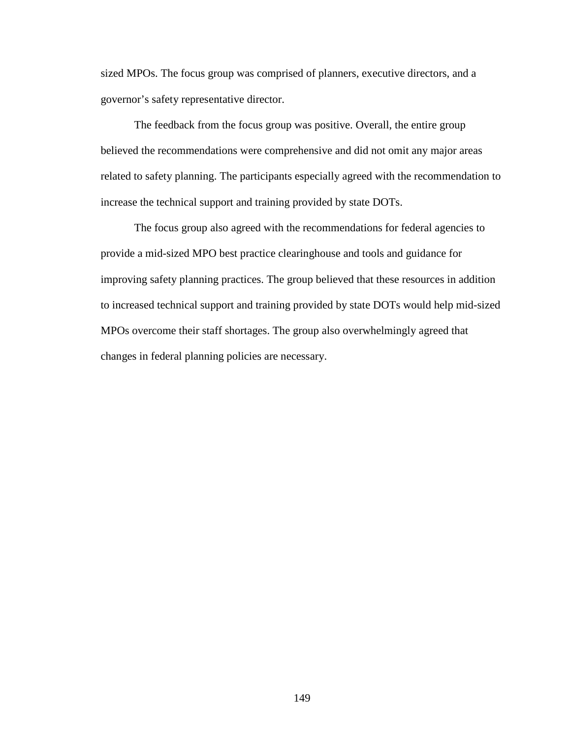sized MPOs. The focus group was comprised of planners, executive directors, and a governor's safety representative director.

The feedback from the focus group was positive. Overall, the entire group believed the recommendations were comprehensive and did not omit any major areas related to safety planning. The participants especially agreed with the recommendation to increase the technical support and training provided by state DOTs.

The focus group also agreed with the recommendations for federal agencies to provide a mid-sized MPO best practice clearinghouse and tools and guidance for improving safety planning practices. The group believed that these resources in addition to increased technical support and training provided by state DOTs would help mid-sized MPOs overcome their staff shortages. The group also overwhelmingly agreed that changes in federal planning policies are necessary.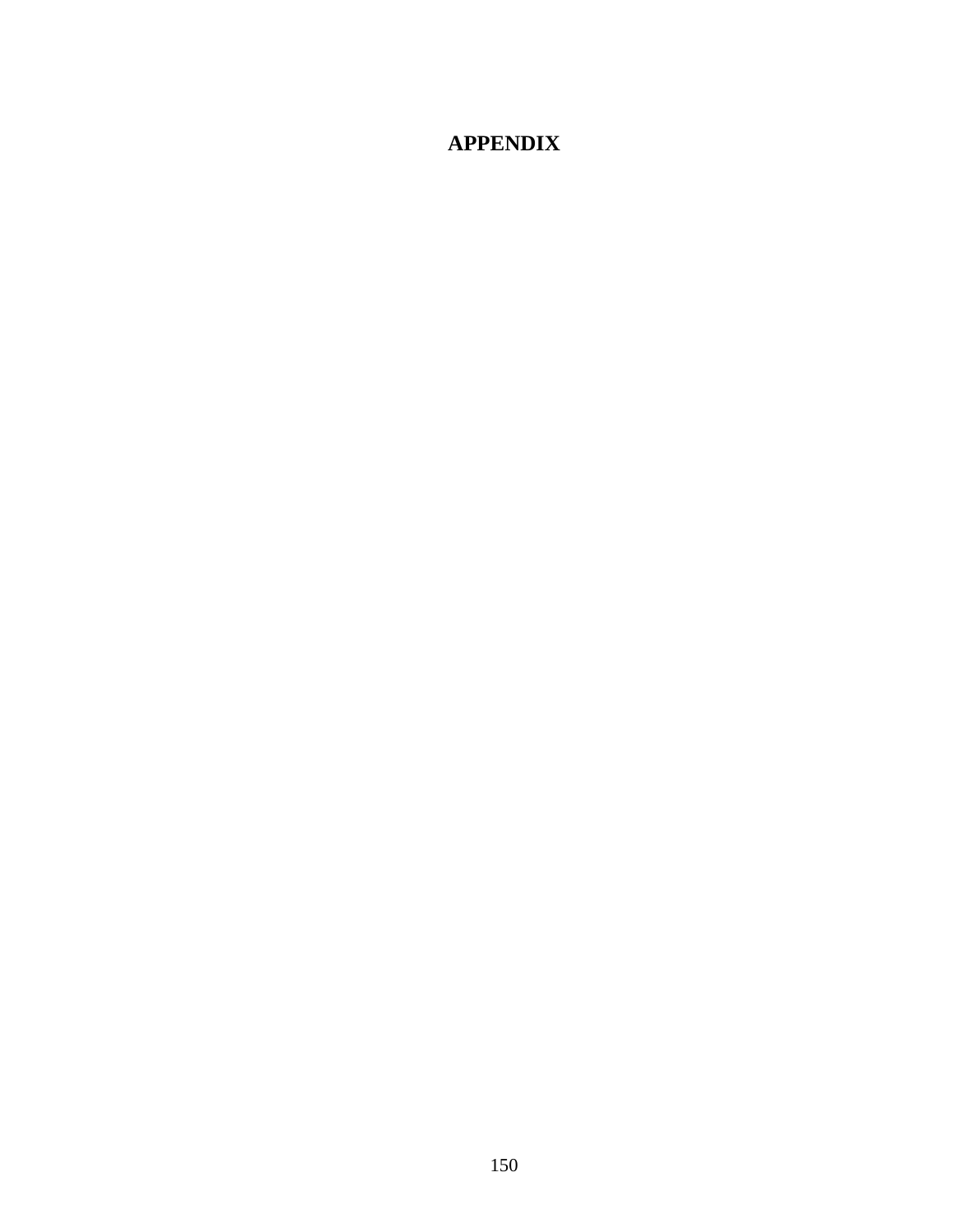# APPENDIX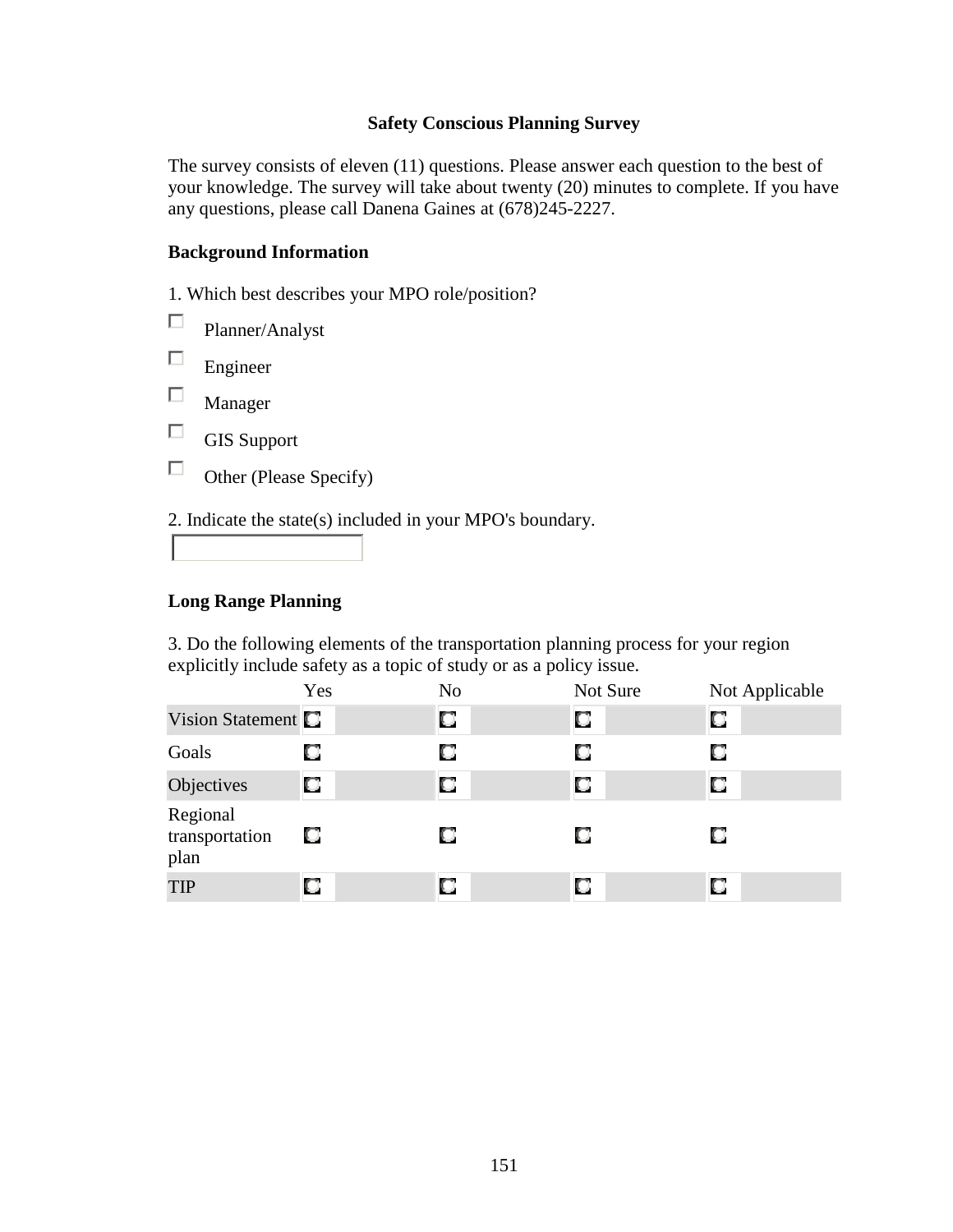**Safety Conscious Planning Survey**

The survey consists of eleven (11) questions. Please answer each question to the best of your knowledge. The survey will take about twenty (20) minutes to complete. If you have any questions, please call Danena Gaines at (678)245-2227.

**Background Information**

1. Which best describes your MPO role/position?

- ☐ Planner/Analyst
- ☐ Engineer
- ☐ Manager
- ☐ GIS Support
- ☐ Other (Please Specify)

2. Indicate the state(s) included in your MPO's boundary.

[ ]

**Long Range Planning**

3. Do the following elements of the transportation planning process for your region explicitly include safety as a topic of study or as a policy issue.

| | Yes | No | Not Sure | Not Applicable |
|---|---|---|---|---|
| Vision Statement | ○ | ○ | ○ | ○ |
| Goals | ○ | ○ | ○ | ○ |
| Objectives | ○ | ○ | ○ | ○ |
| Regional transportation plan | ○ | ○ | ○ | ○ |
| TIP | ○ | ○ | ○ | ○ |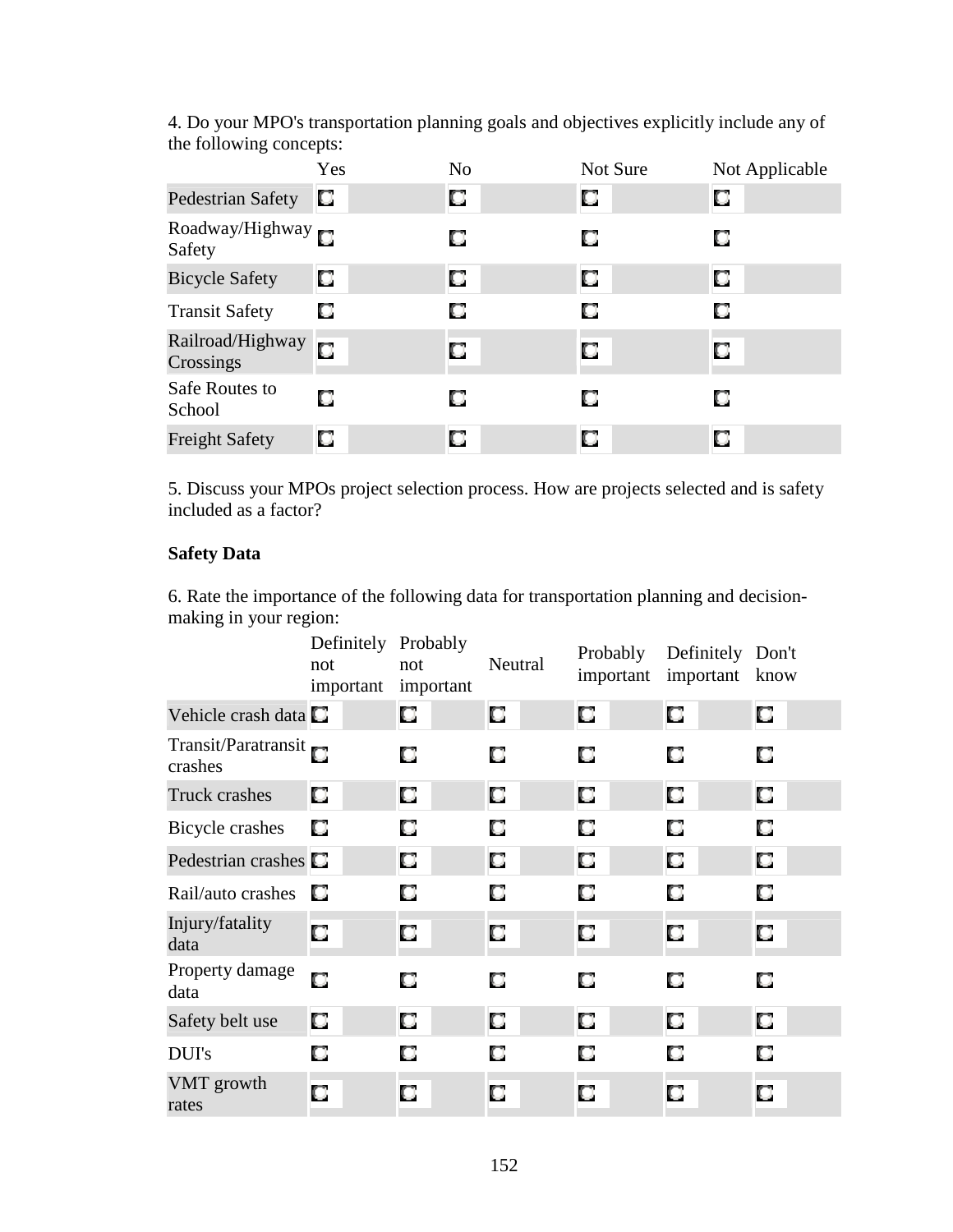4. Do your MPO's transportation planning goals and objectives explicitly include any of the following concepts:

| | Yes | No | Not Sure | Not Applicable |
|---|---|---|---|---|
| Pedestrian Safety | ○ | ○ | ○ | ○ |
| Roadway/Highway Safety | ○ | ○ | ○ | ○ |
| Bicycle Safety | ○ | ○ | ○ | ○ |
| Transit Safety | ○ | ○ | ○ | ○ |
| Railroad/Highway Crossings | ○ | ○ | ○ | ○ |
| Safe Routes to School | ○ | ○ | ○ | ○ |
| Freight Safety | ○ | ○ | ○ | ○ |

5. Discuss your MPOs project selection process. How are projects selected and is safety included as a factor?

**Safety Data**

6. Rate the importance of the following data for transportation planning and decision-making in your region:

| | Definitely not important | Probably not important | Neutral | Probably important | Definitely important | Don't know |
|---|---|---|---|---|---|---|
| Vehicle crash data | ○ | ○ | ○ | ○ | ○ | ○ |
| Transit/Paratransit crashes | ○ | ○ | ○ | ○ | ○ | ○ |
| Truck crashes | ○ | ○ | ○ | ○ | ○ | ○ |
| Bicycle crashes | ○ | ○ | ○ | ○ | ○ | ○ |
| Pedestrian crashes | ○ | ○ | ○ | ○ | ○ | ○ |
| Rail/auto crashes | ○ | ○ | ○ | ○ | ○ | ○ |
| Injury/fatality data | ○ | ○ | ○ | ○ | ○ | ○ |
| Property damage data | ○ | ○ | ○ | ○ | ○ | ○ |
| Safety belt use | ○ | ○ | ○ | ○ | ○ | ○ |
| DUI's | ○ | ○ | ○ | ○ | ○ | ○ |
| VMT growth rates | ○ | ○ | ○ | ○ | ○ | ○ |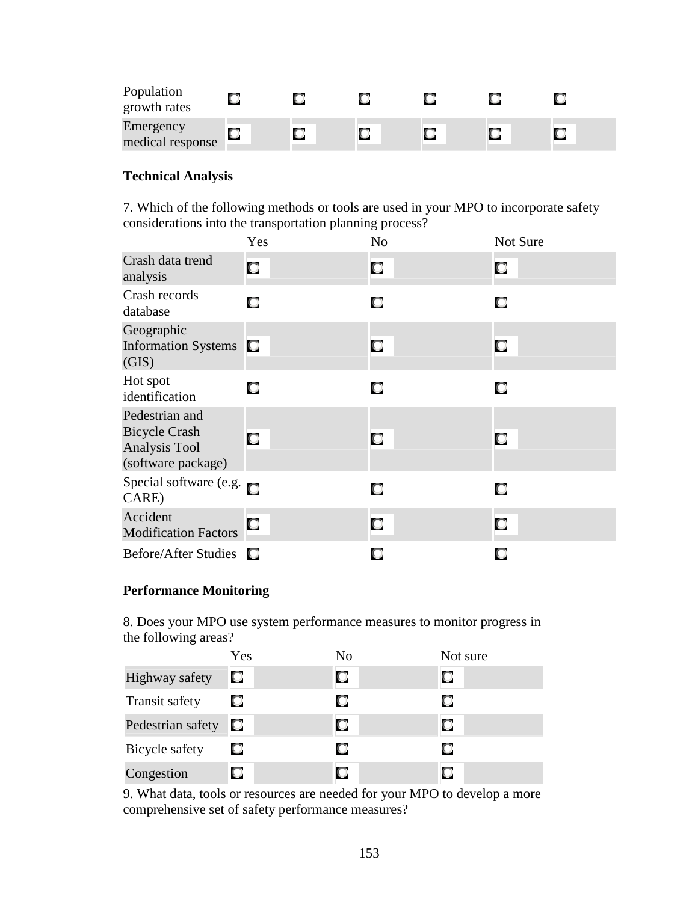| | | | | | | |
|---|---|---|---|---|---|---|
| Population growth rates | ☐ | ☐ | ☐ | ☐ | ☐ | ☐ |
| Emergency medical response | ☐ | ☐ | ☐ | ☐ | ☐ | ☐ |

**Technical Analysis**

7. Which of the following methods or tools are used in your MPO to incorporate safety considerations into the transportation planning process?

| | Yes | No | Not Sure |
|---|---|---|---|
| Crash data trend analysis | ☐ | ☐ | ☐ |
| Crash records database | ☐ | ☐ | ☐ |
| Geographic Information Systems (GIS) | ☐ | ☐ | ☐ |
| Hot spot identification | ☐ | ☐ | ☐ |
| Pedestrian and Bicycle Crash Analysis Tool (software package) | ☐ | ☐ | ☐ |
| Special software (e.g. CARE) | ☐ | ☐ | ☐ |
| Accident Modification Factors | ☐ | ☐ | ☐ |
| Before/After Studies | ☐ | ☐ | ☐ |

**Performance Monitoring**

8. Does your MPO use system performance measures to monitor progress in the following areas?

| | Yes | No | Not sure |
|---|---|---|---|
| Highway safety | ☐ | ☐ | ☐ |
| Transit safety | ☐ | ☐ | ☐ |
| Pedestrian safety | ☐ | ☐ | ☐ |
| Bicycle safety | ☐ | ☐ | ☐ |
| Congestion | ☐ | ☐ | ☐ |

9. What data, tools or resources are needed for your MPO to develop a more comprehensive set of safety performance measures?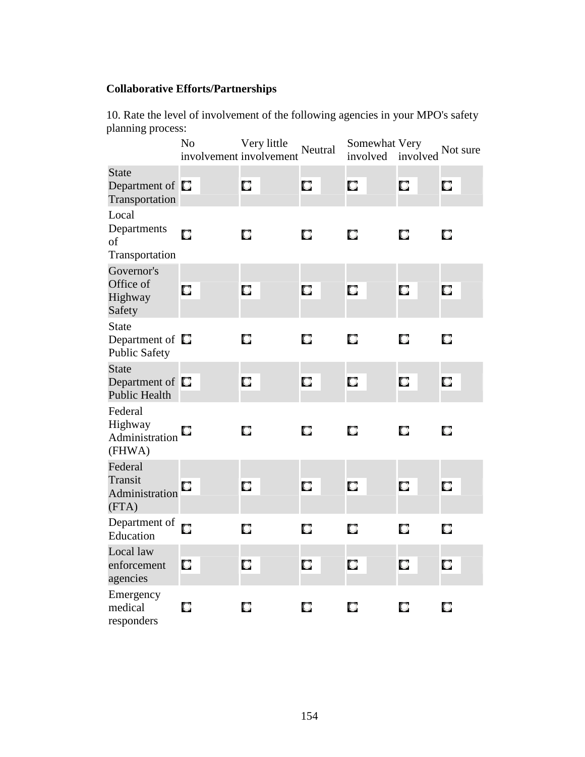**Collaborative Efforts/Partnerships**

10. Rate the level of involvement of the following agencies in your MPO's safety planning process:

| | No involvement | Very little involvement | Neutral | Somewhat involved | Very involved | Not sure |
|---|---|---|---|---|---|---|
| State Department of Transportation | ○ | ○ | ○ | ○ | ○ | ○ |
| Local Departments of Transportation | ○ | ○ | ○ | ○ | ○ | ○ |
| Governor's Office of Highway Safety | ○ | ○ | ○ | ○ | ○ | ○ |
| State Department of Public Safety | ○ | ○ | ○ | ○ | ○ | ○ |
| State Department of Public Health | ○ | ○ | ○ | ○ | ○ | ○ |
| Federal Highway Administration (FHWA) | ○ | ○ | ○ | ○ | ○ | ○ |
| Federal Transit Administration (FTA) | ○ | ○ | ○ | ○ | ○ | ○ |
| Department of Education | ○ | ○ | ○ | ○ | ○ | ○ |
| Local law enforcement agencies | ○ | ○ | ○ | ○ | ○ | ○ |
| Emergency medical responders | ○ | ○ | ○ | ○ | ○ | ○ |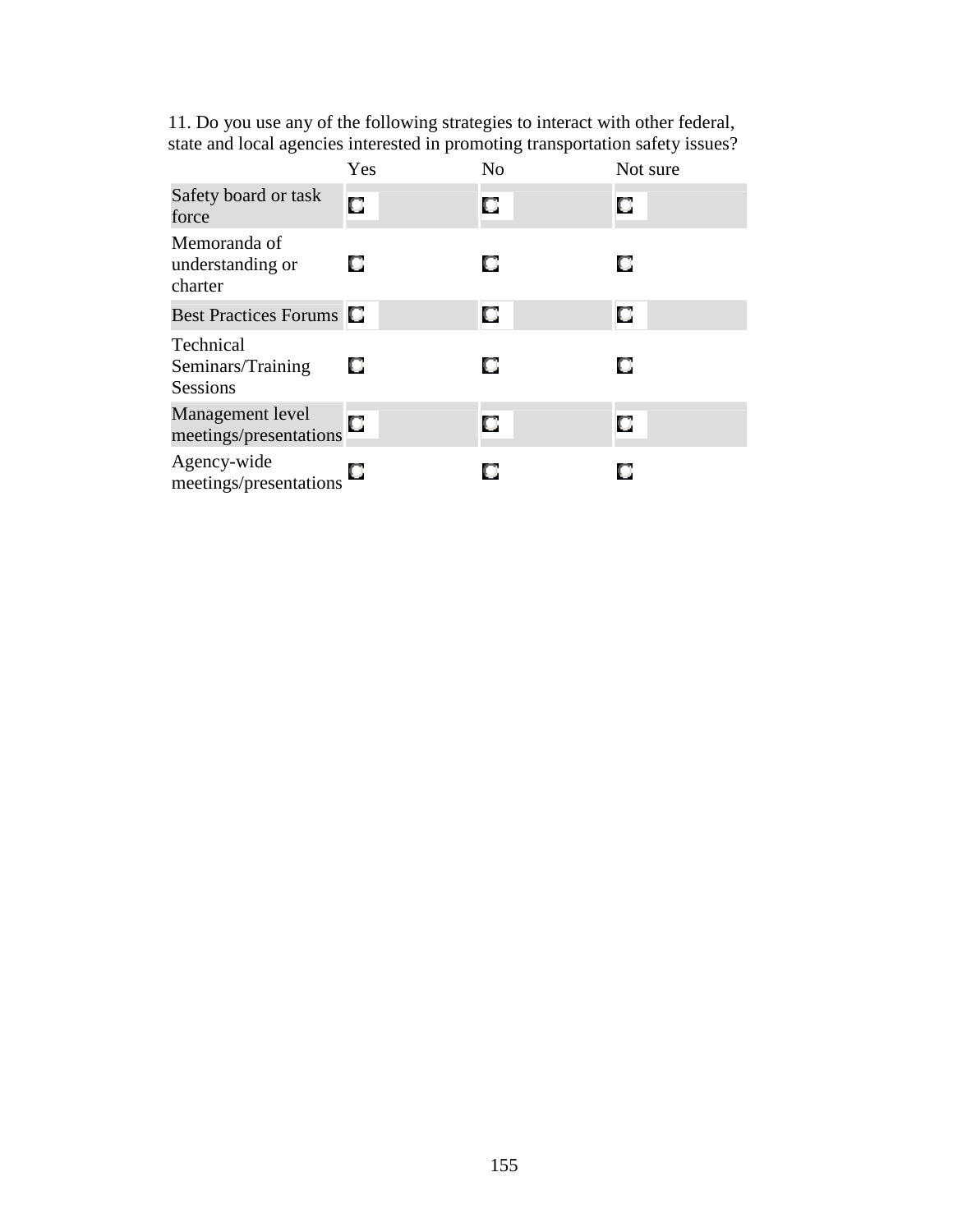11. Do you use any of the following strategies to interact with other federal, state and local agencies interested in promoting transportation safety issues?

| | Yes | No | Not sure |
|---|---|---|---|
| Safety board or task force | ○ | ○ | ○ |
| Memoranda of understanding or charter | ○ | ○ | ○ |
| Best Practices Forums | ○ | ○ | ○ |
| Technical Seminars/Training Sessions | ○ | ○ | ○ |
| Management level meetings/presentations | ○ | ○ | ○ |
| Agency-wide meetings/presentations | ○ | ○ | ○ |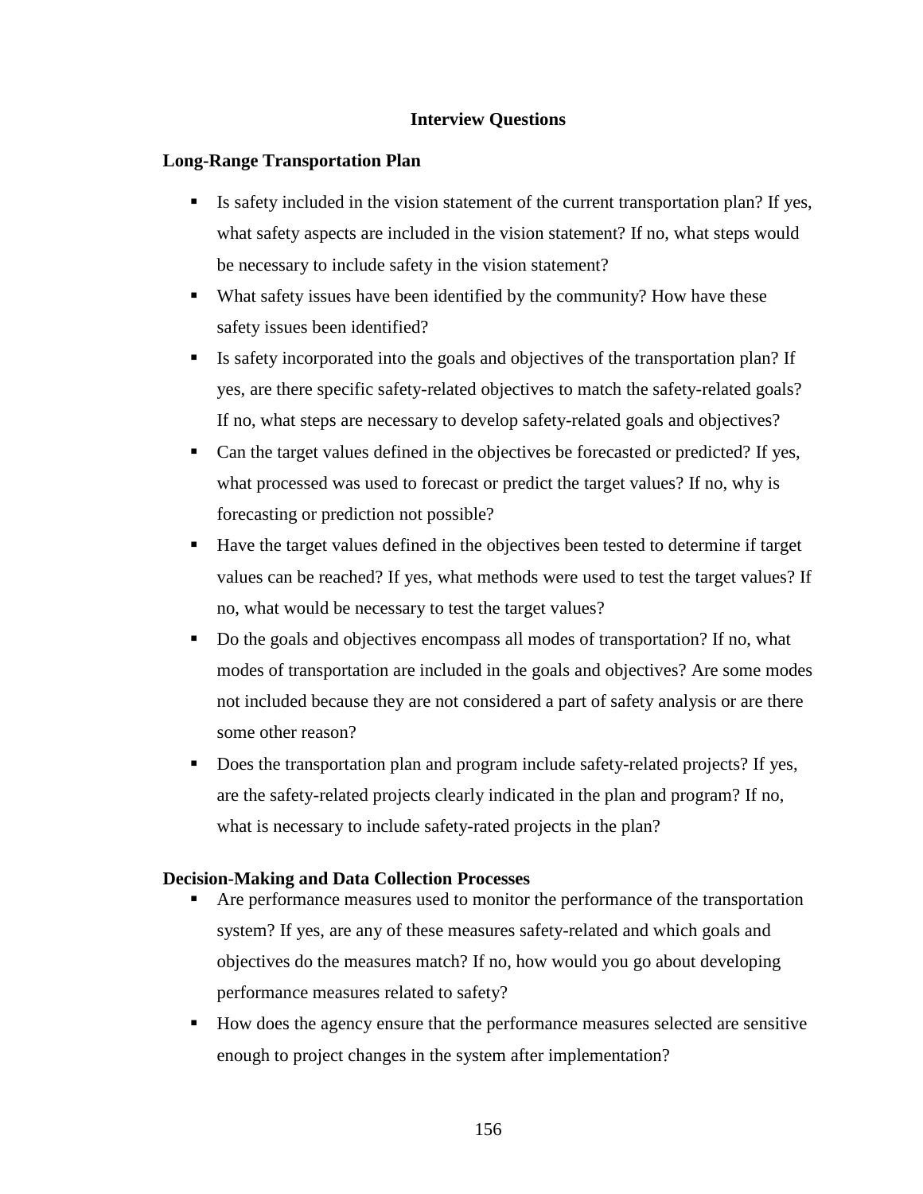## Interview Questions

### Long-Range Transportation Plan

- Is safety included in the vision statement of the current transportation plan? If yes, what safety aspects are included in the vision statement? If no, what steps would be necessary to include safety in the vision statement?
- What safety issues have been identified by the community? How have these safety issues been identified?
- Is safety incorporated into the goals and objectives of the transportation plan? If yes, are there specific safety-related objectives to match the safety-related goals? If no, what steps are necessary to develop safety-related goals and objectives?
- Can the target values defined in the objectives be forecasted or predicted? If yes, what processed was used to forecast or predict the target values? If no, why is forecasting or prediction not possible?
- Have the target values defined in the objectives been tested to determine if target values can be reached? If yes, what methods were used to test the target values? If no, what would be necessary to test the target values?
- Do the goals and objectives encompass all modes of transportation? If no, what modes of transportation are included in the goals and objectives? Are some modes not included because they are not considered a part of safety analysis or are there some other reason?
- Does the transportation plan and program include safety-related projects? If yes, are the safety-related projects clearly indicated in the plan and program? If no, what is necessary to include safety-rated projects in the plan?

### Decision-Making and Data Collection Processes

- Are performance measures used to monitor the performance of the transportation system? If yes, are any of these measures safety-related and which goals and objectives do the measures match? If no, how would you go about developing performance measures related to safety?
- How does the agency ensure that the performance measures selected are sensitive enough to project changes in the system after implementation?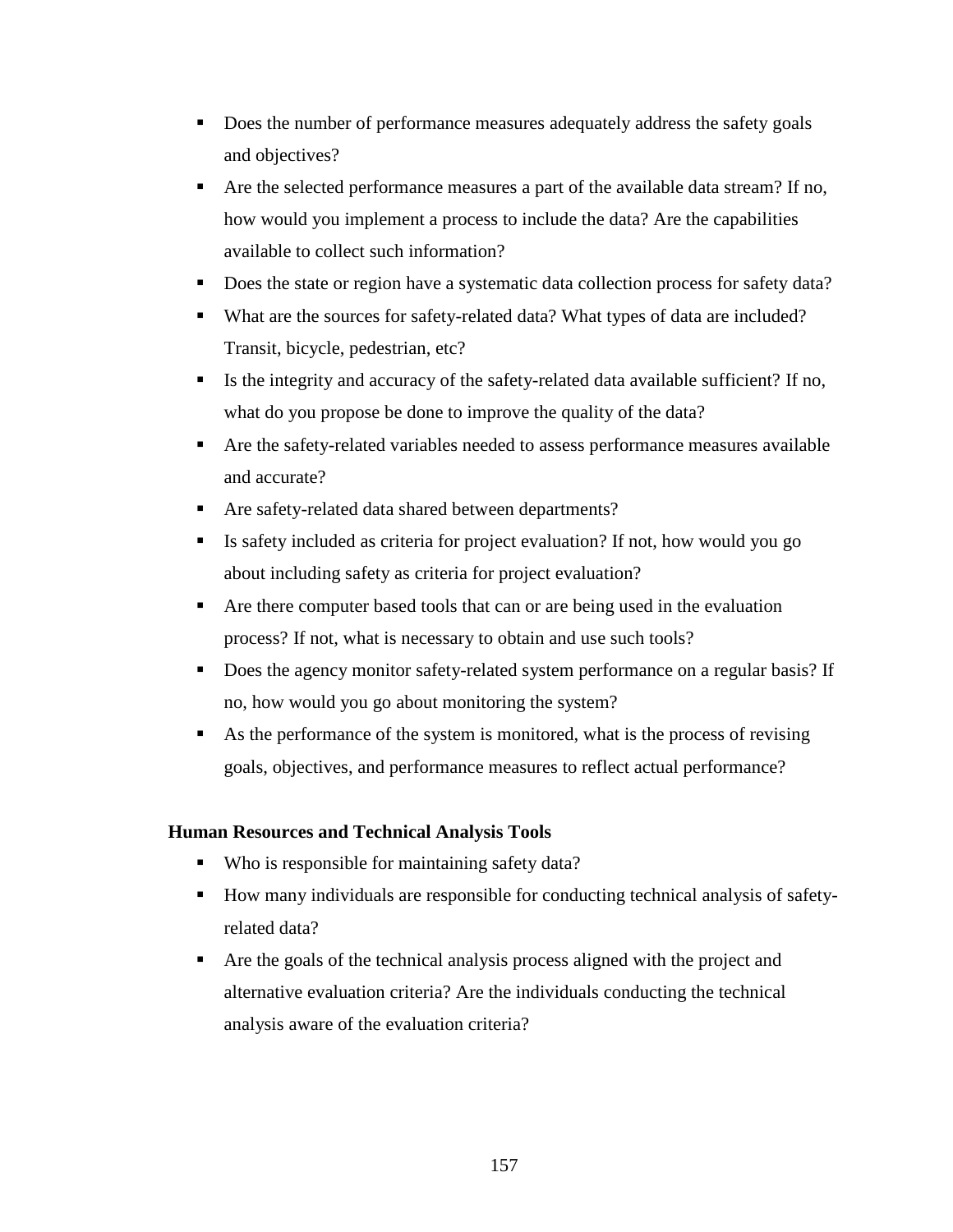- Does the number of performance measures adequately address the safety goals and objectives?
- Are the selected performance measures a part of the available data stream? If no, how would you implement a process to include the data? Are the capabilities available to collect such information?
- Does the state or region have a systematic data collection process for safety data?
- What are the sources for safety-related data? What types of data are included? Transit, bicycle, pedestrian, etc?
- Is the integrity and accuracy of the safety-related data available sufficient? If no, what do you propose be done to improve the quality of the data?
- Are the safety-related variables needed to assess performance measures available and accurate?
- Are safety-related data shared between departments?
- Is safety included as criteria for project evaluation? If not, how would you go about including safety as criteria for project evaluation?
- Are there computer based tools that can or are being used in the evaluation process? If not, what is necessary to obtain and use such tools?
- Does the agency monitor safety-related system performance on a regular basis? If no, how would you go about monitoring the system?
- As the performance of the system is monitored, what is the process of revising goals, objectives, and performance measures to reflect actual performance?

**Human Resources and Technical Analysis Tools**

- Who is responsible for maintaining safety data?
- How many individuals are responsible for conducting technical analysis of safety-related data?
- Are the goals of the technical analysis process aligned with the project and alternative evaluation criteria? Are the individuals conducting the technical analysis aware of the evaluation criteria?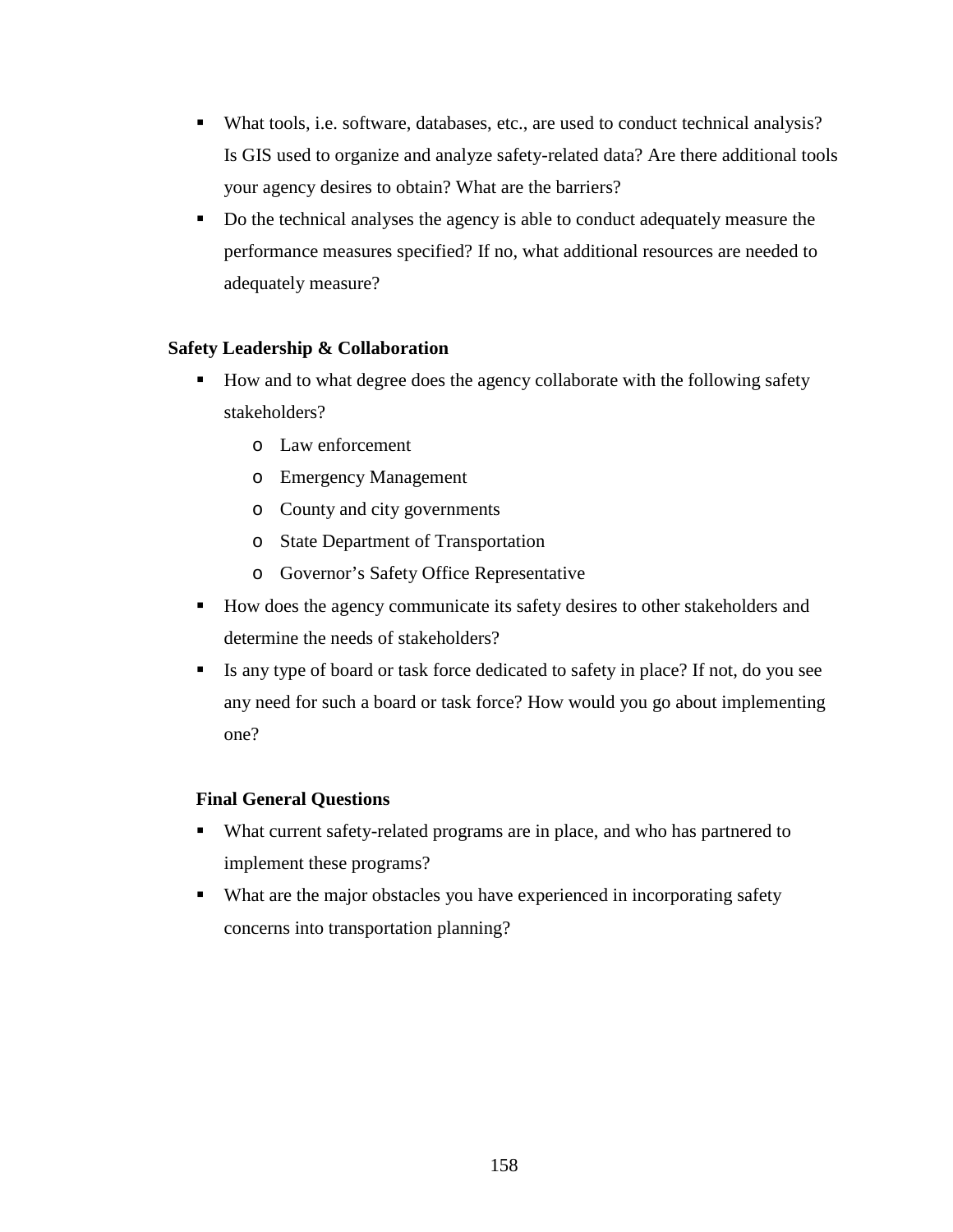- What tools, i.e. software, databases, etc., are used to conduct technical analysis? Is GIS used to organize and analyze safety-related data? Are there additional tools your agency desires to obtain? What are the barriers?
- Do the technical analyses the agency is able to conduct adequately measure the performance measures specified? If no, what additional resources are needed to adequately measure?

**Safety Leadership & Collaboration**

- How and to what degree does the agency collaborate with the following safety stakeholders?
  - Law enforcement
  - Emergency Management
  - County and city governments
  - State Department of Transportation
  - Governor's Safety Office Representative
- How does the agency communicate its safety desires to other stakeholders and determine the needs of stakeholders?
- Is any type of board or task force dedicated to safety in place? If not, do you see any need for such a board or task force? How would you go about implementing one?

**Final General Questions**

- What current safety-related programs are in place, and who has partnered to implement these programs?
- What are the major obstacles you have experienced in incorporating safety concerns into transportation planning?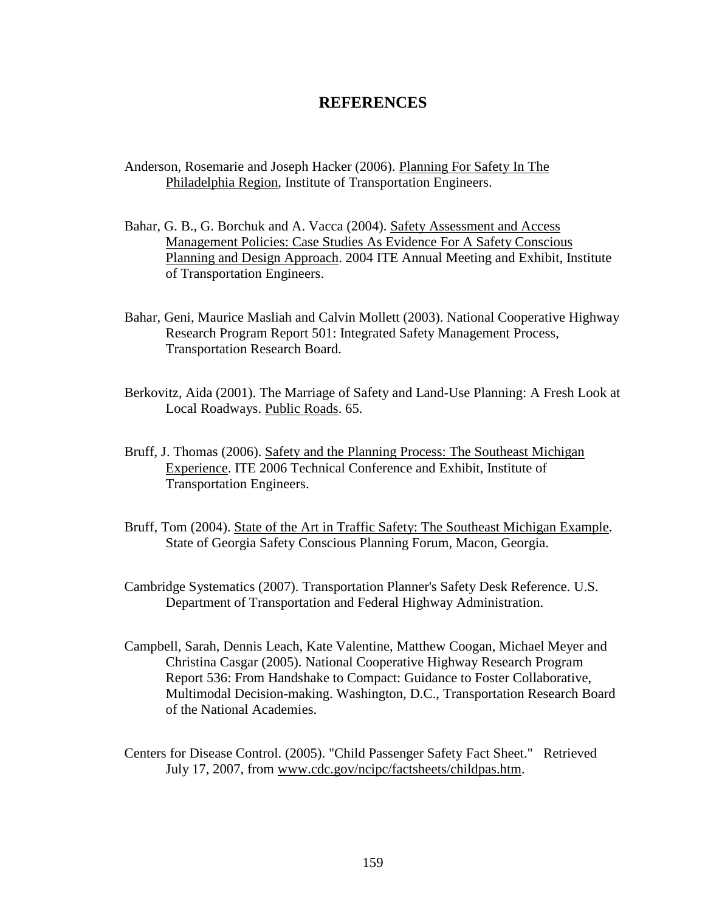# REFERENCES

Anderson, Rosemarie and Joseph Hacker (2006). Planning For Safety In The Philadelphia Region, Institute of Transportation Engineers.

Bahar, G. B., G. Borchuk and A. Vacca (2004). Safety Assessment and Access Management Policies: Case Studies As Evidence For A Safety Conscious Planning and Design Approach. 2004 ITE Annual Meeting and Exhibit, Institute of Transportation Engineers.

Bahar, Geni, Maurice Masliah and Calvin Mollett (2003). National Cooperative Highway Research Program Report 501: Integrated Safety Management Process, Transportation Research Board.

Berkovitz, Aida (2001). The Marriage of Safety and Land-Use Planning: A Fresh Look at Local Roadways. Public Roads. 65.

Bruff, J. Thomas (2006). Safety and the Planning Process: The Southeast Michigan Experience. ITE 2006 Technical Conference and Exhibit, Institute of Transportation Engineers.

Bruff, Tom (2004). State of the Art in Traffic Safety: The Southeast Michigan Example. State of Georgia Safety Conscious Planning Forum, Macon, Georgia.

Cambridge Systematics (2007). Transportation Planner's Safety Desk Reference. U.S. Department of Transportation and Federal Highway Administration.

Campbell, Sarah, Dennis Leach, Kate Valentine, Matthew Coogan, Michael Meyer and Christina Casgar (2005). National Cooperative Highway Research Program Report 536: From Handshake to Compact: Guidance to Foster Collaborative, Multimodal Decision-making. Washington, D.C., Transportation Research Board of the National Academies.

Centers for Disease Control. (2005). "Child Passenger Safety Fact Sheet." Retrieved July 17, 2007, from www.cdc.gov/ncipc/factsheets/childpas.htm.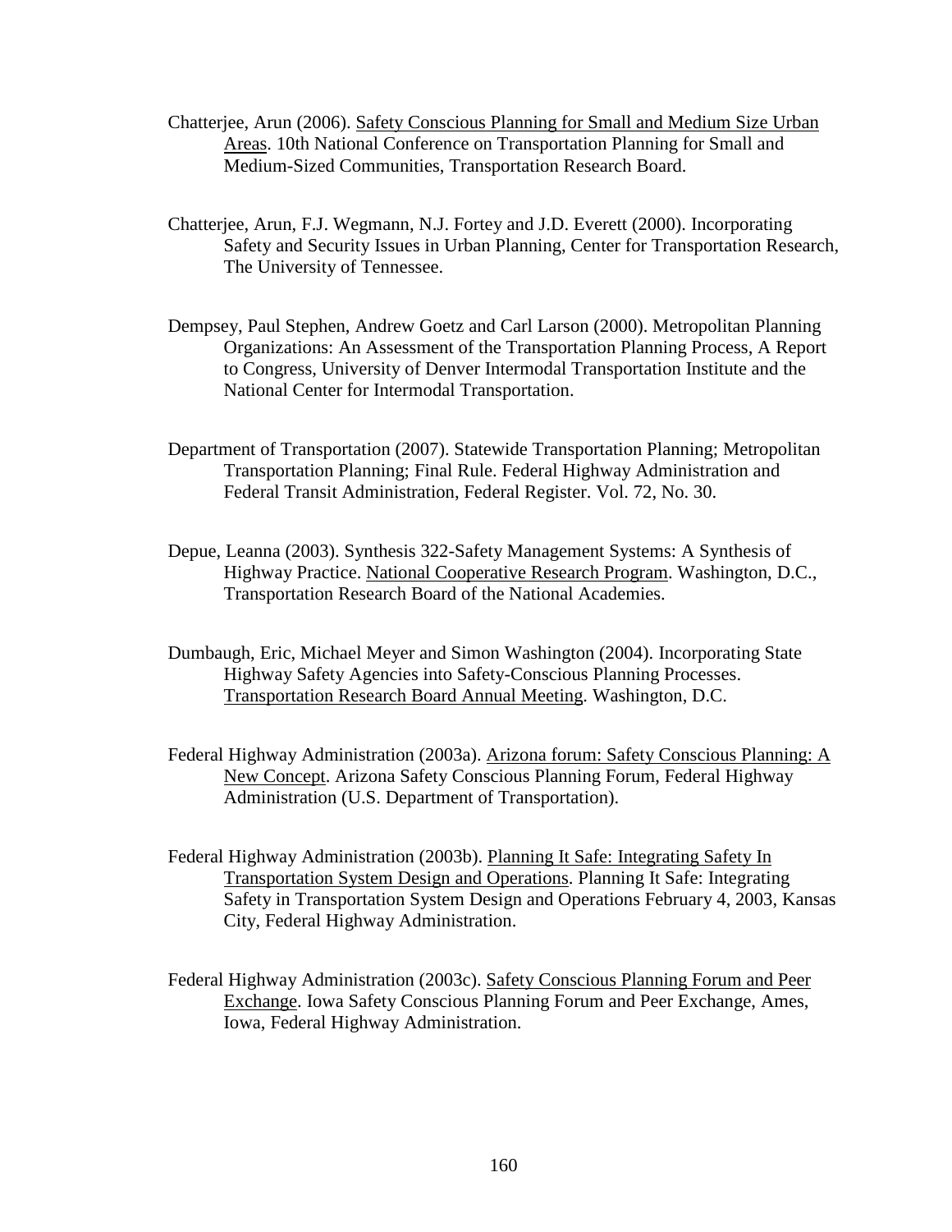Chatterjee, Arun (2006). Safety Conscious Planning for Small and Medium Size Urban Areas. 10th National Conference on Transportation Planning for Small and Medium-Sized Communities, Transportation Research Board.

Chatterjee, Arun, F.J. Wegmann, N.J. Fortey and J.D. Everett (2000). Incorporating Safety and Security Issues in Urban Planning, Center for Transportation Research, The University of Tennessee.

Dempsey, Paul Stephen, Andrew Goetz and Carl Larson (2000). Metropolitan Planning Organizations: An Assessment of the Transportation Planning Process, A Report to Congress, University of Denver Intermodal Transportation Institute and the National Center for Intermodal Transportation.

Department of Transportation (2007). Statewide Transportation Planning; Metropolitan Transportation Planning; Final Rule. Federal Highway Administration and Federal Transit Administration, Federal Register. Vol. 72, No. 30.

Depue, Leanna (2003). Synthesis 322-Safety Management Systems: A Synthesis of Highway Practice. National Cooperative Research Program. Washington, D.C., Transportation Research Board of the National Academies.

Dumbaugh, Eric, Michael Meyer and Simon Washington (2004). Incorporating State Highway Safety Agencies into Safety-Conscious Planning Processes. Transportation Research Board Annual Meeting. Washington, D.C.

Federal Highway Administration (2003a). Arizona forum: Safety Conscious Planning: A New Concept. Arizona Safety Conscious Planning Forum, Federal Highway Administration (U.S. Department of Transportation).

Federal Highway Administration (2003b). Planning It Safe: Integrating Safety In Transportation System Design and Operations. Planning It Safe: Integrating Safety in Transportation System Design and Operations February 4, 2003, Kansas City, Federal Highway Administration.

Federal Highway Administration (2003c). Safety Conscious Planning Forum and Peer Exchange. Iowa Safety Conscious Planning Forum and Peer Exchange, Ames, Iowa, Federal Highway Administration.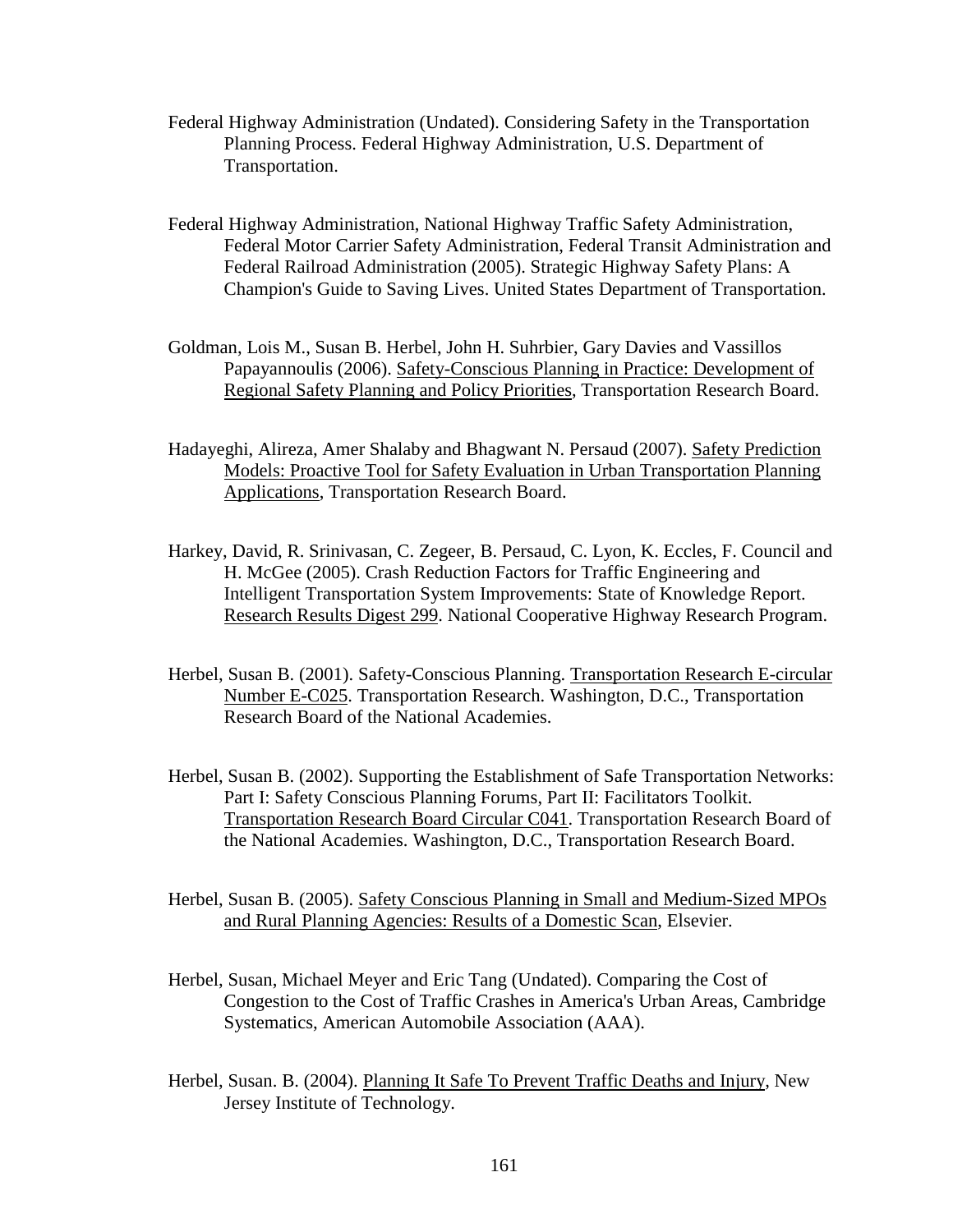Federal Highway Administration (Undated). Considering Safety in the Transportation Planning Process. Federal Highway Administration, U.S. Department of Transportation.

Federal Highway Administration, National Highway Traffic Safety Administration, Federal Motor Carrier Safety Administration, Federal Transit Administration and Federal Railroad Administration (2005). Strategic Highway Safety Plans: A Champion's Guide to Saving Lives. United States Department of Transportation.

Goldman, Lois M., Susan B. Herbel, John H. Suhrbier, Gary Davies and Vassillos Papayannoulis (2006). Safety-Conscious Planning in Practice: Development of Regional Safety Planning and Policy Priorities, Transportation Research Board.

Hadayeghi, Alireza, Amer Shalaby and Bhagwant N. Persaud (2007). Safety Prediction Models: Proactive Tool for Safety Evaluation in Urban Transportation Planning Applications, Transportation Research Board.

Harkey, David, R. Srinivasan, C. Zegeer, B. Persaud, C. Lyon, K. Eccles, F. Council and H. McGee (2005). Crash Reduction Factors for Traffic Engineering and Intelligent Transportation System Improvements: State of Knowledge Report. Research Results Digest 299. National Cooperative Highway Research Program.

Herbel, Susan B. (2001). Safety-Conscious Planning. Transportation Research E-circular Number E-C025. Transportation Research. Washington, D.C., Transportation Research Board of the National Academies.

Herbel, Susan B. (2002). Supporting the Establishment of Safe Transportation Networks: Part I: Safety Conscious Planning Forums, Part II: Facilitators Toolkit. Transportation Research Board Circular C041. Transportation Research Board of the National Academies. Washington, D.C., Transportation Research Board.

Herbel, Susan B. (2005). Safety Conscious Planning in Small and Medium-Sized MPOs and Rural Planning Agencies: Results of a Domestic Scan, Elsevier.

Herbel, Susan, Michael Meyer and Eric Tang (Undated). Comparing the Cost of Congestion to the Cost of Traffic Crashes in America's Urban Areas, Cambridge Systematics, American Automobile Association (AAA).

Herbel, Susan. B. (2004). Planning It Safe To Prevent Traffic Deaths and Injury, New Jersey Institute of Technology.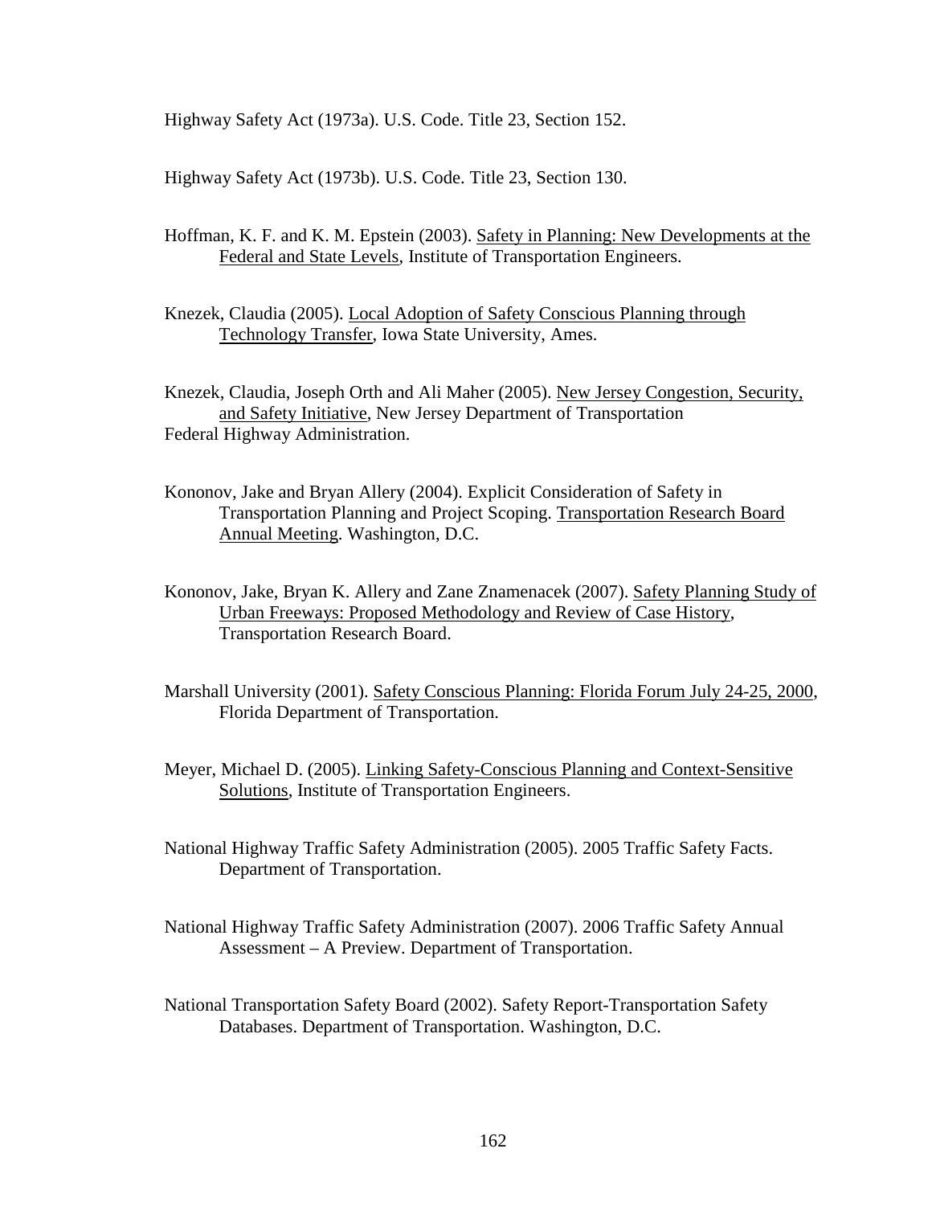Highway Safety Act (1973a). U.S. Code. Title 23, Section 152.

Highway Safety Act (1973b). U.S. Code. Title 23, Section 130.

Hoffman, K. F. and K. M. Epstein (2003). Safety in Planning: New Developments at the Federal and State Levels, Institute of Transportation Engineers.

Knezek, Claudia (2005). Local Adoption of Safety Conscious Planning through Technology Transfer, Iowa State University, Ames.

Knezek, Claudia, Joseph Orth and Ali Maher (2005). New Jersey Congestion, Security, and Safety Initiative, New Jersey Department of Transportation
Federal Highway Administration.

Kononov, Jake and Bryan Allery (2004). Explicit Consideration of Safety in Transportation Planning and Project Scoping. Transportation Research Board Annual Meeting. Washington, D.C.

Kononov, Jake, Bryan K. Allery and Zane Znamenacek (2007). Safety Planning Study of Urban Freeways: Proposed Methodology and Review of Case History, Transportation Research Board.

Marshall University (2001). Safety Conscious Planning: Florida Forum July 24-25, 2000, Florida Department of Transportation.

Meyer, Michael D. (2005). Linking Safety-Conscious Planning and Context-Sensitive Solutions, Institute of Transportation Engineers.

National Highway Traffic Safety Administration (2005). 2005 Traffic Safety Facts. Department of Transportation.

National Highway Traffic Safety Administration (2007). 2006 Traffic Safety Annual Assessment – A Preview. Department of Transportation.

National Transportation Safety Board (2002). Safety Report-Transportation Safety Databases. Department of Transportation. Washington, D.C.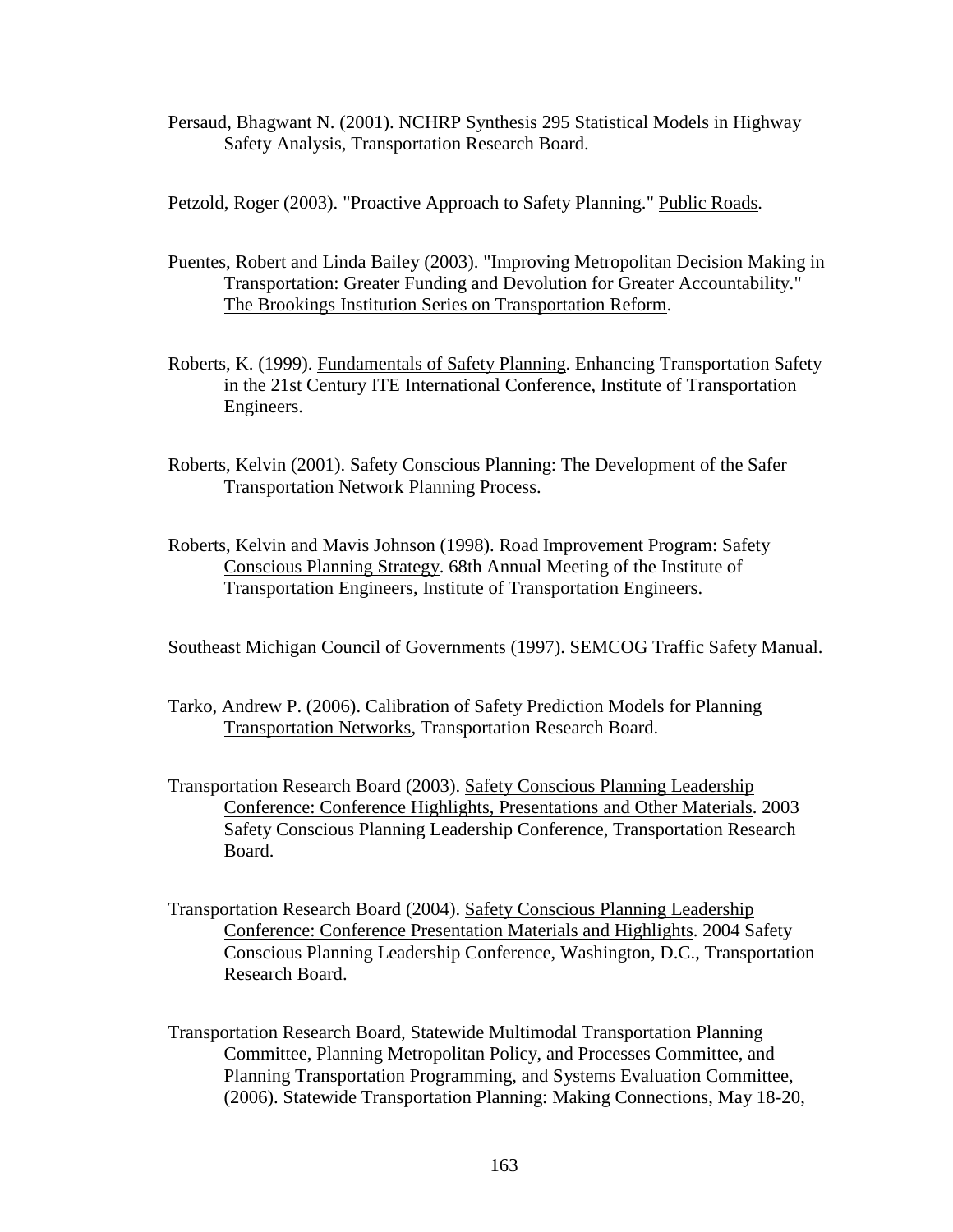Persaud, Bhagwant N. (2001). NCHRP Synthesis 295 Statistical Models in Highway Safety Analysis, Transportation Research Board.

Petzold, Roger (2003). "Proactive Approach to Safety Planning." Public Roads.

Puentes, Robert and Linda Bailey (2003). "Improving Metropolitan Decision Making in Transportation: Greater Funding and Devolution for Greater Accountability." The Brookings Institution Series on Transportation Reform.

Roberts, K. (1999). Fundamentals of Safety Planning. Enhancing Transportation Safety in the 21st Century ITE International Conference, Institute of Transportation Engineers.

Roberts, Kelvin (2001). Safety Conscious Planning: The Development of the Safer Transportation Network Planning Process.

Roberts, Kelvin and Mavis Johnson (1998). Road Improvement Program: Safety Conscious Planning Strategy. 68th Annual Meeting of the Institute of Transportation Engineers, Institute of Transportation Engineers.

Southeast Michigan Council of Governments (1997). SEMCOG Traffic Safety Manual.

Tarko, Andrew P. (2006). Calibration of Safety Prediction Models for Planning Transportation Networks, Transportation Research Board.

Transportation Research Board (2003). Safety Conscious Planning Leadership Conference: Conference Highlights, Presentations and Other Materials. 2003 Safety Conscious Planning Leadership Conference, Transportation Research Board.

Transportation Research Board (2004). Safety Conscious Planning Leadership Conference: Conference Presentation Materials and Highlights. 2004 Safety Conscious Planning Leadership Conference, Washington, D.C., Transportation Research Board.

Transportation Research Board, Statewide Multimodal Transportation Planning Committee, Planning Metropolitan Policy, and Processes Committee, and Planning Transportation Programming, and Systems Evaluation Committee, (2006). Statewide Transportation Planning: Making Connections, May 18-20,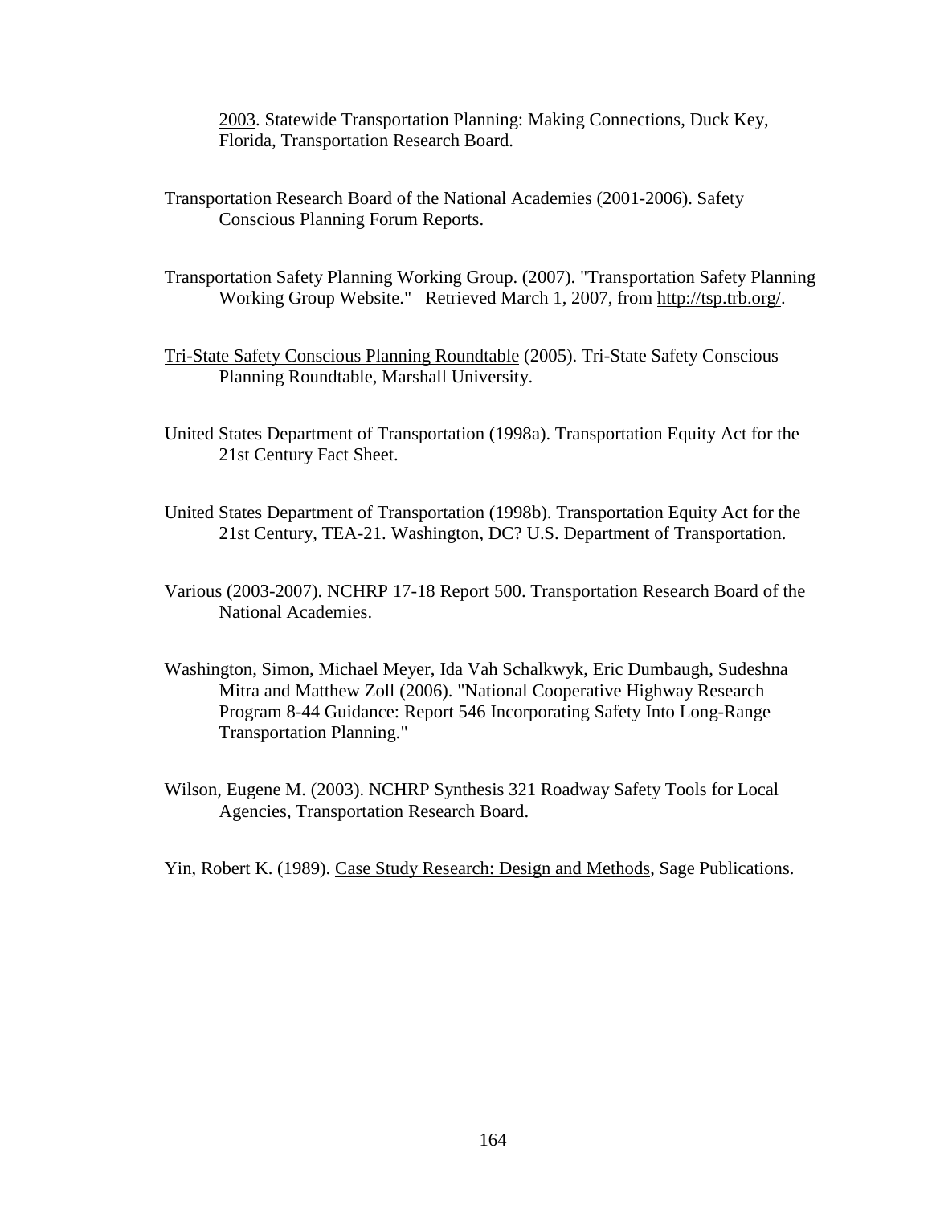2003. Statewide Transportation Planning: Making Connections, Duck Key, Florida, Transportation Research Board.

Transportation Research Board of the National Academies (2001-2006). Safety Conscious Planning Forum Reports.

Transportation Safety Planning Working Group. (2007). "Transportation Safety Planning Working Group Website." Retrieved March 1, 2007, from http://tsp.trb.org/.

Tri-State Safety Conscious Planning Roundtable (2005). Tri-State Safety Conscious Planning Roundtable, Marshall University.

United States Department of Transportation (1998a). Transportation Equity Act for the 21st Century Fact Sheet.

United States Department of Transportation (1998b). Transportation Equity Act for the 21st Century, TEA-21. Washington, DC? U.S. Department of Transportation.

Various (2003-2007). NCHRP 17-18 Report 500. Transportation Research Board of the National Academies.

Washington, Simon, Michael Meyer, Ida Vah Schalkwyk, Eric Dumbaugh, Sudeshna Mitra and Matthew Zoll (2006). "National Cooperative Highway Research Program 8-44 Guidance: Report 546 Incorporating Safety Into Long-Range Transportation Planning."

Wilson, Eugene M. (2003). NCHRP Synthesis 321 Roadway Safety Tools for Local Agencies, Transportation Research Board.

Yin, Robert K. (1989). Case Study Research: Design and Methods, Sage Publications.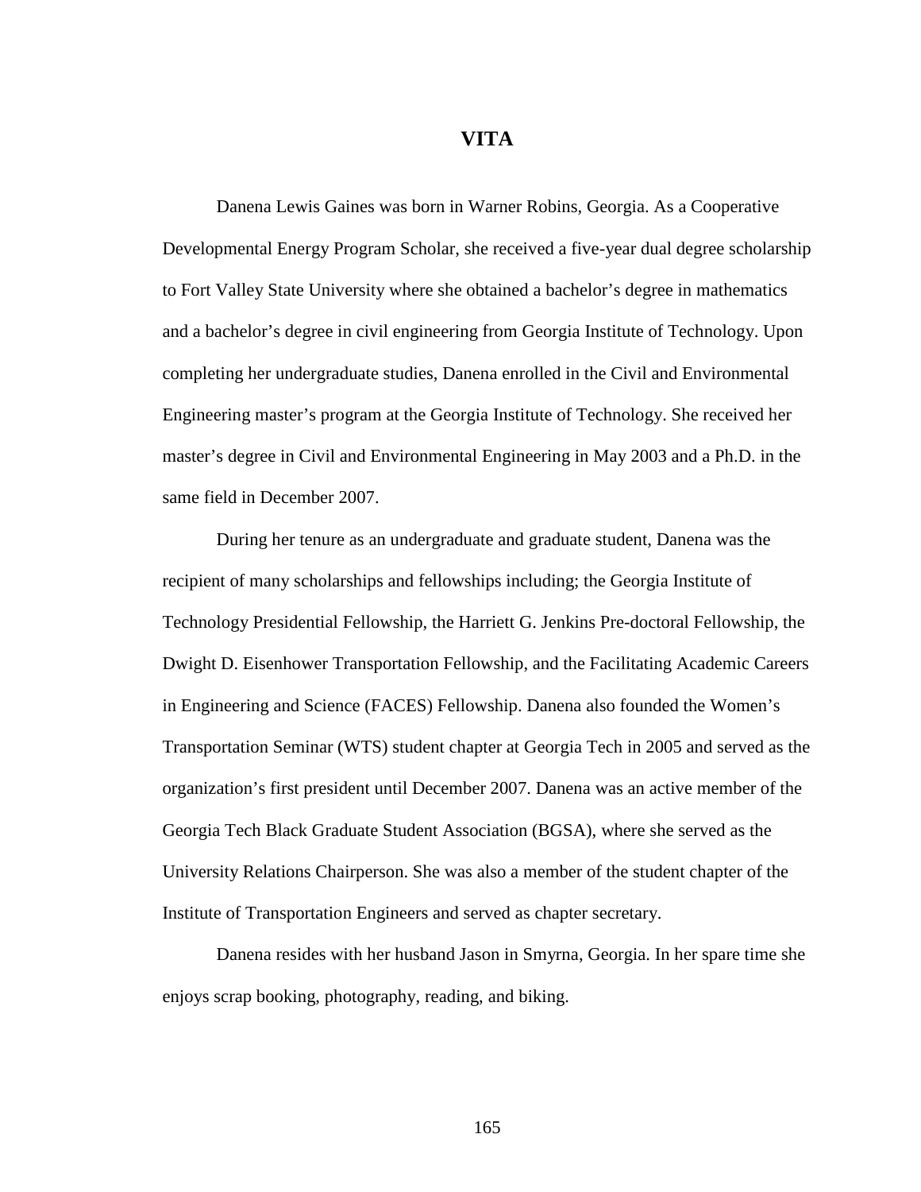# VITA

Danena Lewis Gaines was born in Warner Robins, Georgia. As a Cooperative Developmental Energy Program Scholar, she received a five-year dual degree scholarship to Fort Valley State University where she obtained a bachelor's degree in mathematics and a bachelor's degree in civil engineering from Georgia Institute of Technology. Upon completing her undergraduate studies, Danena enrolled in the Civil and Environmental Engineering master's program at the Georgia Institute of Technology. She received her master's degree in Civil and Environmental Engineering in May 2003 and a Ph.D. in the same field in December 2007.

During her tenure as an undergraduate and graduate student, Danena was the recipient of many scholarships and fellowships including; the Georgia Institute of Technology Presidential Fellowship, the Harriett G. Jenkins Pre-doctoral Fellowship, the Dwight D. Eisenhower Transportation Fellowship, and the Facilitating Academic Careers in Engineering and Science (FACES) Fellowship. Danena also founded the Women's Transportation Seminar (WTS) student chapter at Georgia Tech in 2005 and served as the organization's first president until December 2007. Danena was an active member of the Georgia Tech Black Graduate Student Association (BGSA), where she served as the University Relations Chairperson. She was also a member of the student chapter of the Institute of Transportation Engineers and served as chapter secretary.

Danena resides with her husband Jason in Smyrna, Georgia. In her spare time she enjoys scrap booking, photography, reading, and biking.